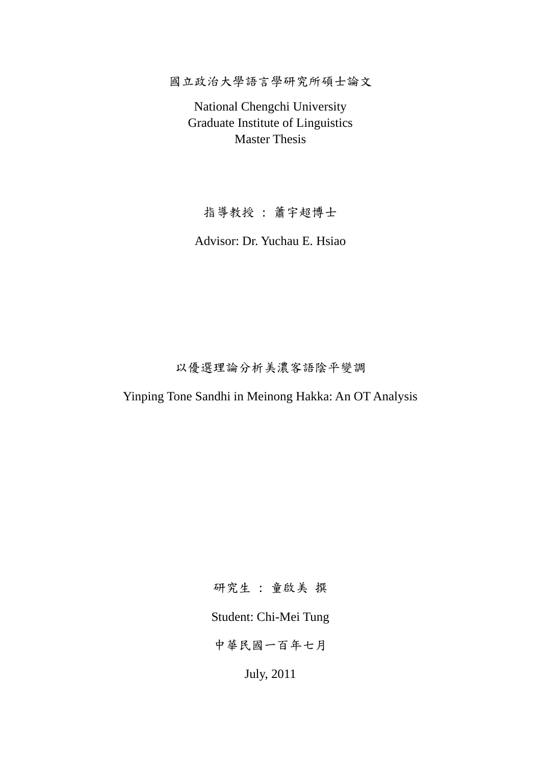國立政治大學語言學研究所碩士論文

National Chengchi University
Graduate Institute of Linguistics
Master Thesis

指導教授 ： 蕭宇超博士

Advisor: Dr. Yuchau E. Hsiao

# 以優選理論分析美濃客語陰平變調

# Yinping Tone Sandhi in Meinong Hakka: An OT Analysis

研究生 ： 童啟美 撰

Student: Chi-Mei Tung

中華民國一百年七月

July, 2011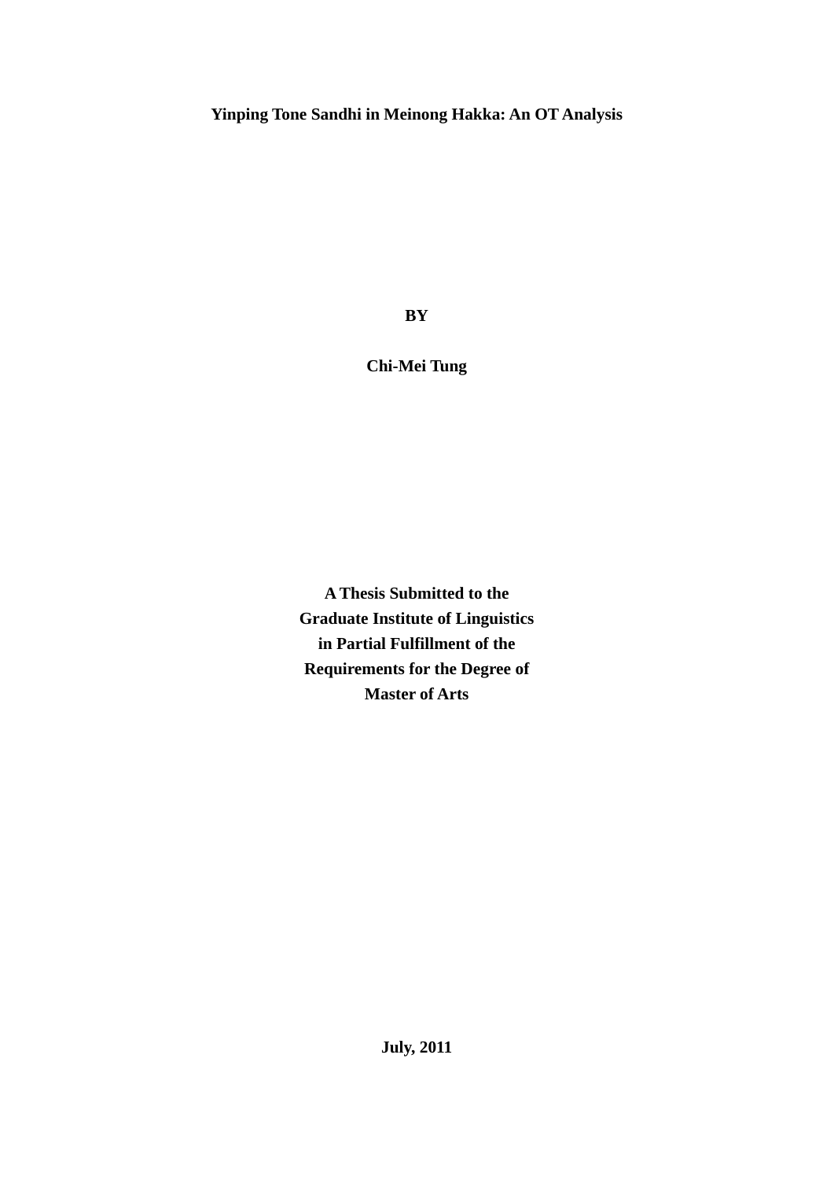**Yinping Tone Sandhi in Meinong Hakka: An OT Analysis**

**BY**

**Chi-Mei Tung**

**A Thesis Submitted to the**
**Graduate Institute of Linguistics**
**in Partial Fulfillment of the**
**Requirements for the Degree of**
**Master of Arts**

**July, 2011**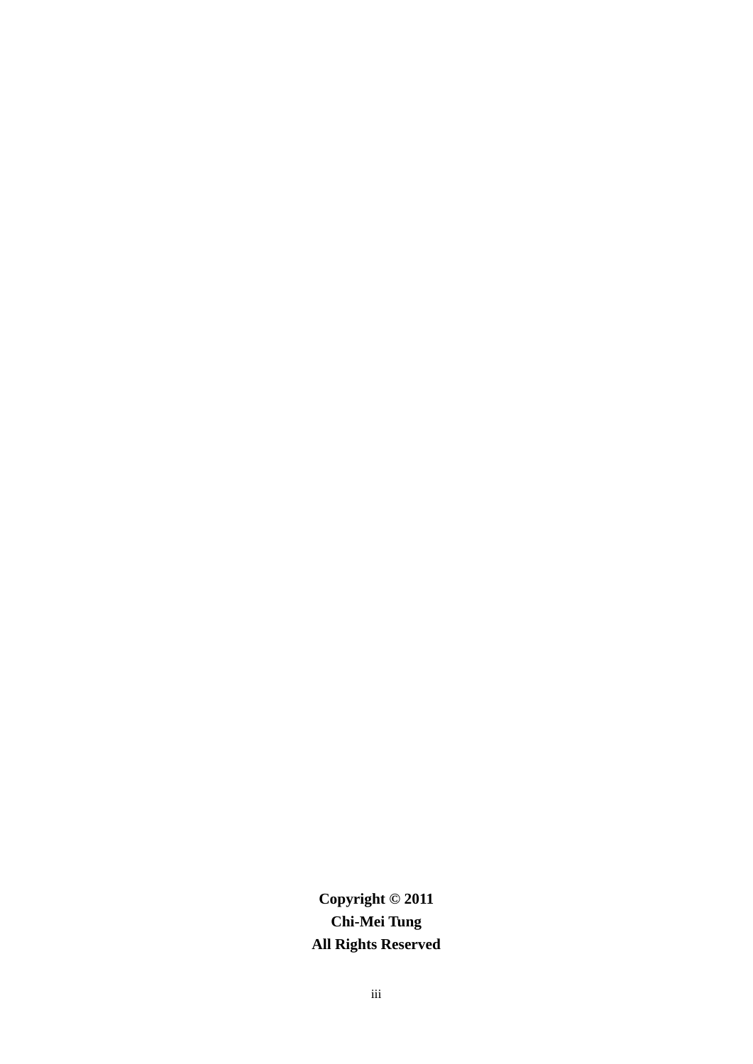**Copyright © 2011**
**Chi-Mei Tung**
**All Rights Reserved**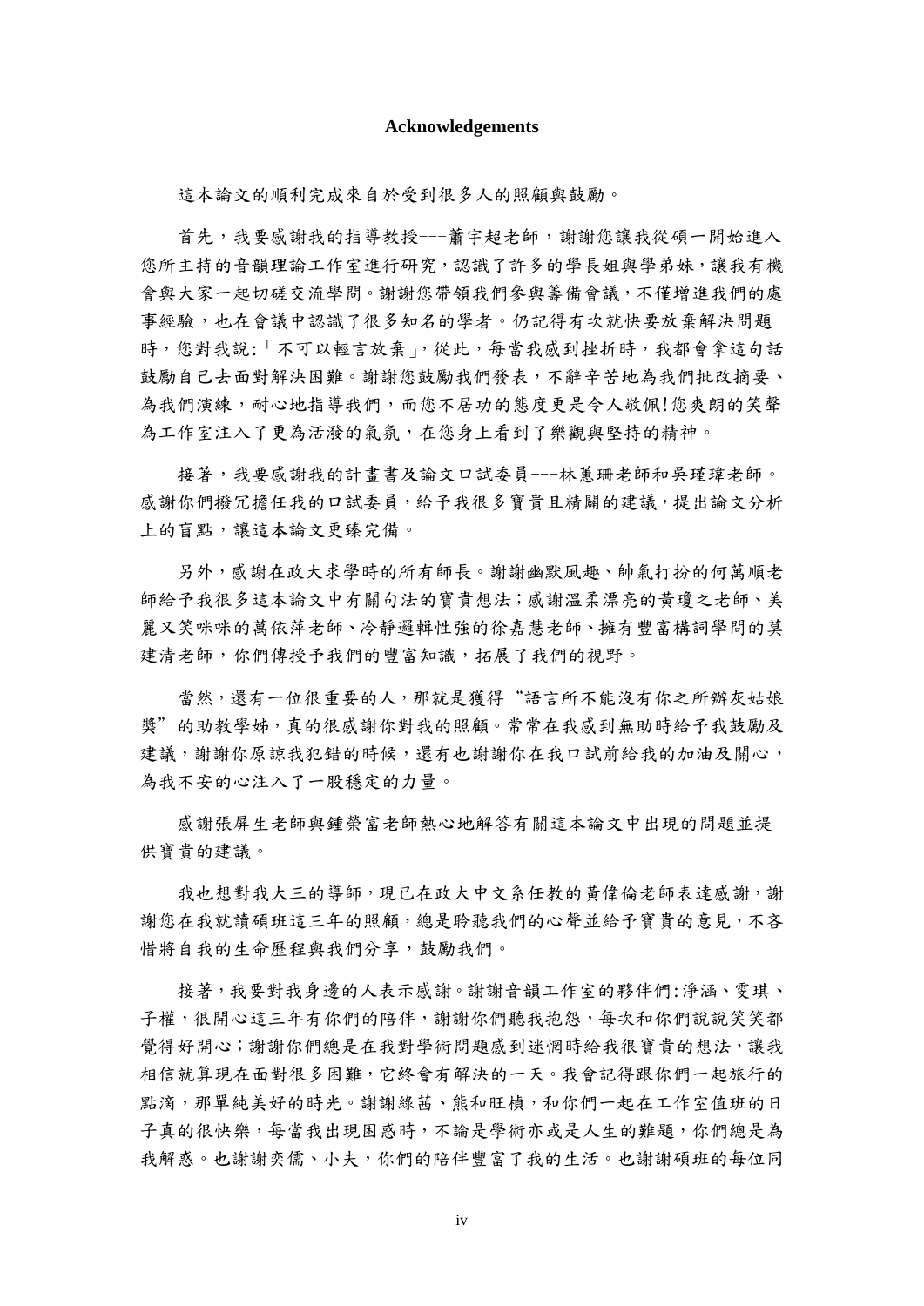# Acknowledgements

這本論文的順利完成來自於受到很多人的照顧與鼓勵。

首先，我要感謝我的指導教授---蕭宇超老師，謝謝您讓我從碩一開始進入您所主持的音韻理論工作室進行研究，認識了許多的學長姐與學弟妹，讓我有機會與大家一起切磋交流學問。謝謝您帶領我們參與籌備會議，不僅增進我們的處事經驗，也在會議中認識了很多知名的學者。仍記得有次就快要放棄解決問題時，您對我說:「不可以輕言放棄」，從此，每當我感到挫折時，我都會拿這句話鼓勵自己去面對解決困難。謝謝您鼓勵我們發表，不辭辛苦地為我們批改摘要、為我們演練，耐心地指導我們，而您不居功的態度更是令人敬佩!您爽朗的笑聲為工作室注入了更為活潑的氣氛，在您身上看到了樂觀與堅持的精神。

接著，我要感謝我的計畫書及論文口試委員---林蕙珊老師和吳瑾瑋老師。感謝你們撥冗擔任我的口試委員，給予我很多寶貴且精闢的建議，提出論文分析上的盲點，讓這本論文更臻完備。

另外，感謝在政大求學時的所有師長。謝謝幽默風趣、帥氣打扮的何萬順老師給予我很多這本論文中有關句法的寶貴想法；感謝溫柔漂亮的黃瓊之老師、美麗又笑咪咪的萬依萍老師、冷靜邏輯性強的徐嘉慧老師、擁有豐富構詞學問的莫建清老師，你們傳授予我們的豐富知識，拓展了我們的視野。

當然，還有一位很重要的人，那就是獲得“語言所不能沒有你之所辦灰姑娘獎”的助教學姊，真的很感謝你對我的照顧。常常在我感到無助時給予我鼓勵及建議，謝謝你原諒我犯錯的時候，還有也謝謝你在我口試前給我的加油及關心，為我不安的心注入了一股穩定的力量。

感謝張屏生老師與鍾榮富老師熱心地解答有關這本論文中出現的問題並提供寶貴的建議。

我也想對我大三的導師，現已在政大中文系任教的黃偉倫老師表達感謝，謝謝您在我就讀碩班這三年的照顧，總是聆聽我們的心聲並給予寶貴的意見，不吝惜將自我的生命歷程與我們分享，鼓勵我們。

接著，我要對我身邊的人表示感謝。謝謝音韻工作室的夥伴們:淨涵、雯琪、子權，很開心這三年有你們的陪伴，謝謝你們聽我抱怨，每次和你們說說笑笑都覺得好開心；謝謝你們總是在我對學術問題感到迷惘時給我很寶貴的想法，讓我相信就算現在面對很多困難，它終會有解決的一天。我會記得跟你們一起旅行的點滴，那單純美好的時光。謝謝綠茜、熊和旺楨，和你們一起在工作室值班的日子真的很快樂，每當我出現困惑時，不論是學術亦或是人生的難題，你們總是為我解惑。也謝謝奕儒、小夫，你們的陪伴豐富了我的生活。也謝謝碩班的每位同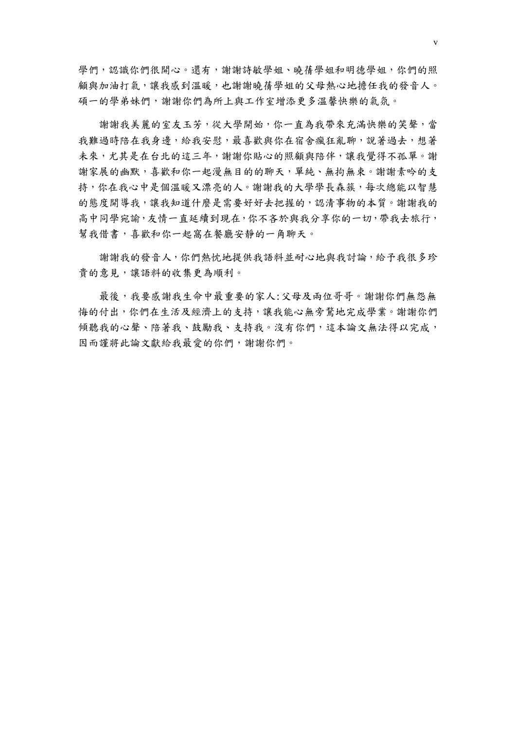學們，認識你們很開心。還有，謝謝詩敏學姐、曉蒨學姐和明德學姐，你們的照顧與加油打氣，讓我感到溫暖，也謝謝曉蒨學姐的父母熱心地擔任我的發音人。碩一的學弟妹們，謝謝你們為所上與工作室增添更多溫馨快樂的氣氛。

謝謝我美麗的室友玉芳，從大學開始，你一直為我帶來充滿快樂的笑聲，當我難過時陪在我身邊，給我安慰，最喜歡與你在宿舍瘋狂亂聊，說著過去，想著未來，尤其是在台北的這三年，謝謝你貼心的照顧與陪伴，讓我覺得不孤單。謝謝家展的幽默，喜歡和你一起漫無目的的聊天，單純、無拘無束。謝謝素吟的支持，你在我心中是個溫暖又漂亮的人。謝謝我的大學學長森簇，每次總能以智慧的態度開導我，讓我知道什麼是需要好好去把握的，認清事物的本質。謝謝我的高中同學宛諭，友情一直延續到現在，你不吝於與我分享你的一切，帶我去旅行，幫我借書，喜歡和你一起窩在餐廳安靜的一角聊天。

謝謝我的發音人，你們熱忱地提供我語料並耐心地與我討論，給予我很多珍貴的意見，讓語料的收集更為順利。

最後，我要感謝我生命中最重要的家人:父母及兩位哥哥。謝謝你們無怨無悔的付出，你們在生活及經濟上的支持，讓我能心無旁騖地完成學業。謝謝你們傾聽我的心聲、陪著我、鼓勵我、支持我。沒有你們，這本論文無法得以完成，因而謹將此論文獻給我最愛的你們，謝謝你們。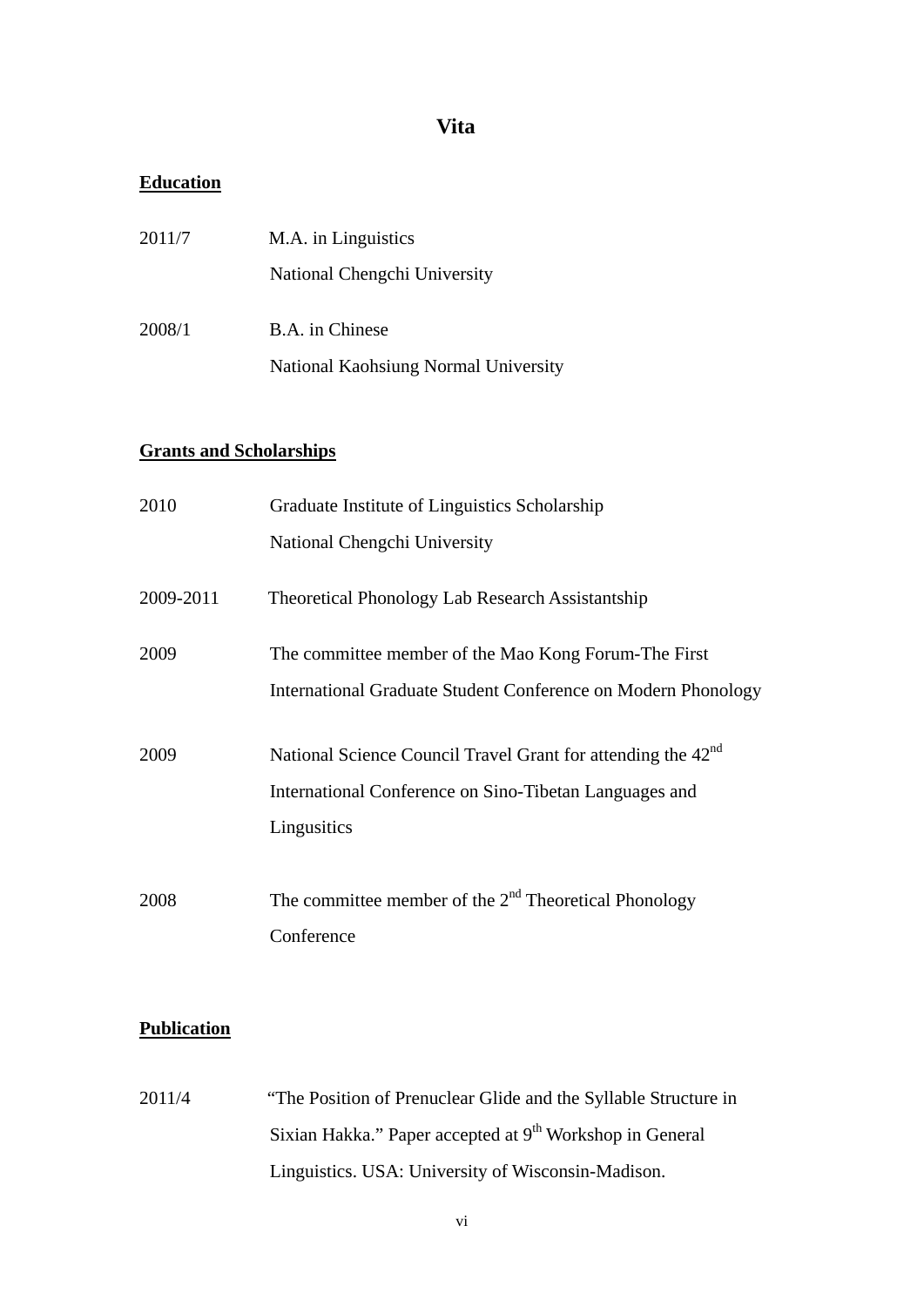# Vita

## Education

2011/7 M.A. in Linguistics
National Chengchi University

2008/1 B.A. in Chinese
National Kaohsiung Normal University

## Grants and Scholarships

2010 Graduate Institute of Linguistics Scholarship
National Chengchi University

2009-2011 Theoretical Phonology Lab Research Assistantship

2009 The committee member of the Mao Kong Forum-The First International Graduate Student Conference on Modern Phonology

2009 National Science Council Travel Grant for attending the 42nd International Conference on Sino-Tibetan Languages and Lingusitics

2008 The committee member of the 2nd Theoretical Phonology Conference

## Publication

2011/4 "The Position of Prenuclear Glide and the Syllable Structure in Sixian Hakka." Paper accepted at 9th Workshop in General Linguistics. USA: University of Wisconsin-Madison.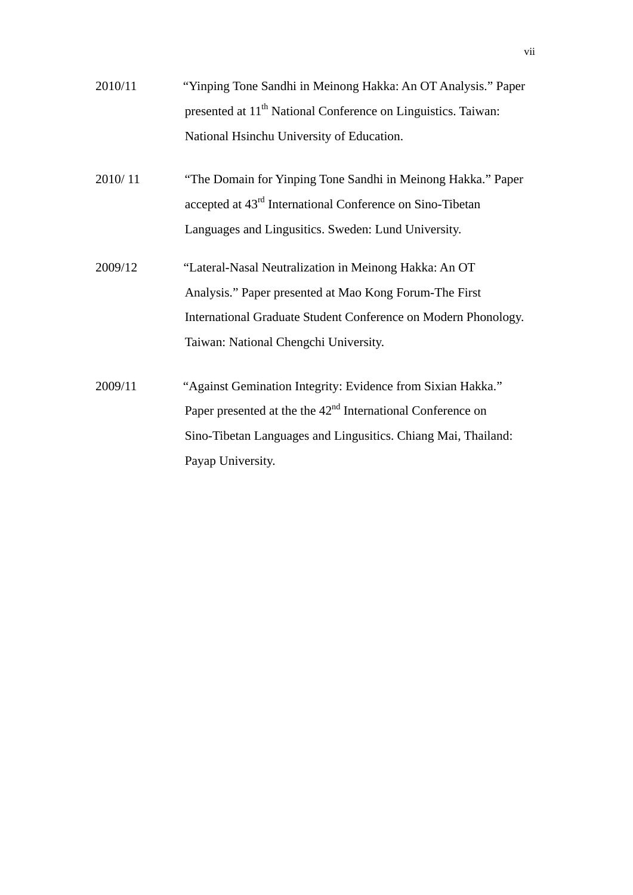2010/11 “Yinping Tone Sandhi in Meinong Hakka: An OT Analysis.” Paper presented at 11th National Conference on Linguistics. Taiwan: National Hsinchu University of Education.

2010/ 11 “The Domain for Yinping Tone Sandhi in Meinong Hakka.” Paper accepted at 43rd International Conference on Sino-Tibetan Languages and Lingusitics. Sweden: Lund University.

2009/12 “Lateral-Nasal Neutralization in Meinong Hakka: An OT Analysis.” Paper presented at Mao Kong Forum-The First International Graduate Student Conference on Modern Phonology. Taiwan: National Chengchi University.

2009/11 “Against Gemination Integrity: Evidence from Sixian Hakka.” Paper presented at the the 42nd International Conference on Sino-Tibetan Languages and Lingusitics. Chiang Mai, Thailand: Payap University.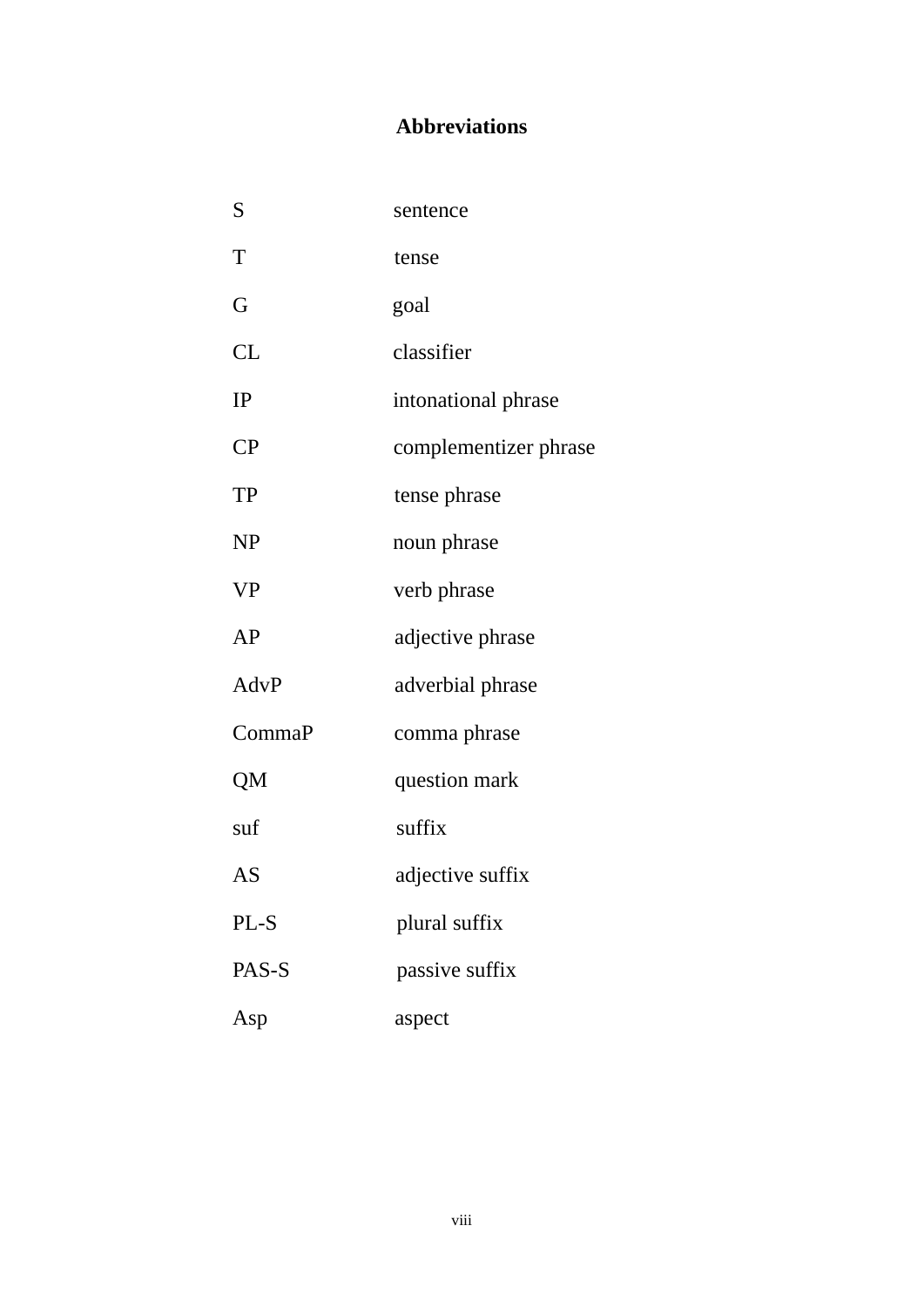# Abbreviations

| | |
|---|---|
| S | sentence |
| T | tense |
| G | goal |
| CL | classifier |
| IP | intonational phrase |
| CP | complementizer phrase |
| TP | tense phrase |
| NP | noun phrase |
| VP | verb phrase |
| AP | adjective phrase |
| AdvP | adverbial phrase |
| CommaP | comma phrase |
| QM | question mark |
| suf | suffix |
| AS | adjective suffix |
| PL-S | plural suffix |
| PAS-S | passive suffix |
| Asp | aspect |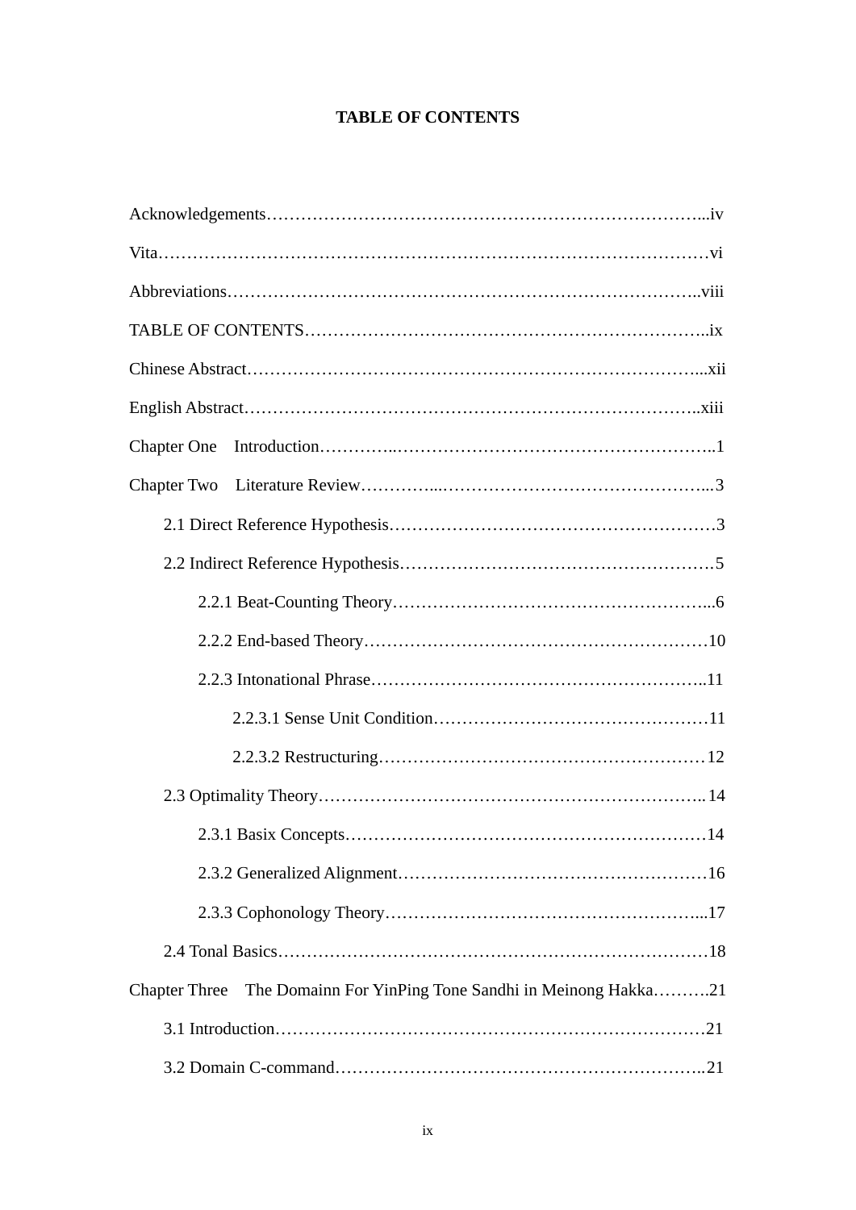# TABLE OF CONTENTS

Acknowledgements……………………………………………………………………...iv

Vita………………………………………………………………………………………vi

Abbreviations…………………………………………………………………………..viii

TABLE OF CONTENTS………………………….……………………………………..ix

Chinese Abstract……………………………………………………………………...xii

English Abstract………………………………………………………………………..xiii

Chapter One　Introduction…………..………………………………………………..1

Chapter Two　Literature Review…………...………………………………………... 3

　2.1 Direct Reference Hypothesis…………………………………………………3

　2.2 Indirect Reference Hypothesis……………………………………………….5

　　2.2.1 Beat-Counting Theory……………………………………………...6

　　2.2.2 End-based Theory……………………………………………………10

　　2.2.3 Intonational Phrase…………………………………………………..11

　　　2.2.3.1 Sense Unit Condition………………………………………11

　　　2.2.3.2 Restructuring……………………………………………12

　2.3 Optimality Theory………………………………………………………….. 14

　　2.3.1 Basix Concepts……………………………………………………14

　　2.3.2 Generalized Alignment……………………………………………16

　　2.3.3 Cophonology Theory………………………………………………...17

　2.4 Tonal Basics……………………………………………………………………18

Chapter Three　The Domainn For YinPing Tone Sandhi in Meinong Hakka……….21

　3.1 Introduction…………………………………………………………………21

　3.2 Domain C-command………………………………………………………..21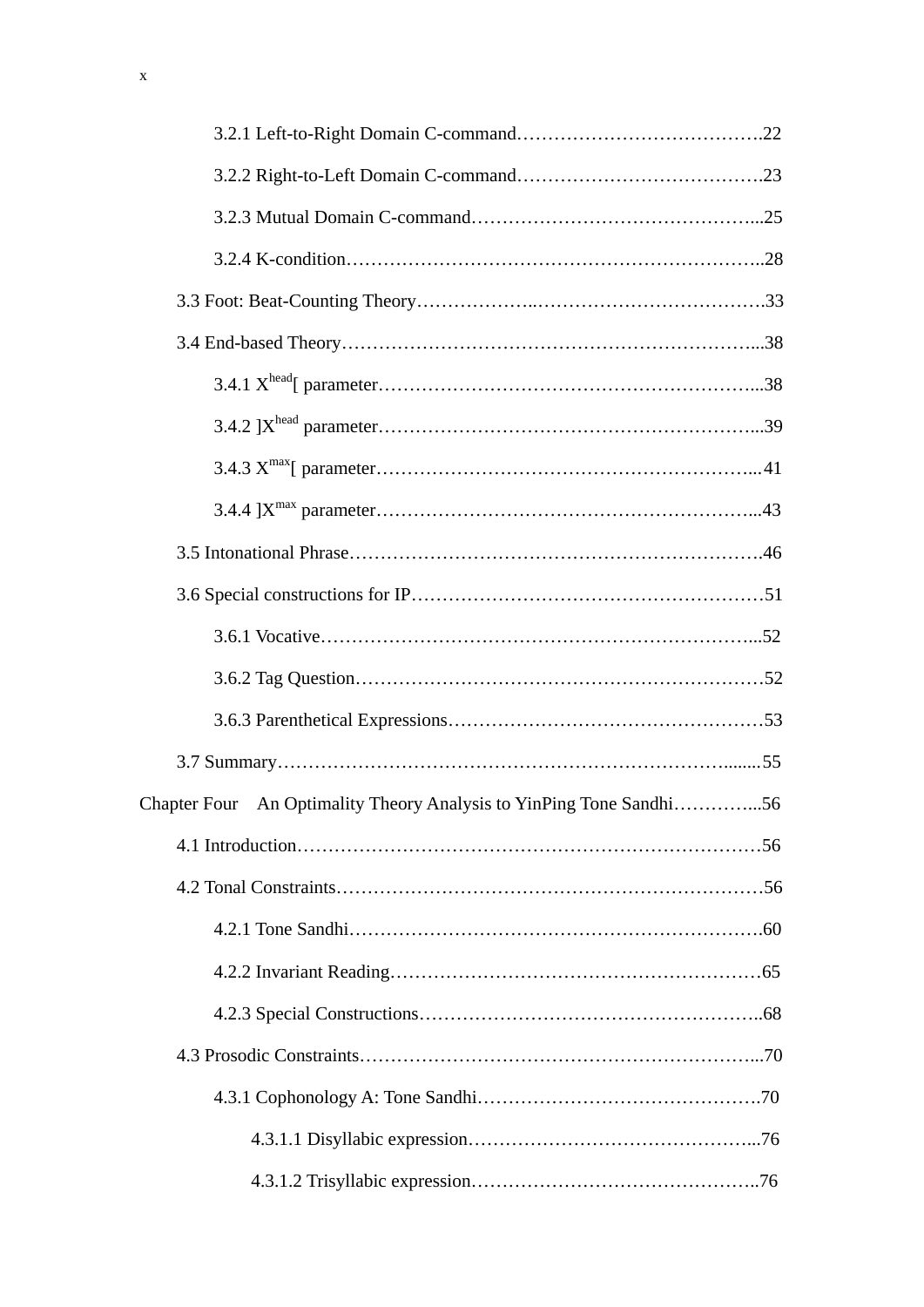3.2.1 Left-to-Right Domain C-command…………………………………..22

3.2.2 Right-to-Left Domain C-command…………………………………23

3.2.3 Mutual Domain C-command……………………………………...25

3.2.4 K-condition…………………………….………………………..28

3.3 Foot: Beat-Counting Theory………………..………………………………33

3.4 End-based Theory……………………………………………………...38

3.4.1 $X^{head}$[ parameter……………………………………………………...38

3.4.2 ]$X^{head}$ parameter……………………………………………………...39

3.4.3 $X^{max}$[ parameter…………………………………………………... 41

3.4.4 ]$X^{max}$ parameter……………………………………………………...43

3.5 Intonational Phrase………………………………………………………….46

3.6 Special constructions for IP…………………………………………………51

3.6.1 Vocative……………………………………………………………...52

3.6.2 Tag Question…………………………………………………………52

3.6.3 Parenthetical Expressions……………………………………………53

3.7 Summary……………………………………………………………….......55

Chapter Four An Optimality Theory Analysis to YinPing Tone Sandhi…………...56

4.1 Introduction…………………………………………………………………56

4.2 Tonal Constraints……………………………………………………………56

4.2.1 Tone Sandhi………………………………………………………….60

4.2.2 Invariant Reading……………………………………………………65

4.2.3 Special Constructions………………………………………………..68

4.3 Prosodic Constraints………………………………………………………...70

4.3.1 Cophonology A: Tone Sandhi……………………………………….70

4.3.1.1 Disyllabic expression……………………………………...76

4.3.1.2 Trisyllabic expression……………………………………..76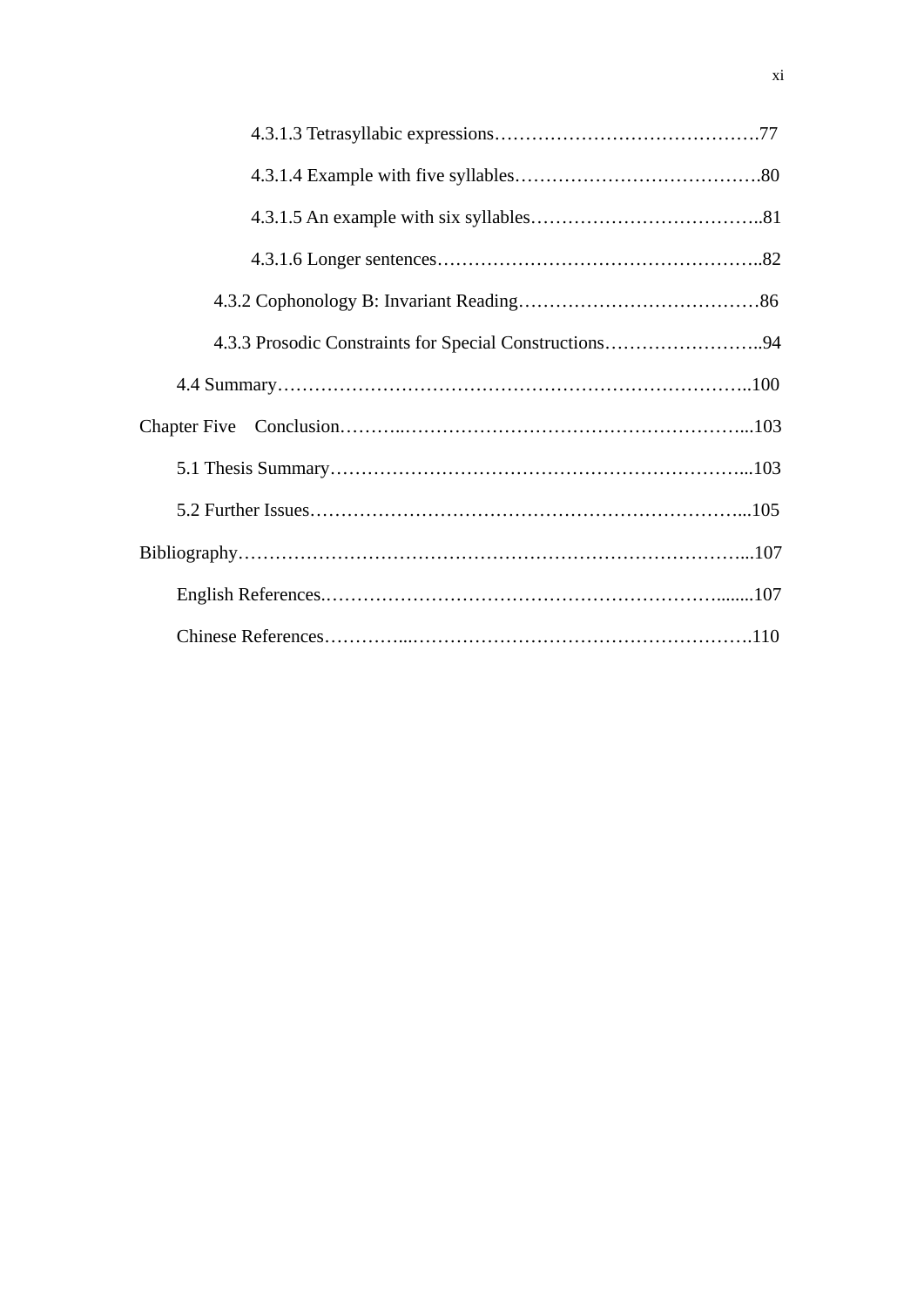4.3.1.3 Tetrasyllabic expressions……………………………………….77

4.3.1.4 Example with five syllables…………………………………..80

4.3.1.5 An example with six syllables………………………………..81

4.3.1.6 Longer sentences……………………………………………..82

4.3.2 Cophonology B: Invariant Reading…………………………………86

4.3.3 Prosodic Constraints for Special Constructions……………………..94

4.4 Summary…………………………………………………………………..100

Chapter Five　Conclusion………..………………………………………………...103

5.1 Thesis Summary…………………………………………………………...103

5.2 Further Issues……………………………………………………………...105

Bibliography………………………………………………………………………...107

English References.……………………………………………………….......107

Chinese References…………...……………………………………………….110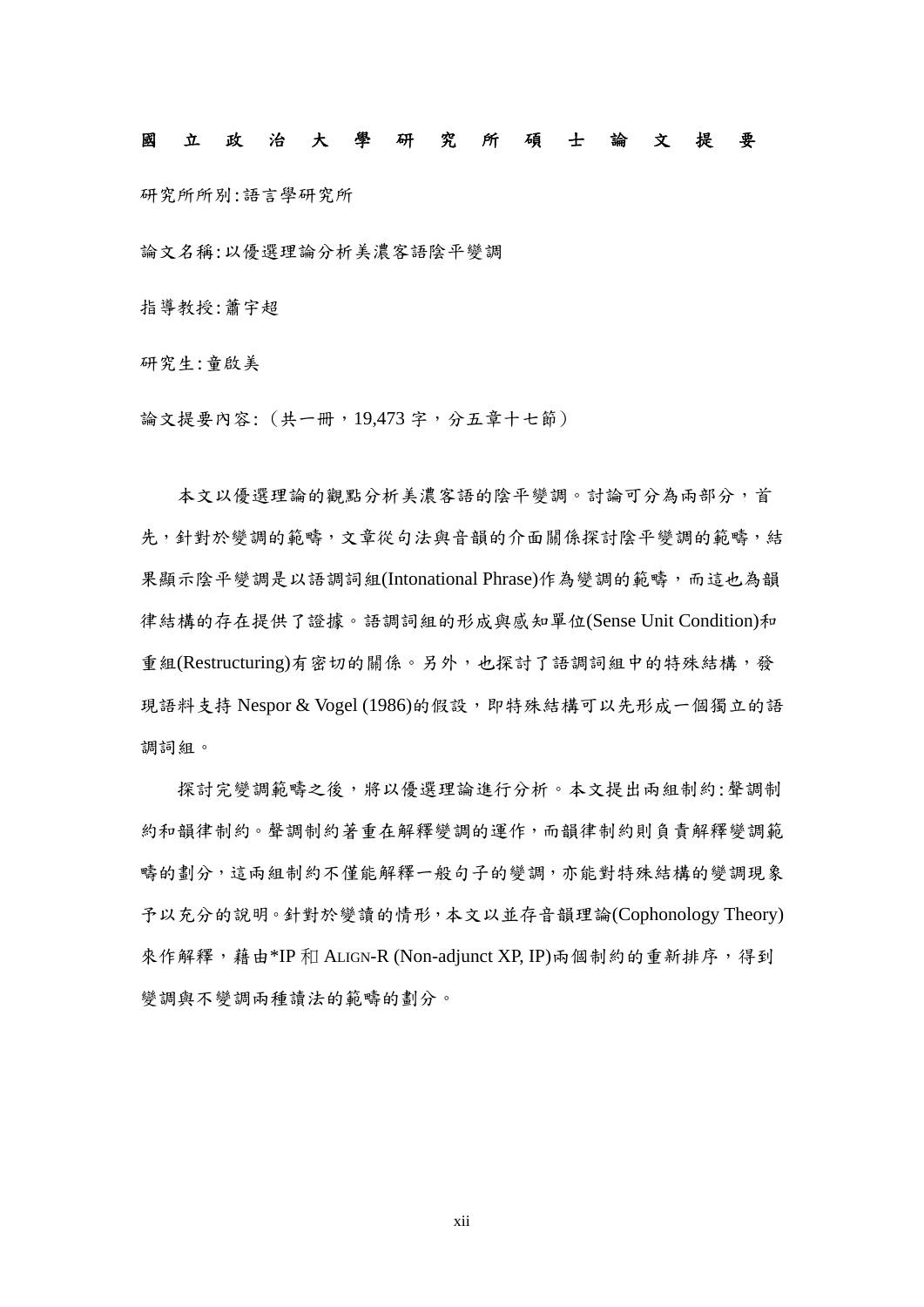# 國 立 政 治 大 學 研 究 所 碩 士 論 文 提 要

研究所所別:語言學研究所

論文名稱:以優選理論分析美濃客語陰平變調

指導教授:蕭宇超

研究生:童啟美

論文提要內容:（共一冊，19,473 字，分五章十七節）

本文以優選理論的觀點分析美濃客語的陰平變調。討論可分為兩部分，首先，針對於變調的範疇，文章從句法與音韻的介面關係探討陰平變調的範疇，結果顯示陰平變調是以語調詞組(Intonational Phrase)作為變調的範疇，而這也為韻律結構的存在提供了證據。語調詞組的形成與感知單位(Sense Unit Condition)和重組(Restructuring)有密切的關係。另外，也探討了語調詞組中的特殊結構，發現語料支持 Nespor & Vogel (1986)的假設，即特殊結構可以先形成一個獨立的語調詞組。

探討完變調範疇之後，將以優選理論進行分析。本文提出兩組制約:聲調制約和韻律制約。聲調制約著重在解釋變調的運作，而韻律制約則負責解釋變調範疇的劃分，這兩組制約不僅能解釋一般句子的變調，亦能對特殊結構的變調現象予以充分的說明。針對於變讀的情形，本文以並存音韻理論(Cophonology Theory)來作解釋，藉由*IP 和 ALIGN-R (Non-adjunct XP, IP)兩個制約的重新排序，得到變調與不變調兩種讀法的範疇的劃分。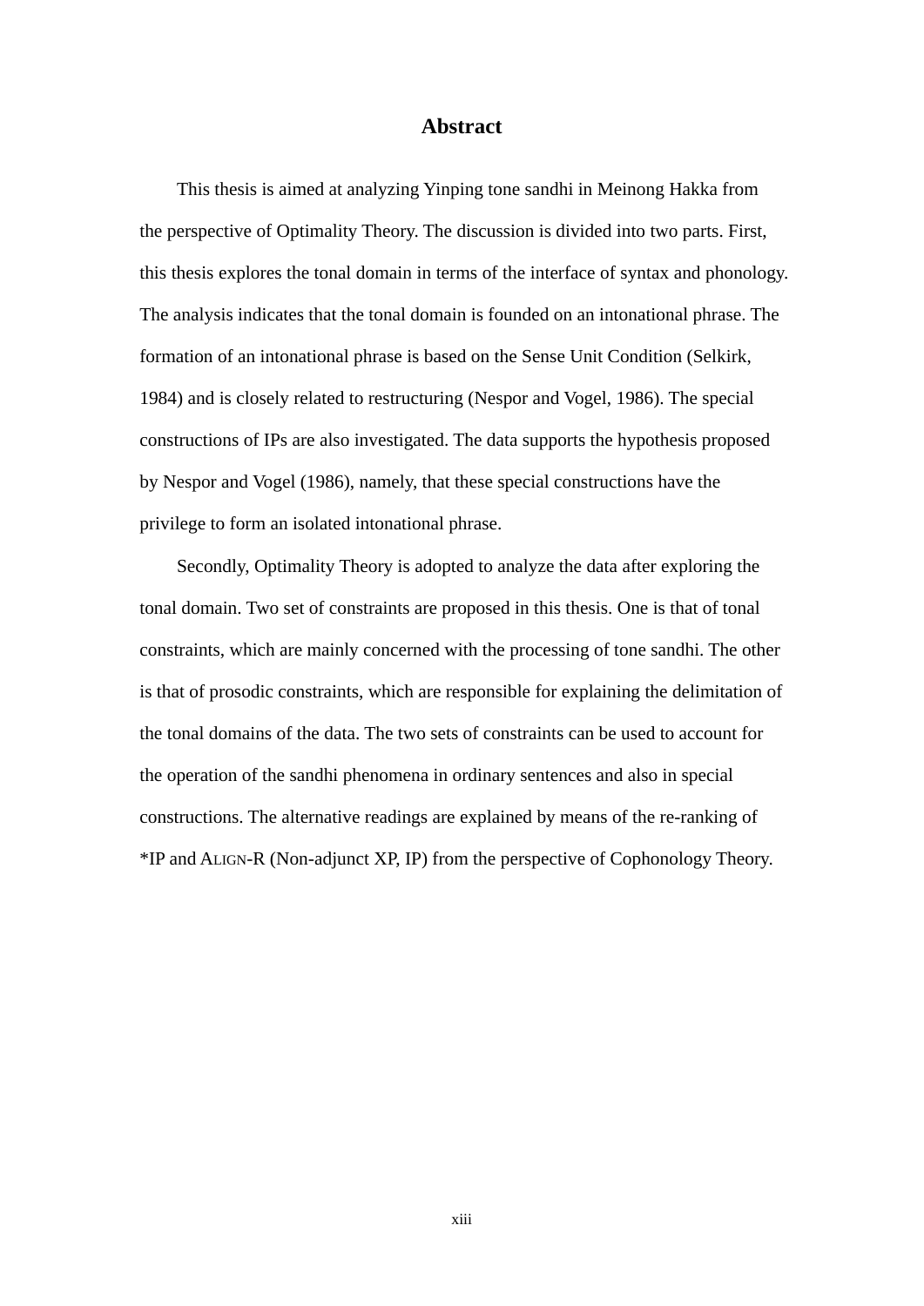# Abstract

This thesis is aimed at analyzing Yinping tone sandhi in Meinong Hakka from the perspective of Optimality Theory. The discussion is divided into two parts. First, this thesis explores the tonal domain in terms of the interface of syntax and phonology. The analysis indicates that the tonal domain is founded on an intonational phrase. The formation of an intonational phrase is based on the Sense Unit Condition (Selkirk, 1984) and is closely related to restructuring (Nespor and Vogel, 1986). The special constructions of IPs are also investigated. The data supports the hypothesis proposed by Nespor and Vogel (1986), namely, that these special constructions have the privilege to form an isolated intonational phrase.

Secondly, Optimality Theory is adopted to analyze the data after exploring the tonal domain. Two set of constraints are proposed in this thesis. One is that of tonal constraints, which are mainly concerned with the processing of tone sandhi. The other is that of prosodic constraints, which are responsible for explaining the delimitation of the tonal domains of the data. The two sets of constraints can be used to account for the operation of the sandhi phenomena in ordinary sentences and also in special constructions. The alternative readings are explained by means of the re-ranking of *IP and ALIGN-R (Non-adjunct XP, IP) from the perspective of Cophonology Theory.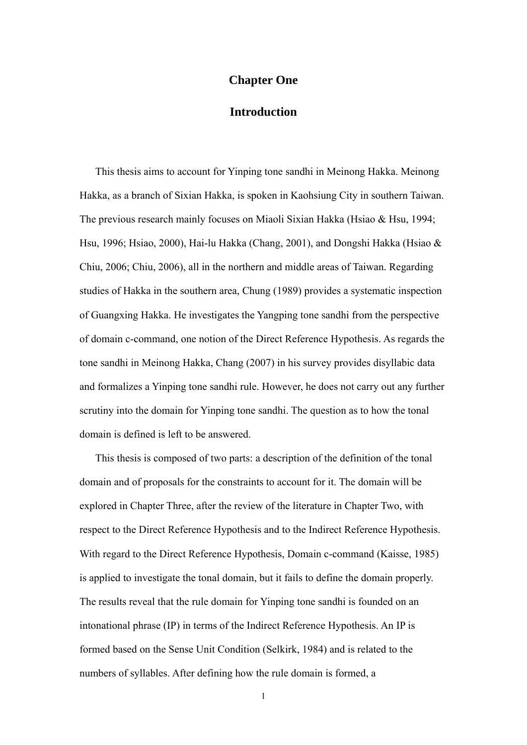# Chapter One

# Introduction

This thesis aims to account for Yinping tone sandhi in Meinong Hakka. Meinong Hakka, as a branch of Sixian Hakka, is spoken in Kaohsiung City in southern Taiwan. The previous research mainly focuses on Miaoli Sixian Hakka (Hsiao & Hsu, 1994; Hsu, 1996; Hsiao, 2000), Hai-lu Hakka (Chang, 2001), and Dongshi Hakka (Hsiao & Chiu, 2006; Chiu, 2006), all in the northern and middle areas of Taiwan. Regarding studies of Hakka in the southern area, Chung (1989) provides a systematic inspection of Guangxing Hakka. He investigates the Yangping tone sandhi from the perspective of domain c-command, one notion of the Direct Reference Hypothesis. As regards the tone sandhi in Meinong Hakka, Chang (2007) in his survey provides disyllabic data and formalizes a Yinping tone sandhi rule. However, he does not carry out any further scrutiny into the domain for Yinping tone sandhi. The question as to how the tonal domain is defined is left to be answered.

This thesis is composed of two parts: a description of the definition of the tonal domain and of proposals for the constraints to account for it. The domain will be explored in Chapter Three, after the review of the literature in Chapter Two, with respect to the Direct Reference Hypothesis and to the Indirect Reference Hypothesis. With regard to the Direct Reference Hypothesis, Domain c-command (Kaisse, 1985) is applied to investigate the tonal domain, but it fails to define the domain properly. The results reveal that the rule domain for Yinping tone sandhi is founded on an intonational phrase (IP) in terms of the Indirect Reference Hypothesis. An IP is formed based on the Sense Unit Condition (Selkirk, 1984) and is related to the numbers of syllables. After defining how the rule domain is formed, a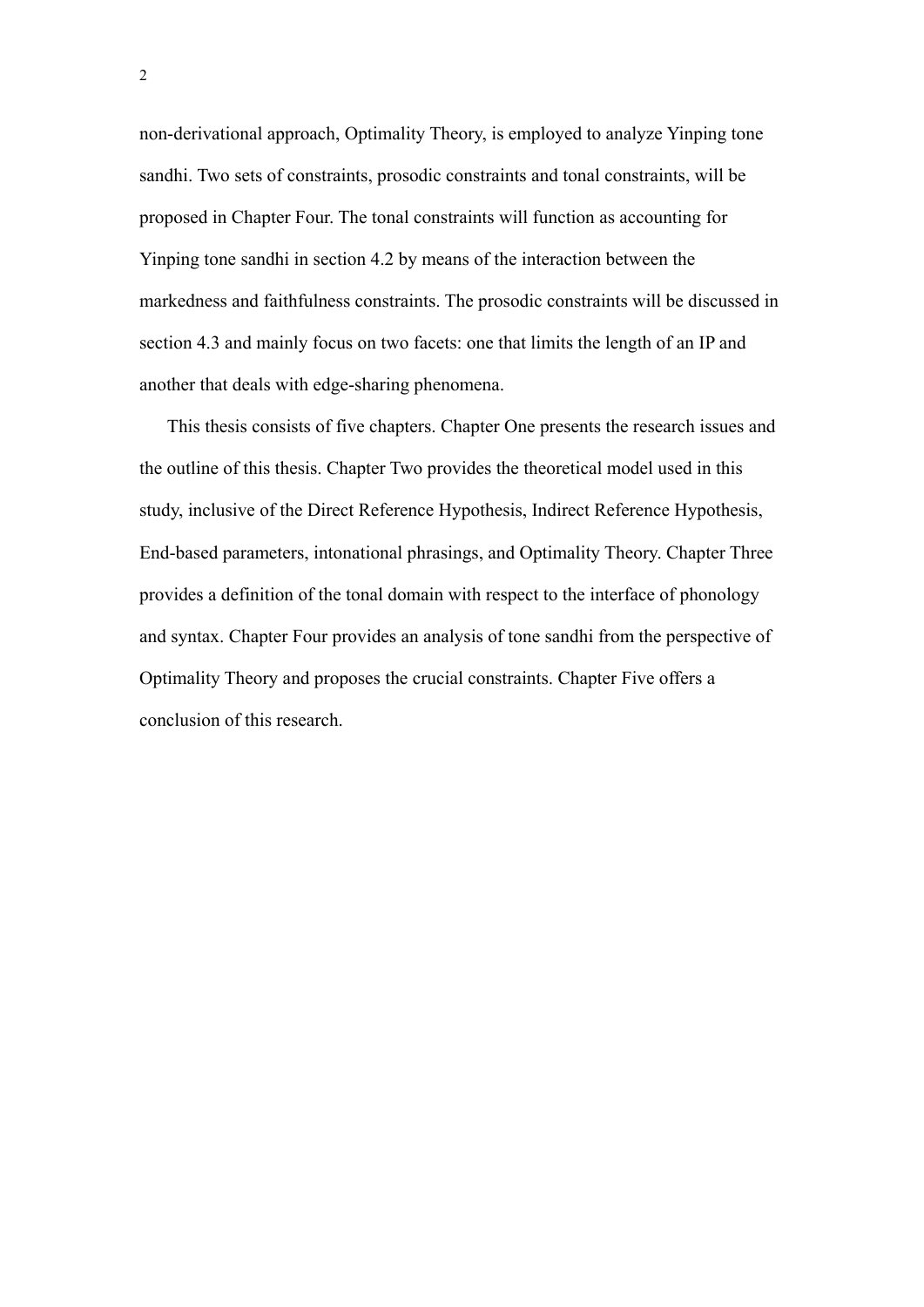non-derivational approach, Optimality Theory, is employed to analyze Yinping tone sandhi. Two sets of constraints, prosodic constraints and tonal constraints, will be proposed in Chapter Four. The tonal constraints will function as accounting for Yinping tone sandhi in section 4.2 by means of the interaction between the markedness and faithfulness constraints. The prosodic constraints will be discussed in section 4.3 and mainly focus on two facets: one that limits the length of an IP and another that deals with edge-sharing phenomena.

This thesis consists of five chapters. Chapter One presents the research issues and the outline of this thesis. Chapter Two provides the theoretical model used in this study, inclusive of the Direct Reference Hypothesis, Indirect Reference Hypothesis, End-based parameters, intonational phrasings, and Optimality Theory. Chapter Three provides a definition of the tonal domain with respect to the interface of phonology and syntax. Chapter Four provides an analysis of tone sandhi from the perspective of Optimality Theory and proposes the crucial constraints. Chapter Five offers a conclusion of this research.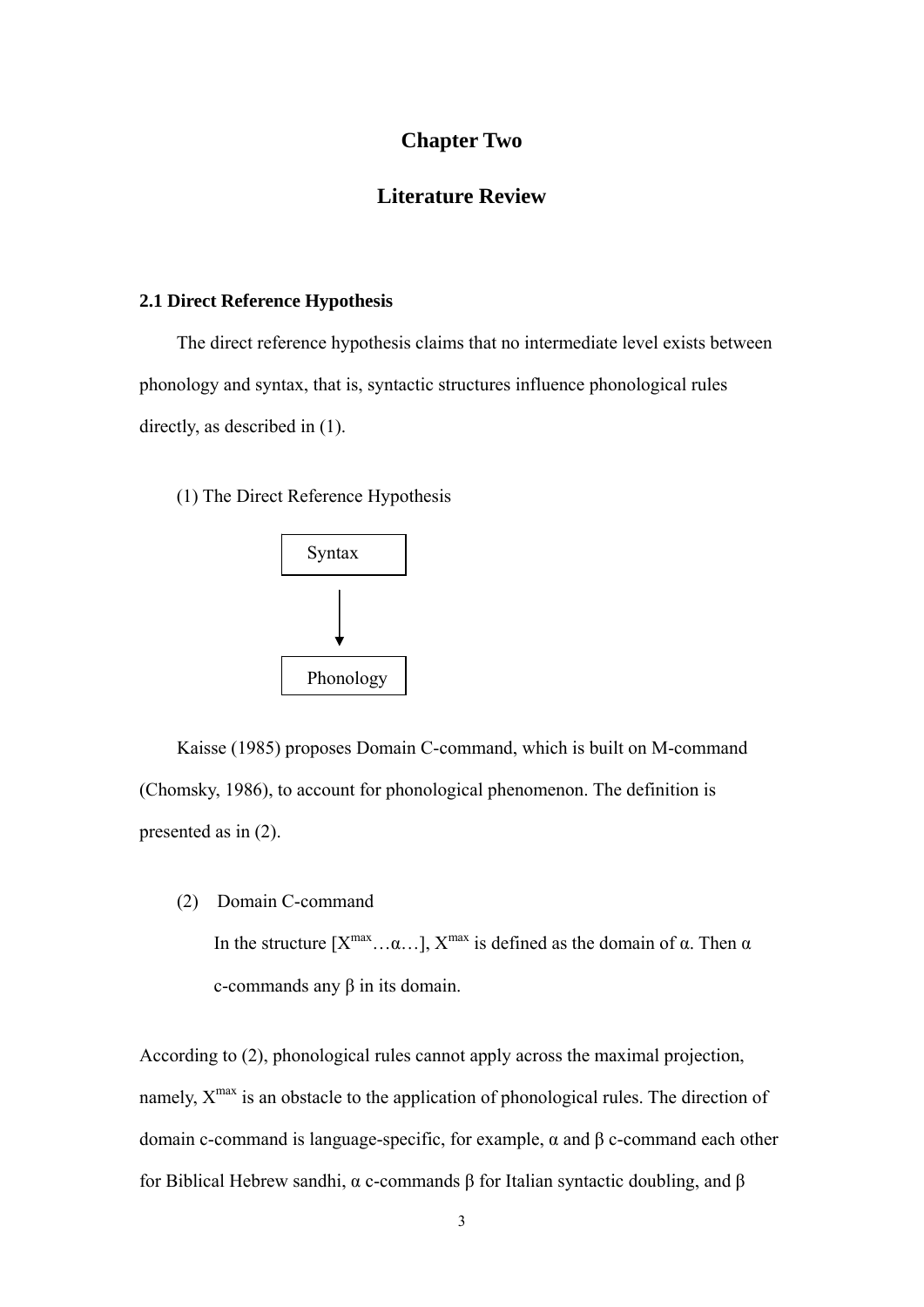# Chapter Two

# Literature Review

### 2.1 Direct Reference Hypothesis

The direct reference hypothesis claims that no intermediate level exists between phonology and syntax, that is, syntactic structures influence phonological rules directly, as described in (1).

(1) The Direct Reference Hypothesis

Syntax

↓

Phonology

Kaisse (1985) proposes Domain C-command, which is built on M-command (Chomsky, 1986), to account for phonological phenomenon. The definition is presented as in (2).

(2) Domain C-command

In the structure [$X^{max}$…α…], $X^{max}$ is defined as the domain of α. Then α c-commands any β in its domain.

According to (2), phonological rules cannot apply across the maximal projection, namely, $X^{max}$ is an obstacle to the application of phonological rules. The direction of domain c-command is language-specific, for example, α and β c-command each other for Biblical Hebrew sandhi, α c-commands β for Italian syntactic doubling, and β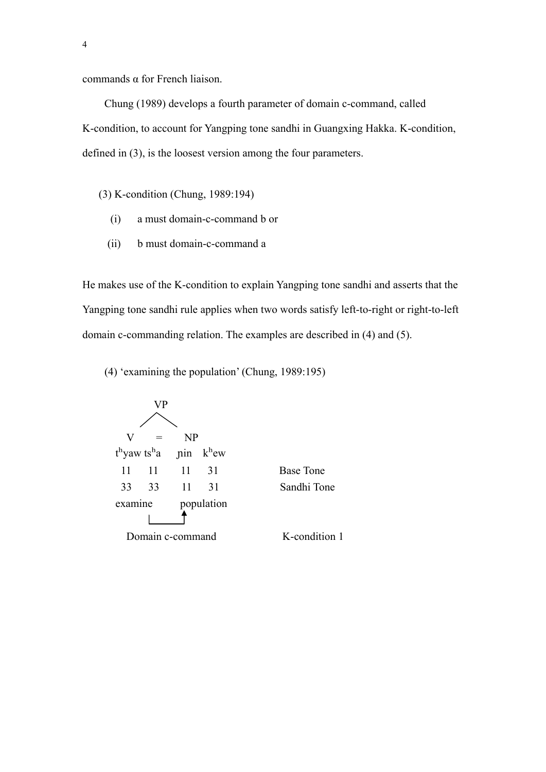commands α for French liaison.

Chung (1989) develops a fourth parameter of domain c-command, called K-condition, to account for Yangping tone sandhi in Guangxing Hakka. K-condition, defined in (3), is the loosest version among the four parameters.

(3) K-condition (Chung, 1989:194)

(i) a must domain-c-command b or

(ii) b must domain-c-command a

He makes use of the K-condition to explain Yangping tone sandhi and asserts that the Yangping tone sandhi rule applies when two words satisfy left-to-right or right-to-left domain c-commanding relation. The examples are described in (4) and (5).

(4) 'examining the population' (Chung, 1989:195)

```
          VP
        /    \
   V     =     NP
 tʰyaw tsʰa   ɲin  kʰew
  11    11     11   31        Base Tone
  33    33     11   31        Sandhi Tone
 examine      population
     |__________↑
   Domain c-command            K-condition 1
```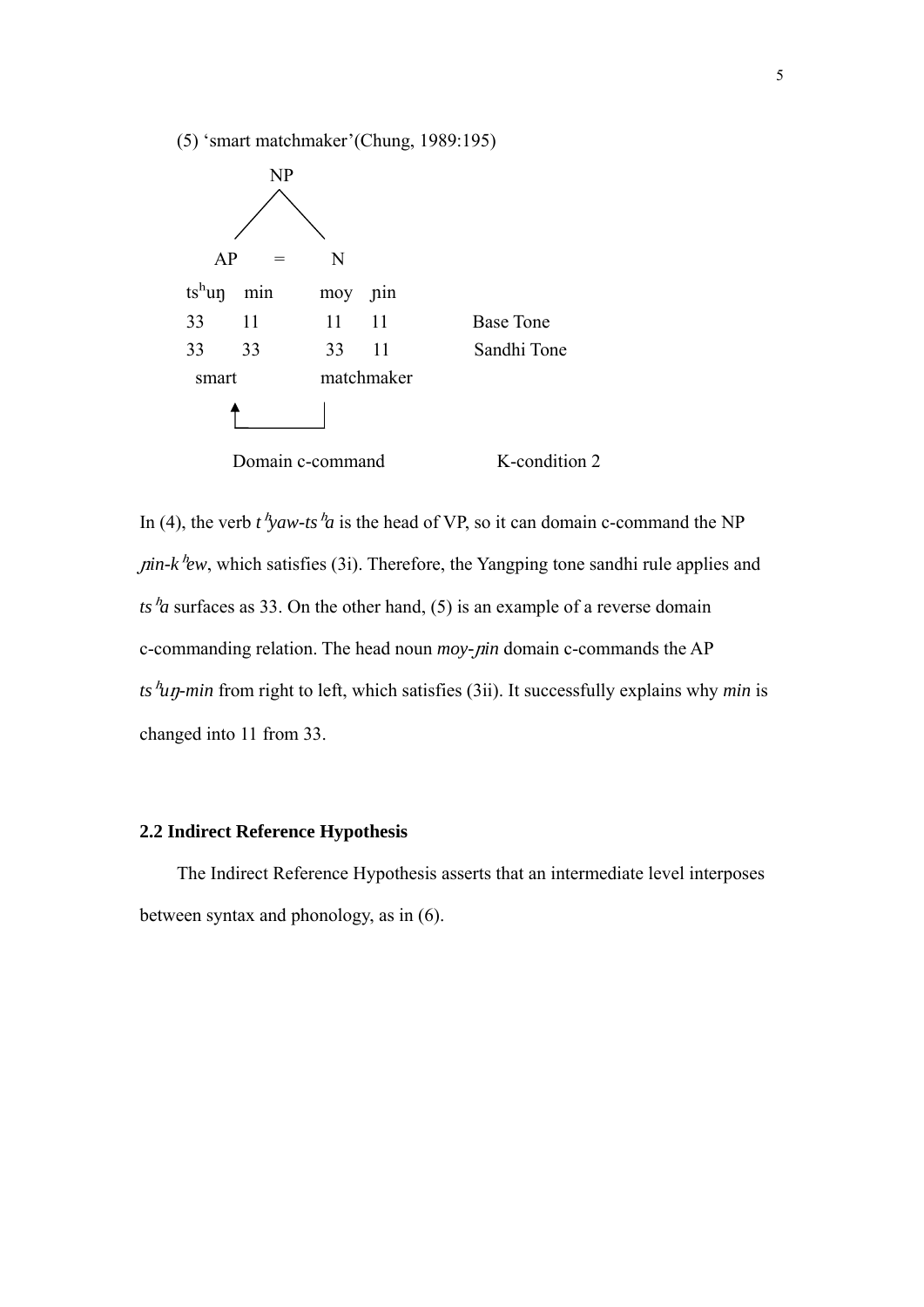(5) 'smart matchmaker'(Chung, 1989:195)

```
          NP
         /  \
     AP   =   N
tsʰuŋ  min   moy  ɲin
33     11    11   11      Base Tone
33     33    33   11      Sandhi Tone
  smart       matchmaker
     ↑___________|

     Domain c-command            K-condition 2
```

In (4), the verb *tʰyaw-tsʰa* is the head of VP, so it can domain c-command the NP *ɲin-kʰew*, which satisfies (3i). Therefore, the Yangping tone sandhi rule applies and *tsʰa* surfaces as 33. On the other hand, (5) is an example of a reverse domain c-commanding relation. The head noun *moy-ɲin* domain c-commands the AP *tsʰuŋ-min* from right to left, which satisfies (3ii). It successfully explains why *min* is changed into 11 from 33.

### 2.2 Indirect Reference Hypothesis

The Indirect Reference Hypothesis asserts that an intermediate level interposes between syntax and phonology, as in (6).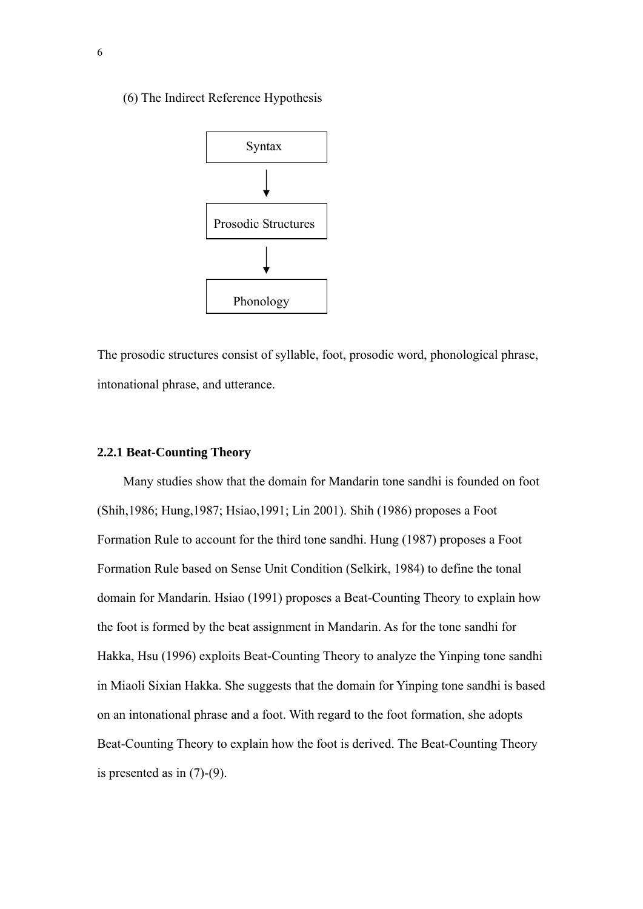(6) The Indirect Reference Hypothesis

Syntax

↓

Prosodic Structures

↓

Phonology

The prosodic structures consist of syllable, foot, prosodic word, phonological phrase, intonational phrase, and utterance.

### 2.2.1 Beat-Counting Theory

Many studies show that the domain for Mandarin tone sandhi is founded on foot (Shih,1986; Hung,1987; Hsiao,1991; Lin 2001). Shih (1986) proposes a Foot Formation Rule to account for the third tone sandhi. Hung (1987) proposes a Foot Formation Rule based on Sense Unit Condition (Selkirk, 1984) to define the tonal domain for Mandarin. Hsiao (1991) proposes a Beat-Counting Theory to explain how the foot is formed by the beat assignment in Mandarin. As for the tone sandhi for Hakka, Hsu (1996) exploits Beat-Counting Theory to analyze the Yinping tone sandhi in Miaoli Sixian Hakka. She suggests that the domain for Yinping tone sandhi is based on an intonational phrase and a foot. With regard to the foot formation, she adopts Beat-Counting Theory to explain how the foot is derived. The Beat-Counting Theory is presented as in (7)-(9).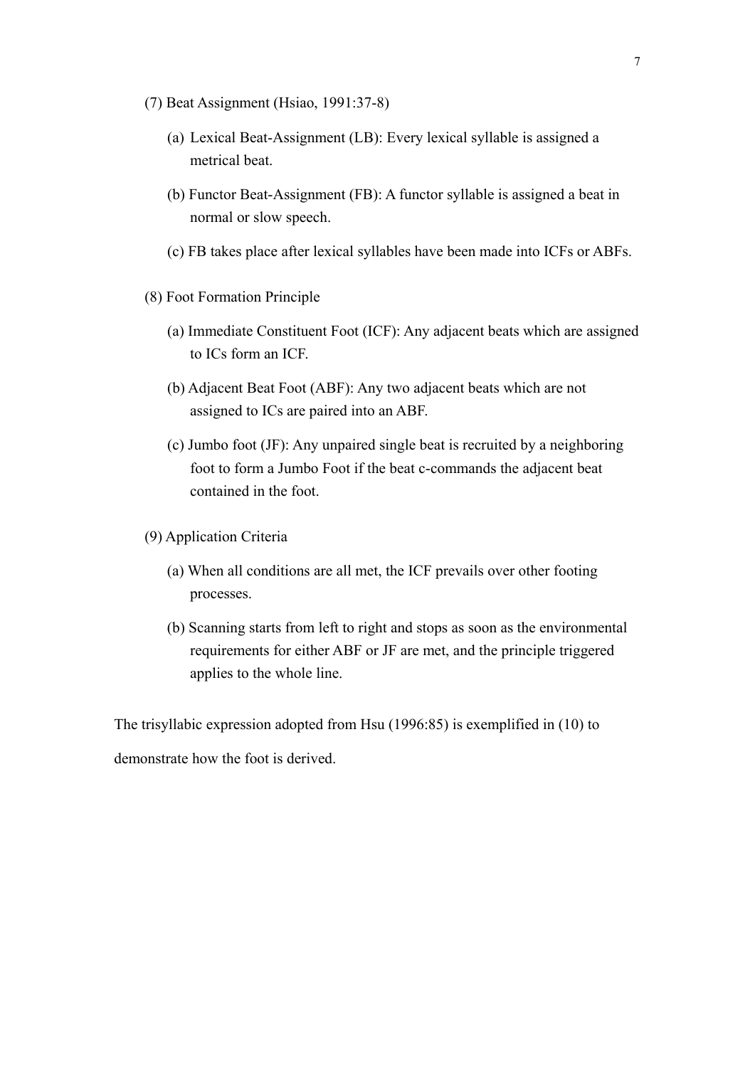(7) Beat Assignment (Hsiao, 1991:37-8)

(a) Lexical Beat-Assignment (LB): Every lexical syllable is assigned a metrical beat.

(b) Functor Beat-Assignment (FB): A functor syllable is assigned a beat in normal or slow speech.

(c) FB takes place after lexical syllables have been made into ICFs or ABFs.

(8) Foot Formation Principle

(a) Immediate Constituent Foot (ICF): Any adjacent beats which are assigned to ICs form an ICF.

(b) Adjacent Beat Foot (ABF): Any two adjacent beats which are not assigned to ICs are paired into an ABF.

(c) Jumbo foot (JF): Any unpaired single beat is recruited by a neighboring foot to form a Jumbo Foot if the beat c-commands the adjacent beat contained in the foot.

(9) Application Criteria

(a) When all conditions are all met, the ICF prevails over other footing processes.

(b) Scanning starts from left to right and stops as soon as the environmental requirements for either ABF or JF are met, and the principle triggered applies to the whole line.

The trisyllabic expression adopted from Hsu (1996:85) is exemplified in (10) to demonstrate how the foot is derived.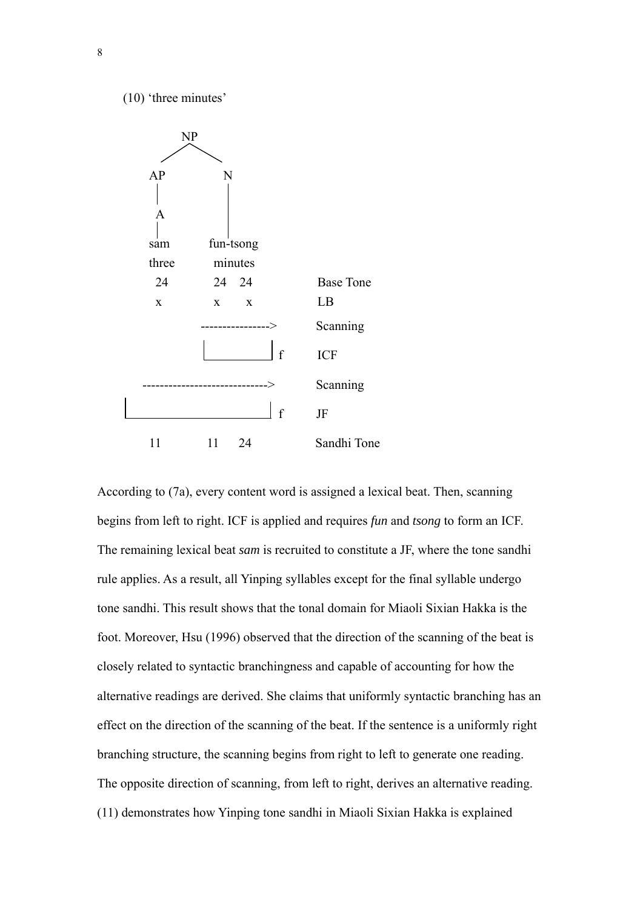(10) 'three minutes'

```
         NP
       /    \
     AP      N
     |       |
     A       |
     |       |
    sam    fun-tsong
   three    minutes
    24      24   24        Base Tone
    x       x    x         LB
          --------------->  Scanning
          |___________| f   ICF
   ---------------------------> Scanning
 |__________________________| f  JF
    11      11   24        Sandhi Tone
```

According to (7a), every content word is assigned a lexical beat. Then, scanning begins from left to right. ICF is applied and requires *fun* and *tsong* to form an ICF. The remaining lexical beat *sam* is recruited to constitute a JF, where the tone sandhi rule applies. As a result, all Yinping syllables except for the final syllable undergo tone sandhi. This result shows that the tonal domain for Miaoli Sixian Hakka is the foot. Moreover, Hsu (1996) observed that the direction of the scanning of the beat is closely related to syntactic branchingness and capable of accounting for how the alternative readings are derived. She claims that uniformly syntactic branching has an effect on the direction of the scanning of the beat. If the sentence is a uniformly right branching structure, the scanning begins from right to left to generate one reading. The opposite direction of scanning, from left to right, derives an alternative reading. (11) demonstrates how Yinping tone sandhi in Miaoli Sixian Hakka is explained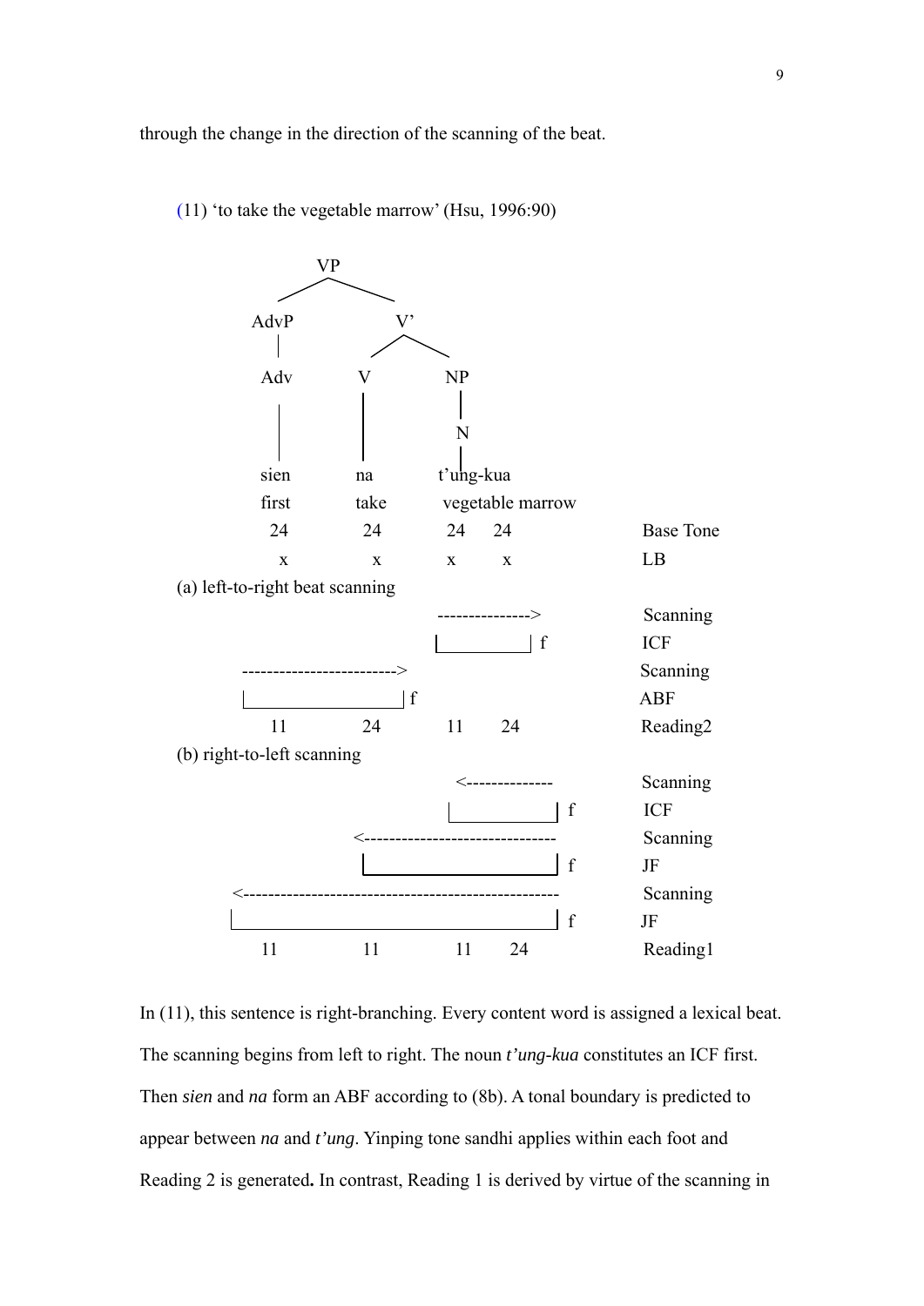through the change in the direction of the scanning of the beat.

(11) 'to take the vegetable marrow' (Hsu, 1996:90)

```
                VP
          ______|______
        AdvP          V'
          |        ___|___
         Adv      V      NP
          |       |       |
          |       |       N
          |       |       |
        sien     na     t'ung-kua
        first    take   vegetable marrow
         24       24     24    24            Base Tone
          x        x      x     x            LB
(a) left-to-right beat scanning
                        -------------->      Scanning
                        |____________| f     ICF
    ----------------------->                 Scanning
    |____________________| f                 ABF
         11       24     11    24            Reading2
(b) right-to-left scanning
                          <-------------     Scanning
                          |____________| f   ICF
                  <---------------------     Scanning
                  |____________________| f   JF
    <-----------------------------------     Scanning
    |__________________________________| f   JF
         11       11     11    24            Reading1
```

In (11), this sentence is right-branching. Every content word is assigned a lexical beat. The scanning begins from left to right. The noun *t'ung-kua* constitutes an ICF first. Then *sien* and *na* form an ABF according to (8b). A tonal boundary is predicted to appear between *na* and *t'ung*. Yinping tone sandhi applies within each foot and Reading 2 is generated**.** In contrast, Reading 1 is derived by virtue of the scanning in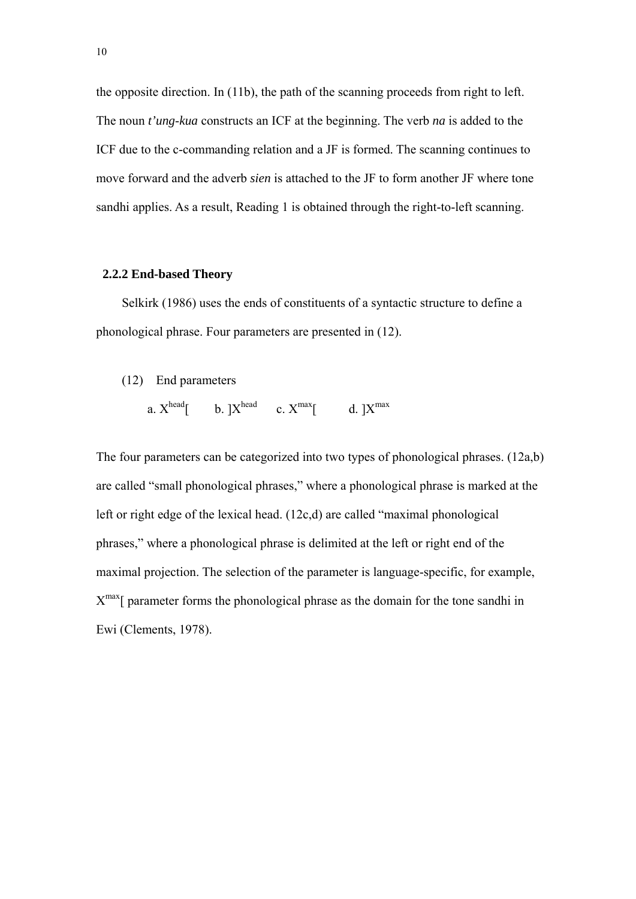the opposite direction. In (11b), the path of the scanning proceeds from right to left. The noun *t'ung-kua* constructs an ICF at the beginning. The verb *na* is added to the ICF due to the c-commanding relation and a JF is formed. The scanning continues to move forward and the adverb *sien* is attached to the JF to form another JF where tone sandhi applies. As a result, Reading 1 is obtained through the right-to-left scanning.

### 2.2.2 End-based Theory

Selkirk (1986) uses the ends of constituents of a syntactic structure to define a phonological phrase. Four parameters are presented in (12).

(12) End parameters

a. $X^{head}[$ &nbsp;&nbsp;&nbsp; b. $]X^{head}$ &nbsp;&nbsp;&nbsp; c. $X^{max}[$ &nbsp;&nbsp;&nbsp; d. $]X^{max}$

The four parameters can be categorized into two types of phonological phrases. (12a,b) are called "small phonological phrases," where a phonological phrase is marked at the left or right edge of the lexical head. (12c,d) are called "maximal phonological phrases," where a phonological phrase is delimited at the left or right end of the maximal projection. The selection of the parameter is language-specific, for example, $X^{max}[$ parameter forms the phonological phrase as the domain for the tone sandhi in Ewi (Clements, 1978).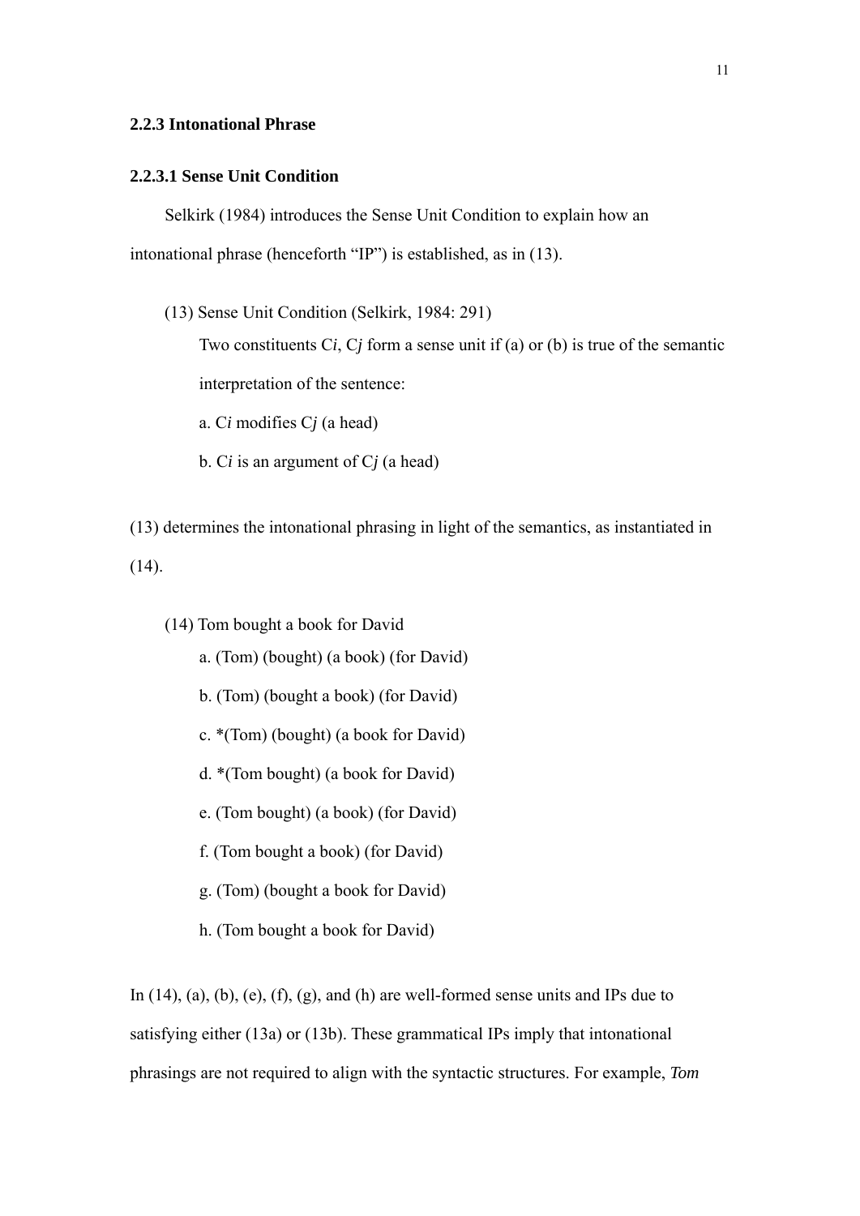### 2.2.3 Intonational Phrase

#### 2.2.3.1 Sense Unit Condition

Selkirk (1984) introduces the Sense Unit Condition to explain how an intonational phrase (henceforth "IP") is established, as in (13).

(13) Sense Unit Condition (Selkirk, 1984: 291)

Two constituents C*i*, C*j* form a sense unit if (a) or (b) is true of the semantic interpretation of the sentence:

a. C*i* modifies C*j* (a head)

b. C*i* is an argument of C*j* (a head)

(13) determines the intonational phrasing in light of the semantics, as instantiated in (14).

(14) Tom bought a book for David

a. (Tom) (bought) (a book) (for David)

b. (Tom) (bought a book) (for David)

c. *(Tom) (bought) (a book for David)

d. *(Tom bought) (a book for David)

e. (Tom bought) (a book) (for David)

f. (Tom bought a book) (for David)

g. (Tom) (bought a book for David)

h. (Tom bought a book for David)

In (14), (a), (b), (e), (f), (g), and (h) are well-formed sense units and IPs due to satisfying either (13a) or (13b). These grammatical IPs imply that intonational phrasings are not required to align with the syntactic structures. For example, *Tom*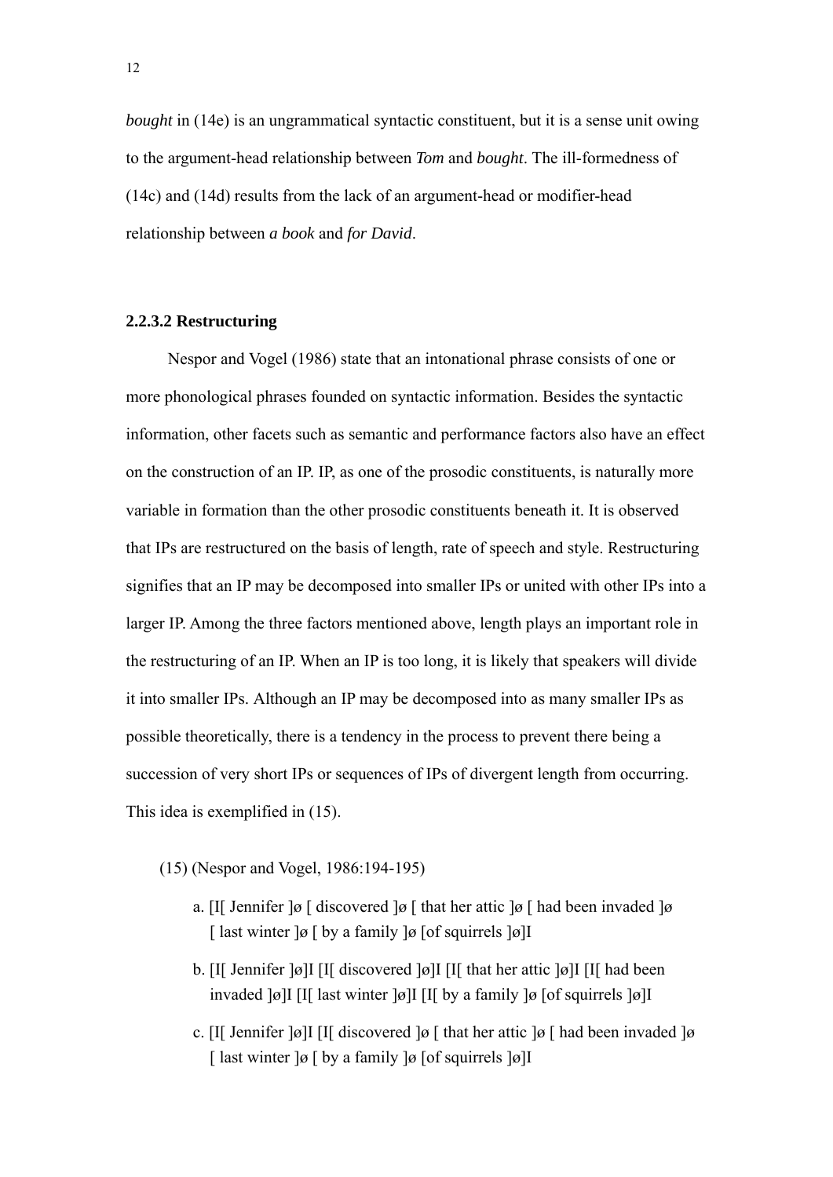*bought* in (14e) is an ungrammatical syntactic constituent, but it is a sense unit owing to the argument-head relationship between *Tom* and *bought*. The ill-formedness of (14c) and (14d) results from the lack of an argument-head or modifier-head relationship between *a book* and *for David*.

### 2.2.3.2 Restructuring

Nespor and Vogel (1986) state that an intonational phrase consists of one or more phonological phrases founded on syntactic information. Besides the syntactic information, other facets such as semantic and performance factors also have an effect on the construction of an IP. IP, as one of the prosodic constituents, is naturally more variable in formation than the other prosodic constituents beneath it. It is observed that IPs are restructured on the basis of length, rate of speech and style. Restructuring signifies that an IP may be decomposed into smaller IPs or united with other IPs into a larger IP. Among the three factors mentioned above, length plays an important role in the restructuring of an IP. When an IP is too long, it is likely that speakers will divide it into smaller IPs. Although an IP may be decomposed into as many smaller IPs as possible theoretically, there is a tendency in the process to prevent there being a succession of very short IPs or sequences of IPs of divergent length from occurring. This idea is exemplified in (15).

(15) (Nespor and Vogel, 1986:194-195)

a. [I[ Jennifer ]ø [ discovered ]ø [ that her attic ]ø [ had been invaded ]ø [ last winter ]ø [ by a family ]ø [of squirrels ]ø]I

b. [I[ Jennifer ]ø]I [I[ discovered ]ø]I [I[ that her attic ]ø]I [I[ had been invaded ]ø]I [I[ last winter ]ø]I [I[ by a family ]ø [of squirrels ]ø]I

c. [I[ Jennifer ]ø]I [I[ discovered ]ø [ that her attic ]ø [ had been invaded ]ø [ last winter ]ø [ by a family ]ø [of squirrels ]ø]I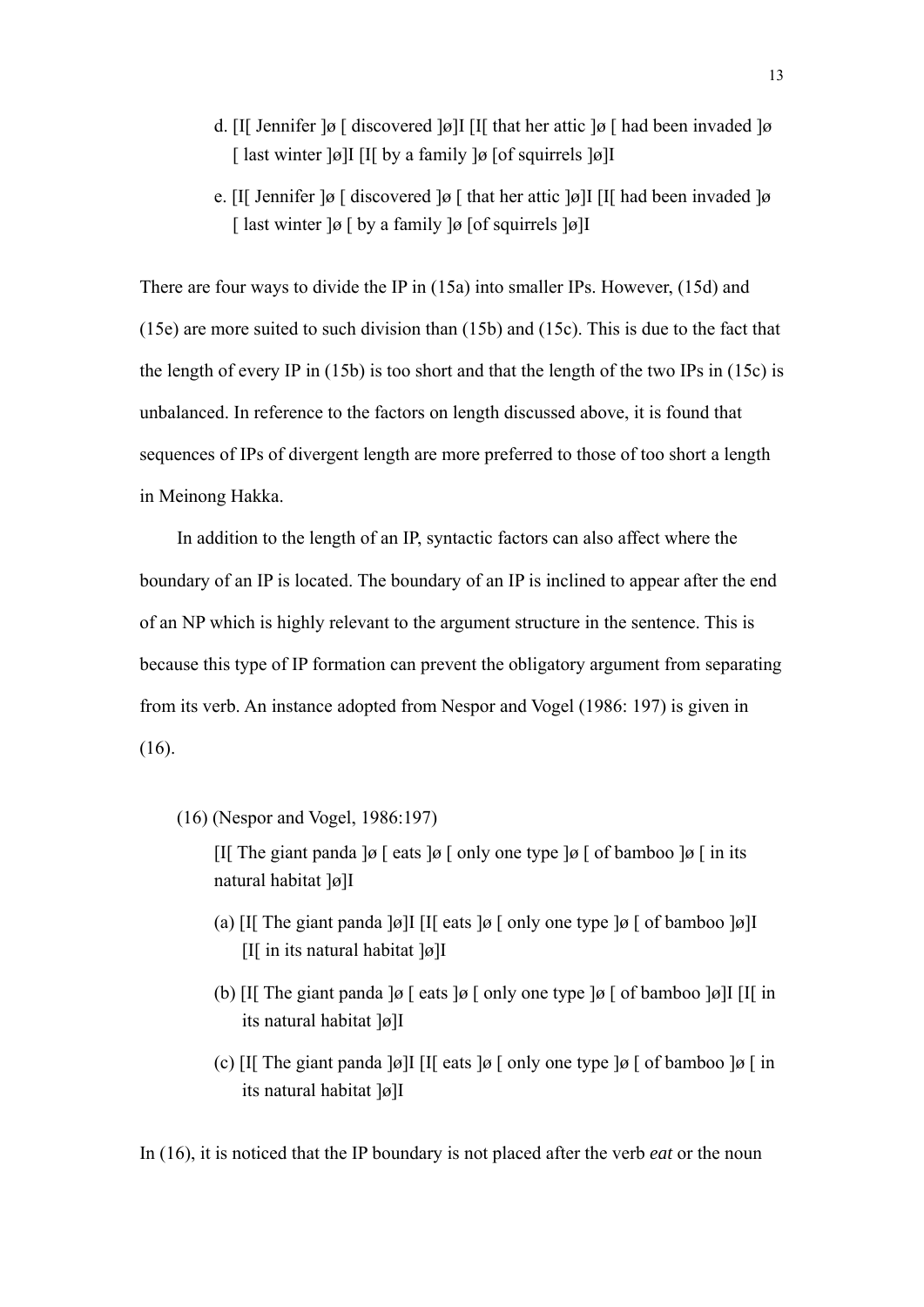d. [I[ Jennifer ]ø [ discovered ]ø]I [I[ that her attic ]ø [ had been invaded ]ø [ last winter ]ø]I [I[ by a family ]ø [of squirrels ]ø]I

e. [I[ Jennifer ]ø [ discovered ]ø [ that her attic ]ø]I [I[ had been invaded ]ø [ last winter ]ø [ by a family ]ø [of squirrels ]ø]I

There are four ways to divide the IP in (15a) into smaller IPs. However, (15d) and (15e) are more suited to such division than (15b) and (15c). This is due to the fact that the length of every IP in (15b) is too short and that the length of the two IPs in (15c) is unbalanced. In reference to the factors on length discussed above, it is found that sequences of IPs of divergent length are more preferred to those of too short a length in Meinong Hakka.

In addition to the length of an IP, syntactic factors can also affect where the boundary of an IP is located. The boundary of an IP is inclined to appear after the end of an NP which is highly relevant to the argument structure in the sentence. This is because this type of IP formation can prevent the obligatory argument from separating from its verb. An instance adopted from Nespor and Vogel (1986: 197) is given in (16).

(16) (Nespor and Vogel, 1986:197)

[I[ The giant panda ]ø [ eats ]ø [ only one type ]ø [ of bamboo ]ø [ in its natural habitat ]ø]I

(a) [I[ The giant panda ]ø]I [I[ eats ]ø [ only one type ]ø [ of bamboo ]ø]I [I[ in its natural habitat ]ø]I

(b) [I[ The giant panda ]ø [ eats ]ø [ only one type ]ø [ of bamboo ]ø]I [I[ in its natural habitat ]ø]I

(c) [I[ The giant panda ]ø]I [I[ eats ]ø [ only one type ]ø [ of bamboo ]ø [ in its natural habitat ]ø]I

In (16), it is noticed that the IP boundary is not placed after the verb *eat* or the noun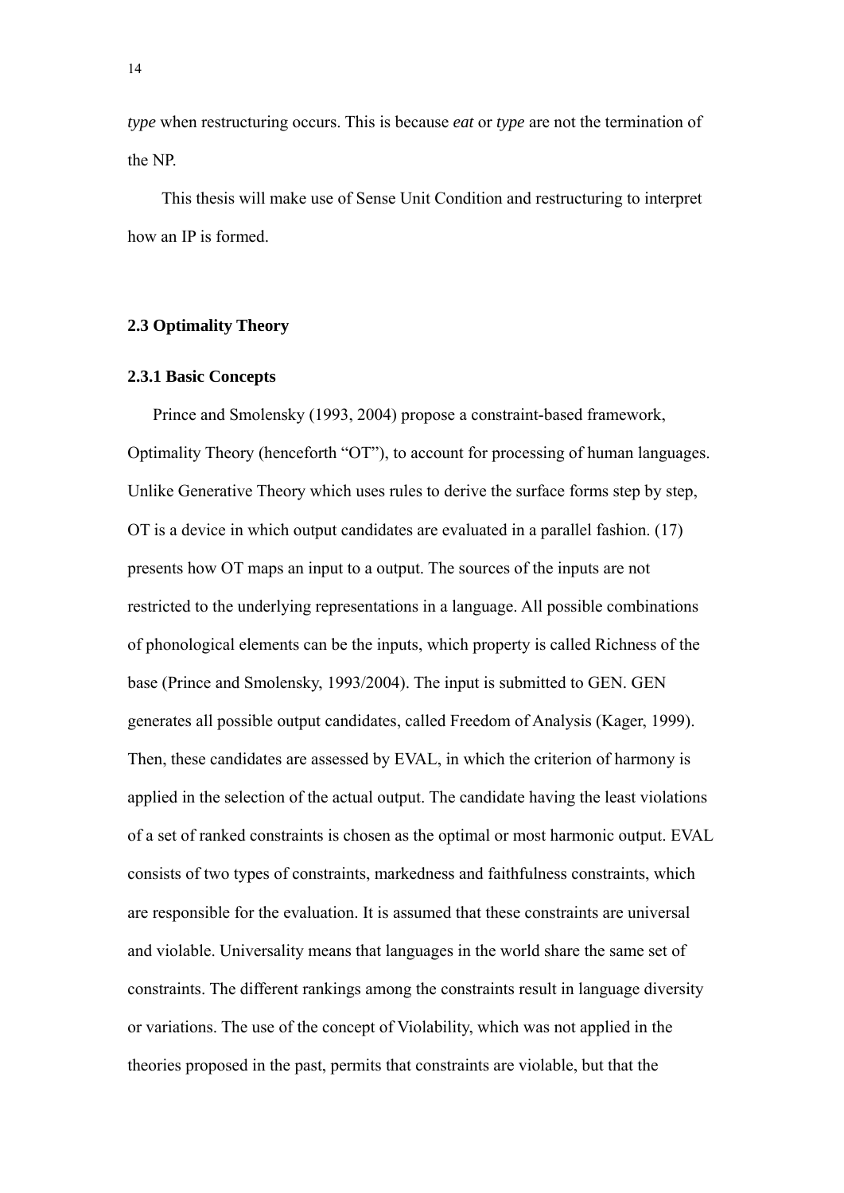*type* when restructuring occurs. This is because *eat* or *type* are not the termination of the NP.

This thesis will make use of Sense Unit Condition and restructuring to interpret how an IP is formed.

## 2.3 Optimality Theory

### 2.3.1 Basic Concepts

Prince and Smolensky (1993, 2004) propose a constraint-based framework, Optimality Theory (henceforth "OT"), to account for processing of human languages. Unlike Generative Theory which uses rules to derive the surface forms step by step, OT is a device in which output candidates are evaluated in a parallel fashion. (17) presents how OT maps an input to a output. The sources of the inputs are not restricted to the underlying representations in a language. All possible combinations of phonological elements can be the inputs, which property is called Richness of the base (Prince and Smolensky, 1993/2004). The input is submitted to GEN. GEN generates all possible output candidates, called Freedom of Analysis (Kager, 1999). Then, these candidates are assessed by EVAL, in which the criterion of harmony is applied in the selection of the actual output. The candidate having the least violations of a set of ranked constraints is chosen as the optimal or most harmonic output. EVAL consists of two types of constraints, markedness and faithfulness constraints, which are responsible for the evaluation. It is assumed that these constraints are universal and violable. Universality means that languages in the world share the same set of constraints. The different rankings among the constraints result in language diversity or variations. The use of the concept of Violability, which was not applied in the theories proposed in the past, permits that constraints are violable, but that the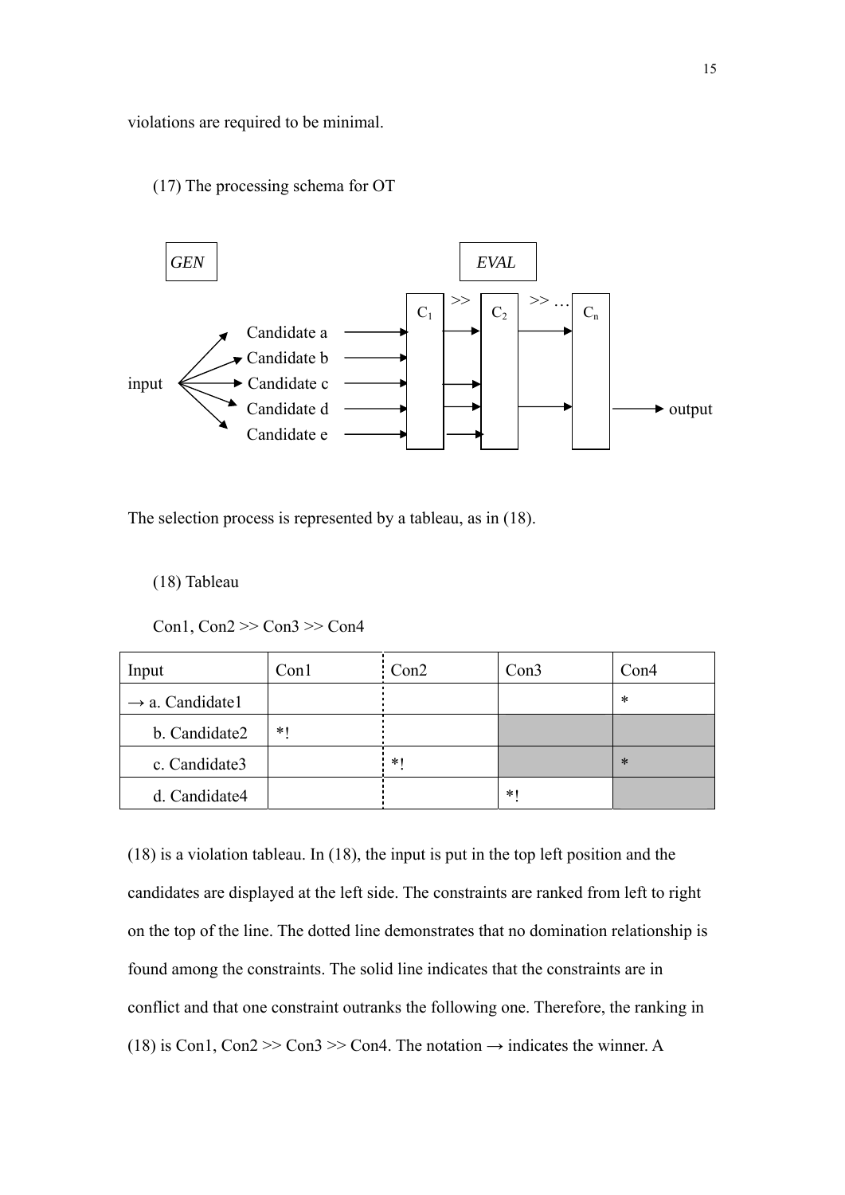violations are required to be minimal.

(17) The processing schema for OT

*GEN*

*EVAL*

$C_1$ >> $C_2$ >> … $C_n$

input

Candidate a

Candidate b

Candidate c

Candidate d

Candidate e

output

The selection process is represented by a tableau, as in (18).

(18) Tableau

Con1, Con2 >> Con3 >> Con4

| Input | Con1 | Con2 | Con3 | Con4 |
|---|---|---|---|---|
| → a. Candidate1 | | | | * |
| b. Candidate2 | *! | | | |
| c. Candidate3 | | *! | | * |
| d. Candidate4 | | | *! | |

(18) is a violation tableau. In (18), the input is put in the top left position and the candidates are displayed at the left side. The constraints are ranked from left to right on the top of the line. The dotted line demonstrates that no domination relationship is found among the constraints. The solid line indicates that the constraints are in conflict and that one constraint outranks the following one. Therefore, the ranking in (18) is Con1, Con2 >> Con3 >> Con4. The notation → indicates the winner. A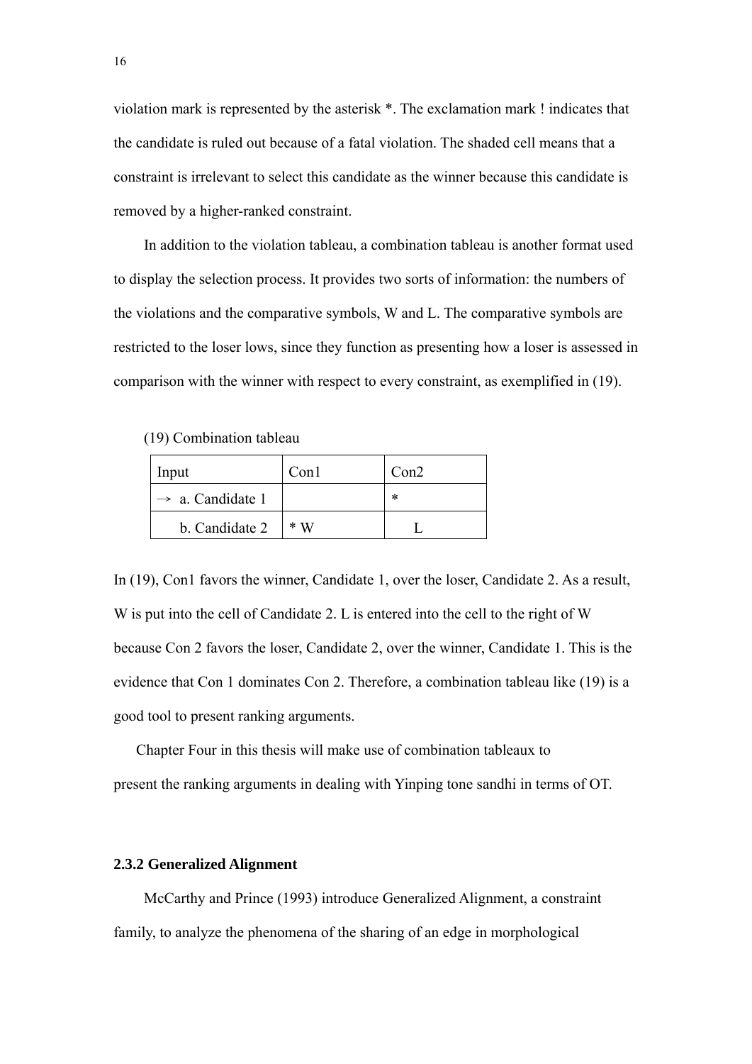violation mark is represented by the asterisk *. The exclamation mark ! indicates that the candidate is ruled out because of a fatal violation. The shaded cell means that a constraint is irrelevant to select this candidate as the winner because this candidate is removed by a higher-ranked constraint.

In addition to the violation tableau, a combination tableau is another format used to display the selection process. It provides two sorts of information: the numbers of the violations and the comparative symbols, W and L. The comparative symbols are restricted to the loser lows, since they function as presenting how a loser is assessed in comparison with the winner with respect to every constraint, as exemplified in (19).

(19) Combination tableau

| Input | Con1 | Con2 |
|---|---|---|
| → a. Candidate 1 | | * |
| b. Candidate 2 | * W | L |

In (19), Con1 favors the winner, Candidate 1, over the loser, Candidate 2. As a result, W is put into the cell of Candidate 2. L is entered into the cell to the right of W because Con 2 favors the loser, Candidate 2, over the winner, Candidate 1. This is the evidence that Con 1 dominates Con 2. Therefore, a combination tableau like (19) is a good tool to present ranking arguments.

Chapter Four in this thesis will make use of combination tableaux to present the ranking arguments in dealing with Yinping tone sandhi in terms of OT.

### 2.3.2 Generalized Alignment

McCarthy and Prince (1993) introduce Generalized Alignment, a constraint family, to analyze the phenomena of the sharing of an edge in morphological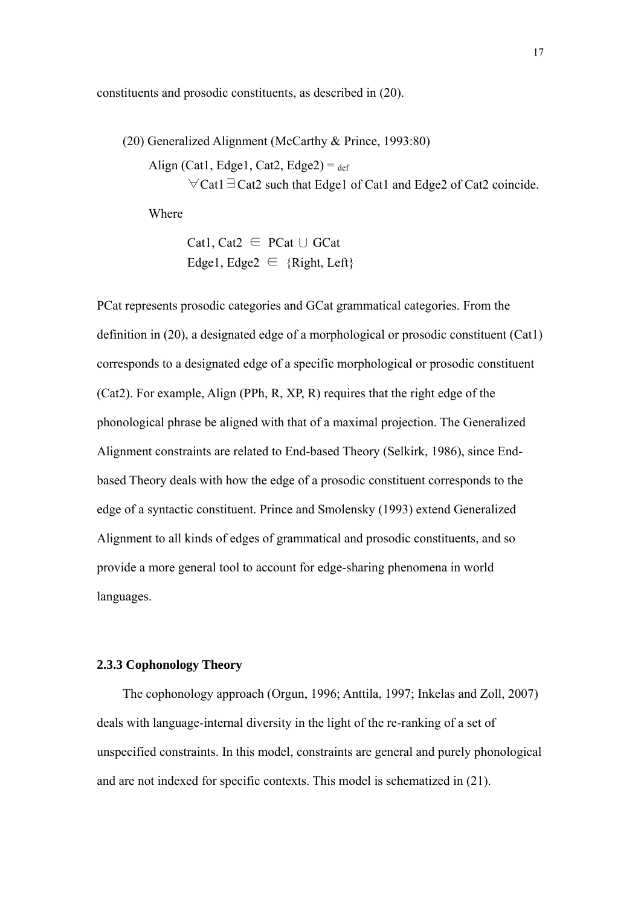constituents and prosodic constituents, as described in (20).

(20) Generalized Alignment (McCarthy & Prince, 1993:80)

Align (Cat1, Edge1, Cat2, Edge2) = $_{\text{def}}$

$\forall$Cat1 $\exists$Cat2 such that Edge1 of Cat1 and Edge2 of Cat2 coincide.

Where

Cat1, Cat2 $\in$ PCat $\cup$ GCat

Edge1, Edge2 $\in$ {Right, Left}

PCat represents prosodic categories and GCat grammatical categories. From the definition in (20), a designated edge of a morphological or prosodic constituent (Cat1) corresponds to a designated edge of a specific morphological or prosodic constituent (Cat2). For example, Align (PPh, R, XP, R) requires that the right edge of the phonological phrase be aligned with that of a maximal projection. The Generalized Alignment constraints are related to End-based Theory (Selkirk, 1986), since End-based Theory deals with how the edge of a prosodic constituent corresponds to the edge of a syntactic constituent. Prince and Smolensky (1993) extend Generalized Alignment to all kinds of edges of grammatical and prosodic constituents, and so provide a more general tool to account for edge-sharing phenomena in world languages.

### 2.3.3 Cophonology Theory

The cophonology approach (Orgun, 1996; Anttila, 1997; Inkelas and Zoll, 2007) deals with language-internal diversity in the light of the re-ranking of a set of unspecified constraints. In this model, constraints are general and purely phonological and are not indexed for specific contexts. This model is schematized in (21).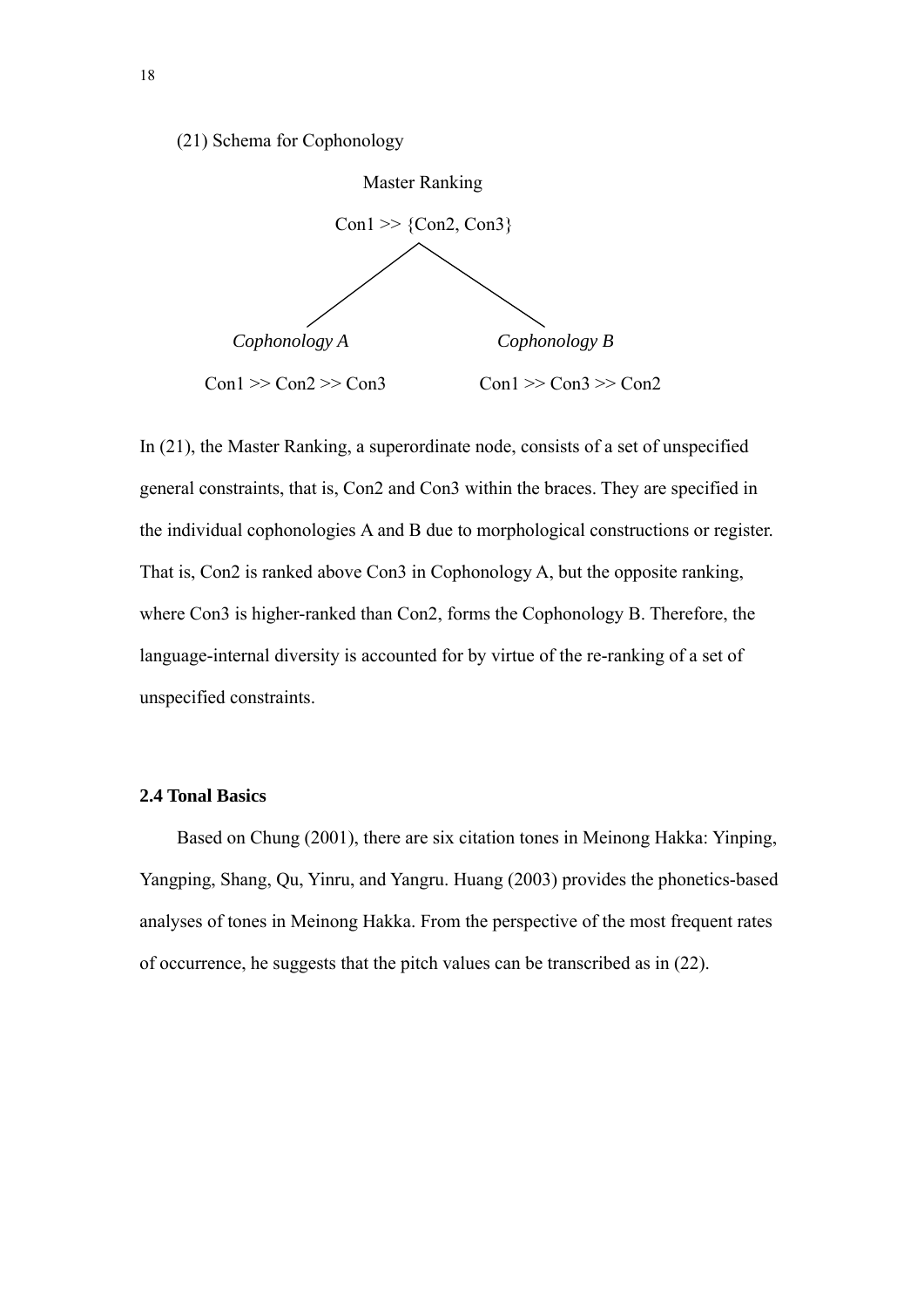(21) Schema for Cophonology

Master Ranking

Con1 >> {Con2, Con3}

*Cophonology A*

Con1 >> Con2 >> Con3

*Cophonology B*

Con1 >> Con3 >> Con2

In (21), the Master Ranking, a superordinate node, consists of a set of unspecified general constraints, that is, Con2 and Con3 within the braces. They are specified in the individual cophonologies A and B due to morphological constructions or register. That is, Con2 is ranked above Con3 in Cophonology A, but the opposite ranking, where Con3 is higher-ranked than Con2, forms the Cophonology B. Therefore, the language-internal diversity is accounted for by virtue of the re-ranking of a set of unspecified constraints.

### 2.4 Tonal Basics

Based on Chung (2001), there are six citation tones in Meinong Hakka: Yinping, Yangping, Shang, Qu, Yinru, and Yangru. Huang (2003) provides the phonetics-based analyses of tones in Meinong Hakka. From the perspective of the most frequent rates of occurrence, he suggests that the pitch values can be transcribed as in (22).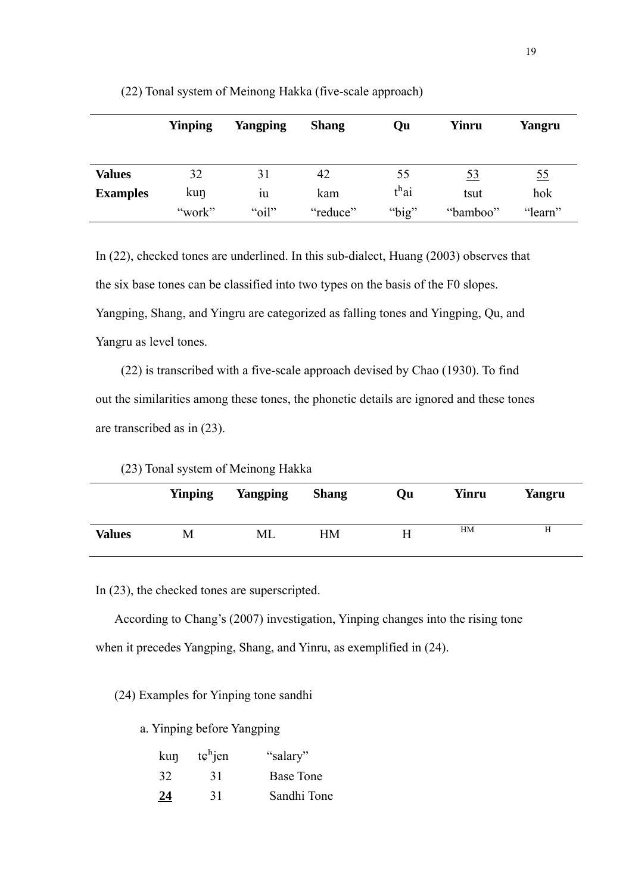(22) Tonal system of Meinong Hakka (five-scale approach)

| | **Yinping** | **Yangping** | **Shang** | **Qu** | **Yinru** | **Yangru** |
|---|---|---|---|---|---|---|
| **Values** | 32 | 31 | 42 | 55 | <u>53</u> | <u>55</u> |
| **Examples** | kuŋ | iu | kam | $t^{h}$ai | tsut | hok |
| | "work" | "oil" | "reduce" | "big" | "bamboo" | "learn" |

In (22), checked tones are underlined. In this sub-dialect, Huang (2003) observes that the six base tones can be classified into two types on the basis of the F0 slopes. Yangping, Shang, and Yingru are categorized as falling tones and Yingping, Qu, and Yangru as level tones.

(22) is transcribed with a five-scale approach devised by Chao (1930). To find out the similarities among these tones, the phonetic details are ignored and these tones are transcribed as in (23).

(23) Tonal system of Meinong Hakka

| | **Yinping** | **Yangping** | **Shang** | **Qu** | **Yinru** | **Yangru** |
|---|---|---|---|---|---|---|
| **Values** | M | ML | HM | H | $^{HM}$ | $^{H}$ |

In (23), the checked tones are superscripted.

According to Chang's (2007) investigation, Yinping changes into the rising tone when it precedes Yangping, Shang, and Yinru, as exemplified in (24).

(24) Examples for Yinping tone sandhi

a. Yinping before Yangping

| | | |
|---|---|---|
| kuŋ | $t\varsigma^{h}$jen | "salary" |
| 32 | 31 | Base Tone |
| **<u>24</u>** | 31 | Sandhi Tone |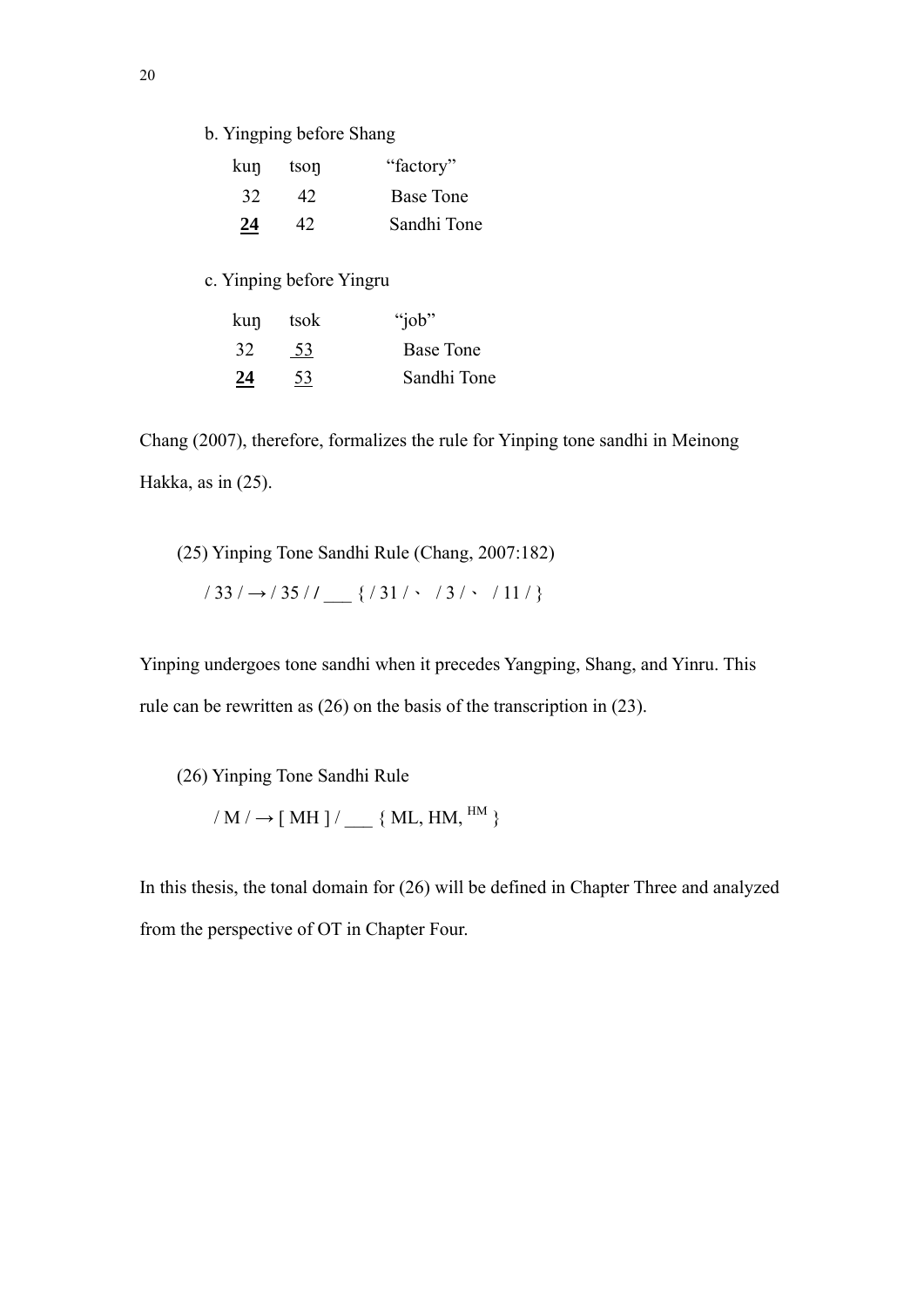b. Yingping before Shang

| | | |
|---|---|---|
| kuŋ | tsoŋ | "factory" |
| 32 | 42 | Base Tone |
| **<u>24</u>** | 42 | Sandhi Tone |

c. Yinping before Yingru

| | | |
|---|---|---|
| kuŋ | tsok | "job" |
| 32 | <u>53</u> | Base Tone |
| **<u>24</u>** | <u>53</u> | Sandhi Tone |

Chang (2007), therefore, formalizes the rule for Yinping tone sandhi in Meinong Hakka, as in (25).

(25) Yinping Tone Sandhi Rule (Chang, 2007:182)

/ 33 / → / 35 / / ___ { / 31 / 、 / 3 / 、 / 11 / }

Yinping undergoes tone sandhi when it precedes Yangping, Shang, and Yinru. This rule can be rewritten as (26) on the basis of the transcription in (23).

(26) Yinping Tone Sandhi Rule

/ M / → [ MH ] / ___ { ML, HM, $^{HM}$ }

In this thesis, the tonal domain for (26) will be defined in Chapter Three and analyzed from the perspective of OT in Chapter Four.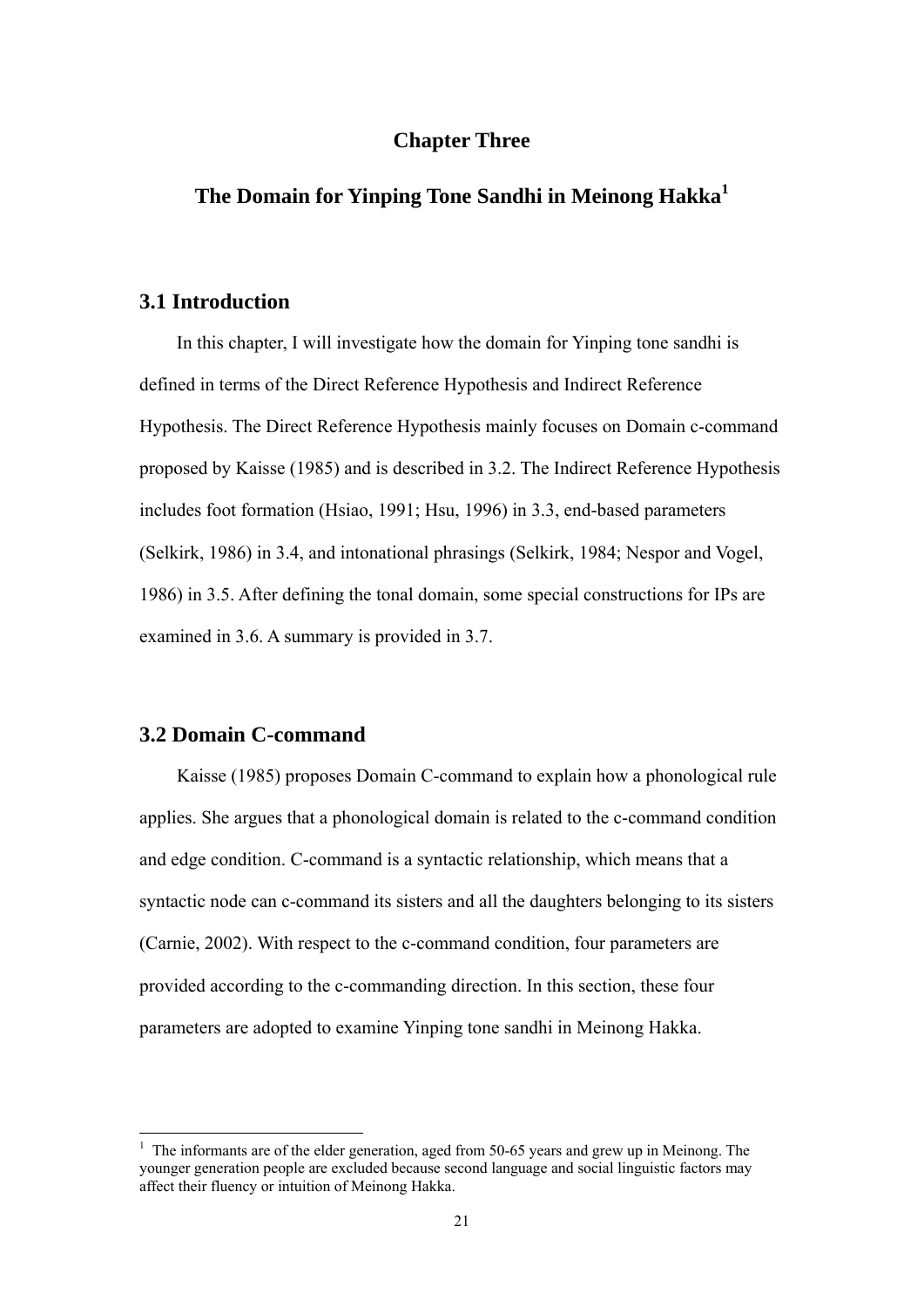# Chapter Three

# The Domain for Yinping Tone Sandhi in Meinong Hakka[1]

## 3.1 Introduction

In this chapter, I will investigate how the domain for Yinping tone sandhi is defined in terms of the Direct Reference Hypothesis and Indirect Reference Hypothesis. The Direct Reference Hypothesis mainly focuses on Domain c-command proposed by Kaisse (1985) and is described in 3.2. The Indirect Reference Hypothesis includes foot formation (Hsiao, 1991; Hsu, 1996) in 3.3, end-based parameters (Selkirk, 1986) in 3.4, and intonational phrasings (Selkirk, 1984; Nespor and Vogel, 1986) in 3.5. After defining the tonal domain, some special constructions for IPs are examined in 3.6. A summary is provided in 3.7.

## 3.2 Domain C-command

Kaisse (1985) proposes Domain C-command to explain how a phonological rule applies. She argues that a phonological domain is related to the c-command condition and edge condition. C-command is a syntactic relationship, which means that a syntactic node can c-command its sisters and all the daughters belonging to its sisters (Carnie, 2002). With respect to the c-command condition, four parameters are provided according to the c-commanding direction. In this section, these four parameters are adopted to examine Yinping tone sandhi in Meinong Hakka.

---

[1] The informants are of the elder generation, aged from 50-65 years and grew up in Meinong. The younger generation people are excluded because second language and social linguistic factors may affect their fluency or intuition of Meinong Hakka.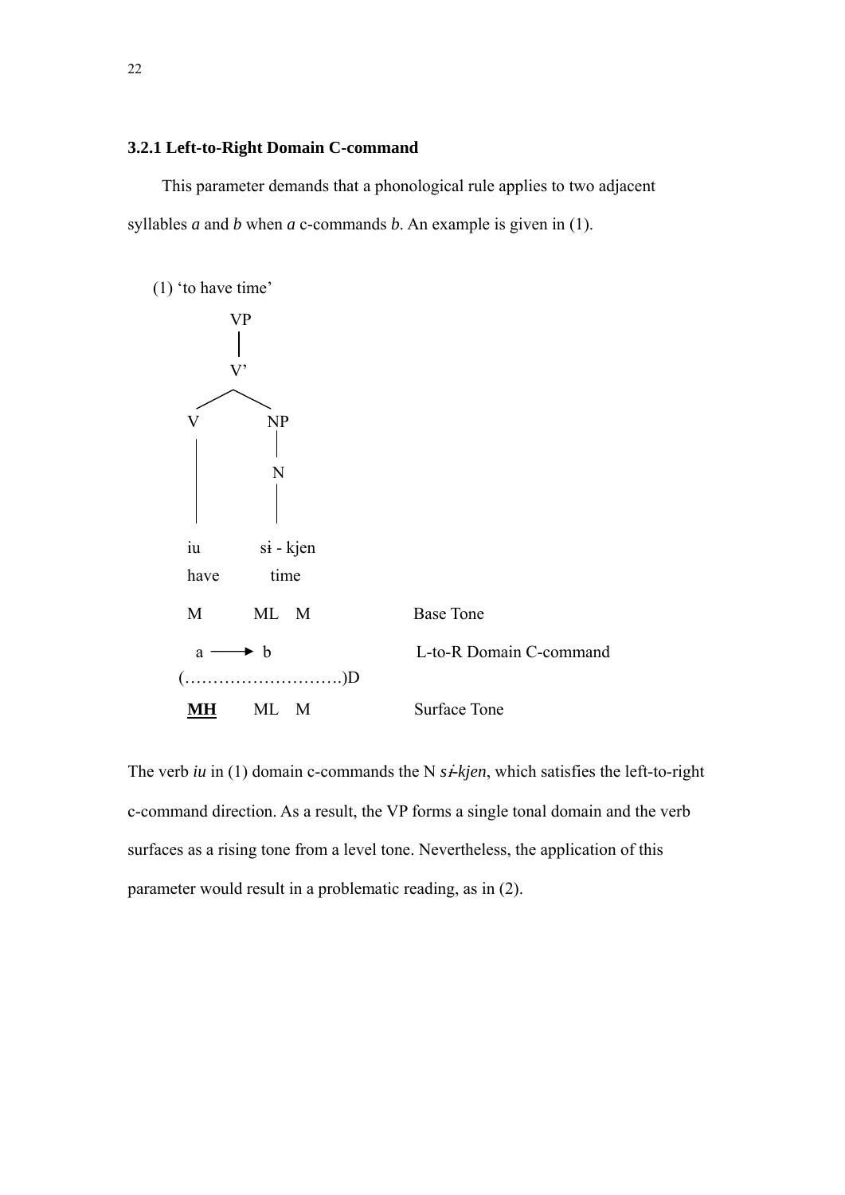### 3.2.1 Left-to-Right Domain C-command

This parameter demands that a phonological rule applies to two adjacent syllables *a* and *b* when *a* c-commands *b*. An example is given in (1).

(1) 'to have time'

```
            VP
            |
            V'
          /    \
        V        NP
        |        |
        |        N
        |        |
        iu       sɨ - kjen
        have       time

        M        ML   M              Base Tone

         a ──────► b                 L-to-R Domain C-command
      (……………………….)D

        MH       ML   M              Surface Tone
```

The verb *iu* in (1) domain c-commands the N *sɨ-kjen*, which satisfies the left-to-right c-command direction. As a result, the VP forms a single tonal domain and the verb surfaces as a rising tone from a level tone. Nevertheless, the application of this parameter would result in a problematic reading, as in (2).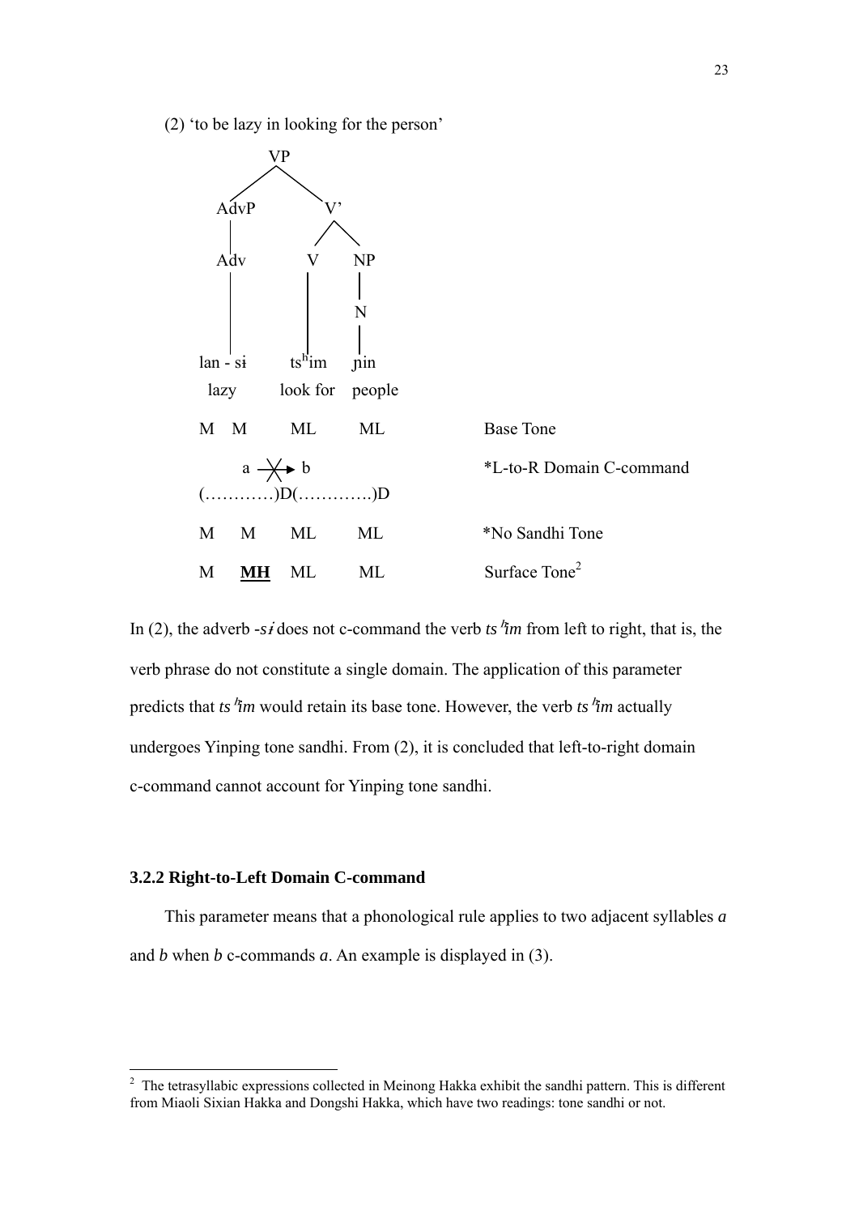(2) 'to be lazy in looking for the person'

```
              VP
           /      \
       AdvP        V'
        |         /  \
       Adv       V    NP
        |        |     |
        |        |     N
        |        |     |
    lan - sɨ   tsʰim   ɲin
     lazy     look for  people

    M    M      ML      ML          Base Tone

         a  -/->  b                 *L-to-R Domain C-command
    (…………)D(………….)D

    M    M      ML      ML          *No Sandhi Tone

    M    MH     ML      ML          Surface Tone[2]
```

In (2), the adverb *-sɨ* does not c-command the verb *tsʰim* from left to right, that is, the verb phrase do not constitute a single domain. The application of this parameter predicts that *tsʰim* would retain its base tone. However, the verb *tsʰim* actually undergoes Yinping tone sandhi. From (2), it is concluded that left-to-right domain c-command cannot account for Yinping tone sandhi.

### 3.2.2 Right-to-Left Domain C-command

This parameter means that a phonological rule applies to two adjacent syllables *a* and *b* when *b* c-commands *a*. An example is displayed in (3).

[2] The tetrasyllabic expressions collected in Meinong Hakka exhibit the sandhi pattern. This is different from Miaoli Sixian Hakka and Dongshi Hakka, which have two readings: tone sandhi or not.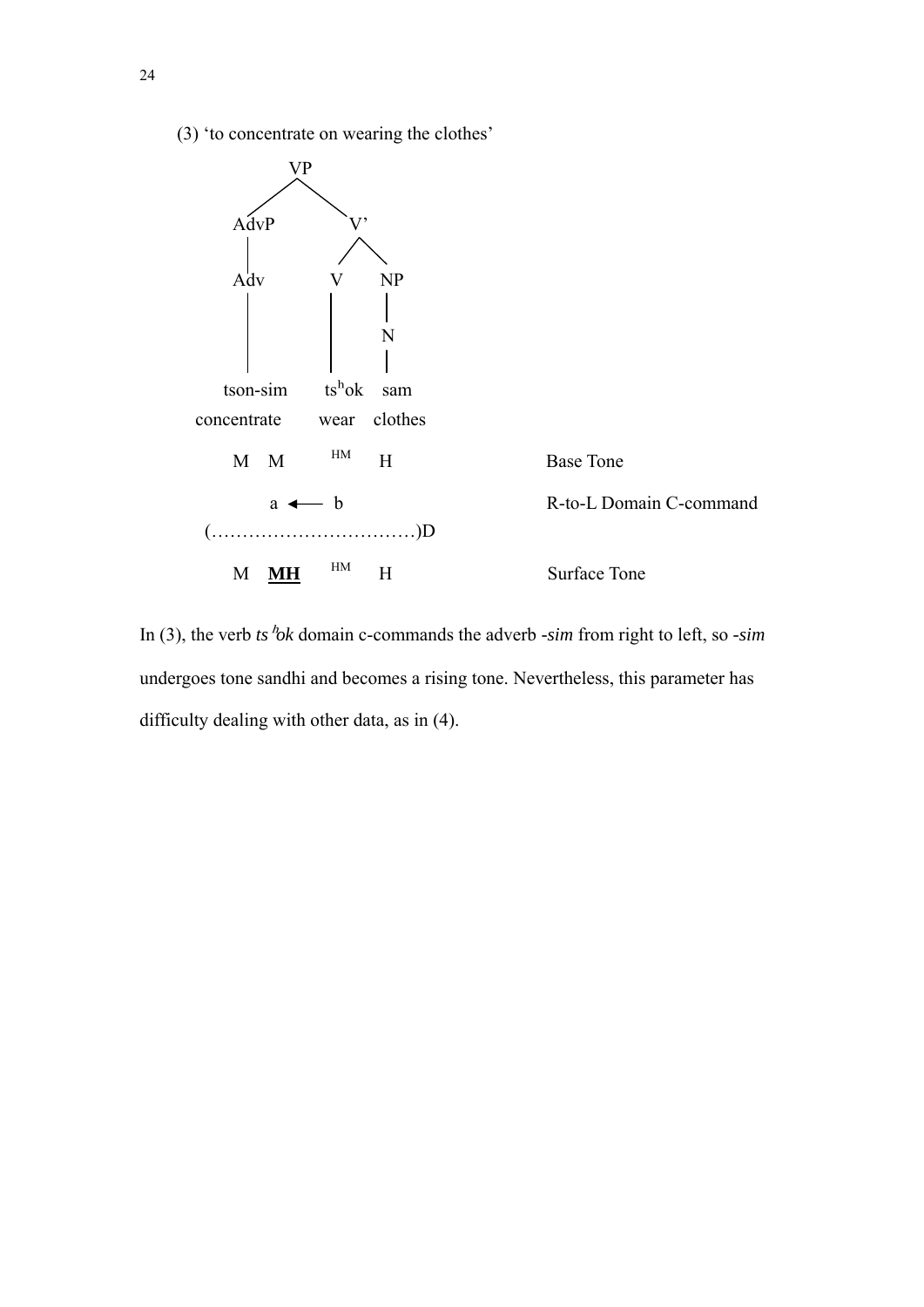(3) 'to concentrate on wearing the clothes'

```
                VP
             /      \
         AdvP         V'
          |          /   \
         Adv        V     NP
          |         |      |
          |         |      N
          |         |      |
      tson-sim    tsʰok   sam
    concentrate   wear   clothes

      M   M        HM     H          Base Tone

          a  <---  b                 R-to-L Domain C-command
    (.............................)D

      M   MH       HM     H          Surface Tone
```

In (3), the verb *ts ʰok* domain c-commands the adverb *-sim* from right to left, so *-sim* undergoes tone sandhi and becomes a rising tone. Nevertheless, this parameter has difficulty dealing with other data, as in (4).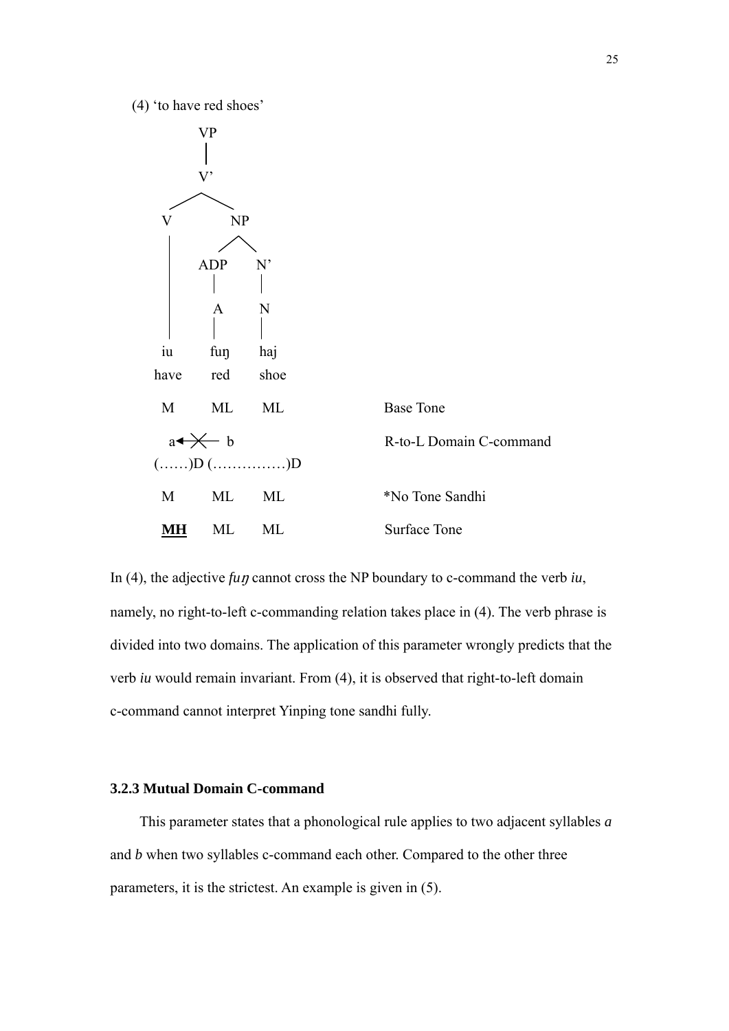(4) 'to have red shoes'

```
          VP
          |
          V'
        /    \
      V        NP
      |       /   \
      |     ADP    N'
      |      |     |
      |      A     N
      |      |     |
     iu     fuŋ   haj
    have    red   shoe
```

| | | | |
|---|---|---|---|
| M | ML | ML | Base Tone |
| a ←✕— b | | | R-to-L Domain C-command |
| (……)D | (……………)D | | |
| M | ML | ML | *No Tone Sandhi |
| **MH** | ML | ML | Surface Tone |

In (4), the adjective *fuŋ* cannot cross the NP boundary to c-command the verb *iu*, namely, no right-to-left c-commanding relation takes place in (4). The verb phrase is divided into two domains. The application of this parameter wrongly predicts that the verb *iu* would remain invariant. From (4), it is observed that right-to-left domain c-command cannot interpret Yinping tone sandhi fully.

### 3.2.3 Mutual Domain C-command

This parameter states that a phonological rule applies to two adjacent syllables *a* and *b* when two syllables c-command each other. Compared to the other three parameters, it is the strictest. An example is given in (5).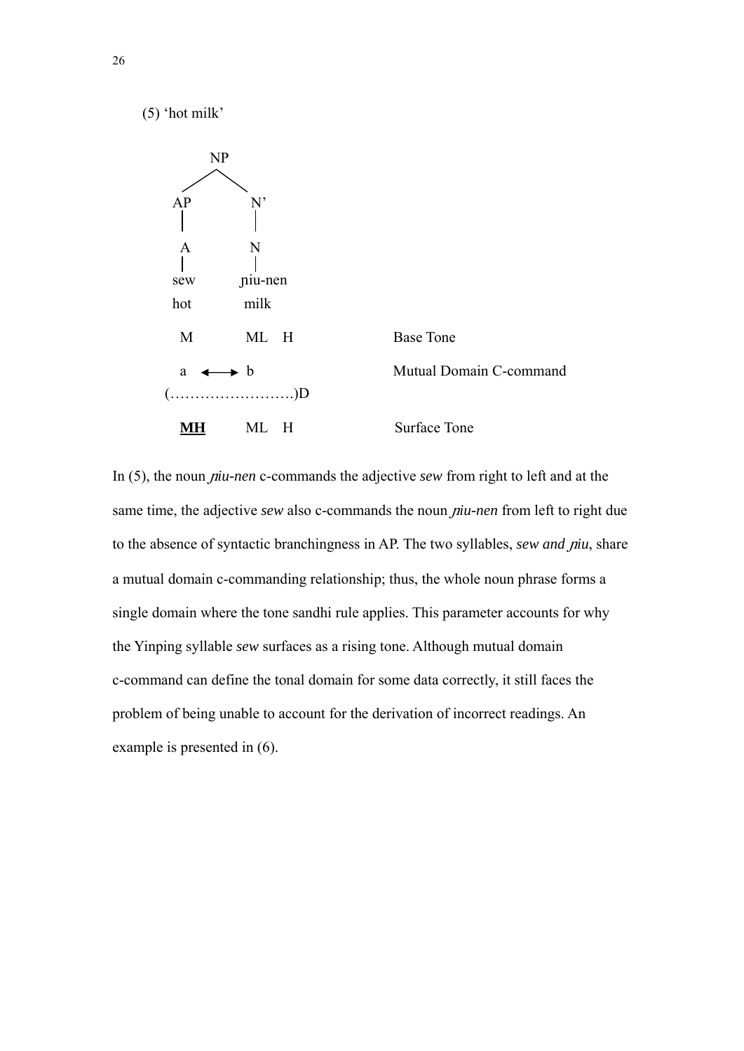(5) 'hot milk'

```
        NP
       /  \
     AP    N'
     |     |
     A     N
     |     |
    sew   ɲiu-nen
    hot    milk

     M     ML  H          Base Tone

     a  ←→  b             Mutual Domain C-command
   (…………………….)D

    MH     ML  H          Surface Tone
```

In (5), the noun *ɲiu-nen* c-commands the adjective *sew* from right to left and at the same time, the adjective *sew* also c-commands the noun *ɲiu-nen* from left to right due to the absence of syntactic branchingness in AP. The two syllables, *sew and ɲiu*, share a mutual domain c-commanding relationship; thus, the whole noun phrase forms a single domain where the tone sandhi rule applies. This parameter accounts for why the Yinping syllable *sew* surfaces as a rising tone. Although mutual domain c-command can define the tonal domain for some data correctly, it still faces the problem of being unable to account for the derivation of incorrect readings. An example is presented in (6).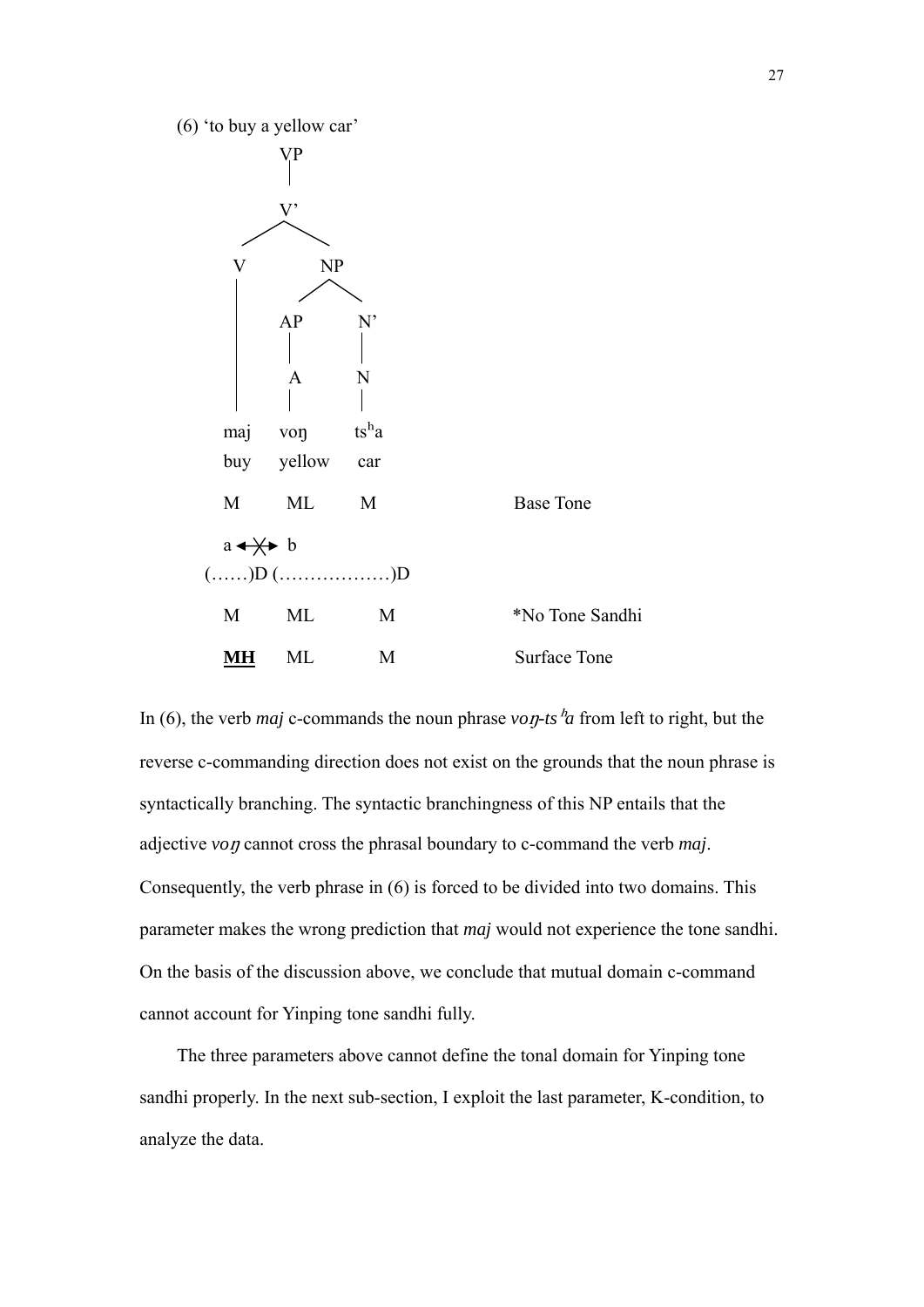(6) 'to buy a yellow car'

```
              VP
              |
              V'
           /      \
         V          NP
         |        /    \
         |      AP      N'
         |      |       |
         |      A       N
         |      |       |
        maj    voŋ     tsʰa
        buy    yellow  car
```

| | | | |
|---|---|---|---|
| M | ML | M | Base Tone |
| a ◄✕► b | | | |
| (……)D (………………)D | | | |
| M | ML | M | *No Tone Sandhi |
| **MH** | ML | M | Surface Tone |

In (6), the verb *maj* c-commands the noun phrase *voŋ-tsʰa* from left to right, but the reverse c-commanding direction does not exist on the grounds that the noun phrase is syntactically branching. The syntactic branchingness of this NP entails that the adjective *voŋ* cannot cross the phrasal boundary to c-command the verb *maj*. Consequently, the verb phrase in (6) is forced to be divided into two domains. This parameter makes the wrong prediction that *maj* would not experience the tone sandhi. On the basis of the discussion above, we conclude that mutual domain c-command cannot account for Yinping tone sandhi fully.

The three parameters above cannot define the tonal domain for Yinping tone sandhi properly. In the next sub-section, I exploit the last parameter, K-condition, to analyze the data.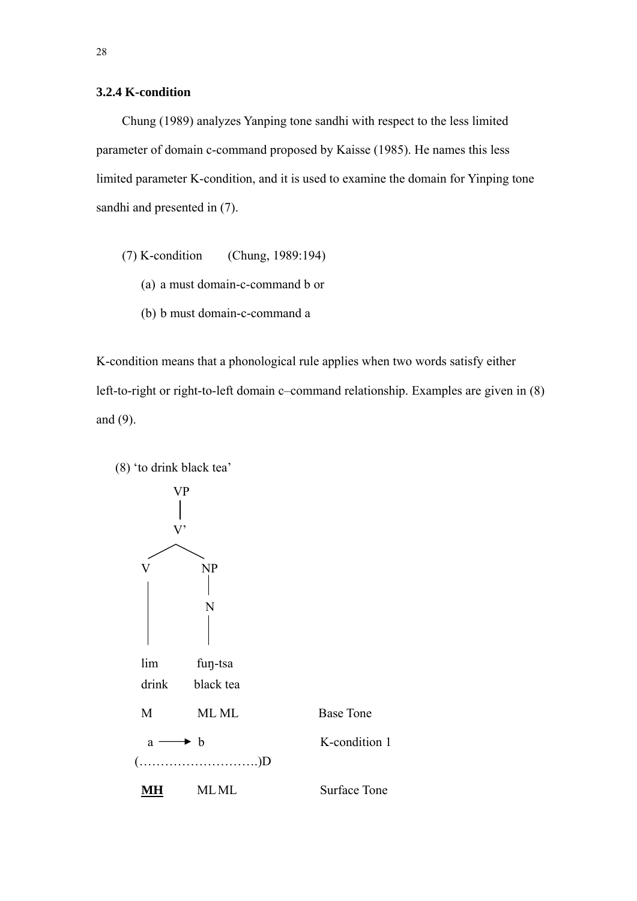### 3.2.4 K-condition

Chung (1989) analyzes Yanping tone sandhi with respect to the less limited parameter of domain c-command proposed by Kaisse (1985). He names this less limited parameter K-condition, and it is used to examine the domain for Yinping tone sandhi and presented in (7).

(7) K-condition (Chung, 1989:194)

(a) a must domain-c-command b or

(b) b must domain-c-command a

K-condition means that a phonological rule applies when two words satisfy either left-to-right or right-to-left domain c–command relationship. Examples are given in (8) and (9).

(8) 'to drink black tea'

```
        VP
        |
        V'
       /  \
      V    NP
      |    |
      |    N
      |    |
     lim   fuŋ-tsa
     drink black tea

     M     ML ML          Base Tone

     a ──→ b              K-condition 1
   (…………………………)D

     MH    ML ML          Surface Tone
```

(In the surface tone line, **MH** is bold and underlined.)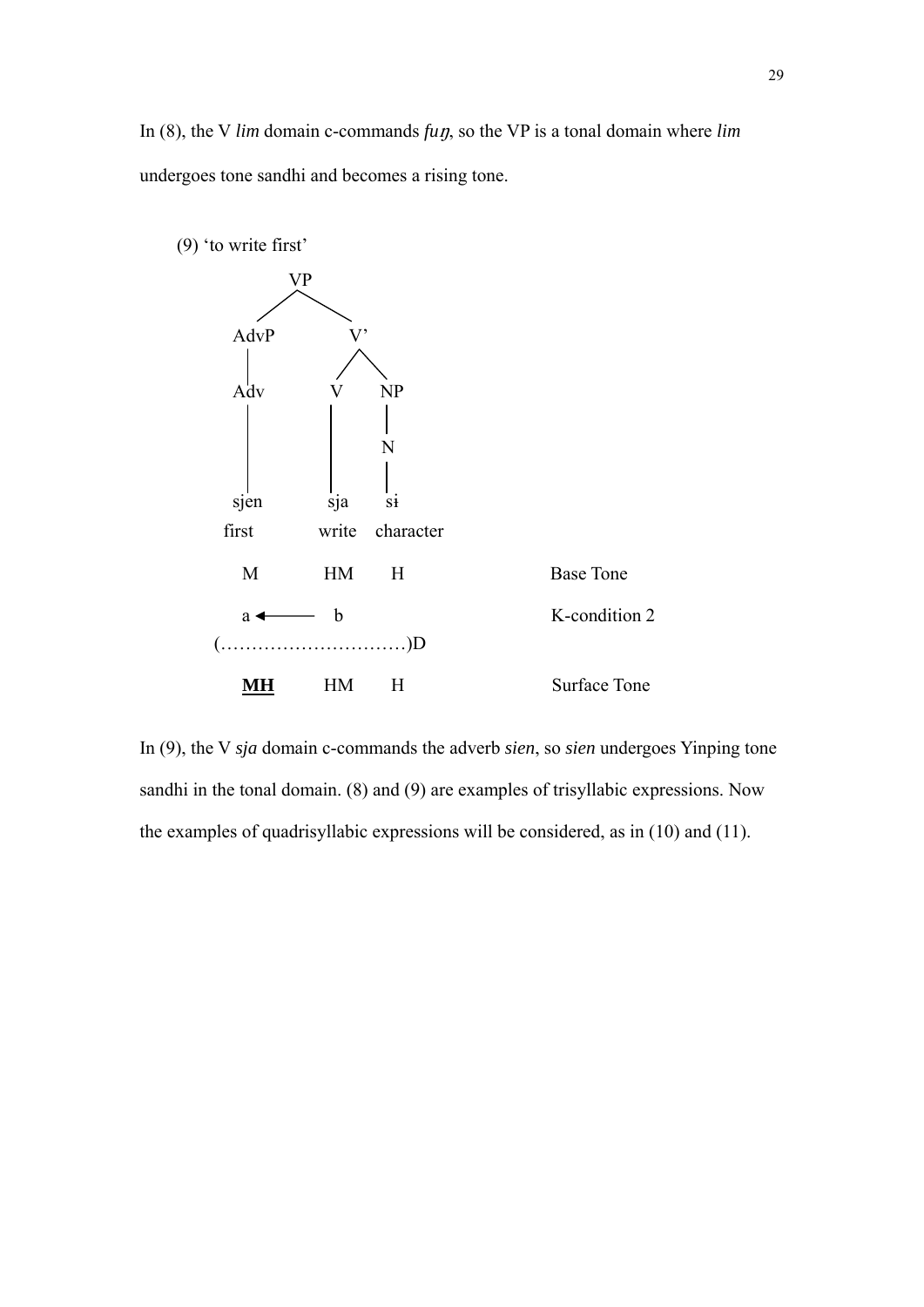In (8), the V *lim* domain c-commands *fuŋ*, so the VP is a tonal domain where *lim* undergoes tone sandhi and becomes a rising tone.

(9) 'to write first'

```
            VP
          /    \
      AdvP      V'
       |       /  \
      Adv     V    NP
       |      |     |
       |      |     N
       |      |     |
     sjen    sja   sɨ
     first   write character

      M       HM    H          Base Tone

      a ◄──── b                K-condition 2
   (…………………………)D

      MH      HM    H          Surface Tone
```

In (9), the V *sja* domain c-commands the adverb *sien*, so *sien* undergoes Yinping tone sandhi in the tonal domain. (8) and (9) are examples of trisyllabic expressions. Now the examples of quadrisyllabic expressions will be considered, as in (10) and (11).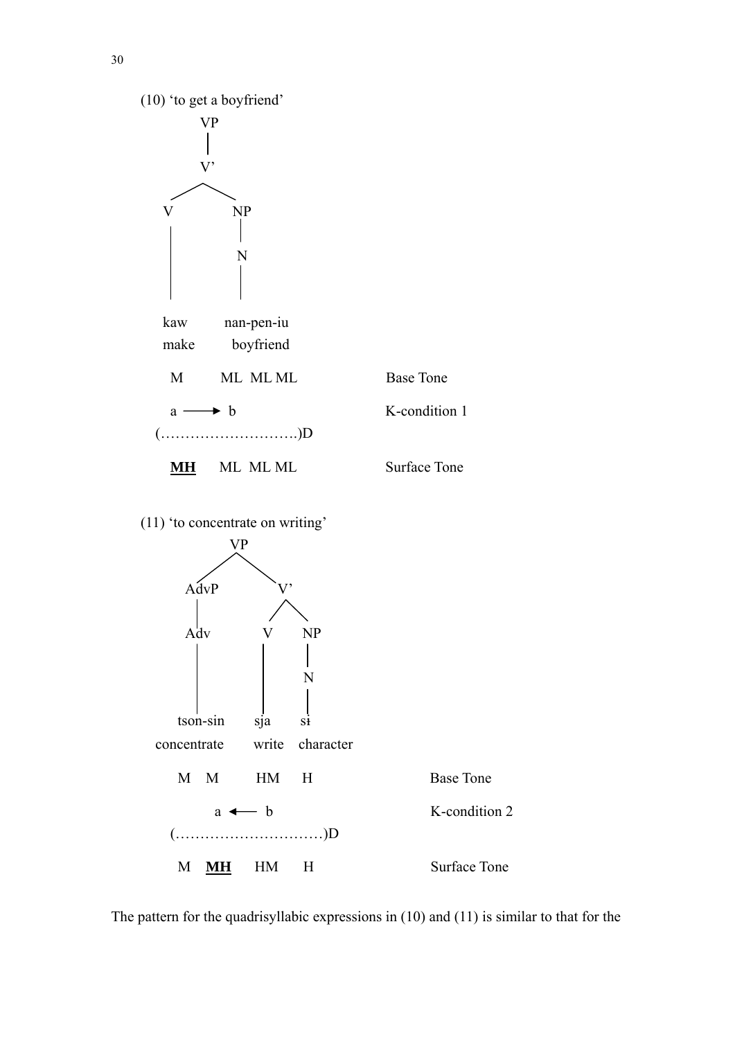(10) 'to get a boyfriend'

```
        VP
        |
        V'
       /  \
      V    NP
      |    |
      |    N
      |    |
     kaw   nan-pen-iu
     make   boyfriend

     M      ML  ML ML              Base Tone

     a ——→ b                       K-condition 1
   (…………………………)D

     MH     ML  ML ML              Surface Tone
```

(11) 'to concentrate on writing'

```
            VP
          /    \
       AdvP     V'
        |      /  \
       Adv    V    NP
        |     |    |
        |     |    N
        |     |    |
     tson-sin  sja   sɨ
   concentrate write character

      M   M    HM    H              Base Tone

          a ←— b                    K-condition 2
    (…………………………)D

      M   MH   HM    H              Surface Tone
```

The pattern for the quadrisyllabic expressions in (10) and (11) is similar to that for the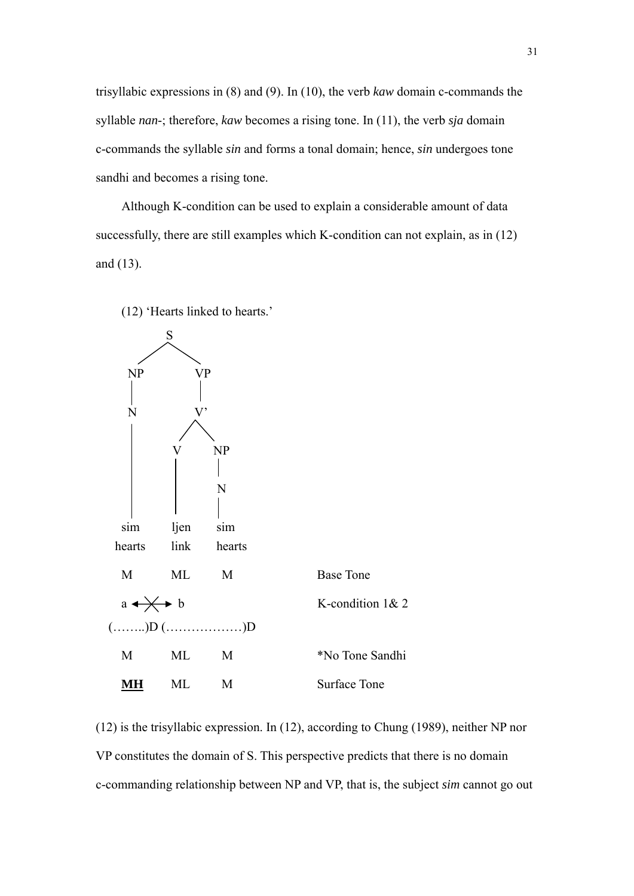trisyllabic expressions in (8) and (9). In (10), the verb *kaw* domain c-commands the syllable *nan-*; therefore, *kaw* becomes a rising tone. In (11), the verb *sja* domain c-commands the syllable *sin* and forms a tonal domain; hence, *sin* undergoes tone sandhi and becomes a rising tone.

Although K-condition can be used to explain a considerable amount of data successfully, there are still examples which K-condition can not explain, as in (12) and (13).

(12) 'Hearts linked to hearts.'

```
              S
            /   \
          NP     VP
          |       |
          N       V'
          |      /  \
          |     V    NP
          |     |     |
          |     |     N
          |     |     |
         sim   ljen  sim
        hearts link  hearts
```

| | | | |
|---|---|---|---|
| M | ML | M | Base Tone |
| a ◄╳► b | | | K-condition 1& 2 |
| (……..)D (………………)D | | | |
| M | ML | M | *No Tone Sandhi |
| **MH** | ML | M | Surface Tone |

(12) is the trisyllabic expression. In (12), according to Chung (1989), neither NP nor VP constitutes the domain of S. This perspective predicts that there is no domain c-commanding relationship between NP and VP, that is, the subject *sim* cannot go out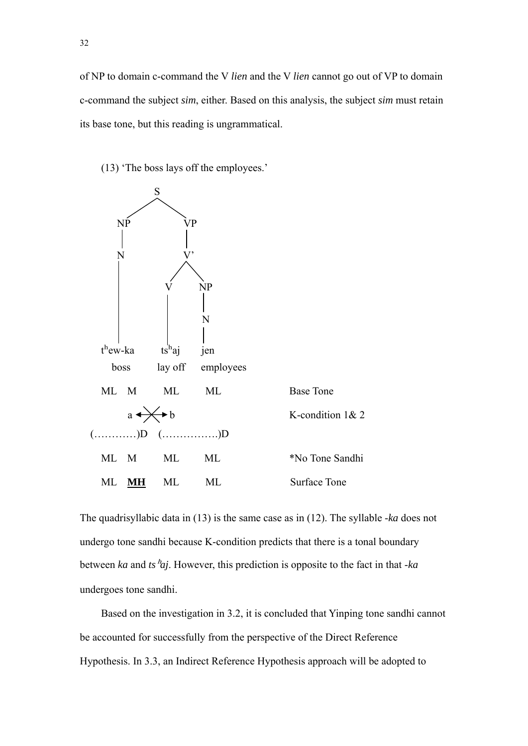of NP to domain c-command the V *lien* and the V *lien* cannot go out of VP to domain c-command the subject *sim*, either. Based on this analysis, the subject *sim* must retain its base tone, but this reading is ungrammatical.

(13) 'The boss lays off the employees.'

```
                S
              /   \
           NP       VP
           |        |
           N        V'
           |       /  \
           |      V    NP
           |      |    |
           |      |    N
           |      |    |
      tʰew-ka   tsʰaj  jen
       boss    lay off employees
```

| | | | | |
|---|---|---|---|---|
| ML | M | ML | ML | Base Tone |
| | a ◄✕► b | | | K-condition 1& 2 |
| (…………)D | | (…………….)D | | |
| ML | M | ML | ML | *No Tone Sandhi |
| ML | **MH** | ML | ML | Surface Tone |

The quadrisyllabic data in (13) is the same case as in (12). The syllable *-ka* does not undergo tone sandhi because K-condition predicts that there is a tonal boundary between *ka* and *tsʰaj*. However, this prediction is opposite to the fact in that *-ka* undergoes tone sandhi.

Based on the investigation in 3.2, it is concluded that Yinping tone sandhi cannot be accounted for successfully from the perspective of the Direct Reference Hypothesis. In 3.3, an Indirect Reference Hypothesis approach will be adopted to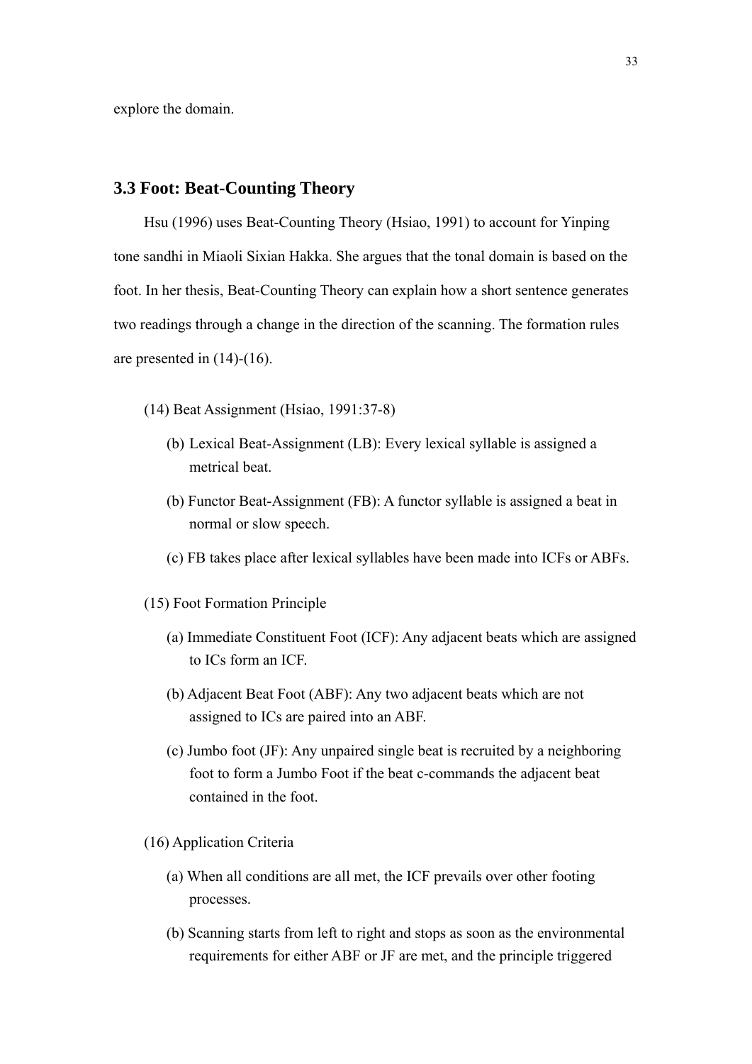explore the domain.

## 3.3 Foot: Beat-Counting Theory

Hsu (1996) uses Beat-Counting Theory (Hsiao, 1991) to account for Yinping tone sandhi in Miaoli Sixian Hakka. She argues that the tonal domain is based on the foot. In her thesis, Beat-Counting Theory can explain how a short sentence generates two readings through a change in the direction of the scanning. The formation rules are presented in (14)-(16).

(14) Beat Assignment (Hsiao, 1991:37-8)

- (b) Lexical Beat-Assignment (LB): Every lexical syllable is assigned a metrical beat.
- (b) Functor Beat-Assignment (FB): A functor syllable is assigned a beat in normal or slow speech.
- (c) FB takes place after lexical syllables have been made into ICFs or ABFs.

(15) Foot Formation Principle

- (a) Immediate Constituent Foot (ICF): Any adjacent beats which are assigned to ICs form an ICF.
- (b) Adjacent Beat Foot (ABF): Any two adjacent beats which are not assigned to ICs are paired into an ABF.
- (c) Jumbo foot (JF): Any unpaired single beat is recruited by a neighboring foot to form a Jumbo Foot if the beat c-commands the adjacent beat contained in the foot.

(16) Application Criteria

- (a) When all conditions are all met, the ICF prevails over other footing processes.
- (b) Scanning starts from left to right and stops as soon as the environmental requirements for either ABF or JF are met, and the principle triggered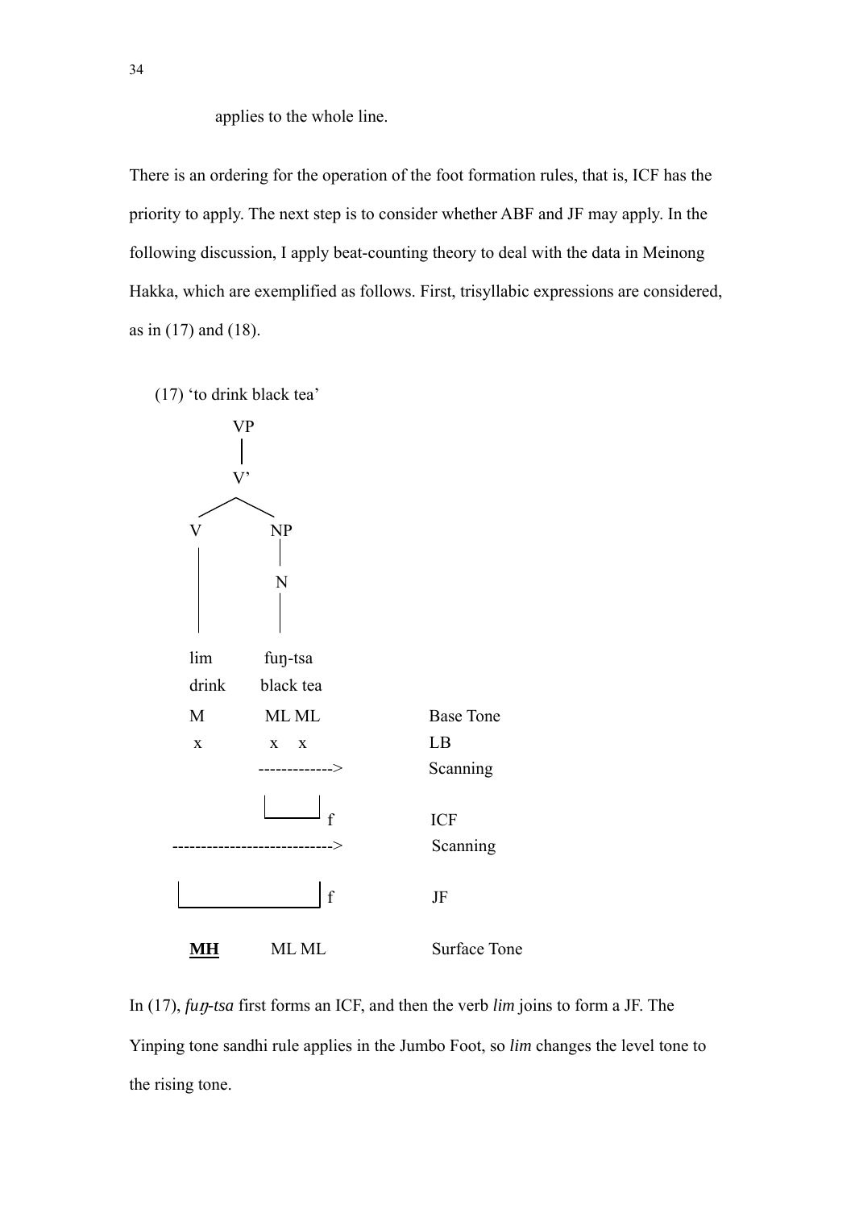applies to the whole line.

There is an ordering for the operation of the foot formation rules, that is, ICF has the priority to apply. The next step is to consider whether ABF and JF may apply. In the following discussion, I apply beat-counting theory to deal with the data in Meinong Hakka, which are exemplified as follows. First, trisyllabic expressions are considered, as in (17) and (18).

(17) ‘to drink black tea’

```
            VP
            |
            V'
          /    \
        V        NP
        |        |
        |        N
        |        |
       lim      fuŋ-tsa
       drink    black tea
       M        ML ML            Base Tone
       x         x   x           LB
               ------------>     Scanning
                |_____| f        ICF
   --------------------------->  Scanning
   |__________________| f        JF
       MH        ML ML           Surface Tone
```

In (17), *fuŋ-tsa* first forms an ICF, and then the verb *lim* joins to form a JF. The Yinping tone sandhi rule applies in the Jumbo Foot, so *lim* changes the level tone to the rising tone.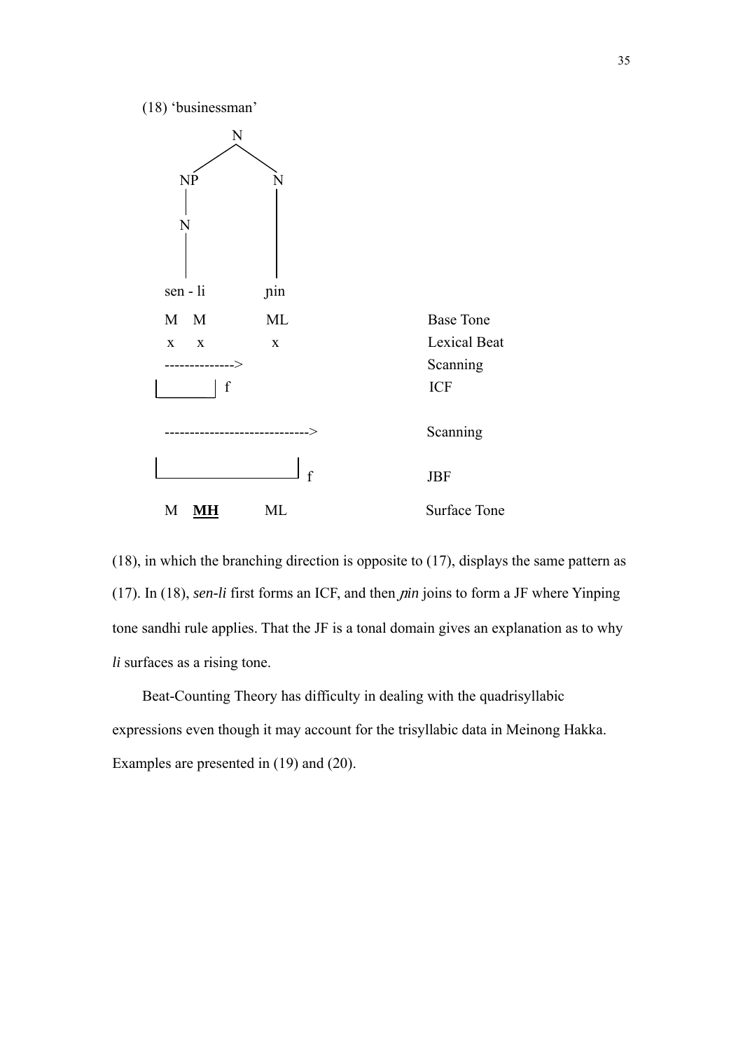(18) 'businessman'

```
              N
           /     \
        NP         N
        |          |
        N          |
        |          |
     sen - li     ɲin

     M    M        ML                     Base Tone
     x    x        x                      Lexical Beat
     -------------->                      Scanning
    |_________| f                         ICF

     ---------------------------->        Scanning

    |___________________________| f       JBF

     M   MH        ML                     Surface Tone
```

(18), in which the branching direction is opposite to (17), displays the same pattern as (17). In (18), *sen-li* first forms an ICF, and then *ɲin* joins to form a JF where Yinping tone sandhi rule applies. That the JF is a tonal domain gives an explanation as to why *li* surfaces as a rising tone.

Beat-Counting Theory has difficulty in dealing with the quadrisyllabic expressions even though it may account for the trisyllabic data in Meinong Hakka. Examples are presented in (19) and (20).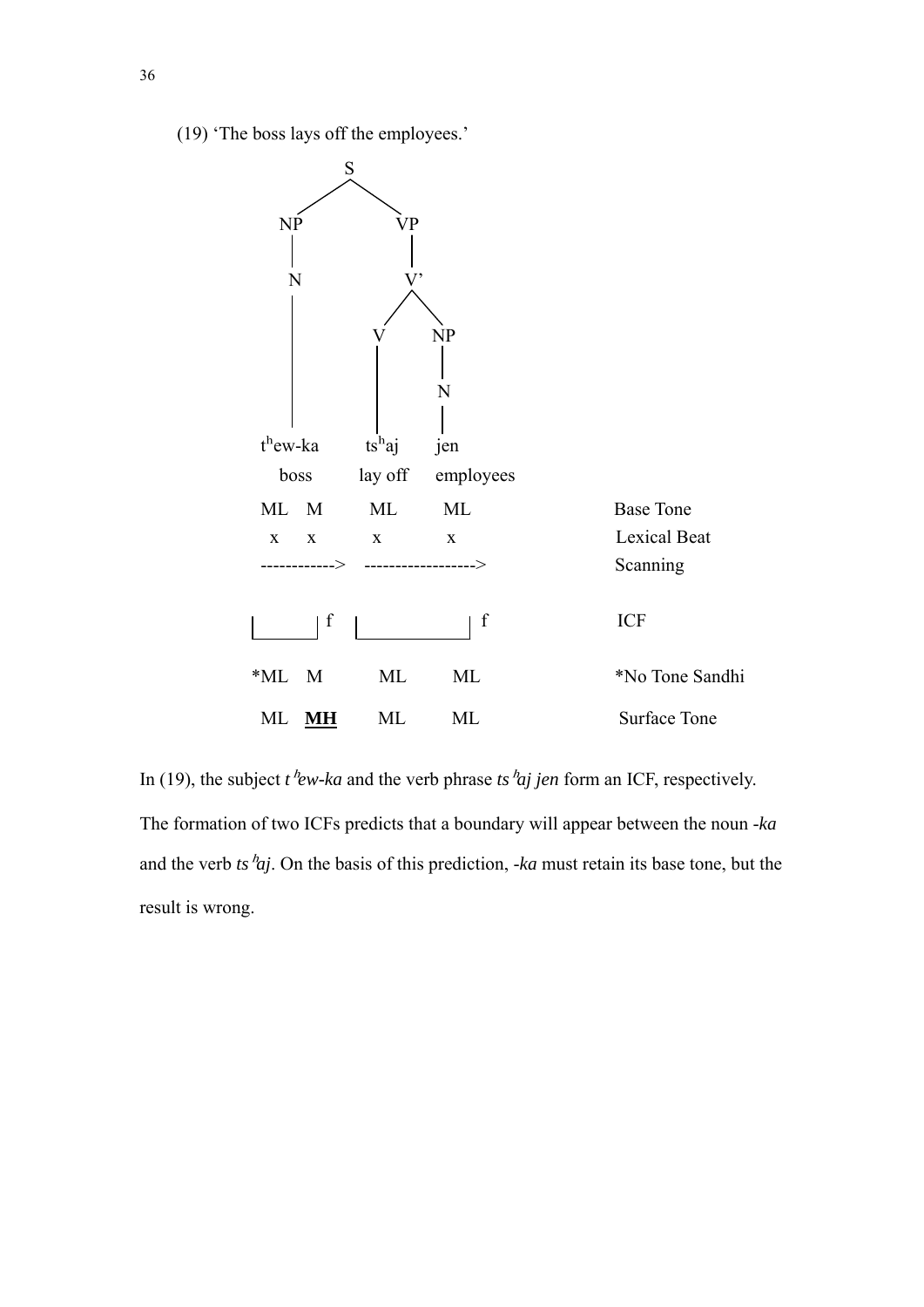(19) 'The boss lays off the employees.'

```
                    S
                 /     \
               NP       VP
               |        |
               N        V'
               |       /  \
               |      V    NP
               |      |    |
               |      |    N
               |      |    |
          tʰew-ka   tsʰaj  jen
            boss   lay off  employees

          ML   M     ML     ML          Base Tone
           x   x      x      x          Lexical Beat
          ----------->  ----------------->   Scanning

          |______| f  |___________| f   ICF

         *ML   M     ML     ML          *No Tone Sandhi

          ML   MH    ML     ML          Surface Tone
```

In (19), the subject *tʰew-ka* and the verb phrase *tsʰaj jen* form an ICF, respectively. The formation of two ICFs predicts that a boundary will appear between the noun *-ka* and the verb *tsʰaj*. On the basis of this prediction, *-ka* must retain its base tone, but the result is wrong.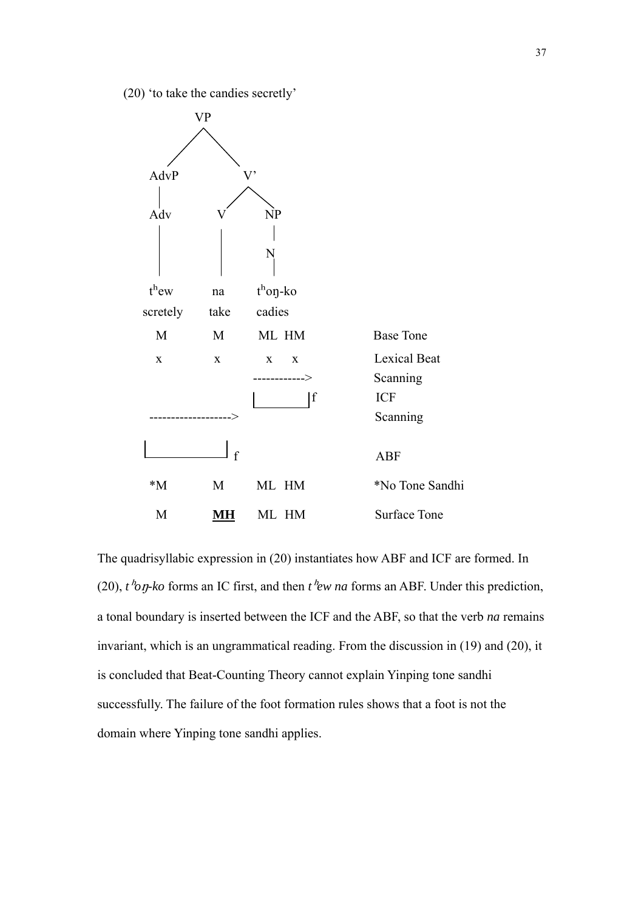(20) 'to take the candies secretly'

```
                VP
              /    \
          AdvP      V'
           |       /  \
          Adv     V    NP
           |      |     |
           |      |     N
           |      |     |
         tʰew     na   tʰoŋ-ko
       scretely  take  cadies
```

| | | | | |
|---|---|---|---|---|
| M | M | ML | HM | Base Tone |
| x | x | x | x | Lexical Beat |
| | | ------------> | | Scanning |
| | | [ | ]f | ICF |
| ------------------> | | | | Scanning |
| [ | ]f | | | ABF |
| *M | M | ML | HM | *No Tone Sandhi |
| M | **MH** | ML | HM | Surface Tone |

The quadrisyllabic expression in (20) instantiates how ABF and ICF are formed. In (20), *tʰoŋ-ko* forms an IC first, and then *tʰew na* forms an ABF. Under this prediction, a tonal boundary is inserted between the ICF and the ABF, so that the verb *na* remains invariant, which is an ungrammatical reading. From the discussion in (19) and (20), it is concluded that Beat-Counting Theory cannot explain Yinping tone sandhi successfully. The failure of the foot formation rules shows that a foot is not the domain where Yinping tone sandhi applies.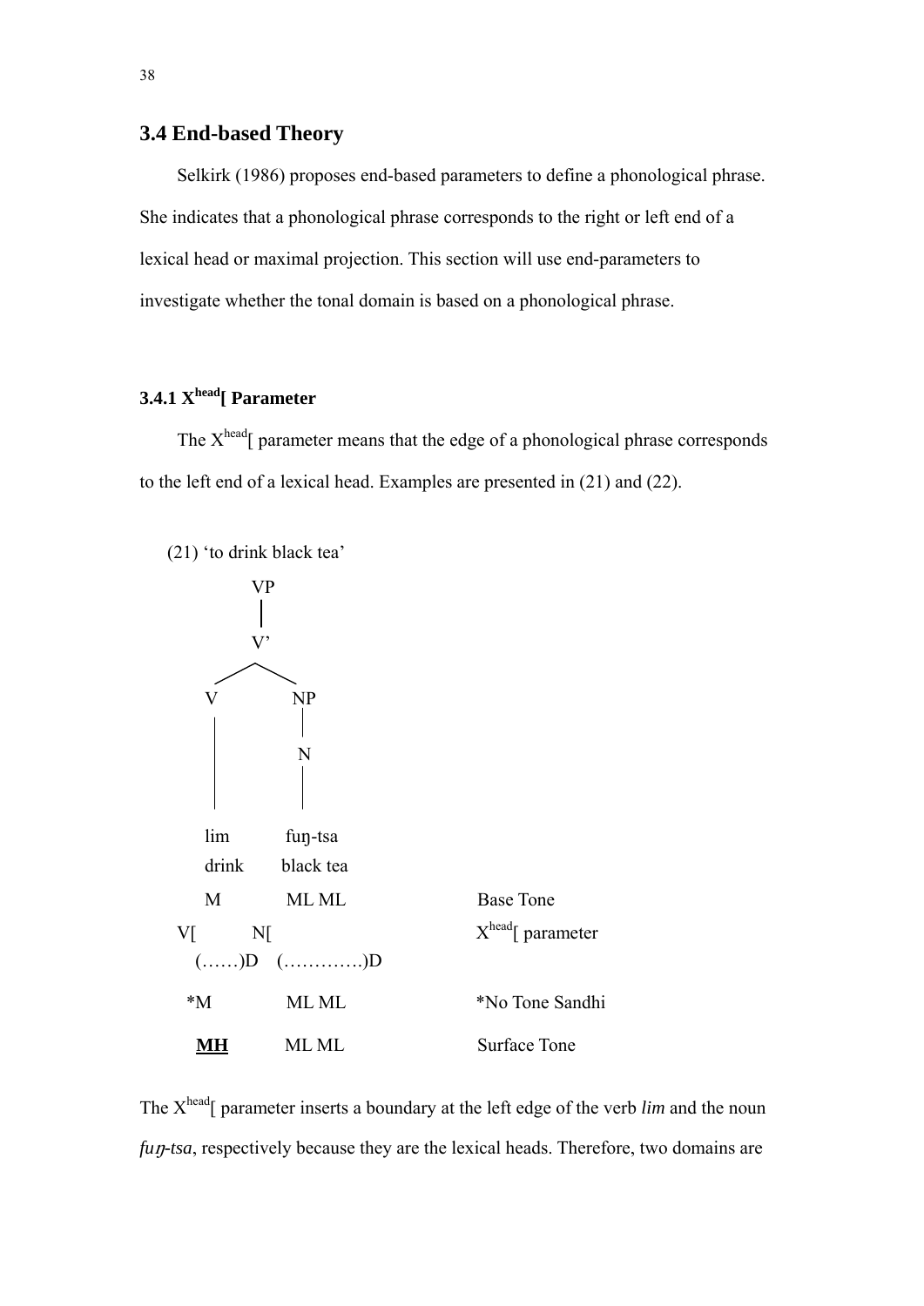## 3.4 End-based Theory

Selkirk (1986) proposes end-based parameters to define a phonological phrase. She indicates that a phonological phrase corresponds to the right or left end of a lexical head or maximal projection. This section will use end-parameters to investigate whether the tonal domain is based on a phonological phrase.

### 3.4.1 X^head[ Parameter

The X^head[ parameter means that the edge of a phonological phrase corresponds to the left end of a lexical head. Examples are presented in (21) and (22).

(21) 'to drink black tea'

```
          VP
          |
          V'
         /  \
        V    NP
        |    |
        |    N
        |    |
       lim   fuŋ-tsa
       drink black tea
```

| | | |
|---|---|---|
| M | ML ML | Base Tone |
| V[ | N[ | X^head[ parameter |
| (……)D | (………….)D | |
| *M | ML ML | *No Tone Sandhi |
| **<u>MH</u>** | ML ML | Surface Tone |

The X^head[ parameter inserts a boundary at the left edge of the verb *lim* and the noun *fuŋ-tsa*, respectively because they are the lexical heads. Therefore, two domains are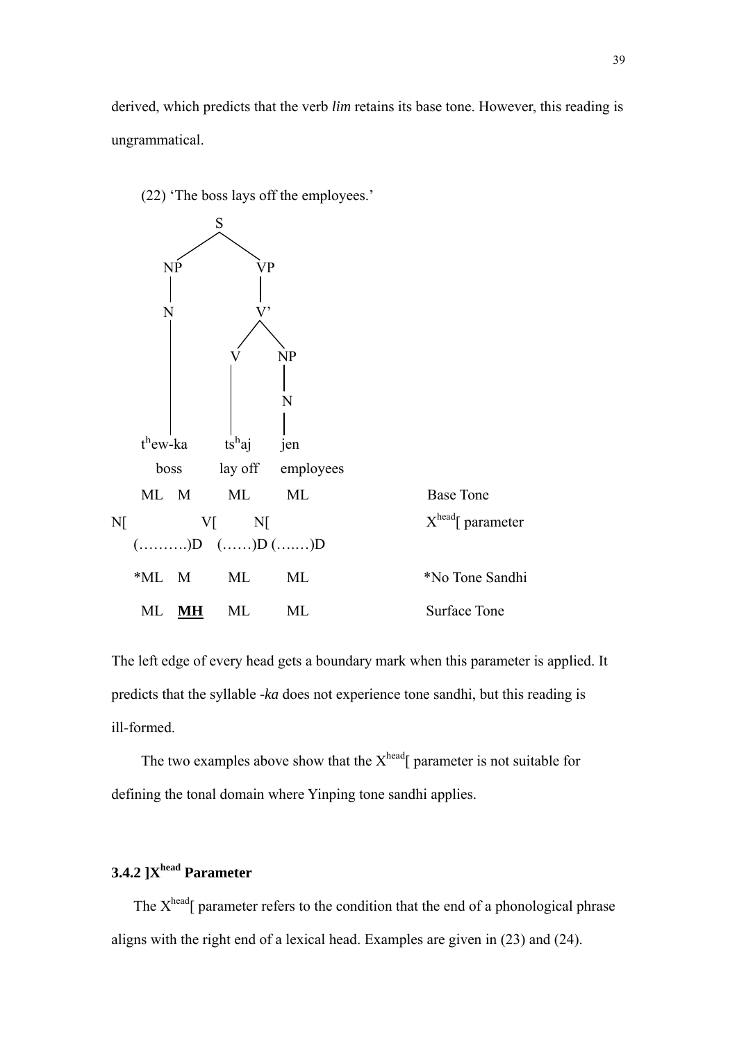derived, which predicts that the verb *lim* retains its base tone. However, this reading is ungrammatical.

(22) 'The boss lays off the employees.'

```
                S
              /   \
           NP       VP
           |         |
           N         V'
           |        /  \
           |       V    NP
           |       |     |
           |       |     N
           |       |     |
      tʰew-ka    tsʰaj   jen
        boss     lay off  employees
```

| | | | | |
|---|---|---|---|---|
| | ML M | ML | ML | Base Tone |
| N[ | | V[ | N[ | $X^{head}$[ parameter |
| | (……….)D | (……)D | (…..…)D | |
| | *ML M | ML | ML | *No Tone Sandhi |
| | ML **MH** | ML | ML | Surface Tone |

The left edge of every head gets a boundary mark when this parameter is applied. It predicts that the syllable *-ka* does not experience tone sandhi, but this reading is ill-formed.

The two examples above show that the $X^{head}$[ parameter is not suitable for defining the tonal domain where Yinping tone sandhi applies.

### 3.4.2 ]$X^{head}$ Parameter

The $X^{head}$[ parameter refers to the condition that the end of a phonological phrase aligns with the right end of a lexical head. Examples are given in (23) and (24).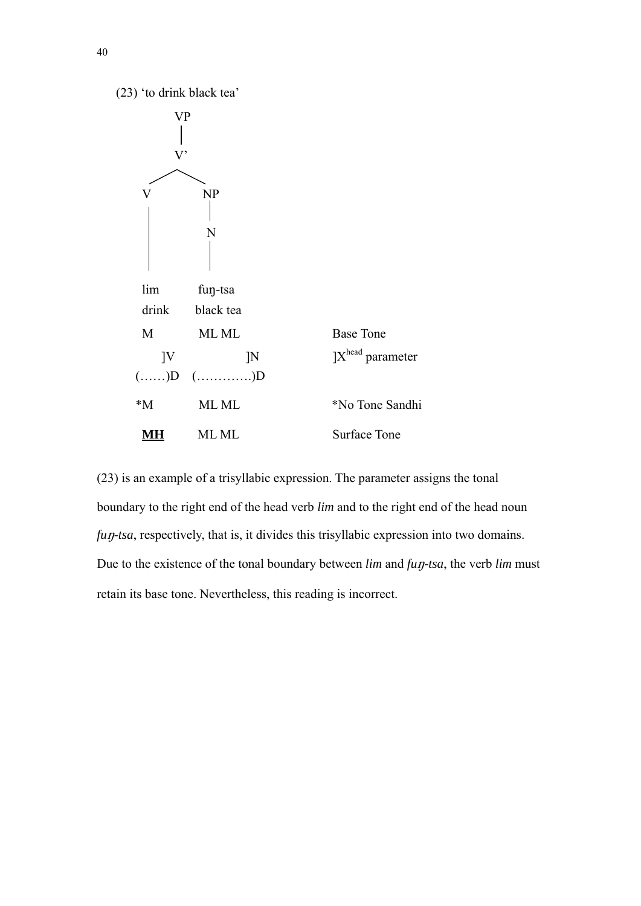(23) ‘to drink black tea’

```
        VP
        |
        V’
       /  \
      V    NP
      |    |
      |    N
      |    |
     lim   fuŋ-tsa
     drink black tea
```

| | | |
|---|---|---|
| M | ML ML | Base Tone |
| ]V | ]N | ]X[head] parameter |
| (……)D | (………….)D | |
| *M | ML ML | *No Tone Sandhi |
| **MH** | ML ML | Surface Tone |

(23) is an example of a trisyllabic expression. The parameter assigns the tonal boundary to the right end of the head verb *lim* and to the right end of the head noun *fuŋ-tsa*, respectively, that is, it divides this trisyllabic expression into two domains. Due to the existence of the tonal boundary between *lim* and *fuŋ-tsa*, the verb *lim* must retain its base tone. Nevertheless, this reading is incorrect.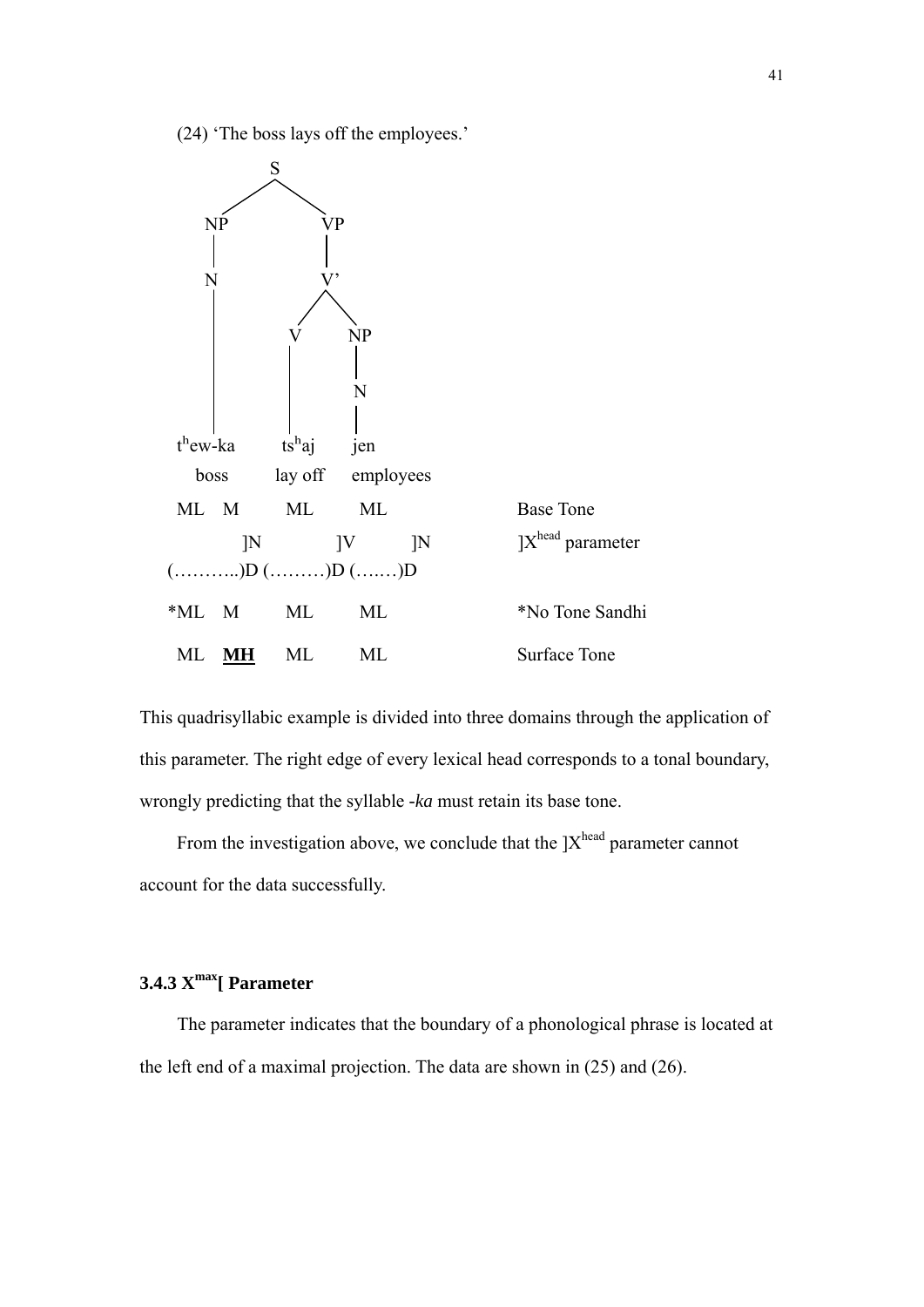(24) 'The boss lays off the employees.'

```
                S
              /   \
            NP     VP
            |      |
            N      V'
            |     /  \
            |    V    NP
            |    |    |
            |    |    N
            |    |    |
        tʰew-ka  tsʰaj  jen
          boss   lay off  employees
```

| | | | | |
|---|---|---|---|---|
| ML M | ML | ML | | Base Tone |
| ]N | ]V | ]N | | ]X$^{head}$ parameter |
| (………..)D | (………)D | (….…)D | | |
| *ML M | ML | ML | | *No Tone Sandhi |
| ML **<u>MH</u>** | ML | ML | | Surface Tone |

This quadrisyllabic example is divided into three domains through the application of this parameter. The right edge of every lexical head corresponds to a tonal boundary, wrongly predicting that the syllable *-ka* must retain its base tone.

From the investigation above, we conclude that the ]X$^{head}$ parameter cannot account for the data successfully.

### 3.4.3 X$^{max}$[ Parameter

The parameter indicates that the boundary of a phonological phrase is located at the left end of a maximal projection. The data are shown in (25) and (26).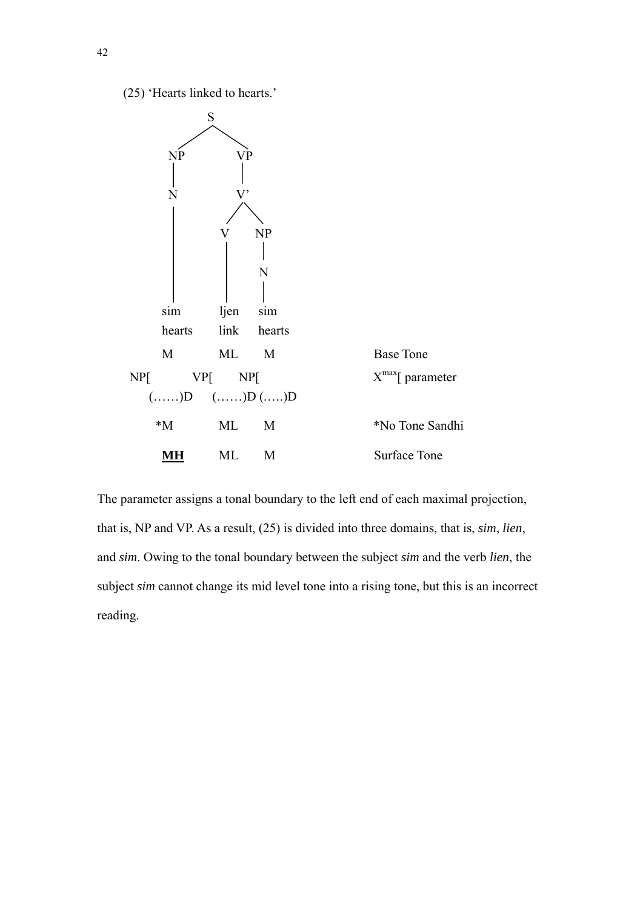(25) 'Hearts linked to hearts.'

```
                S
              /   \
            NP     VP
            |      |
            N      V'
            |     /  \
            |    V    NP
            |    |    |
            |    |    N
            |    |    |
           sim  ljen  sim
         hearts link  hearts
```

| | | | |
|---|---|---|---|
| M | ML | M | Base Tone |
| NP[ | VP[ NP[ | | $X^{max}$[ parameter |
| (……)D | (……)D | (.….)D | |
| *M | ML | M | *No Tone Sandhi |
| **<u>MH</u>** | ML | M | Surface Tone |

The parameter assigns a tonal boundary to the left end of each maximal projection, that is, NP and VP. As a result, (25) is divided into three domains, that is, *sim*, *lien*, and *sim*. Owing to the tonal boundary between the subject *sim* and the verb *lien*, the subject *sim* cannot change its mid level tone into a rising tone, but this is an incorrect reading.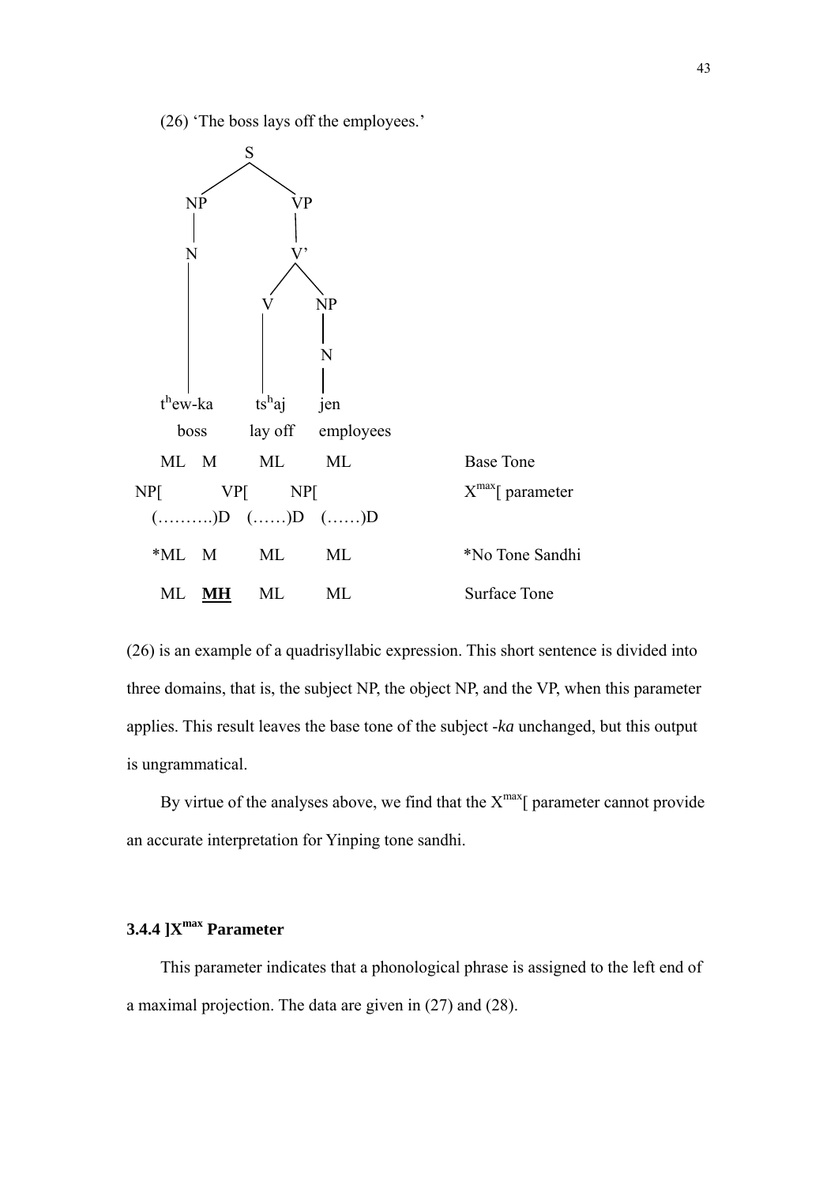(26) 'The boss lays off the employees.'

```
                S
              /   \
           NP       VP
           |        |
           N        V'
           |       /  \
           |      V    NP
           |      |    |
           |      |    N
           |      |    |
     tʰew-ka    tsʰaj  jen
       boss    lay off  employees
```

| | | | | |
|---|---|---|---|---|
| ML | M | ML | ML | Base Tone |
| NP[ | VP[ | NP[ | | $X^{max}$[ parameter |
| (……….)D | | (……)D | (……)D | |
| *ML | M | ML | ML | *No Tone Sandhi |
| ML | <u>**MH**</u> | ML | ML | Surface Tone |

(26) is an example of a quadrisyllabic expression. This short sentence is divided into three domains, that is, the subject NP, the object NP, and the VP, when this parameter applies. This result leaves the base tone of the subject -*ka* unchanged, but this output is ungrammatical.

By virtue of the analyses above, we find that the $X^{max}$[ parameter cannot provide an accurate interpretation for Yinping tone sandhi.

### 3.4.4 ]$X^{max}$ Parameter

This parameter indicates that a phonological phrase is assigned to the left end of a maximal projection. The data are given in (27) and (28).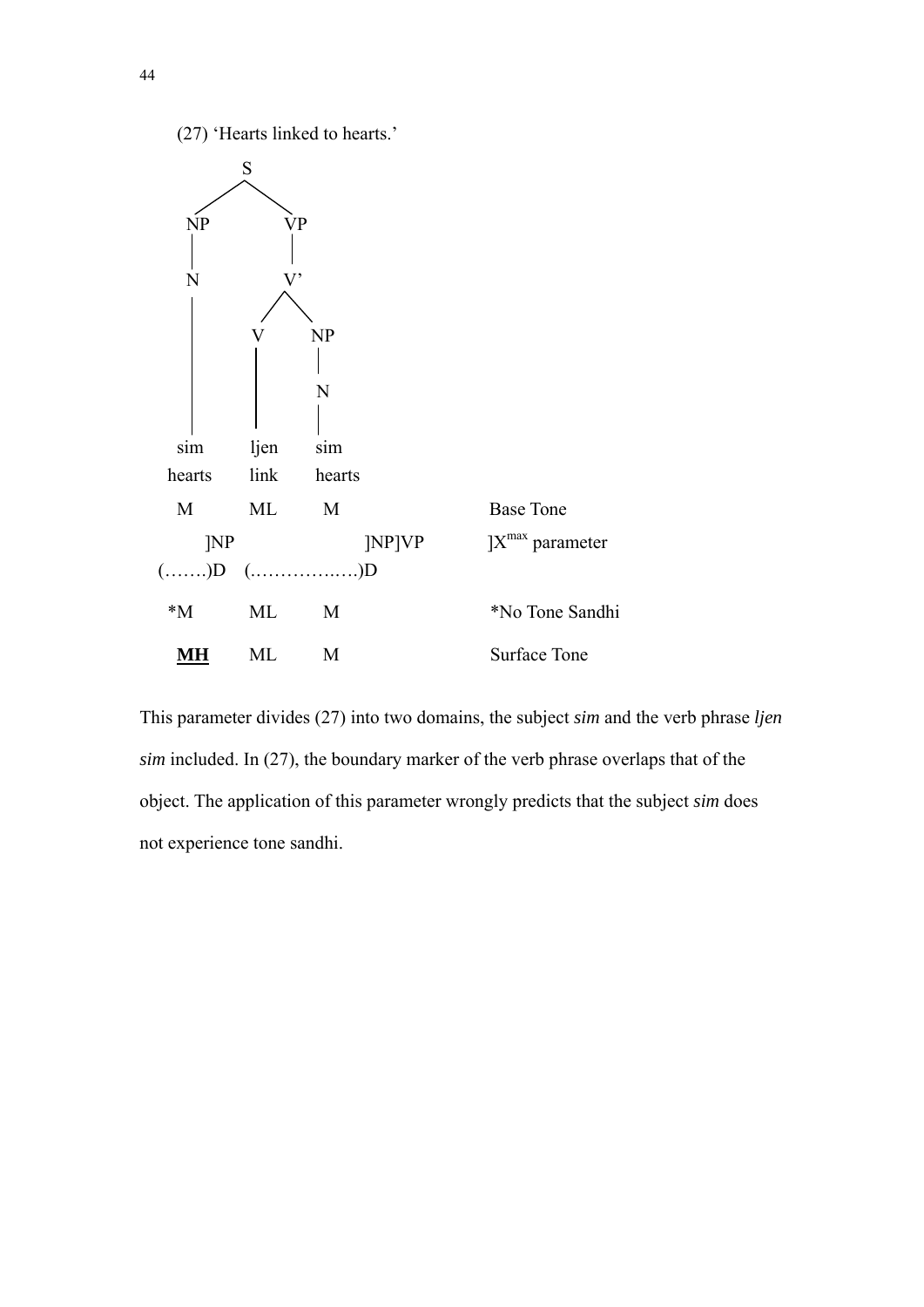(27) 'Hearts linked to hearts.'

```
                S
              /   \
           NP       VP
           |        |
           N        V'
           |       /  \
           |      V    NP
           |      |    |
           |      |    N
           |      |    |
          sim   ljen  sim
        hearts  link  hearts

           M     ML    M              Base Tone
             ]NP            ]NP]VP    ]X^max parameter
       (…….)D  (……………..…)D

          *M     ML    M              *No Tone Sandhi

          MH     ML    M              Surface Tone
```

This parameter divides (27) into two domains, the subject *sim* and the verb phrase *ljen sim* included. In (27), the boundary marker of the verb phrase overlaps that of the object. The application of this parameter wrongly predicts that the subject *sim* does not experience tone sandhi.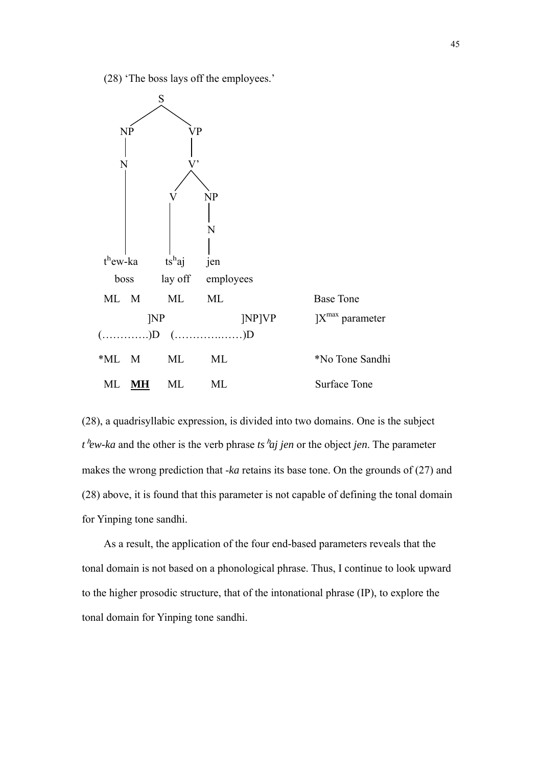(28) 'The boss lays off the employees.'

```
              S
           /     \
        NP         VP
        |          |
        N          V'
        |        /    \
        |       V      NP
        |       |      |
        |       |      N
        |       |      |
  tʰew-ka     tsʰaj   jen
    boss     lay off  employees

  ML   M       ML      ML                    Base Tone
           ]NP                ]NP]VP         ]X^max parameter
(…………..)D   (……………..……)D

 *ML   M       ML      ML                    *No Tone Sandhi

  ML   MH      ML      ML                    Surface Tone
```

(28), a quadrisyllabic expression, is divided into two domains. One is the subject *t ʰew-ka* and the other is the verb phrase *ts ʰaj jen* or the object *jen*. The parameter makes the wrong prediction that *-ka* retains its base tone. On the grounds of (27) and (28) above, it is found that this parameter is not capable of defining the tonal domain for Yinping tone sandhi.

As a result, the application of the four end-based parameters reveals that the tonal domain is not based on a phonological phrase. Thus, I continue to look upward to the higher prosodic structure, that of the intonational phrase (IP), to explore the tonal domain for Yinping tone sandhi.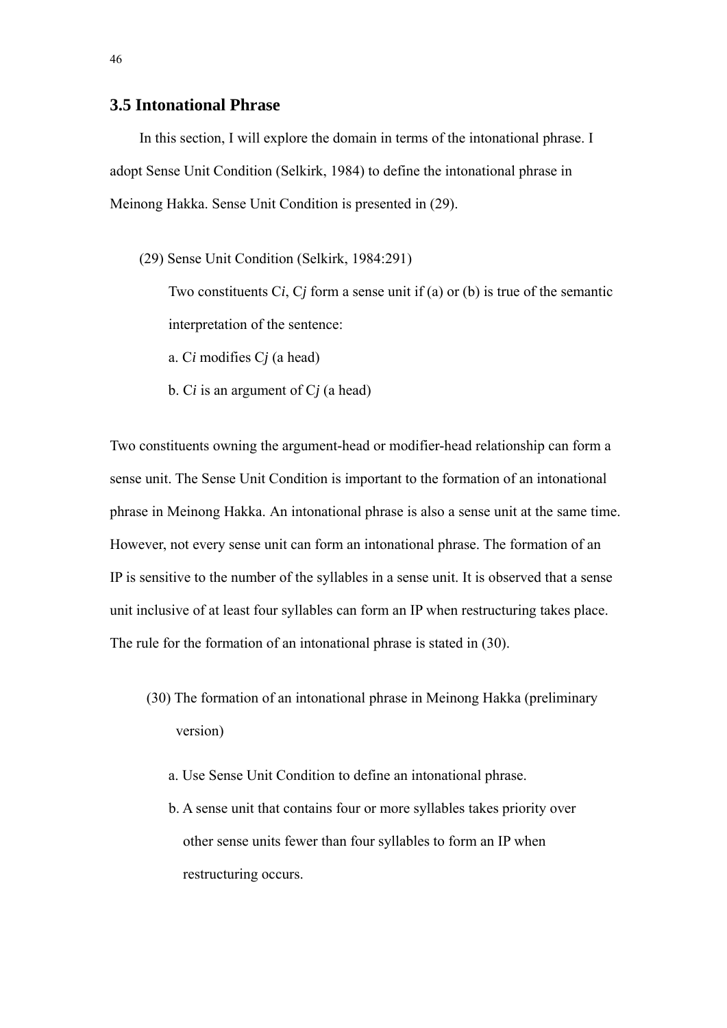### 3.5 Intonational Phrase

In this section, I will explore the domain in terms of the intonational phrase. I adopt Sense Unit Condition (Selkirk, 1984) to define the intonational phrase in Meinong Hakka. Sense Unit Condition is presented in (29).

(29) Sense Unit Condition (Selkirk, 1984:291)

Two constituents C*i*, C*j* form a sense unit if (a) or (b) is true of the semantic interpretation of the sentence:

a. C*i* modifies C*j* (a head)

b. C*i* is an argument of C*j* (a head)

Two constituents owning the argument-head or modifier-head relationship can form a sense unit. The Sense Unit Condition is important to the formation of an intonational phrase in Meinong Hakka. An intonational phrase is also a sense unit at the same time. However, not every sense unit can form an intonational phrase. The formation of an IP is sensitive to the number of the syllables in a sense unit. It is observed that a sense unit inclusive of at least four syllables can form an IP when restructuring takes place. The rule for the formation of an intonational phrase is stated in (30).

(30) The formation of an intonational phrase in Meinong Hakka (preliminary version)

a. Use Sense Unit Condition to define an intonational phrase.

b. A sense unit that contains four or more syllables takes priority over other sense units fewer than four syllables to form an IP when restructuring occurs.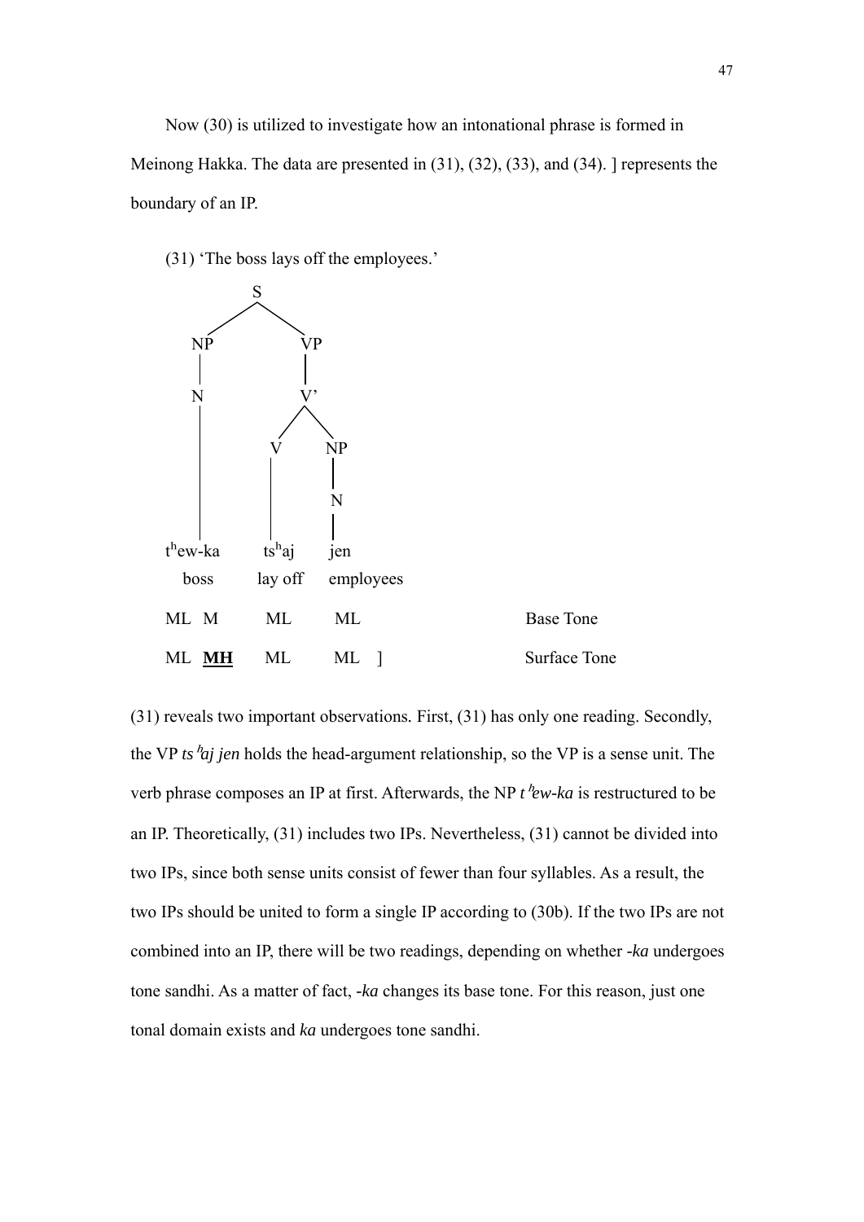Now (30) is utilized to investigate how an intonational phrase is formed in Meinong Hakka. The data are presented in (31), (32), (33), and (34). ] represents the boundary of an IP.

(31) 'The boss lays off the employees.'

```
              S
           /     \
         NP       VP
         |        |
         N        V'
         |       /  \
         |      V    NP
         |      |    |
         |      |    N
         |      |    |
       tʰew-ka tsʰaj jen
        boss  lay off employees
```

| | | | | |
|---|---|---|---|---|
| ML M | ML | ML | | Base Tone |
| ML **MH** | ML | ML | ] | Surface Tone |

(31) reveals two important observations. First, (31) has only one reading. Secondly, the VP *tsʰaj jen* holds the head-argument relationship, so the VP is a sense unit. The verb phrase composes an IP at first. Afterwards, the NP *tʰew-ka* is restructured to be an IP. Theoretically, (31) includes two IPs. Nevertheless, (31) cannot be divided into two IPs, since both sense units consist of fewer than four syllables. As a result, the two IPs should be united to form a single IP according to (30b). If the two IPs are not combined into an IP, there will be two readings, depending on whether *-ka* undergoes tone sandhi. As a matter of fact, *-ka* changes its base tone. For this reason, just one tonal domain exists and *ka* undergoes tone sandhi.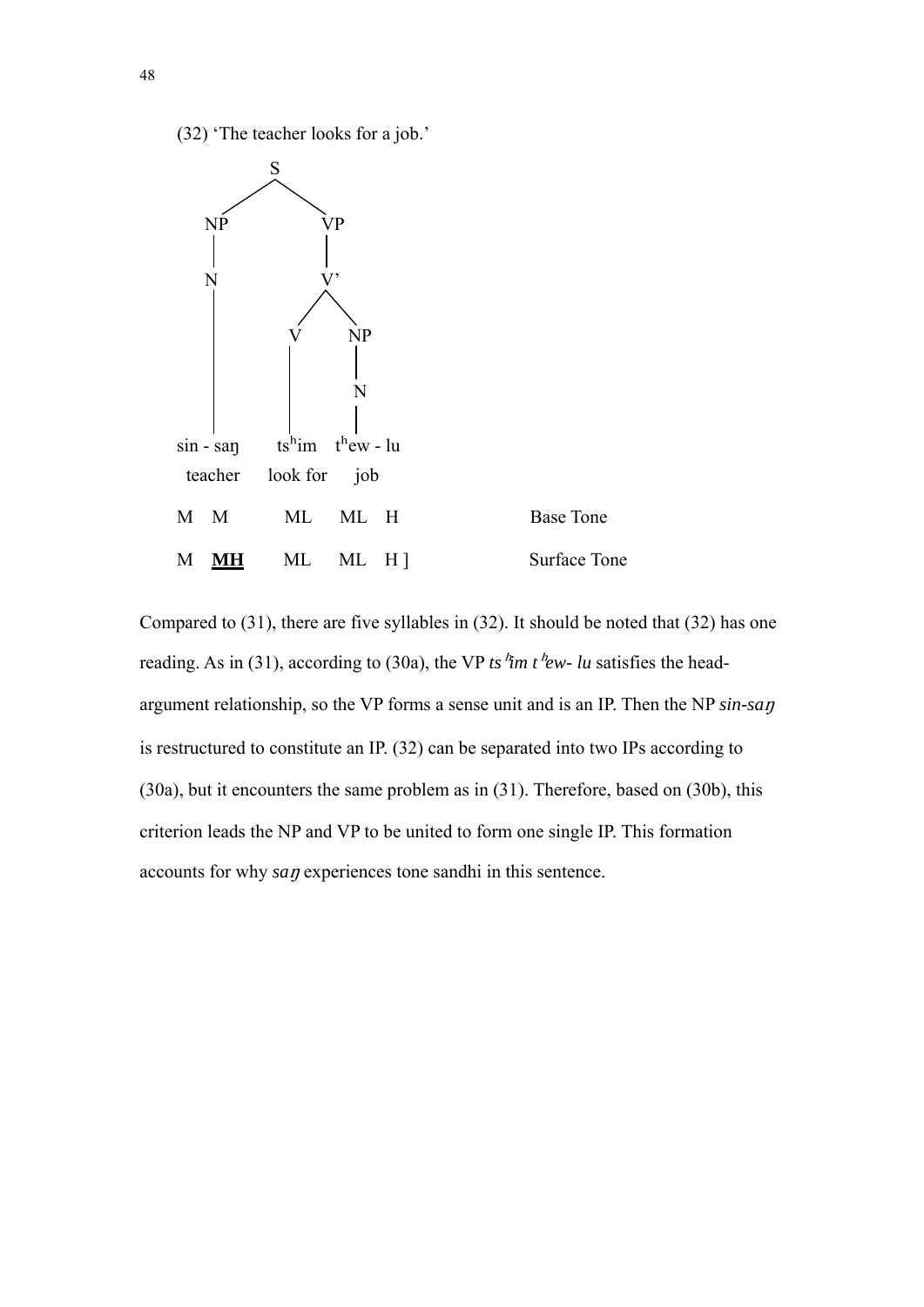(32) 'The teacher looks for a job.'

```
                 S
              /     \
           NP         VP
           |          |
           N          V'
           |        /    \
           |       V      NP
           |       |      |
           |       |      N
           |       |      |
     sin - saŋ   tsʰim   tʰew - lu
      teacher   look for   job

     M    M       ML     ML   H          Base Tone
     M    MH      ML     ML   H ]        Surface Tone
```

Compared to (31), there are five syllables in (32). It should be noted that (32) has one reading. As in (31), according to (30a), the VP *tsʰim tʰew- lu* satisfies the head-argument relationship, so the VP forms a sense unit and is an IP. Then the NP *sin-saŋ* is restructured to constitute an IP. (32) can be separated into two IPs according to (30a), but it encounters the same problem as in (31). Therefore, based on (30b), this criterion leads the NP and VP to be united to form one single IP. This formation accounts for why *saŋ* experiences tone sandhi in this sentence.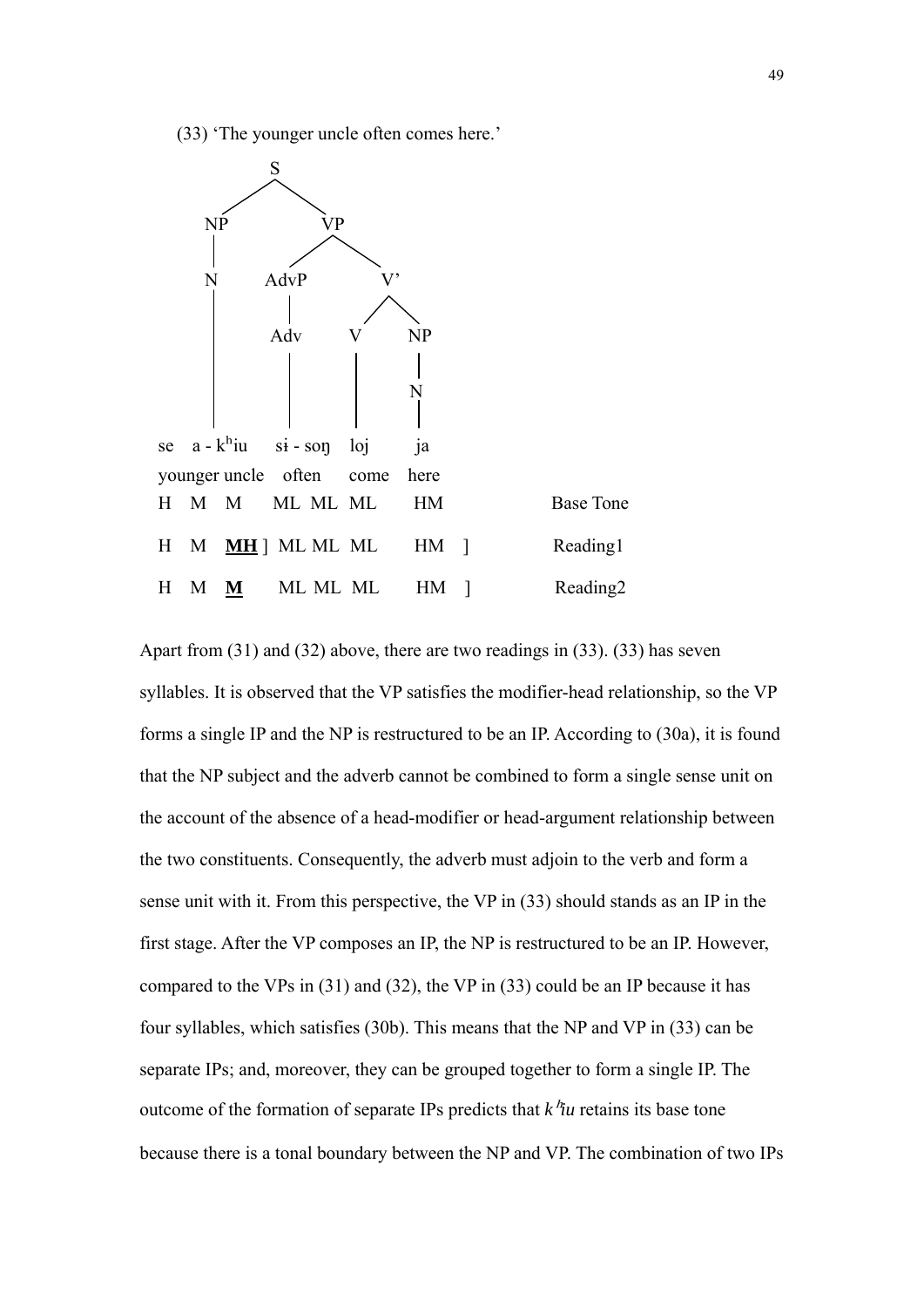(33) 'The younger uncle often comes here.'

```
                S
              /   \
           NP       VP
           |       /   \
           N    AdvP     V'
           |     |      /  \
           |    Adv    V    NP
           |     |     |    |
           |     |     |    N
           |     |     |    |
se  a - kʰiu   sɨ - soŋ  loj   ja
younger uncle   often   come  here
H   M   M      ML  ML   ML    HM          Base Tone
H   M   MH ]   ML  ML   ML    HM  ]       Reading1
H   M   M      ML  ML   ML    HM  ]       Reading2
```

Apart from (31) and (32) above, there are two readings in (33). (33) has seven syllables. It is observed that the VP satisfies the modifier-head relationship, so the VP forms a single IP and the NP is restructured to be an IP. According to (30a), it is found that the NP subject and the adverb cannot be combined to form a single sense unit on the account of the absence of a head-modifier or head-argument relationship between the two constituents. Consequently, the adverb must adjoin to the verb and form a sense unit with it. From this perspective, the VP in (33) should stands as an IP in the first stage. After the VP composes an IP, the NP is restructured to be an IP. However, compared to the VPs in (31) and (32), the VP in (33) could be an IP because it has four syllables, which satisfies (30b). This means that the NP and VP in (33) can be separate IPs; and, moreover, they can be grouped together to form a single IP. The outcome of the formation of separate IPs predicts that *kʰiu* retains its base tone because there is a tonal boundary between the NP and VP. The combination of two IPs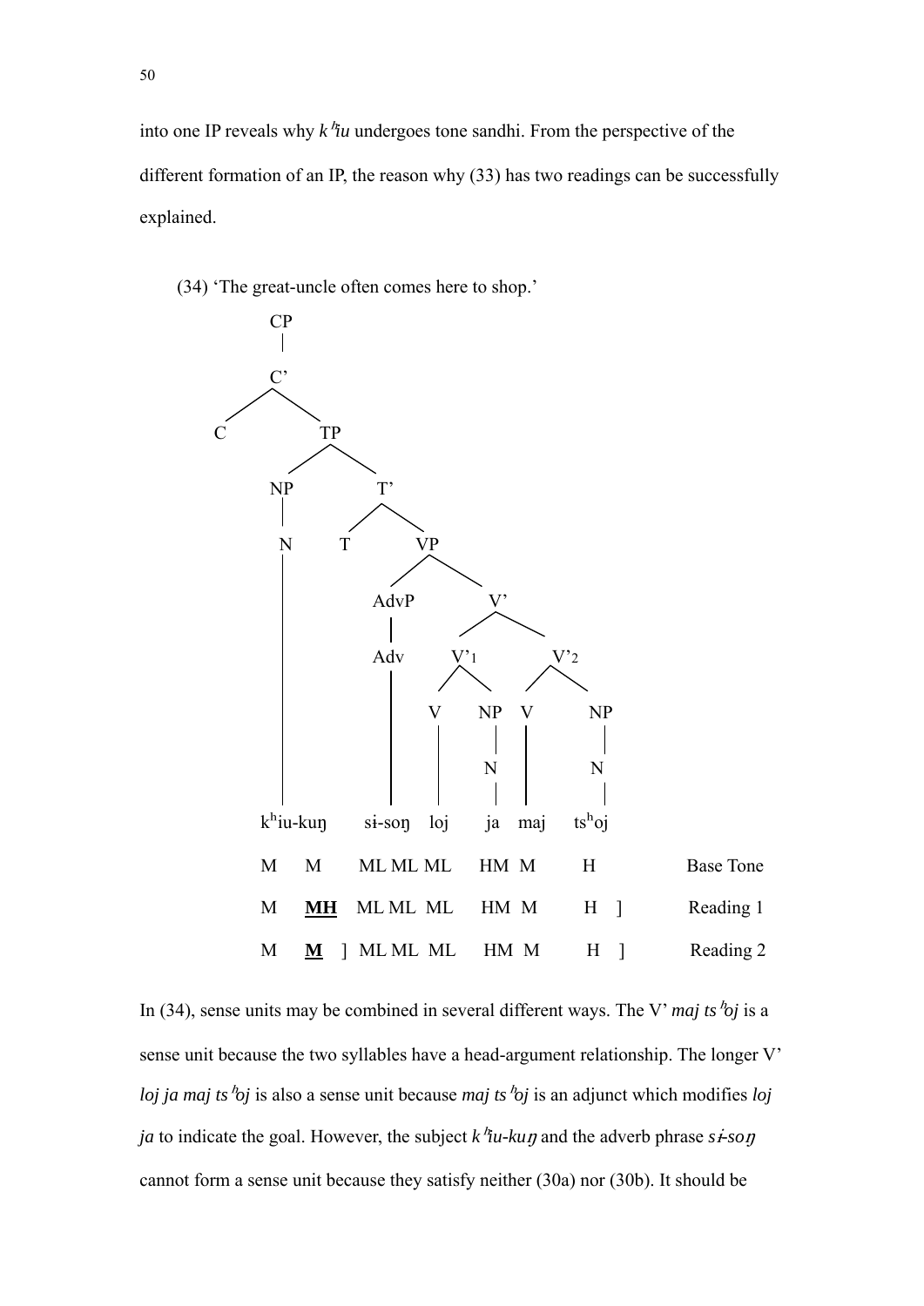into one IP reveals why *kʰiu* undergoes tone sandhi. From the perspective of the different formation of an IP, the reason why (33) has two readings can be successfully explained.

(34) 'The great-uncle often comes here to shop.'

```
CP
 |
 C'
 ├── C
 └── TP
      ├── NP
      │    └── N
      └── T'
           ├── T
           └── VP
                ├── AdvP
                │    └── Adv
                └── V'
                     ├── V'1
                     │    ├── V
                     │    └── NP
                     │         └── N
                     └── V'2
                          ├── V
                          └── NP
                               └── N
```

| kʰiu-kuŋ | | sɨ-soŋ | | loj | ja | maj | tsʰoj | |
|---|---|---|---|---|---|---|---|---|
| M | M | ML | ML | ML | HM | M | H | Base Tone |
| M | **<u>MH</u>** | ML | ML | ML | HM | M | H ] | Reading 1 |
| M | **<u>M</u>** ] | ML | ML | ML | HM | M | H ] | Reading 2 |

In (34), sense units may be combined in several different ways. The V' *maj tsʰoj* is a sense unit because the two syllables have a head-argument relationship. The longer V' *loj ja maj tsʰoj* is also a sense unit because *maj tsʰoj* is an adjunct which modifies *loj ja* to indicate the goal. However, the subject *kʰiu-kuŋ* and the adverb phrase *sɨ-soŋ* cannot form a sense unit because they satisfy neither (30a) nor (30b). It should be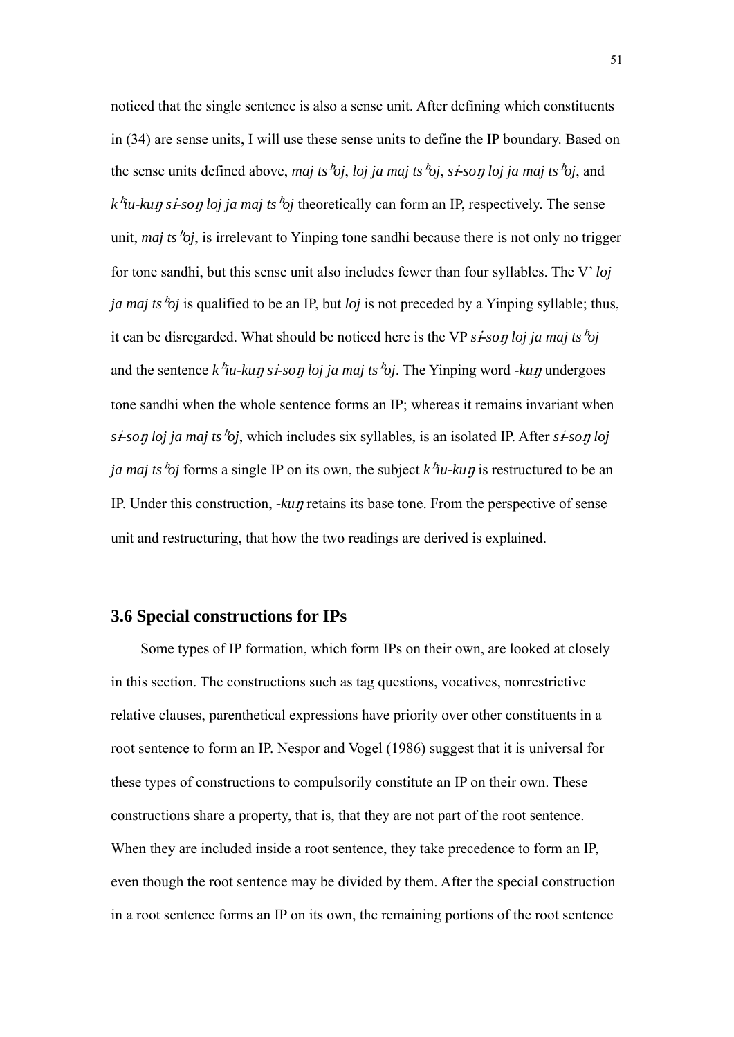noticed that the single sentence is also a sense unit. After defining which constituents in (34) are sense units, I will use these sense units to define the IP boundary. Based on the sense units defined above, *maj tsʰoj*, *loj ja maj tsʰoj*, *sɨ-soŋ loj ja maj tsʰoj*, and *kʰiu-kuŋ sɨ-soŋ loj ja maj tsʰoj* theoretically can form an IP, respectively. The sense unit, *maj tsʰoj*, is irrelevant to Yinping tone sandhi because there is not only no trigger for tone sandhi, but this sense unit also includes fewer than four syllables. The V' *loj ja maj tsʰoj* is qualified to be an IP, but *loj* is not preceded by a Yinping syllable; thus, it can be disregarded. What should be noticed here is the VP *sɨ-soŋ loj ja maj tsʰoj* and the sentence *kʰiu-kuŋ sɨ-soŋ loj ja maj tsʰoj*. The Yinping word *-kuŋ* undergoes tone sandhi when the whole sentence forms an IP; whereas it remains invariant when *sɨ-soŋ loj ja maj tsʰoj*, which includes six syllables, is an isolated IP. After *sɨ-soŋ loj ja maj tsʰoj* forms a single IP on its own, the subject *kʰiu-kuŋ* is restructured to be an IP. Under this construction, *-kuŋ* retains its base tone. From the perspective of sense unit and restructuring, that how the two readings are derived is explained.

### 3.6 Special constructions for IPs

Some types of IP formation, which form IPs on their own, are looked at closely in this section. The constructions such as tag questions, vocatives, nonrestrictive relative clauses, parenthetical expressions have priority over other constituents in a root sentence to form an IP. Nespor and Vogel (1986) suggest that it is universal for these types of constructions to compulsorily constitute an IP on their own. These constructions share a property, that is, that they are not part of the root sentence. When they are included inside a root sentence, they take precedence to form an IP, even though the root sentence may be divided by them. After the special construction in a root sentence forms an IP on its own, the remaining portions of the root sentence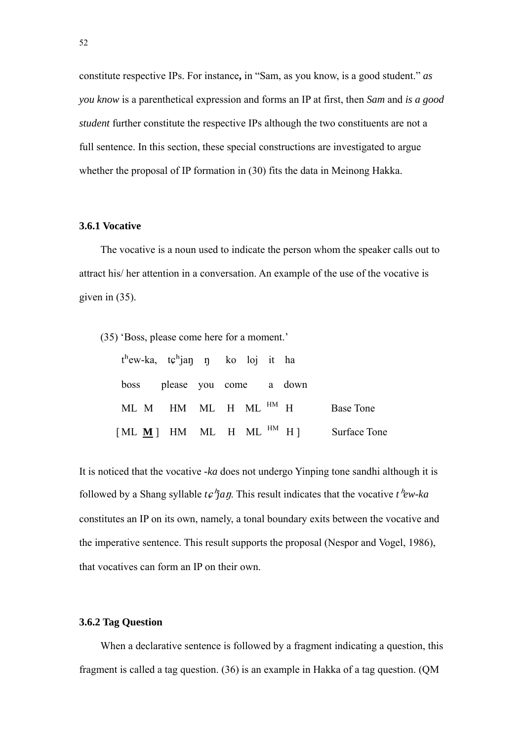constitute respective IPs. For instance**,** in “Sam, as you know, is a good student.” *as you know* is a parenthetical expression and forms an IP at first, then *Sam* and *is a good student* further constitute the respective IPs although the two constituents are not a full sentence. In this section, these special constructions are investigated to argue whether the proposal of IP formation in (30) fits the data in Meinong Hakka.

### 3.6.1 Vocative

The vocative is a noun used to indicate the person whom the speaker calls out to attract his/ her attention in a conversation. An example of the use of the vocative is given in (35).

(35) ‘Boss, please come here for a moment.’

| | | | | | | | | |
|---|---|---|---|---|---|---|---|---|
| tʰew-ka, | | tɕʰjaŋ | ŋ | ko | loj | it | ha | |
| boss | | please | you | come | | a | down | |
| ML | M | HM | ML | H | ML | HM | H | Base Tone |
| [ ML | **<u>M</u>** ] | HM | ML | H | ML | HM | H ] | Surface Tone |

It is noticed that the vocative *-ka* does not undergo Yinping tone sandhi although it is followed by a Shang syllable *tɕʰjaŋ*. This result indicates that the vocative *tʰew-ka* constitutes an IP on its own, namely, a tonal boundary exits between the vocative and the imperative sentence. This result supports the proposal (Nespor and Vogel, 1986), that vocatives can form an IP on their own.

### 3.6.2 Tag Question

When a declarative sentence is followed by a fragment indicating a question, this fragment is called a tag question. (36) is an example in Hakka of a tag question. (QM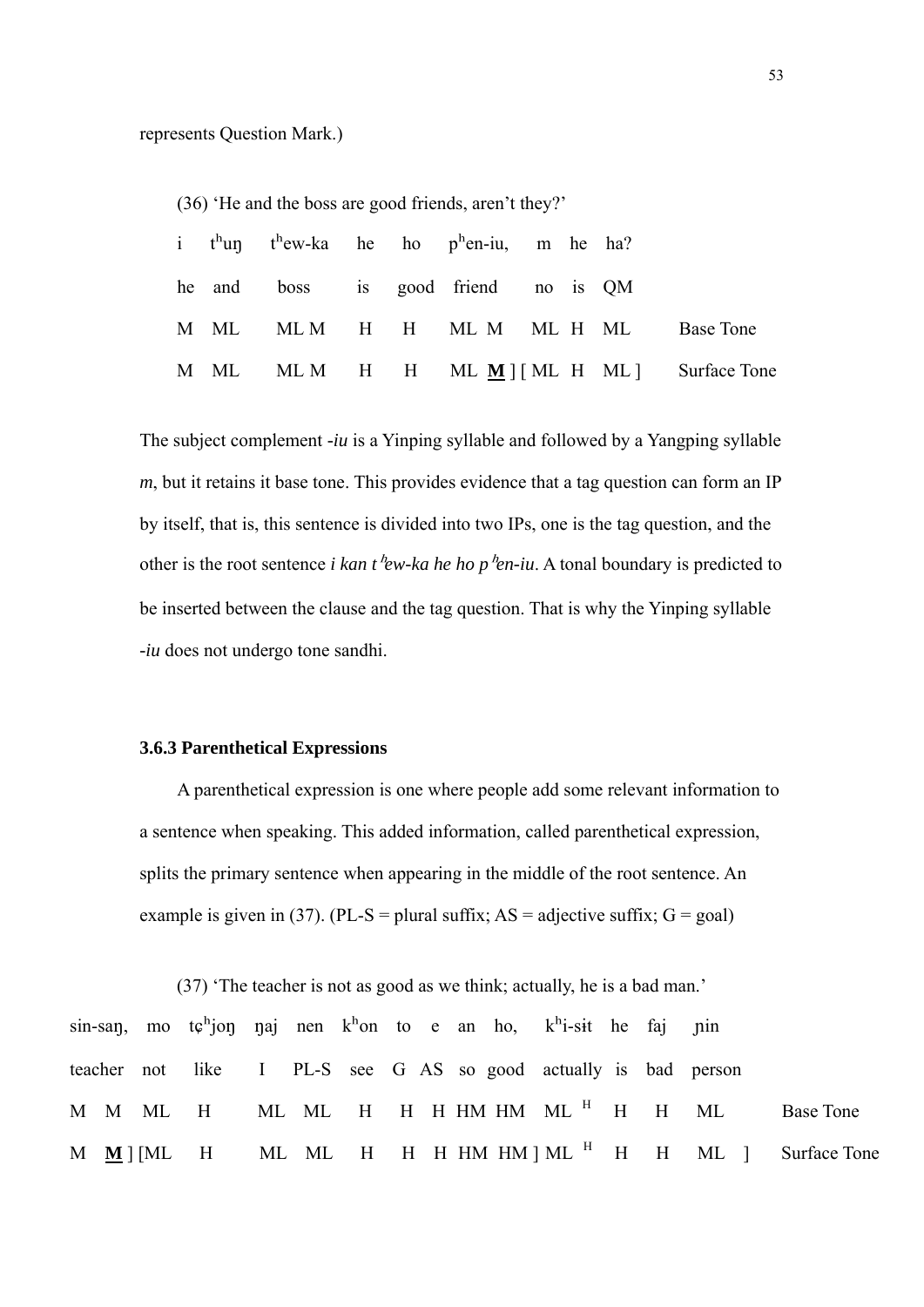represents Question Mark.)

(36) 'He and the boss are good friends, aren't they?'

| | | | | | | | | | | |
|---|---|---|---|---|---|---|---|---|---|---|
| i | tʰuŋ | tʰew-ka | he | ho | pʰen-iu, | m | he | ha? | | |
| he | and | boss | is | good | friend | no | is | QM | | |
| M | ML | ML M | H | H | ML M | ML | H | ML | | Base Tone |
| M | ML | ML M | H | H | ML **M** ] | [ ML | H | ML ] | | Surface Tone |

The subject complement *-iu* is a Yinping syllable and followed by a Yangping syllable *m*, but it retains it base tone. This provides evidence that a tag question can form an IP by itself, that is, this sentence is divided into two IPs, one is the tag question, and the other is the root sentence *i kan tʰew-ka he ho pʰen-iu*. A tonal boundary is predicted to be inserted between the clause and the tag question. That is why the Yinping syllable *-iu* does not undergo tone sandhi.

### 3.6.3 Parenthetical Expressions

A parenthetical expression is one where people add some relevant information to a sentence when speaking. This added information, called parenthetical expression, splits the primary sentence when appearing in the middle of the root sentence. An example is given in (37). (PL-S = plural suffix; AS = adjective suffix; G = goal)

(37) 'The teacher is not as good as we think; actually, he is a bad man.'

| | | | | | | | | | | | | | | | |
|---|---|---|---|---|---|---|---|---|---|---|---|---|---|---|---|
| sin-saŋ, | mo | tɕʰjoŋ | ŋaj | nen | kʰon | to | e | an | ho, | kʰi-sit | he | faj | ɲin | | |
| teacher | not | like | I | PL-S | see | G | AS | so | good | actually | is | bad | person | | |
| M M | ML | H | ML | ML | H | H | H | HM | HM | ML H | H | H | ML | | Base Tone |
| M **M** ] | [ML | H | ML | ML | H | H | H | HM | HM ] | ML H | H | H | ML ] | | Surface Tone |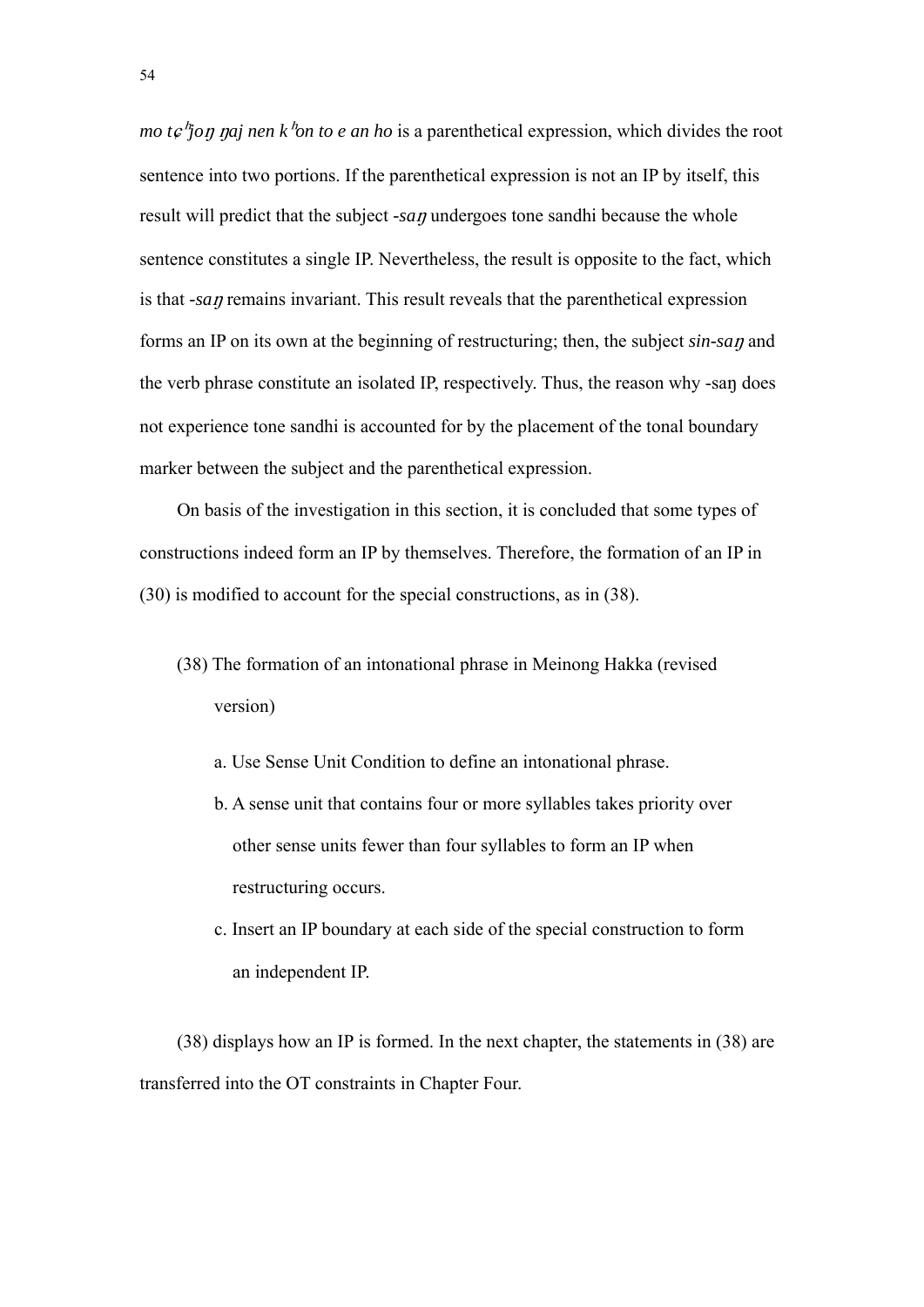*mo tɕʰjoŋ ŋaj nen kʰon to e an ho* is a parenthetical expression, which divides the root sentence into two portions. If the parenthetical expression is not an IP by itself, this result will predict that the subject *-saŋ* undergoes tone sandhi because the whole sentence constitutes a single IP. Nevertheless, the result is opposite to the fact, which is that *-saŋ* remains invariant. This result reveals that the parenthetical expression forms an IP on its own at the beginning of restructuring; then, the subject *sin-saŋ* and the verb phrase constitute an isolated IP, respectively. Thus, the reason why -saŋ does not experience tone sandhi is accounted for by the placement of the tonal boundary marker between the subject and the parenthetical expression.

On basis of the investigation in this section, it is concluded that some types of constructions indeed form an IP by themselves. Therefore, the formation of an IP in (30) is modified to account for the special constructions, as in (38).

(38) The formation of an intonational phrase in Meinong Hakka (revised version)

a. Use Sense Unit Condition to define an intonational phrase.

b. A sense unit that contains four or more syllables takes priority over other sense units fewer than four syllables to form an IP when restructuring occurs.

c. Insert an IP boundary at each side of the special construction to form an independent IP.

(38) displays how an IP is formed. In the next chapter, the statements in (38) are transferred into the OT constraints in Chapter Four.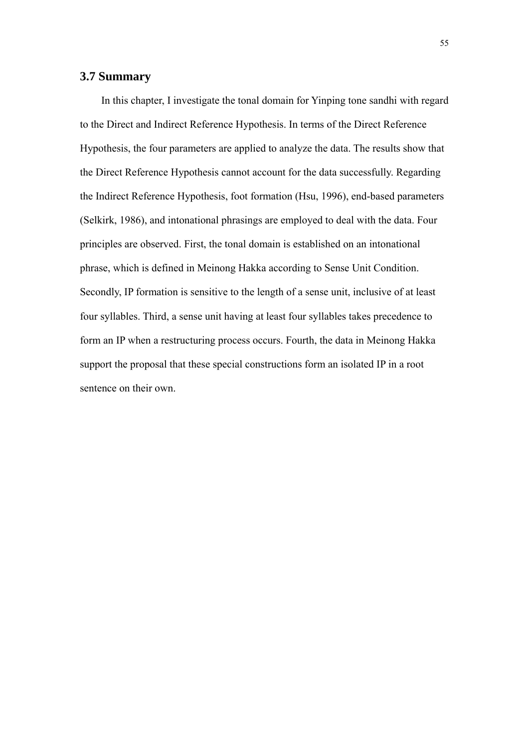### 3.7 Summary

In this chapter, I investigate the tonal domain for Yinping tone sandhi with regard to the Direct and Indirect Reference Hypothesis. In terms of the Direct Reference Hypothesis, the four parameters are applied to analyze the data. The results show that the Direct Reference Hypothesis cannot account for the data successfully. Regarding the Indirect Reference Hypothesis, foot formation (Hsu, 1996), end-based parameters (Selkirk, 1986), and intonational phrasings are employed to deal with the data. Four principles are observed. First, the tonal domain is established on an intonational phrase, which is defined in Meinong Hakka according to Sense Unit Condition. Secondly, IP formation is sensitive to the length of a sense unit, inclusive of at least four syllables. Third, a sense unit having at least four syllables takes precedence to form an IP when a restructuring process occurs. Fourth, the data in Meinong Hakka support the proposal that these special constructions form an isolated IP in a root sentence on their own.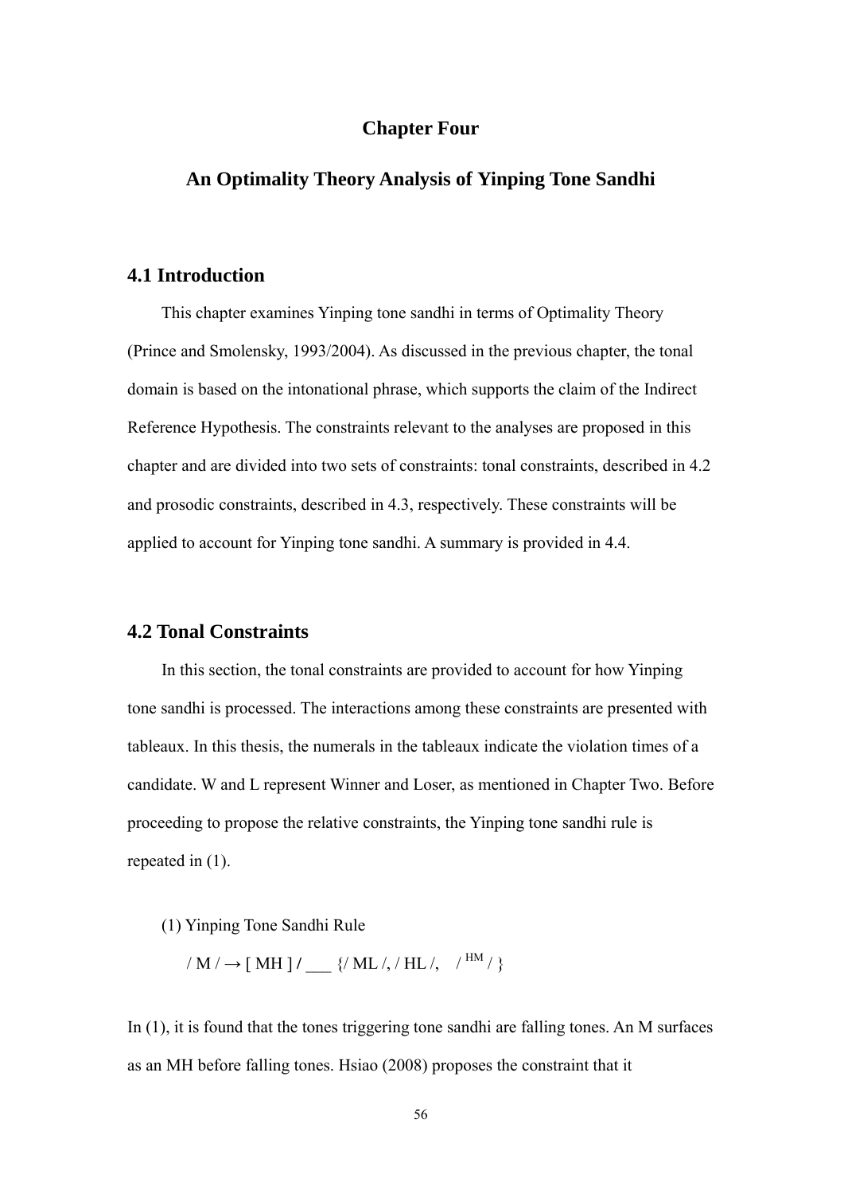# Chapter Four

# An Optimality Theory Analysis of Yinping Tone Sandhi

## 4.1 Introduction

This chapter examines Yinping tone sandhi in terms of Optimality Theory (Prince and Smolensky, 1993/2004). As discussed in the previous chapter, the tonal domain is based on the intonational phrase, which supports the claim of the Indirect Reference Hypothesis. The constraints relevant to the analyses are proposed in this chapter and are divided into two sets of constraints: tonal constraints, described in 4.2 and prosodic constraints, described in 4.3, respectively. These constraints will be applied to account for Yinping tone sandhi. A summary is provided in 4.4.

## 4.2 Tonal Constraints

In this section, the tonal constraints are provided to account for how Yinping tone sandhi is processed. The interactions among these constraints are presented with tableaux. In this thesis, the numerals in the tableaux indicate the violation times of a candidate. W and L represent Winner and Loser, as mentioned in Chapter Two. Before proceeding to propose the relative constraints, the Yinping tone sandhi rule is repeated in (1).

(1) Yinping Tone Sandhi Rule

/ M / → [ MH ] / ___ {/ ML /, / HL /, / $^{HM}$ / }

In (1), it is found that the tones triggering tone sandhi are falling tones. An M surfaces as an MH before falling tones. Hsiao (2008) proposes the constraint that it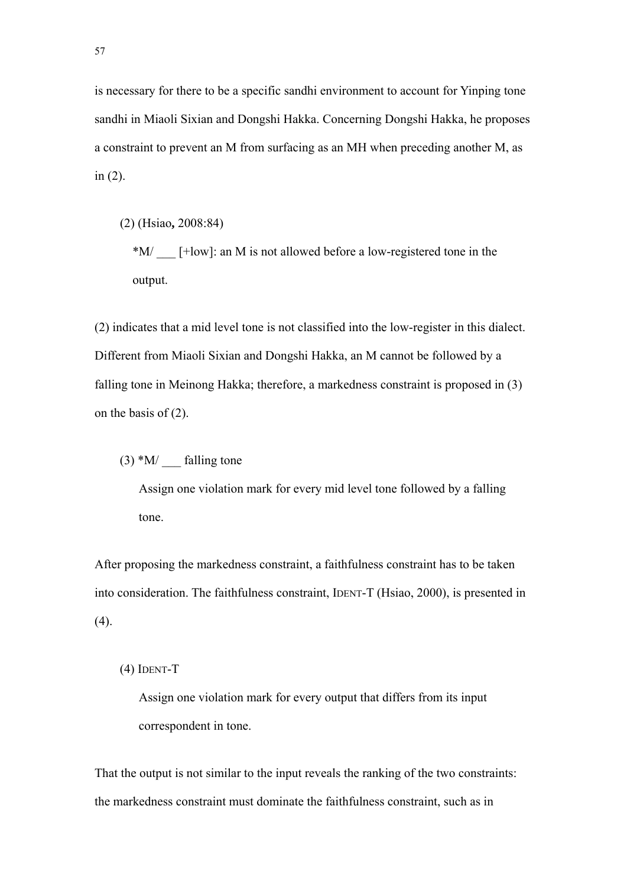is necessary for there to be a specific sandhi environment to account for Yinping tone sandhi in Miaoli Sixian and Dongshi Hakka. Concerning Dongshi Hakka, he proposes a constraint to prevent an M from surfacing as an MH when preceding another M, as in (2).

(2) (Hsiao**,** 2008:84)

*M/ ___ [+low]: an M is not allowed before a low-registered tone in the output.

(2) indicates that a mid level tone is not classified into the low-register in this dialect. Different from Miaoli Sixian and Dongshi Hakka, an M cannot be followed by a falling tone in Meinong Hakka; therefore, a markedness constraint is proposed in (3) on the basis of (2).

(3) *M/ ___ falling tone

Assign one violation mark for every mid level tone followed by a falling tone.

After proposing the markedness constraint, a faithfulness constraint has to be taken into consideration. The faithfulness constraint, IDENT-T (Hsiao, 2000), is presented in (4).

(4) IDENT-T

Assign one violation mark for every output that differs from its input correspondent in tone.

That the output is not similar to the input reveals the ranking of the two constraints: the markedness constraint must dominate the faithfulness constraint, such as in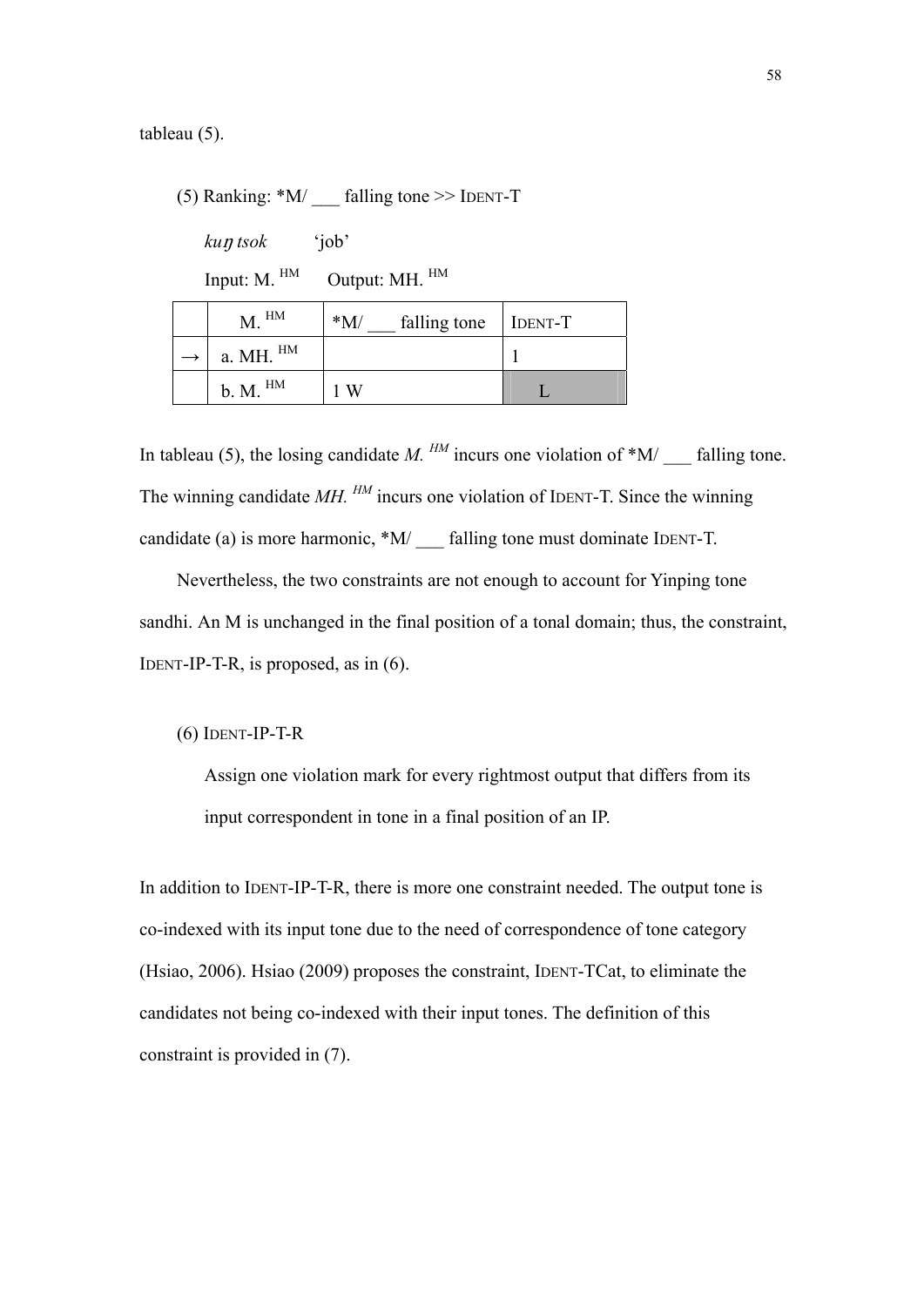tableau (5).

(5) Ranking: *M/ ___ falling tone >> IDENT-T

*kuŋ tsok* 'job'

Input: M. HM Output: MH. HM

| | M. HM | *M/ ___ falling tone | IDENT-T |
|---|---|---|---|
| → | a. MH. HM | | 1 |
| | b. M. HM | 1 W | L |

In tableau (5), the losing candidate *M. HM* incurs one violation of *M/ ___ falling tone. The winning candidate *MH. HM* incurs one violation of IDENT-T. Since the winning candidate (a) is more harmonic, *M/ ___ falling tone must dominate IDENT-T.

Nevertheless, the two constraints are not enough to account for Yinping tone sandhi. An M is unchanged in the final position of a tonal domain; thus, the constraint, IDENT-IP-T-R, is proposed, as in (6).

(6) IDENT-IP-T-R

Assign one violation mark for every rightmost output that differs from its input correspondent in tone in a final position of an IP.

In addition to IDENT-IP-T-R, there is more one constraint needed. The output tone is co-indexed with its input tone due to the need of correspondence of tone category (Hsiao, 2006). Hsiao (2009) proposes the constraint, IDENT-TCat, to eliminate the candidates not being co-indexed with their input tones. The definition of this constraint is provided in (7).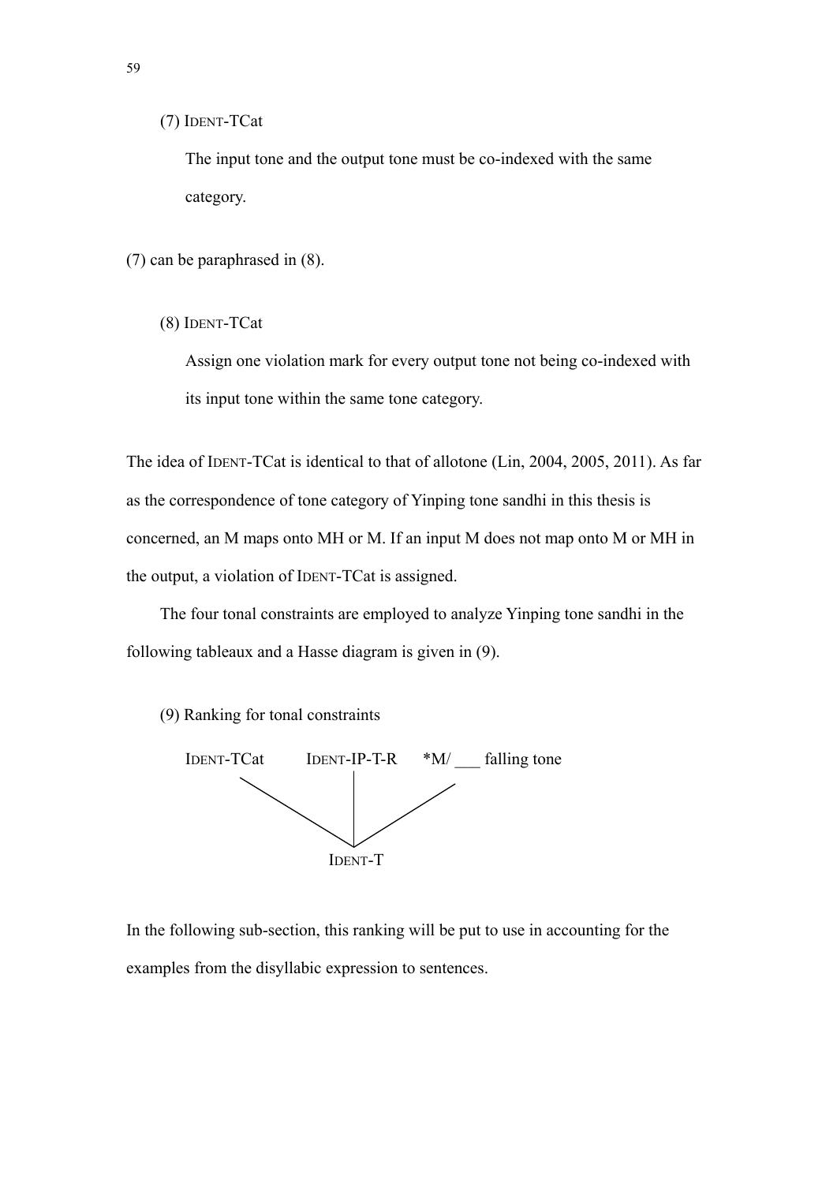(7) IDENT-TCat

The input tone and the output tone must be co-indexed with the same category.

(7) can be paraphrased in (8).

(8) IDENT-TCat

Assign one violation mark for every output tone not being co-indexed with its input tone within the same tone category.

The idea of IDENT-TCat is identical to that of allotone (Lin, 2004, 2005, 2011). As far as the correspondence of tone category of Yinping tone sandhi in this thesis is concerned, an M maps onto MH or M. If an input M does not map onto M or MH in the output, a violation of IDENT-TCat is assigned.

The four tonal constraints are employed to analyze Yinping tone sandhi in the following tableaux and a Hasse diagram is given in (9).

(9) Ranking for tonal constraints

IDENT-TCat　　IDENT-IP-T-R　　*M/ ___ falling tone

IDENT-T

In the following sub-section, this ranking will be put to use in accounting for the examples from the disyllabic expression to sentences.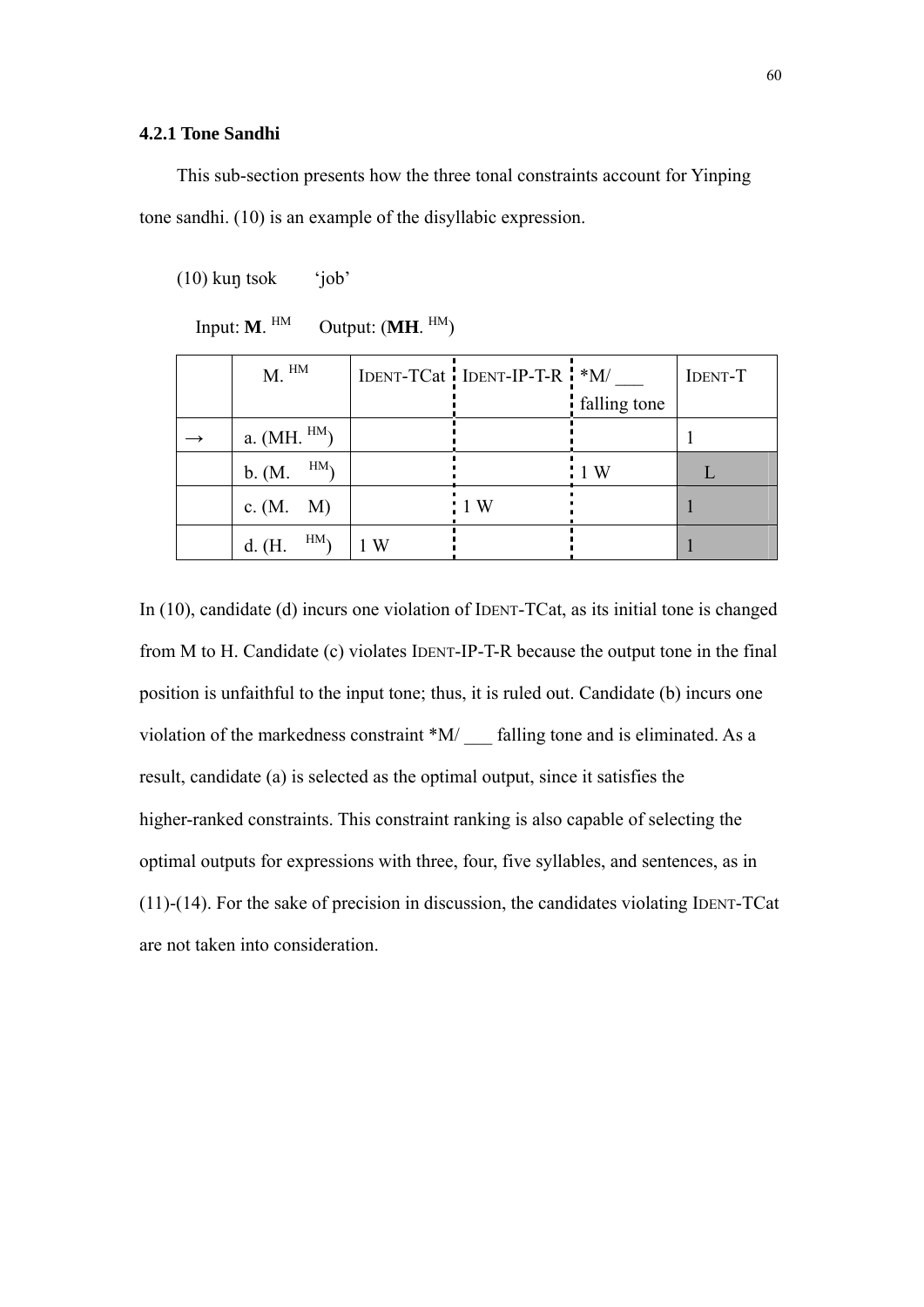### 4.2.1 Tone Sandhi

This sub-section presents how the three tonal constraints account for Yinping tone sandhi. (10) is an example of the disyllabic expression.

(10) kuŋ tsok 'job'

Input: **M**. $^{HM}$ Output: (**MH**. $^{HM}$)

| | M. $^{HM}$ | IDENT-TCat | IDENT-IP-T-R | *M/ ___ falling tone | IDENT-T |
|---|---|---|---|---|---|
| → | a. (MH. $^{HM}$) | | | | 1 |
| | b. (M. $^{HM}$) | | | 1 W | L |
| | c. (M. M) | | 1 W | | 1 |
| | d. (H. $^{HM}$) | 1 W | | | 1 |

In (10), candidate (d) incurs one violation of IDENT-TCat, as its initial tone is changed from M to H. Candidate (c) violates IDENT-IP-T-R because the output tone in the final position is unfaithful to the input tone; thus, it is ruled out. Candidate (b) incurs one violation of the markedness constraint *M/ ___ falling tone and is eliminated. As a result, candidate (a) is selected as the optimal output, since it satisfies the higher-ranked constraints. This constraint ranking is also capable of selecting the optimal outputs for expressions with three, four, five syllables, and sentences, as in (11)-(14). For the sake of precision in discussion, the candidates violating IDENT-TCat are not taken into consideration.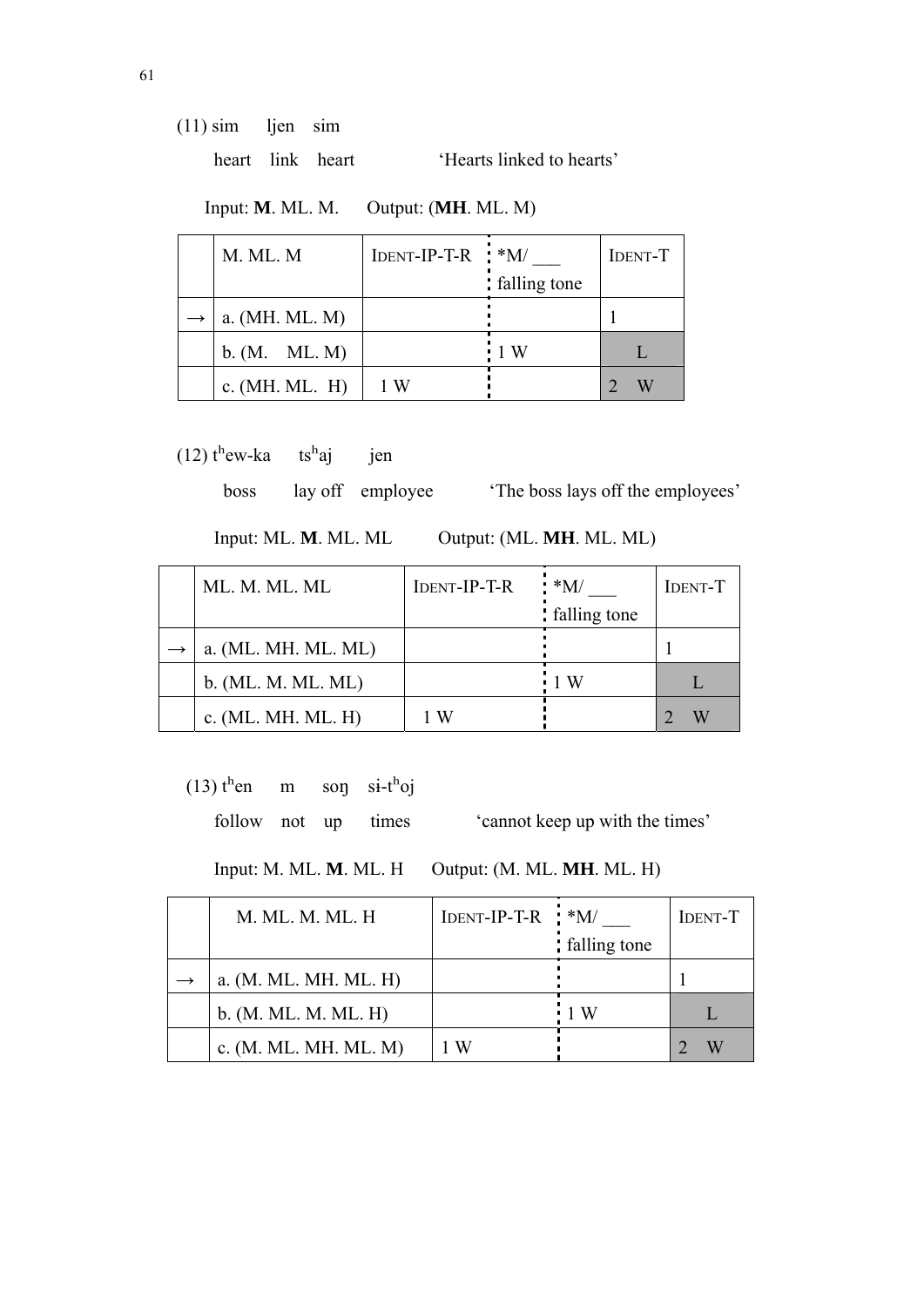(11) sim ljen sim

heart link heart 'Hearts linked to hearts'

Input: **M**. ML. M. Output: (**MH**. ML. M)

| | M. ML. M | IDENT-IP-T-R | *M/ ___ falling tone | IDENT-T |
|---|---|---|---|---|
| → | a. (MH. ML. M) | | | 1 |
| | b. (M. ML. M) | | 1 W | L |
| | c. (MH. ML. H) | 1 W | | 2 W |

(12) $t^h$ew-ka $ts^h$aj jen

boss lay off employee 'The boss lays off the employees'

Input: ML. **M**. ML. ML Output: (ML. **MH**. ML. ML)

| | ML. M. ML. ML | IDENT-IP-T-R | *M/ ___ falling tone | IDENT-T |
|---|---|---|---|---|
| → | a. (ML. MH. ML. ML) | | | 1 |
| | b. (ML. M. ML. ML) | | 1 W | L |
| | c. (ML. MH. ML. H) | 1 W | | 2 W |

(13) $t^h$en m soŋ sɨ-$t^h$oj

follow not up times 'cannot keep up with the times'

Input: M. ML. **M**. ML. H Output: (M. ML. **MH**. ML. H)

| | M. ML. M. ML. H | IDENT-IP-T-R | *M/ ___ falling tone | IDENT-T |
|---|---|---|---|---|
| → | a. (M. ML. MH. ML. H) | | | 1 |
| | b. (M. ML. M. ML. H) | | 1 W | L |
| | c. (M. ML. MH. ML. M) | 1 W | | 2 W |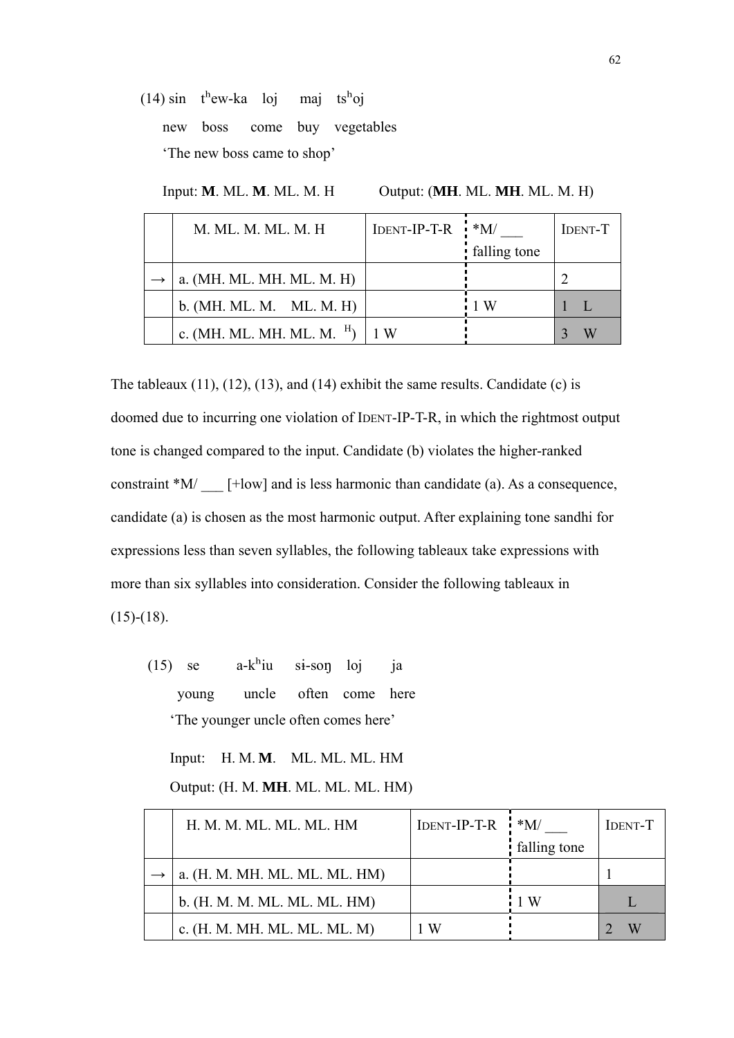(14) sin $t^h$ew-ka loj maj $ts^h$oj

new boss come buy vegetables

'The new boss came to shop'

Input: **M**. ML. **M**. ML. M. H Output: (**MH**. ML. **MH**. ML. M. H)

| | M. ML. M. ML. M. H | IDENT-IP-T-R | *M/ ___ falling tone | IDENT-T |
|---|---|---|---|---|
| → | a. (MH. ML. MH. ML. M. H) | | | 2 |
| | b. (MH. ML. M. ML. M. H) | | 1 W | 1 L |
| | c. (MH. ML. MH. ML. M. $^{H}$) | 1 W | | 3 W |

The tableaux (11), (12), (13), and (14) exhibit the same results. Candidate (c) is doomed due to incurring one violation of IDENT-IP-T-R, in which the rightmost output tone is changed compared to the input. Candidate (b) violates the higher-ranked constraint *M/ ___ [+low] and is less harmonic than candidate (a). As a consequence, candidate (a) is chosen as the most harmonic output. After explaining tone sandhi for expressions less than seven syllables, the following tableaux take expressions with more than six syllables into consideration. Consider the following tableaux in (15)-(18).

(15) se a-$k^h$iu sɨ-soŋ loj ja

young uncle often come here

'The younger uncle often comes here'

Input: H. M. **M**. ML. ML. ML. HM

Output: (H. M. **MH**. ML. ML. ML. HM)

| | H. M. M. ML. ML. ML. HM | IDENT-IP-T-R | *M/ ___ falling tone | IDENT-T |
|---|---|---|---|---|
| → | a. (H. M. MH. ML. ML. ML. HM) | | | 1 |
| | b. (H. M. M. ML. ML. ML. HM) | | 1 W | L |
| | c. (H. M. MH. ML. ML. ML. M) | 1 W | | 2 W |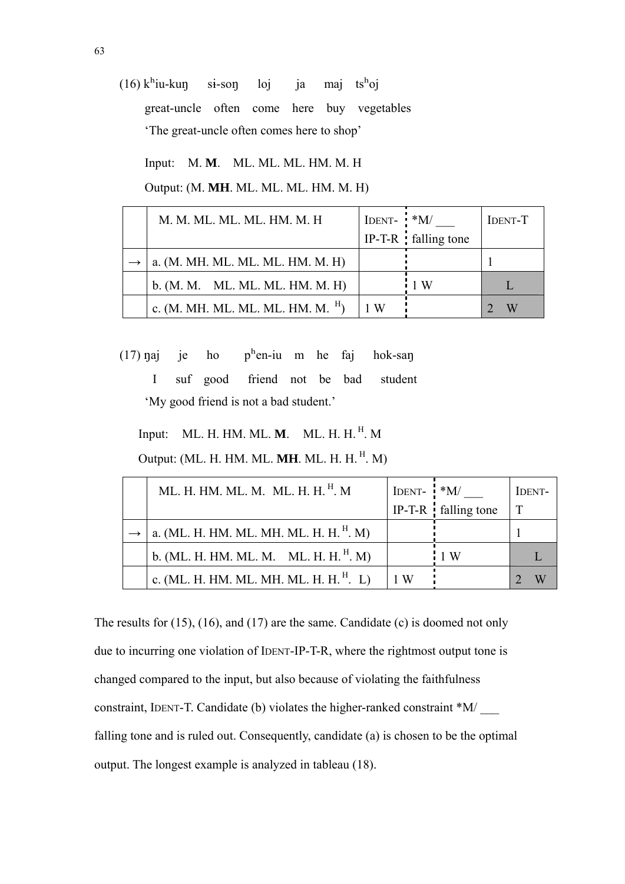(16) $k^h$iu-kuŋ    sɨ-soŋ    loj    ja    maj    $ts^h$oj

great-uncle    often    come    here    buy    vegetables

'The great-uncle often comes here to shop'

Input:  M. **M**.  ML. ML. ML. HM. M. H

Output: (M. **MH**. ML. ML. ML. HM. M. H)

| | M. M. ML. ML. ML. HM. M. H | IDENT-IP-T-R | *M/ ___ falling tone | IDENT-T |
|---|---|---|---|---|
| → | a. (M. MH. ML. ML. ML. HM. M. H) | | | 1 |
| | b. (M. M.  ML. ML. ML. HM. M. H) | | 1 W | L |
| | c. (M. MH. ML. ML. ML. HM. M. $^H$) | 1 W | | 2  W |

(17) ŋaj    je    ho    $p^h$en-iu    m    he    faj    hok-saŋ

I    suf    good    friend    not    be    bad    student

'My good friend is not a bad student.'

Input:  ML. H. HM. ML. **M**.  ML. H. H. $^H$. M

Output: (ML. H. HM. ML. **MH**. ML. H. H. $^H$. M)

| | ML. H. HM. ML. M. ML. H. H. $^H$. M | IDENT-IP-T-R | *M/ ___ falling tone | IDENT-T |
|---|---|---|---|---|
| → | a. (ML. H. HM. ML. MH. ML. H. H. $^H$. M) | | | 1 |
| | b. (ML. H. HM. ML. M.  ML. H. H. $^H$. M) | | 1 W | L |
| | c. (ML. H. HM. ML. MH. ML. H. H. $^H$.  L) | 1 W | | 2  W |

The results for (15), (16), and (17) are the same. Candidate (c) is doomed not only due to incurring one violation of IDENT-IP-T-R, where the rightmost output tone is changed compared to the input, but also because of violating the faithfulness constraint, IDENT-T. Candidate (b) violates the higher-ranked constraint *M/ ___ falling tone and is ruled out. Consequently, candidate (a) is chosen to be the optimal output. The longest example is analyzed in tableau (18).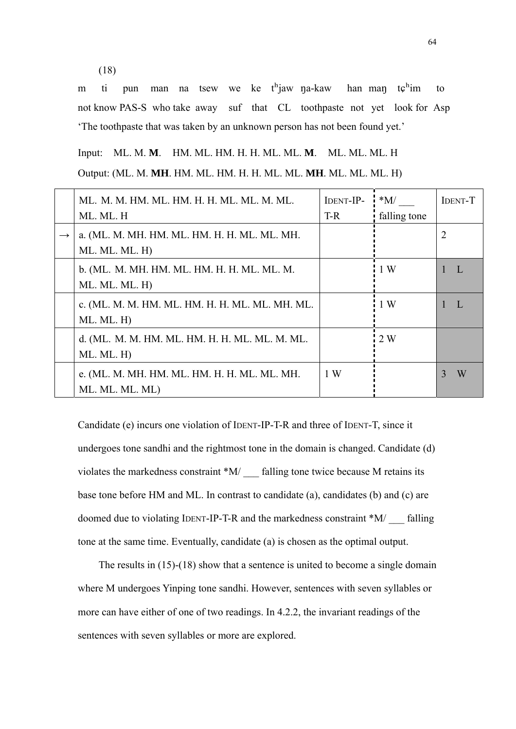(18)

m ti pun man na tsew we ke tʰjaw ŋa-kaw han maŋ tɕʰim to

not know PAS-S who take away suf that CL toothpaste not yet look for Asp

'The toothpaste that was taken by an unknown person has not been found yet.'

Input: ML. M. **M**. HM. ML. HM. H. H. ML. ML. **M**. ML. ML. ML. H

Output: (ML. M. **MH**. HM. ML. HM. H. H. ML. ML. **MH**. ML. ML. ML. H)

| | ML. M. M. HM. ML. HM. H. H. ML. ML. M. ML. ML. ML. H | IDENT-IP-T-R | *M/ ___ falling tone | IDENT-T |
|---|---|---|---|---|
| → | a. (ML. M. MH. HM. ML. HM. H. H. ML. ML. MH. ML. ML. ML. H) | | | 2 |
| | b. (ML. M. MH. HM. ML. HM. H. H. ML. ML. M. ML. ML. ML. H) | | 1 W | 1 L |
| | c. (ML. M. M. HM. ML. HM. H. H. ML. ML. MH. ML. ML. ML. H) | | 1 W | 1 L |
| | d. (ML. M. M. HM. ML. HM. H. H. ML. ML. M. ML. ML. ML. H) | | 2 W | |
| | e. (ML. M. MH. HM. ML. HM. H. H. ML. ML. MH. ML. ML. ML. ML) | 1 W | | 3 W |

Candidate (e) incurs one violation of IDENT-IP-T-R and three of IDENT-T, since it undergoes tone sandhi and the rightmost tone in the domain is changed. Candidate (d) violates the markedness constraint *M/ ___ falling tone twice because M retains its base tone before HM and ML. In contrast to candidate (a), candidates (b) and (c) are doomed due to violating IDENT-IP-T-R and the markedness constraint *M/ ___ falling tone at the same time. Eventually, candidate (a) is chosen as the optimal output.

The results in (15)-(18) show that a sentence is united to become a single domain where M undergoes Yinping tone sandhi. However, sentences with seven syllables or more can have either of one of two readings. In 4.2.2, the invariant readings of the sentences with seven syllables or more are explored.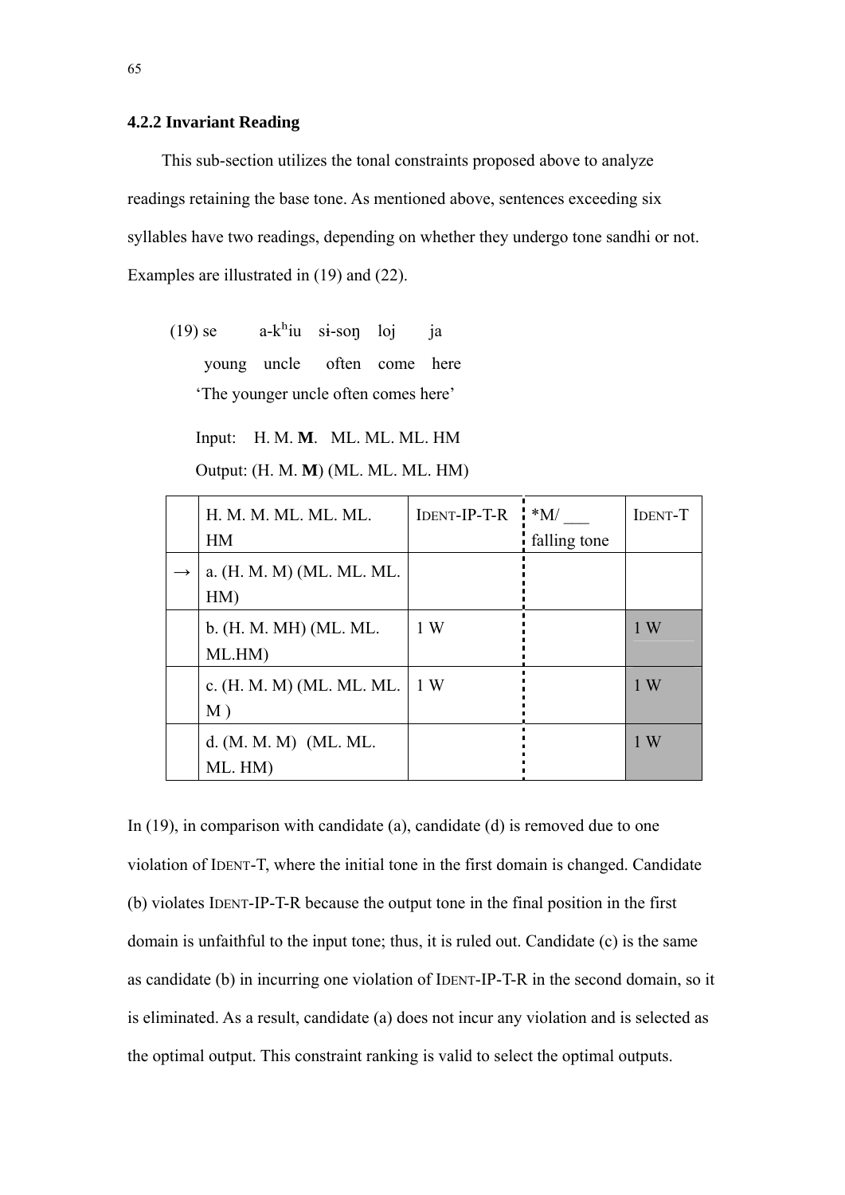### 4.2.2 Invariant Reading

This sub-section utilizes the tonal constraints proposed above to analyze readings retaining the base tone. As mentioned above, sentences exceeding six syllables have two readings, depending on whether they undergo tone sandhi or not. Examples are illustrated in (19) and (22).

(19) se a-kʰiu sɨ-soŋ loj ja

young uncle often come here

'The younger uncle often comes here'

Input: H. M. **M**. ML. ML. ML. HM

Output: (H. M. **M**) (ML. ML. ML. HM)

| | H. M. M. ML. ML. ML. HM | IDENT-IP-T-R | *M/ ___ falling tone | IDENT-T |
|---|---|---|---|---|
| → | a. (H. M. M) (ML. ML. ML. HM) | | | |
| | b. (H. M. MH) (ML. ML. ML.HM) | 1 W | | 1 W |
| | c. (H. M. M) (ML. ML. ML. M ) | 1 W | | 1 W |
| | d. (M. M. M) (ML. ML. ML. HM) | | | 1 W |

In (19), in comparison with candidate (a), candidate (d) is removed due to one violation of IDENT-T, where the initial tone in the first domain is changed. Candidate (b) violates IDENT-IP-T-R because the output tone in the final position in the first domain is unfaithful to the input tone; thus, it is ruled out. Candidate (c) is the same as candidate (b) in incurring one violation of IDENT-IP-T-R in the second domain, so it is eliminated. As a result, candidate (a) does not incur any violation and is selected as the optimal output. This constraint ranking is valid to select the optimal outputs.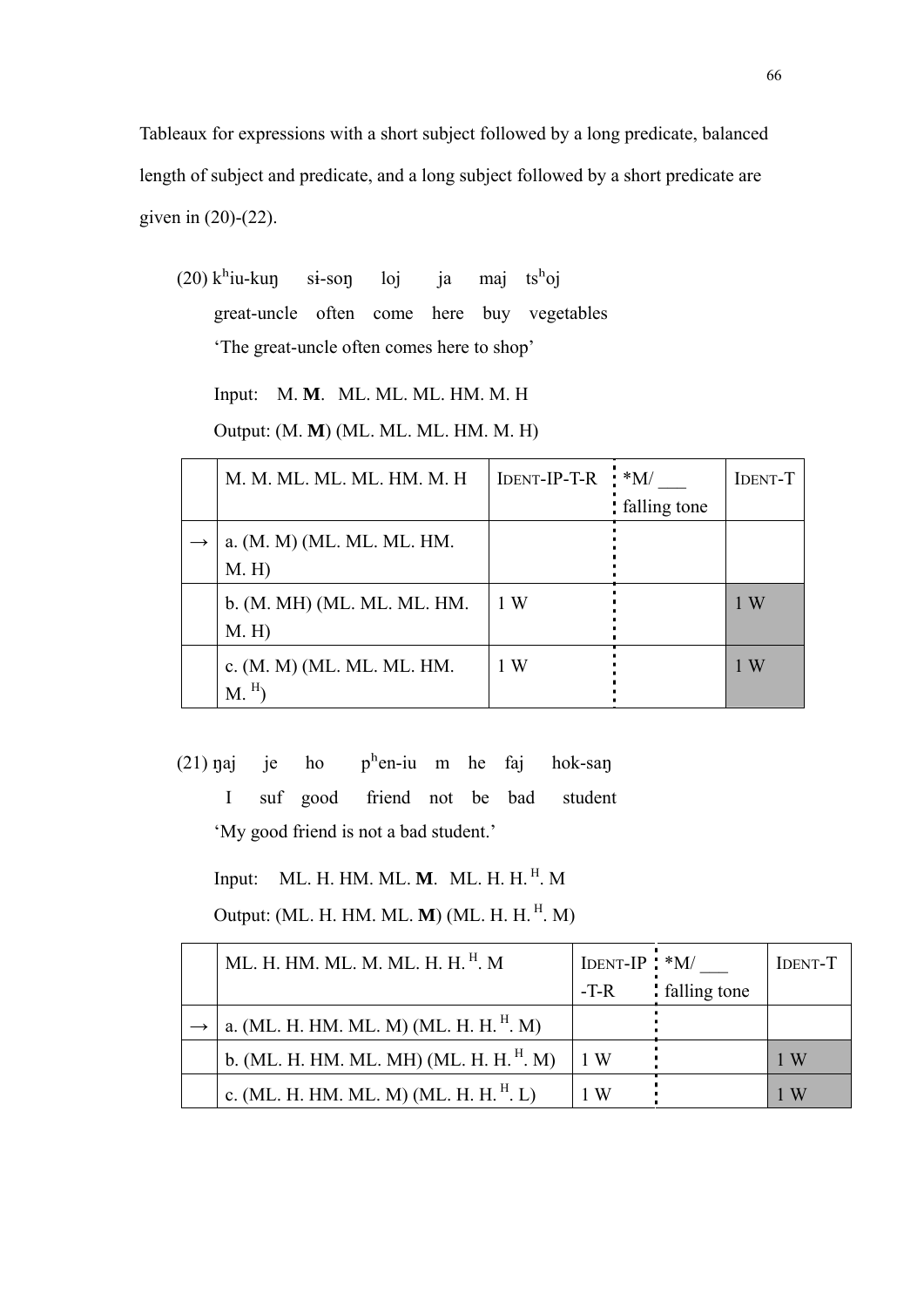Tableaux for expressions with a short subject followed by a long predicate, balanced length of subject and predicate, and a long subject followed by a short predicate are given in (20)-(22).

(20) kʰiu-kuŋ si-soŋ loj ja maj tsʰoj

great-uncle often come here buy vegetables

'The great-uncle often comes here to shop'

Input: M. **M**. ML. ML. ML. HM. M. H

Output: (M. **M**) (ML. ML. ML. HM. M. H)

| | M. M. ML. ML. ML. HM. M. H | IDENT-IP-T-R | *M/ ___ falling tone | IDENT-T |
|---|---|---|---|---|
| → | a. (M. M) (ML. ML. ML. HM. M. H) | | | |
| | b. (M. MH) (ML. ML. ML. HM. M. H) | 1 W | | 1 W |
| | c. (M. M) (ML. ML. ML. HM. M. ᴴ) | 1 W | | 1 W |

(21) ŋaj je ho pʰen-iu m he faj hok-saŋ

I suf good friend not be bad student

'My good friend is not a bad student.'

Input: ML. H. HM. ML. **M**. ML. H. H. ᴴ. M

Output: (ML. H. HM. ML. **M**) (ML. H. H. ᴴ. M)

| | ML. H. HM. ML. M. ML. H. H. ᴴ. M | IDENT-IP -T-R | *M/ ___ falling tone | IDENT-T |
|---|---|---|---|---|
| → | a. (ML. H. HM. ML. M) (ML. H. H. ᴴ. M) | | | |
| | b. (ML. H. HM. ML. MH) (ML. H. H. ᴴ. M) | 1 W | | 1 W |
| | c. (ML. H. HM. ML. M) (ML. H. H. ᴴ. L) | 1 W | | 1 W |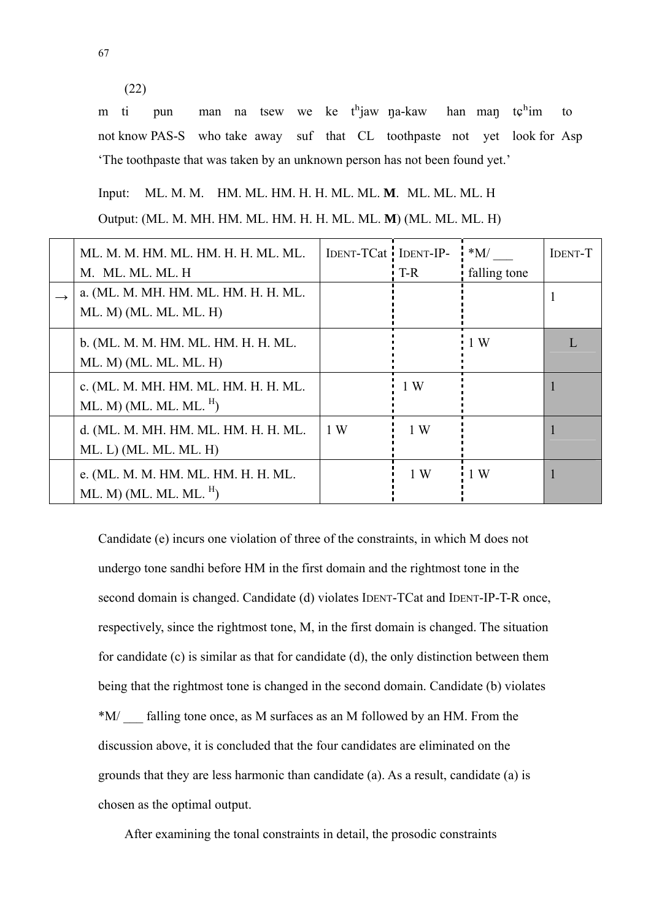(22)

m ti pun man na tsew we ke $t^h$jaw ŋa-kaw han maŋ $tɕ^h$im to

not know PAS-S who take away suf that CL toothpaste not yet look for Asp

'The toothpaste that was taken by an unknown person has not been found yet.'

Input: ML. M. M. HM. ML. HM. H. H. ML. ML. **M**. ML. ML. ML. H

Output: (ML. M. MH. HM. ML. HM. H. H. ML. ML. **M**) (ML. ML. ML. H)

| | ML. M. M. HM. ML. HM. H. H. ML. ML. M. ML. ML. ML. H | IDENT-TCat | IDENT-IP-T-R | *M/ ___ falling tone | IDENT-T |
|---|---|---|---|---|---|
| → | a. (ML. M. MH. HM. ML. HM. H. H. ML. ML. M) (ML. ML. ML. H) | | | | 1 |
| | b. (ML. M. M. HM. ML. HM. H. H. ML. ML. M) (ML. ML. ML. H) | | | 1 W | L |
| | c. (ML. M. MH. HM. ML. HM. H. H. ML. ML. M) (ML. ML. ML. $^H$) | | 1 W | | 1 |
| | d. (ML. M. MH. HM. ML. HM. H. H. ML. ML. L) (ML. ML. ML. H) | 1 W | 1 W | | 1 |
| | e. (ML. M. M. HM. ML. HM. H. H. ML. ML. M) (ML. ML. ML. $^H$) | | 1 W | 1 W | 1 |

Candidate (e) incurs one violation of three of the constraints, in which M does not undergo tone sandhi before HM in the first domain and the rightmost tone in the second domain is changed. Candidate (d) violates IDENT-TCat and IDENT-IP-T-R once, respectively, since the rightmost tone, M, in the first domain is changed. The situation for candidate (c) is similar as that for candidate (d), the only distinction between them being that the rightmost tone is changed in the second domain. Candidate (b) violates *M/ ___ falling tone once, as M surfaces as an M followed by an HM. From the discussion above, it is concluded that the four candidates are eliminated on the grounds that they are less harmonic than candidate (a). As a result, candidate (a) is chosen as the optimal output.

After examining the tonal constraints in detail, the prosodic constraints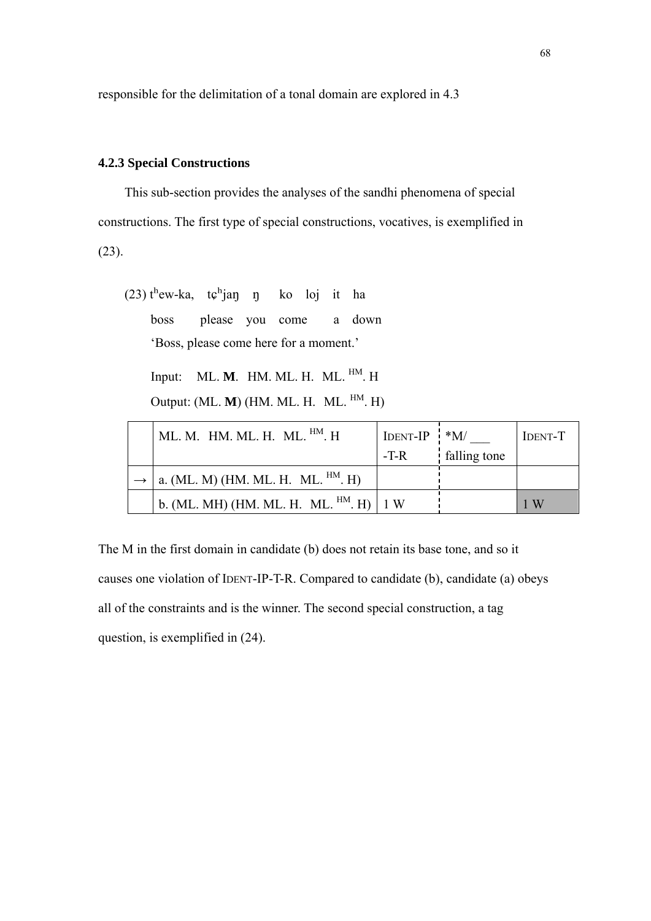responsible for the delimitation of a tonal domain are explored in 4.3

### 4.2.3 Special Constructions

This sub-section provides the analyses of the sandhi phenomena of special constructions. The first type of special constructions, vocatives, is exemplified in (23).

(23) tʰew-ka, tɕʰjaŋ ŋ ko loj it ha

boss please you come a down

'Boss, please come here for a moment.'

Input: ML. **M**. HM. ML. H. ML. $^{HM}$. H

Output: (ML. **M**) (HM. ML. H. ML. $^{HM}$. H)

| | ML. M. HM. ML. H. ML. $^{HM}$. H | IDENT-IP-T-R | *M/ ___ falling tone | IDENT-T |
|---|---|---|---|---|
| → | a. (ML. M) (HM. ML. H. ML. $^{HM}$. H) | | | |
| | b. (ML. MH) (HM. ML. H. ML. $^{HM}$. H) | 1 W | | 1 W |

The M in the first domain in candidate (b) does not retain its base tone, and so it causes one violation of IDENT-IP-T-R. Compared to candidate (b), candidate (a) obeys all of the constraints and is the winner. The second special construction, a tag question, is exemplified in (24).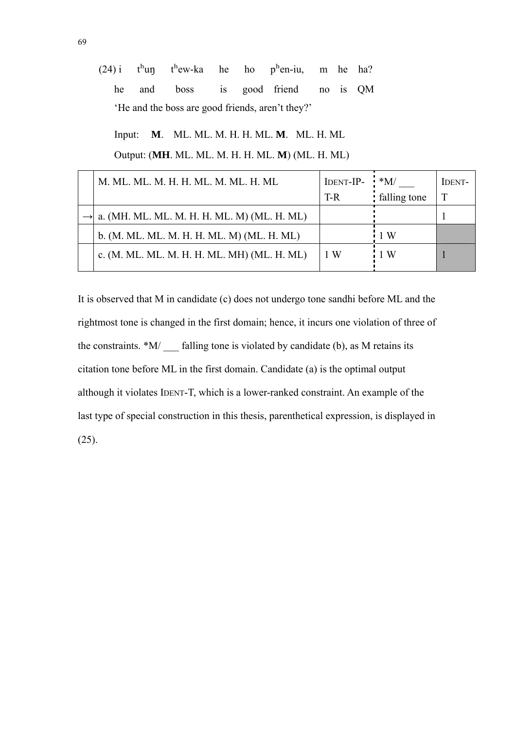(24) i tʰuŋ tʰew-ka he ho pʰen-iu, m he ha?

he and boss is good friend no is QM

'He and the boss are good friends, aren't they?'

Input: **M**. ML. ML. M. H. H. ML. **M**. ML. H. ML

Output: (**MH**. ML. ML. M. H. H. ML. **M**) (ML. H. ML)

| | M. ML. ML. M. H. H. ML. M. ML. H. ML | IDENT-IP-T-R | *M/ ___ falling tone | IDENT-T |
|---|---|---|---|---|
| → | a. (MH. ML. ML. M. H. H. ML. M) (ML. H. ML) | | | 1 |
| | b. (M. ML. ML. M. H. H. ML. M) (ML. H. ML) | | 1 W | |
| | c. (M. ML. ML. M. H. H. ML. MH) (ML. H. ML) | 1 W | 1 W | 1 |

It is observed that M in candidate (c) does not undergo tone sandhi before ML and the rightmost tone is changed in the first domain; hence, it incurs one violation of three of the constraints. *M/ ___ falling tone is violated by candidate (b), as M retains its citation tone before ML in the first domain. Candidate (a) is the optimal output although it violates IDENT-T, which is a lower-ranked constraint. An example of the last type of special construction in this thesis, parenthetical expression, is displayed in (25).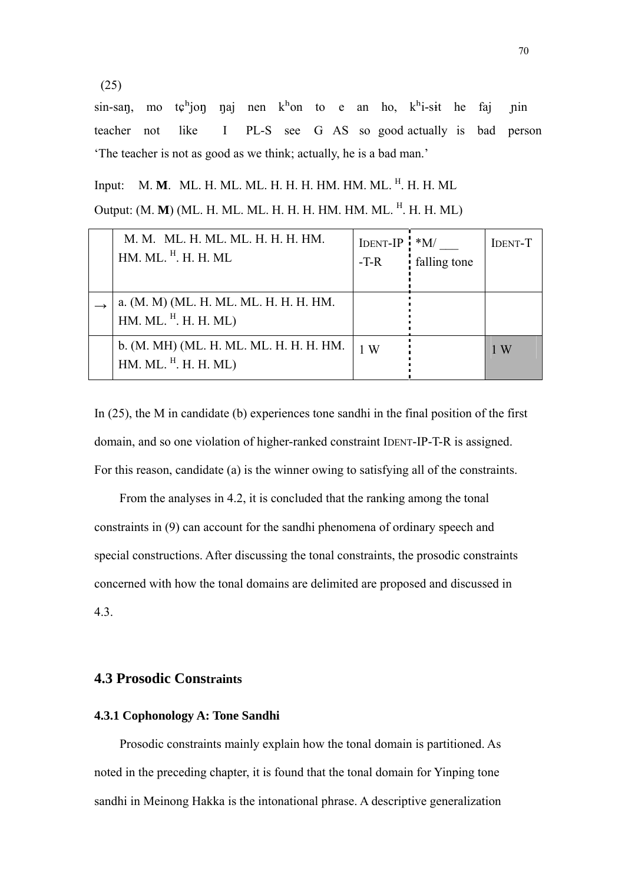(25)

sin-saŋ, mo tɕʰjoŋ ŋaj nen kʰon to e an ho, kʰi-sɨt he faj ɲin

teacher not like I PL-S see G AS so good actually is bad person

'The teacher is not as good as we think; actually, he is a bad man.'

Input: M. **M**. ML. H. ML. ML. H. H. H. HM. HM. ML. $^{H}$. H. H. ML

Output: (M. **M**) (ML. H. ML. ML. H. H. H. HM. HM. ML. $^{H}$. H. H. ML)

| | M. M. ML. H. ML. ML. H. H. H. HM. HM. ML. $^{H}$. H. H. ML | IDENT-IP-T-R | *M/ ___ falling tone | IDENT-T |
|---|---|---|---|---|
| → | a. (M. M) (ML. H. ML. ML. H. H. H. HM. HM. ML. $^{H}$. H. H. ML) | | | |
| | b. (M. MH) (ML. H. ML. ML. H. H. H. HM. HM. ML. $^{H}$. H. H. ML) | 1 W | | 1 W |

In (25), the M in candidate (b) experiences tone sandhi in the final position of the first domain, and so one violation of higher-ranked constraint IDENT-IP-T-R is assigned. For this reason, candidate (a) is the winner owing to satisfying all of the constraints.

From the analyses in 4.2, it is concluded that the ranking among the tonal constraints in (9) can account for the sandhi phenomena of ordinary speech and special constructions. After discussing the tonal constraints, the prosodic constraints concerned with how the tonal domains are delimited are proposed and discussed in 4.3.

## 4.3 Prosodic Constraints

### 4.3.1 Cophonology A: Tone Sandhi

Prosodic constraints mainly explain how the tonal domain is partitioned. As noted in the preceding chapter, it is found that the tonal domain for Yinping tone sandhi in Meinong Hakka is the intonational phrase. A descriptive generalization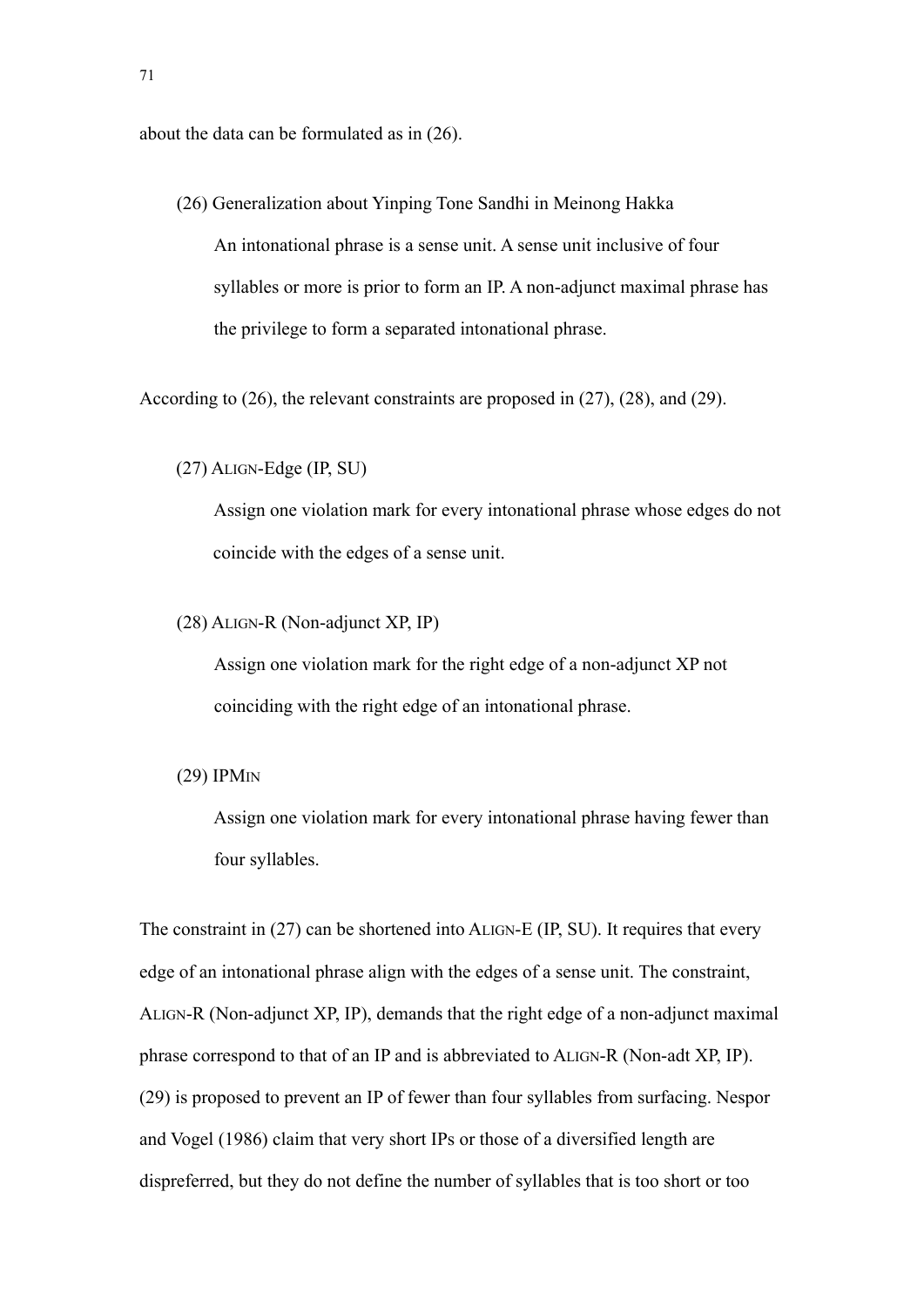about the data can be formulated as in (26).

(26) Generalization about Yinping Tone Sandhi in Meinong Hakka

> An intonational phrase is a sense unit. A sense unit inclusive of four syllables or more is prior to form an IP. A non-adjunct maximal phrase has the privilege to form a separated intonational phrase.

According to (26), the relevant constraints are proposed in (27), (28), and (29).

(27) ALIGN-Edge (IP, SU)

> Assign one violation mark for every intonational phrase whose edges do not coincide with the edges of a sense unit.

(28) ALIGN-R (Non-adjunct XP, IP)

> Assign one violation mark for the right edge of a non-adjunct XP not coinciding with the right edge of an intonational phrase.

(29) IPMIN

> Assign one violation mark for every intonational phrase having fewer than four syllables.

The constraint in (27) can be shortened into ALIGN-E (IP, SU). It requires that every edge of an intonational phrase align with the edges of a sense unit. The constraint, ALIGN-R (Non-adjunct XP, IP), demands that the right edge of a non-adjunct maximal phrase correspond to that of an IP and is abbreviated to ALIGN-R (Non-adt XP, IP). (29) is proposed to prevent an IP of fewer than four syllables from surfacing. Nespor and Vogel (1986) claim that very short IPs or those of a diversified length are dispreferred, but they do not define the number of syllables that is too short or too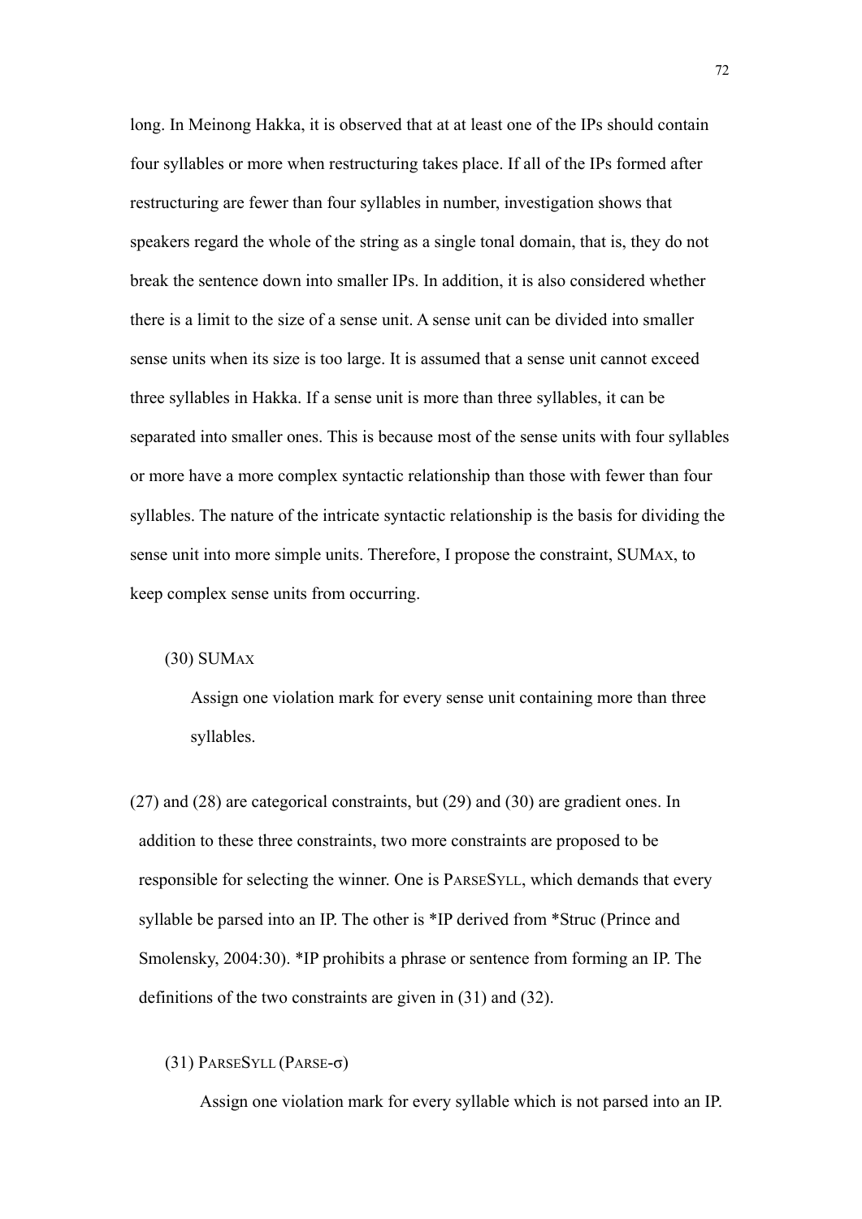long. In Meinong Hakka, it is observed that at at least one of the IPs should contain four syllables or more when restructuring takes place. If all of the IPs formed after restructuring are fewer than four syllables in number, investigation shows that speakers regard the whole of the string as a single tonal domain, that is, they do not break the sentence down into smaller IPs. In addition, it is also considered whether there is a limit to the size of a sense unit. A sense unit can be divided into smaller sense units when its size is too large. It is assumed that a sense unit cannot exceed three syllables in Hakka. If a sense unit is more than three syllables, it can be separated into smaller ones. This is because most of the sense units with four syllables or more have a more complex syntactic relationship than those with fewer than four syllables. The nature of the intricate syntactic relationship is the basis for dividing the sense unit into more simple units. Therefore, I propose the constraint, SUMAX, to keep complex sense units from occurring.

(30) SUMAX

Assign one violation mark for every sense unit containing more than three syllables.

(27) and (28) are categorical constraints, but (29) and (30) are gradient ones. In addition to these three constraints, two more constraints are proposed to be responsible for selecting the winner. One is PARSESYLL, which demands that every syllable be parsed into an IP. The other is *IP derived from *Struc (Prince and Smolensky, 2004:30). *IP prohibits a phrase or sentence from forming an IP. The definitions of the two constraints are given in (31) and (32).

(31) PARSESYLL (PARSE-σ)

Assign one violation mark for every syllable which is not parsed into an IP.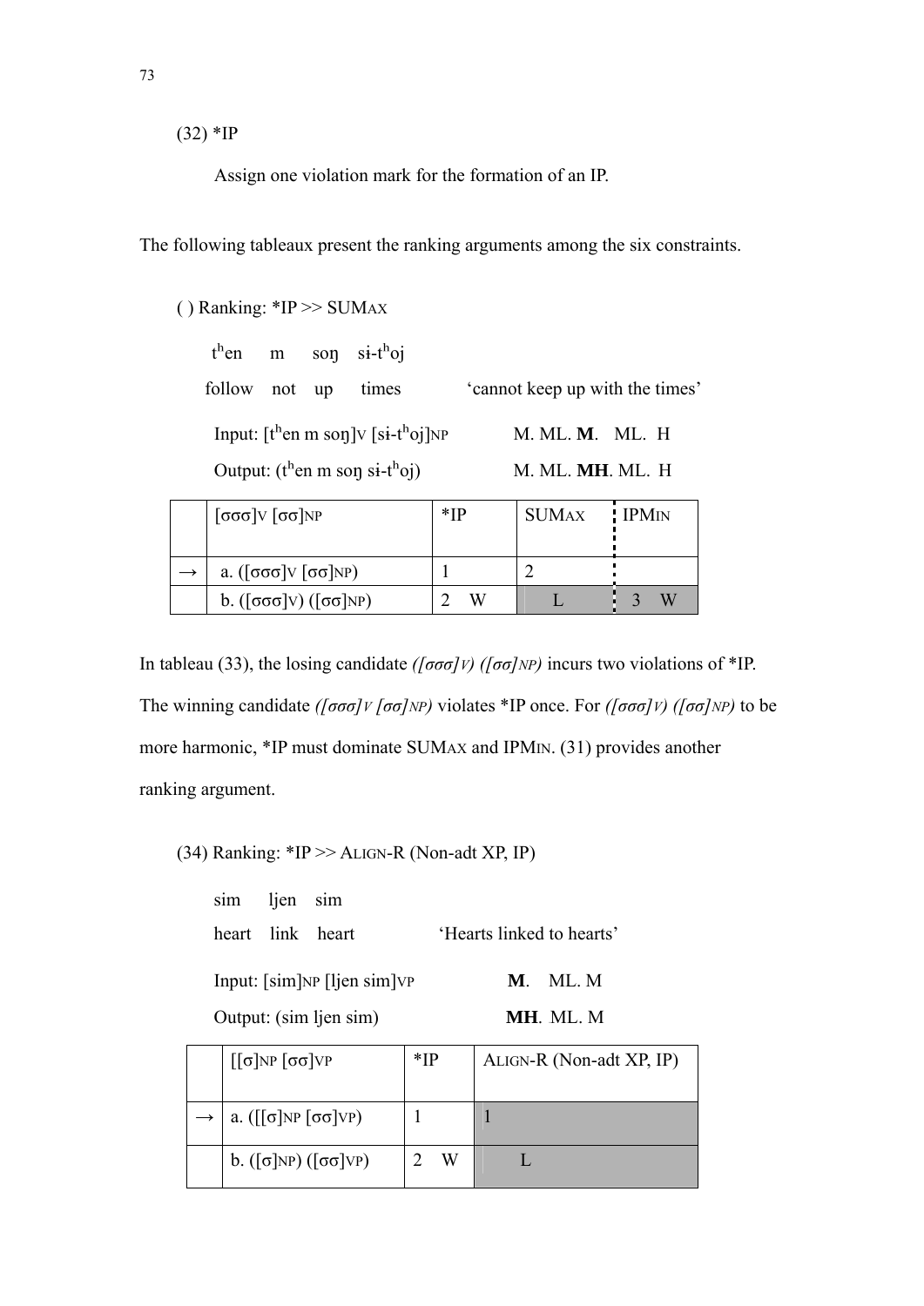(32) *IP

Assign one violation mark for the formation of an IP.

The following tableaux present the ranking arguments among the six constraints.

( ) Ranking: *IP >> SUMAX

tʰen m soŋ sɨ-tʰoj

follow not up times 'cannot keep up with the times'

Input: [tʰen m soŋ]V [sɨ-tʰoj]NP M. ML. **M**. ML. H

Output: (tʰen m soŋ sɨ-tʰoj) M. ML. **MH**. ML. H

| | [σσσ]V [σσ]NP | *IP | SUMAX | IPMIN |
|---|---|---|---|---|
| → | a. ([σσσ]V [σσ]NP) | 1 | 2 | |
| | b. ([σσσ]V) ([σσ]NP) | 2 W | L | 3 W |

In tableau (33), the losing candidate *([σσσ]V) ([σσ]NP)* incurs two violations of *IP. The winning candidate *([σσσ]V [σσ]NP)* violates *IP once. For *([σσσ]V) ([σσ]NP)* to be more harmonic, *IP must dominate SUMAX and IPMIN. (31) provides another ranking argument.

(34) Ranking: *IP >> ALIGN-R (Non-adt XP, IP)

sim ljen sim

heart link heart 'Hearts linked to hearts'

Input: [sim]NP [ljen sim]VP **M**. ML. M

Output: (sim ljen sim) **MH**. ML. M

| | [[σ]NP [σσ]VP | *IP | ALIGN-R (Non-adt XP, IP) |
|---|---|---|---|
| → | a. ([[σ]NP [σσ]VP) | 1 | 1 |
| | b. ([σ]NP) ([σσ]VP) | 2 W | L |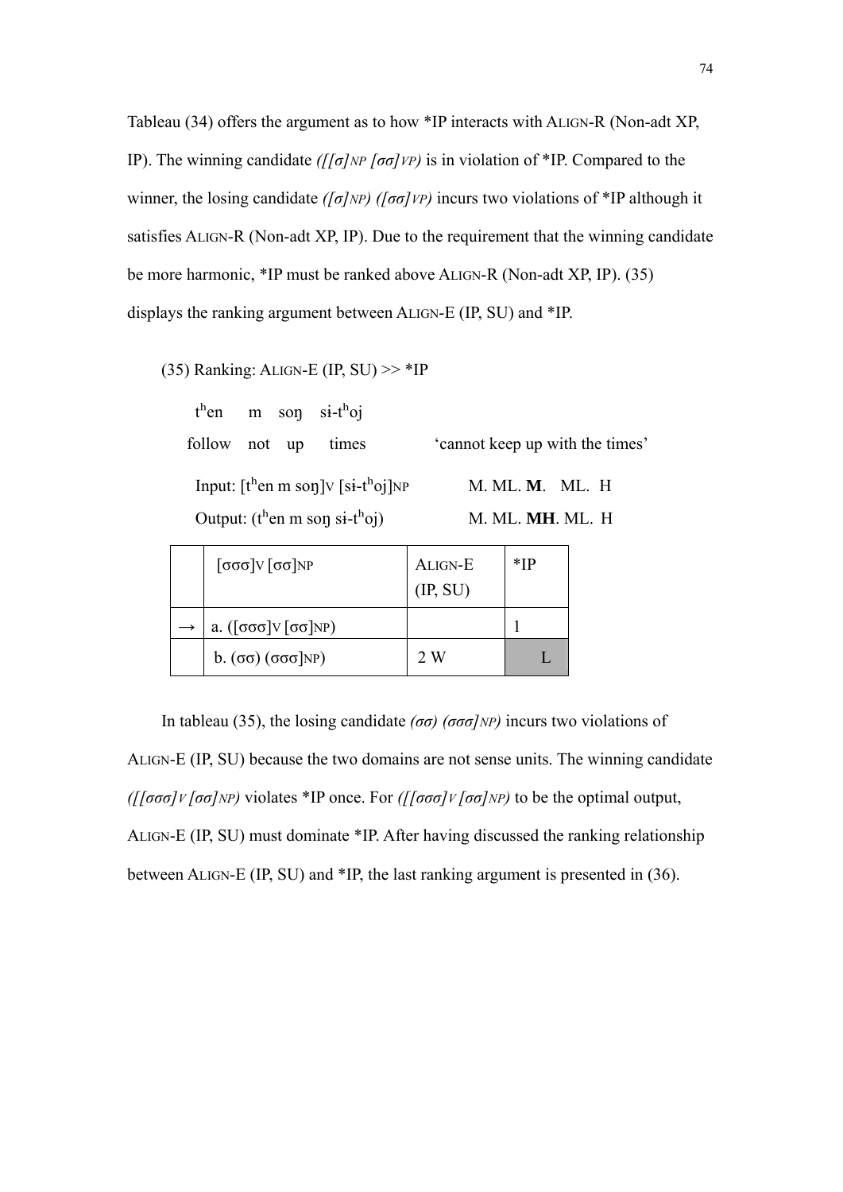Tableau (34) offers the argument as to how *IP interacts with ALIGN-R (Non-adt XP, IP). The winning candidate *([[σ]NP [σσ]VP)* is in violation of *IP. Compared to the winner, the losing candidate *([σ]NP) ([σσ]VP)* incurs two violations of *IP although it satisfies ALIGN-R (Non-adt XP, IP). Due to the requirement that the winning candidate be more harmonic, *IP must be ranked above ALIGN-R (Non-adt XP, IP). (35) displays the ranking argument between ALIGN-E (IP, SU) and *IP.

(35) Ranking: ALIGN-E (IP, SU) >> *IP

$t^h$en m soŋ sɨ-$t^h$oj

follow not up times 'cannot keep up with the times'

Input: [$t^h$en m soŋ]V [sɨ-$t^h$oj]NP M. ML. **M**. ML. H

Output: ($t^h$en m soŋ sɨ-$t^h$oj) M. ML. **MH**. ML. H

| | [σσσ]V [σσ]NP | ALIGN-E (IP, SU) | *IP |
|---|---|---|---|
| → | a. ([σσσ]V [σσ]NP) | | 1 |
| | b. (σσ) (σσσ]NP) | 2 W | L |

In tableau (35), the losing candidate *(σσ) (σσσ]NP)* incurs two violations of ALIGN-E (IP, SU) because the two domains are not sense units. The winning candidate *([[σσσ]V [σσ]NP)* violates *IP once. For *([[σσσ]V [σσ]NP)* to be the optimal output, ALIGN-E (IP, SU) must dominate *IP. After having discussed the ranking relationship between ALIGN-E (IP, SU) and *IP, the last ranking argument is presented in (36).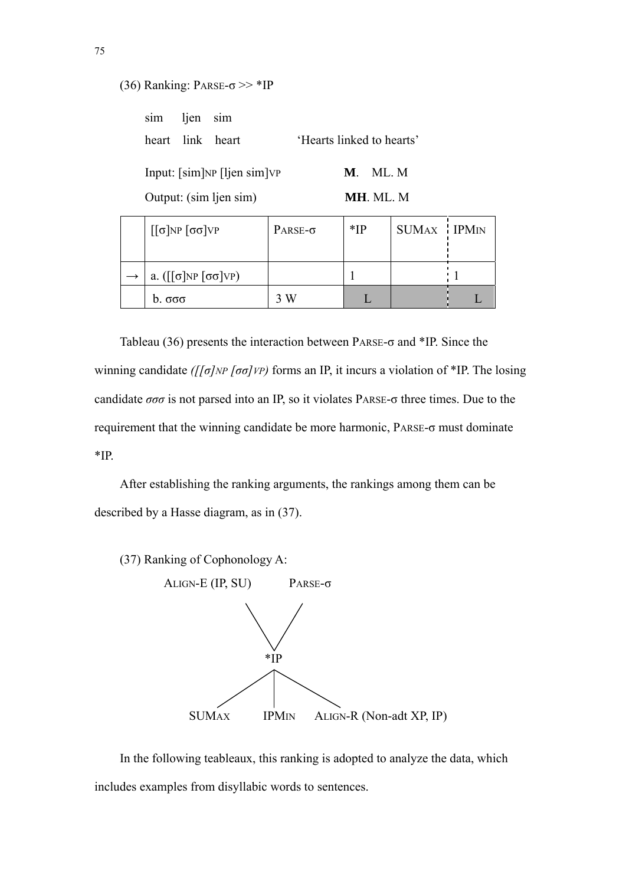(36) Ranking: PARSE-σ >> *IP

sim ljen sim
heart link heart ‘Hearts linked to hearts’

Input: [sim]NP [ljen sim]VP **M**. ML. M

Output: (sim ljen sim) **MH**. ML. M

| | [[σ]NP [σσ]VP | PARSE-σ | *IP | SUMAX | IPMIN |
|---|---|---|---|---|---|
| → | a. ([[σ]NP [σσ]VP) | | 1 | | 1 |
| | b. σσσ | 3 W | L | | L |

Tableau (36) presents the interaction between PARSE-σ and *IP. Since the winning candidate *([[σ]NP [σσ]VP)* forms an IP, it incurs a violation of *IP. The losing candidate *σσσ* is not parsed into an IP, so it violates PARSE-σ three times. Due to the requirement that the winning candidate be more harmonic, PARSE-σ must dominate *IP.

After establishing the ranking arguments, the rankings among them can be described by a Hasse diagram, as in (37).

(37) Ranking of Cophonology A:

ALIGN-E (IP, SU) PARSE-σ

*IP

SUMAX IPMIN ALIGN-R (Non-adt XP, IP)

In the following teableaux, this ranking is adopted to analyze the data, which includes examples from disyllabic words to sentences.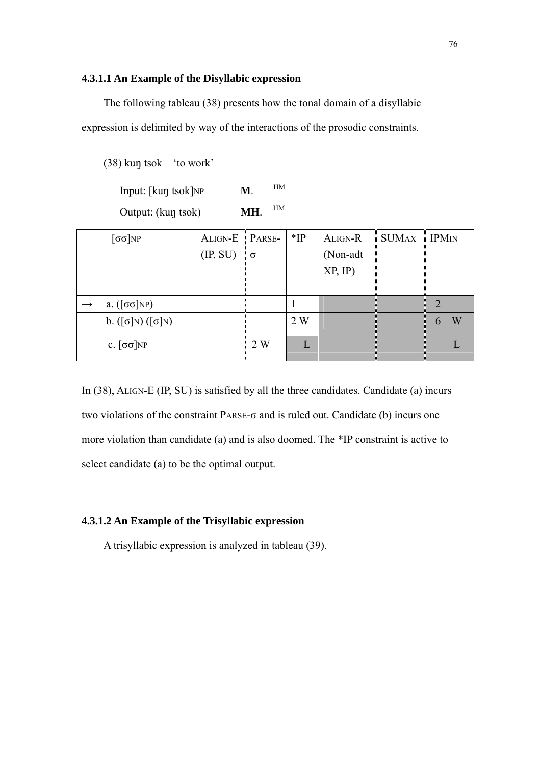### 4.3.1.1 An Example of the Disyllabic expression

The following tableau (38) presents how the tonal domain of a disyllabic expression is delimited by way of the interactions of the prosodic constraints.

(38) kuŋ tsok 'to work'

Input: [kuŋ tsok]NP **M**. HM

Output: (kuŋ tsok) **MH**. HM

| | [σσ]NP | ALIGN-E (IP, SU) | PARSE-σ | *IP | ALIGN-R (Non-adt XP, IP) | SUMAX | IPMIN |
|---|---|---|---|---|---|---|---|
| → | a. ([σσ]NP) | | | 1 | | | 2 |
| | b. ([σ]N) ([σ]N) | | | 2 W | | | 6 W |
| | c. [σσ]NP | | 2 W | L | | | L |

In (38), ALIGN-E (IP, SU) is satisfied by all the three candidates. Candidate (a) incurs two violations of the constraint PARSE-σ and is ruled out. Candidate (b) incurs one more violation than candidate (a) and is also doomed. The *IP constraint is active to select candidate (a) to be the optimal output.

### 4.3.1.2 An Example of the Trisyllabic expression

A trisyllabic expression is analyzed in tableau (39).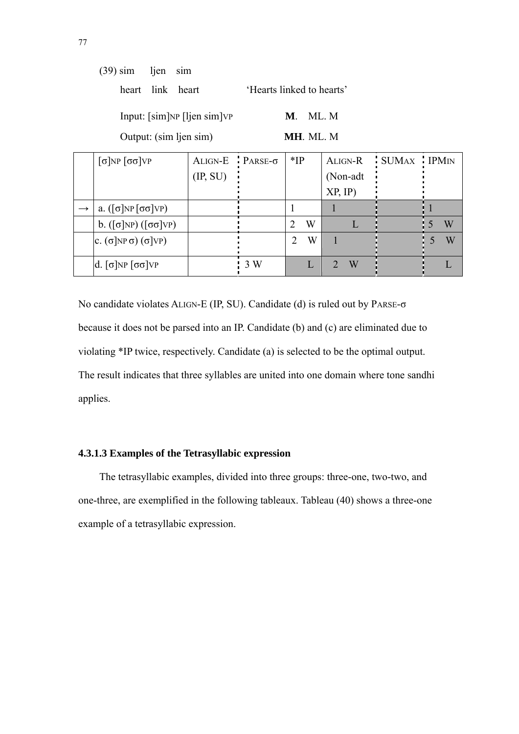(39) sim ljen sim

heart link heart ‘Hearts linked to hearts’

Input: [sim]NP [ljen sim]VP **M**. ML. M

Output: (sim ljen sim) **MH**. ML. M

| | [σ]NP [σσ]VP | ALIGN-E (IP, SU) | PARSE-σ | *IP | ALIGN-R (Non-adt XP, IP) | SUMAX | IPMIN |
|---|---|---|---|---|---|---|---|
| → | a. ([σ]NP [σσ]VP) | | | 1 | 1 | | 1 |
| | b. ([σ]NP) ([σσ]VP) | | | 2 W | L | | 5 W |
| | c. (σ]NP σ) (σ]VP) | | | 2 W | 1 | | 5 W |
| | d. [σ]NP [σσ]VP | | 3 W | L | 2 W | | L |

No candidate violates ALIGN-E (IP, SU). Candidate (d) is ruled out by PARSE-σ because it does not be parsed into an IP. Candidate (b) and (c) are eliminated due to violating *IP twice, respectively. Candidate (a) is selected to be the optimal output. The result indicates that three syllables are united into one domain where tone sandhi applies.

#### 4.3.1.3 Examples of the Tetrasyllabic expression

The tetrasyllabic examples, divided into three groups: three-one, two-two, and one-three, are exemplified in the following tableaux. Tableau (40) shows a three-one example of a tetrasyllabic expression.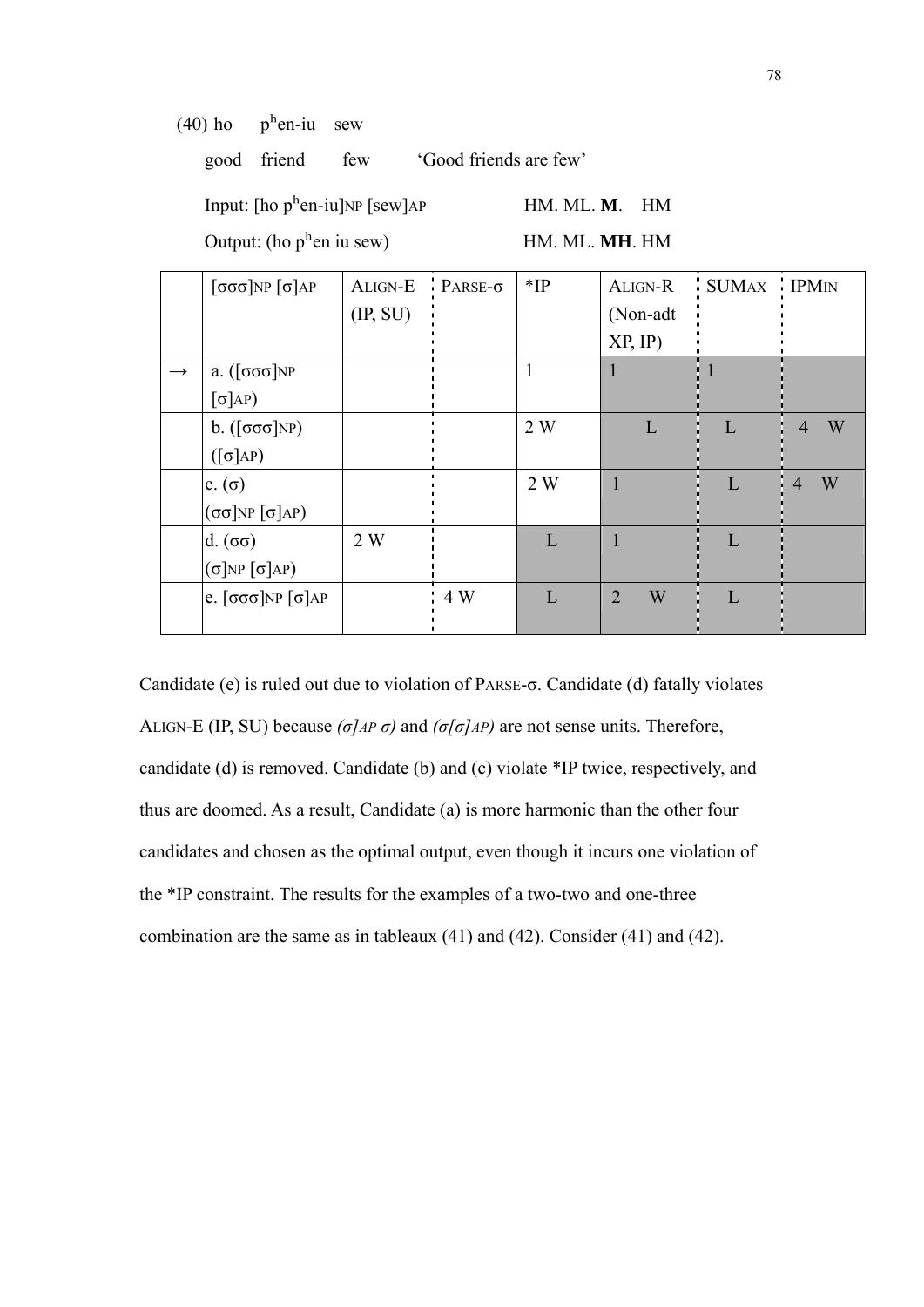(40) ho $p^h$en-iu sew

good friend few ‘Good friends are few’

Input: [ho $p^h$en-iu]NP [sew]AP HM. ML. **M**. HM

Output: (ho $p^h$en iu sew) HM. ML. **MH**. HM

| | [σσσ]NP [σ]AP | ALIGN-E (IP, SU) | PARSE-σ | *IP | ALIGN-R (Non-adt XP, IP) | SUMAX | IPMIN |
|---|---|---|---|---|---|---|---|
| → | a. ([σσσ]NP [σ]AP) | | | 1 | 1 | 1 | |
| | b. ([σσσ]NP) ([σ]AP) | | | 2 W | L | L | 4 W |
| | c. (σ) (σσ]NP [σ]AP) | | | 2 W | 1 | L | 4 W |
| | d. (σσ) (σ]NP [σ]AP) | 2 W | | L | 1 | L | |
| | e. [σσσ]NP [σ]AP | | 4 W | L | 2 W | L | |

Candidate (e) is ruled out due to violation of PARSE-σ. Candidate (d) fatally violates ALIGN-E (IP, SU) because *(σ]AP σ)* and *(σ[σ]AP)* are not sense units. Therefore, candidate (d) is removed. Candidate (b) and (c) violate *IP twice, respectively, and thus are doomed. As a result, Candidate (a) is more harmonic than the other four candidates and chosen as the optimal output, even though it incurs one violation of the *IP constraint. The results for the examples of a two-two and one-three combination are the same as in tableaux (41) and (42). Consider (41) and (42).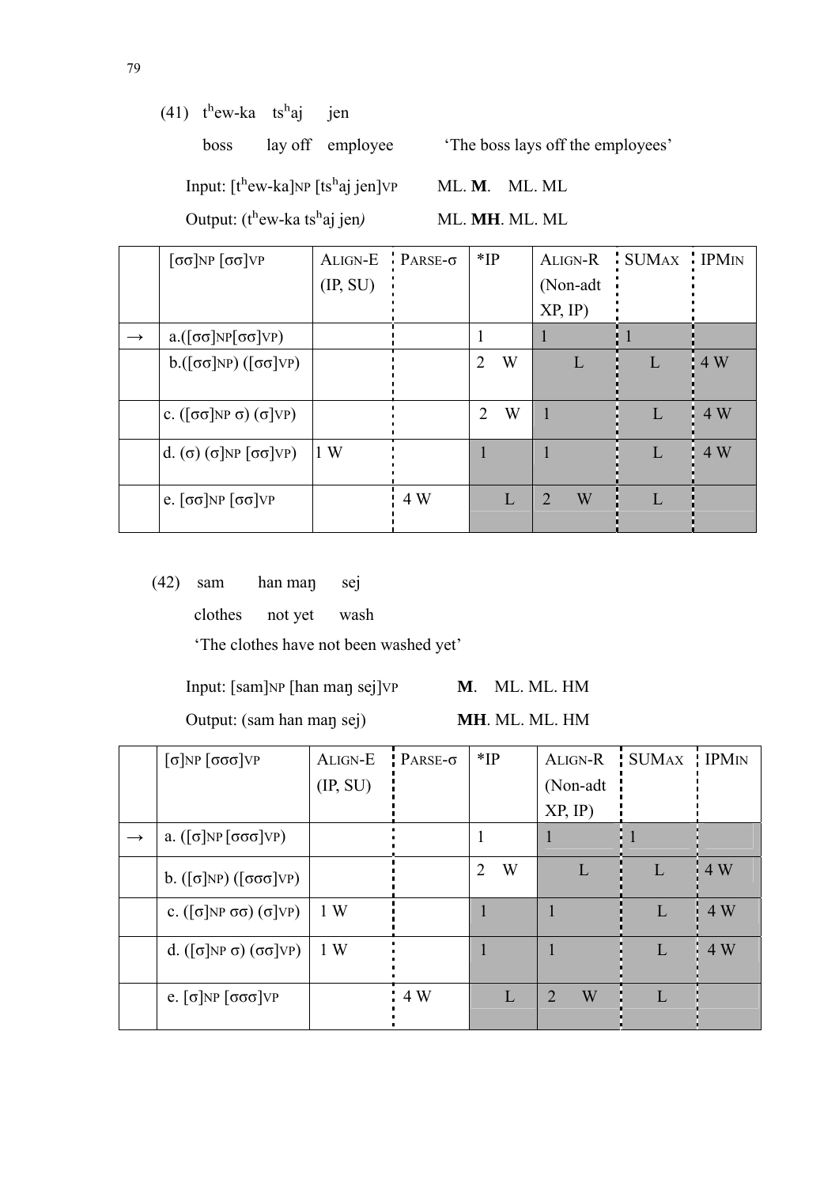(41) tʰew-ka tsʰaj jen

boss lay off employee 'The boss lays off the employees'

Input: [tʰew-ka]NP [tsʰaj jen]VP ML. **M**. ML. ML

Output: (tʰew-ka tsʰaj jen) ML. **MH**. ML. ML

| | [σσ]NP [σσ]VP | ALIGN-E (IP, SU) | PARSE-σ | *IP | ALIGN-R (Non-adt XP, IP) | SUMAX | IPMIN |
|---|---|---|---|---|---|---|---|
| → | a.([σσ]NP[σσ]VP) | | | 1 | 1 | 1 | |
| | b.([σσ]NP) ([σσ]VP) | | | 2 W | L | L | 4 W |
| | c. ([σσ]NP σ) (σ]VP) | | | 2 W | 1 | L | 4 W |
| | d. (σ) (σ]NP [σσ]VP) | 1 W | | 1 | 1 | L | 4 W |
| | e. [σσ]NP [σσ]VP | | 4 W | L | 2 W | L | |

(42) sam han maŋ sej

clothes not yet wash

'The clothes have not been washed yet'

Input: [sam]NP [han maŋ sej]VP **M**. ML. ML. HM

Output: (sam han maŋ sej) **MH**. ML. ML. HM

| | [σ]NP [σσσ]VP | ALIGN-E (IP, SU) | PARSE-σ | *IP | ALIGN-R (Non-adt XP, IP) | SUMAX | IPMIN |
|---|---|---|---|---|---|---|---|
| → | a. ([σ]NP [σσσ]VP) | | | 1 | 1 | 1 | |
| | b. ([σ]NP) ([σσσ]VP) | | | 2 W | L | L | 4 W |
| | c. ([σ]NP σσ) (σ]VP) | 1 W | | 1 | 1 | L | 4 W |
| | d. ([σ]NP σ) (σσ]VP) | 1 W | | 1 | 1 | L | 4 W |
| | e. [σ]NP [σσσ]VP | | 4 W | L | 2 W | L | |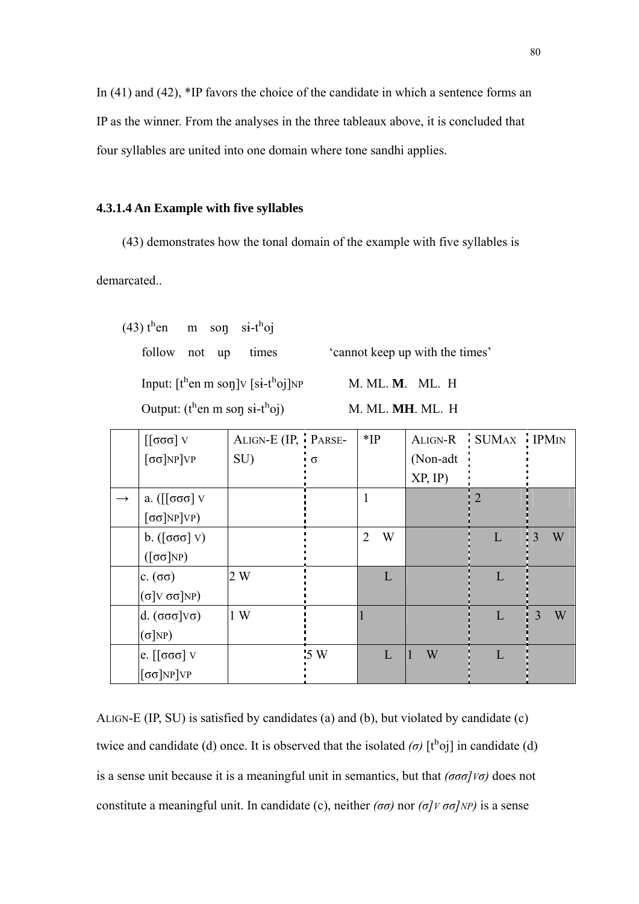In (41) and (42), *IP favors the choice of the candidate in which a sentence forms an IP as the winner. From the analyses in the three tableaux above, it is concluded that four syllables are united into one domain where tone sandhi applies.

### 4.3.1.4 An Example with five syllables

(43) demonstrates how the tonal domain of the example with five syllables is demarcated..

(43) tʰen m soŋ sɨ-tʰoj

follow not up times 'cannot keep up with the times'

Input: [tʰen m soŋ]V [sɨ-tʰoj]NP M. ML. **M**. ML. H

Output: (tʰen m soŋ sɨ-tʰoj) M. ML. **MH**. ML. H

| | [[σσσ] V [σσ]NP]VP | ALIGN-E (IP, SU) | PARSE-σ | *IP | ALIGN-R (Non-adt XP, IP) | SUMAX | IPMIN |
|---|---|---|---|---|---|---|---|
| → | a. ([[σσσ] V [σσ]NP]VP) | | | 1 | | 2 | |
| | b. ([σσσ] V) ([σσ]NP) | | | 2 W | | L | 3 W |
| | c. (σσ) (σ]V σσ]NP) | 2 W | | L | | L | |
| | d. (σσσ]Vσ) (σ]NP) | 1 W | | 1 | | L | 3 W |
| | e. [[σσσ] V [σσ]NP]VP | | 5 W | L | 1 W | L | |

ALIGN-E (IP, SU) is satisfied by candidates (a) and (b), but violated by candidate (c) twice and candidate (d) once. It is observed that the isolated *(σ)* [tʰoj] in candidate (d) is a sense unit because it is a meaningful unit in semantics, but that *(σσσ]Vσ)* does not constitute a meaningful unit. In candidate (c), neither *(σσ)* nor *(σ]V σσ]NP)* is a sense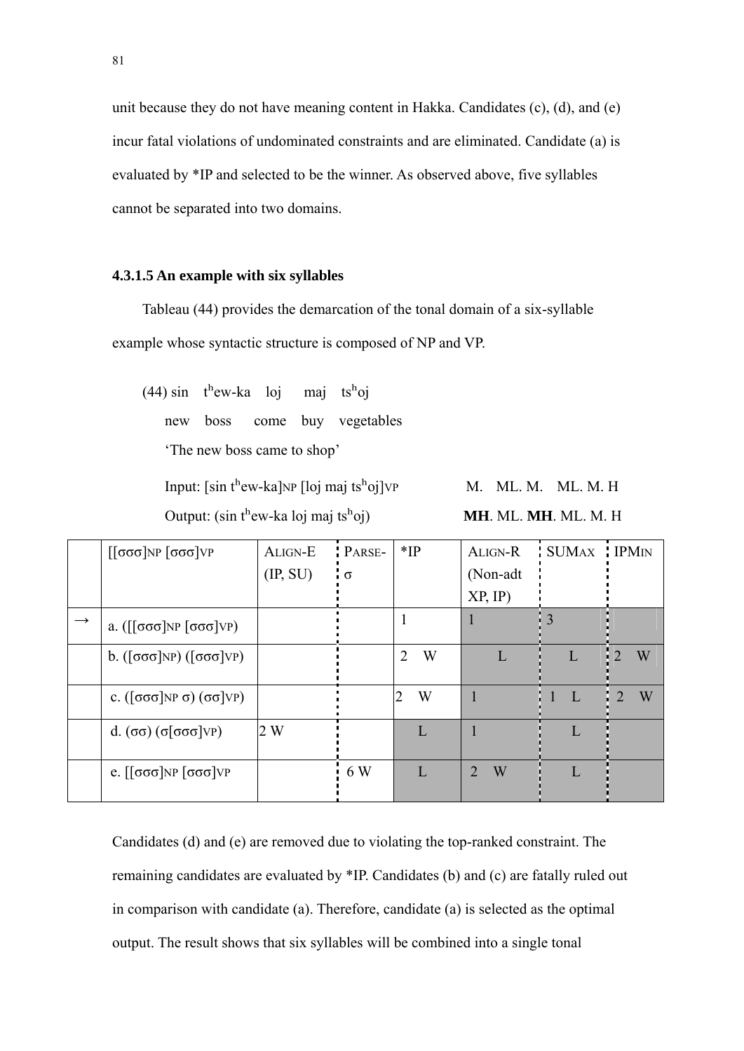unit because they do not have meaning content in Hakka. Candidates (c), (d), and (e) incur fatal violations of undominated constraints and are eliminated. Candidate (a) is evaluated by *IP and selected to be the winner. As observed above, five syllables cannot be separated into two domains.

#### 4.3.1.5 An example with six syllables

Tableau (44) provides the demarcation of the tonal domain of a six-syllable example whose syntactic structure is composed of NP and VP.

(44) sin $t^h$ew-ka loj maj $ts^h$oj
new boss come buy vegetables
'The new boss came to shop'

Input: [sin $t^h$ew-ka]NP [loj maj $ts^h$oj]VP M. ML. M. ML. M. H
Output: (sin $t^h$ew-ka loj maj $ts^h$oj) **MH**. ML. **MH**. ML. M. H

| | [[σσσ]NP [σσσ]VP | ALIGN-E (IP, SU) | PARSE-σ | *IP | ALIGN-R (Non-adt XP, IP) | SUMAX | IPMIN |
|---|---|---|---|---|---|---|---|
| → | a. ([[σσσ]NP [σσσ]VP) | | | 1 | 1 | 3 | |
| | b. ([σσσ]NP) ([σσσ]VP) | | | 2 W | L | L | 2 W |
| | c. ([σσσ]NP σ) (σσ]VP) | | | 2 W | 1 | 1 L | 2 W |
| | d. (σσ) (σ[σσσ]VP) | 2 W | | L | 1 | L | |
| | e. [[σσσ]NP [σσσ]VP | | 6 W | L | 2 W | L | |

Candidates (d) and (e) are removed due to violating the top-ranked constraint. The remaining candidates are evaluated by *IP. Candidates (b) and (c) are fatally ruled out in comparison with candidate (a). Therefore, candidate (a) is selected as the optimal output. The result shows that six syllables will be combined into a single tonal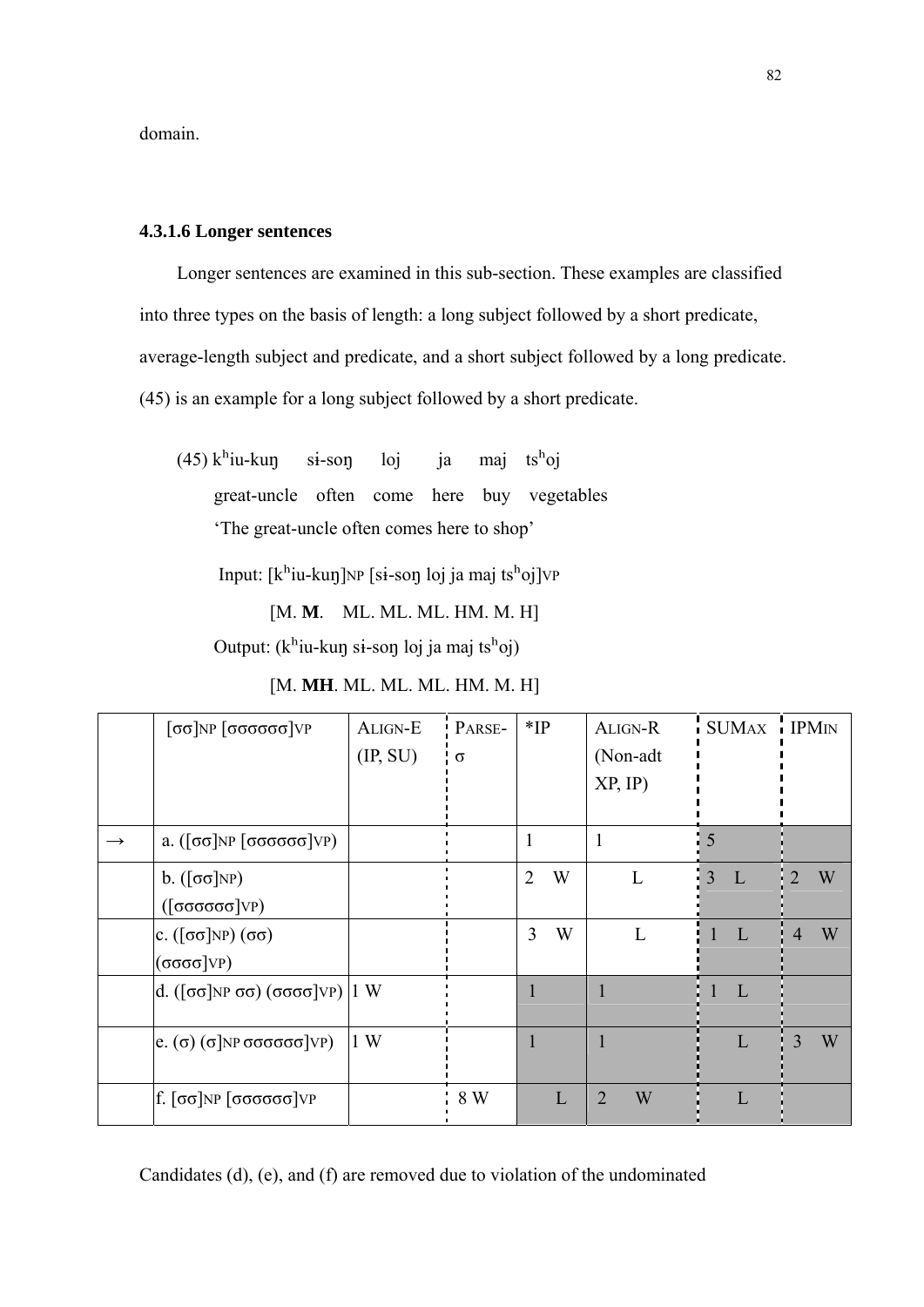domain.

### 4.3.1.6 Longer sentences

Longer sentences are examined in this sub-section. These examples are classified into three types on the basis of length: a long subject followed by a short predicate, average-length subject and predicate, and a short subject followed by a long predicate. (45) is an example for a long subject followed by a short predicate.

(45) kʰiu-kuŋ sɨ-soŋ loj ja maj tsʰoj
great-uncle often come here buy vegetables
'The great-uncle often comes here to shop'

Input: [kʰiu-kuŋ]NP [sɨ-soŋ loj ja maj tsʰoj]VP
[M. **M**. ML. ML. ML. HM. M. H]

Output: (kʰiu-kuŋ sɨ-soŋ loj ja maj tsʰoj)
[M. **MH**. ML. ML. ML. HM. M. H]

| | [σσ]NP [σσσσσσ]VP | ALIGN-E (IP, SU) | PARSE-σ | *IP | ALIGN-R (Non-adt XP, IP) | SUMAX | IPMIN |
|---|---|---|---|---|---|---|---|
| → | a. ([σσ]NP [σσσσσσ]VP) | | | 1 | 1 | 5 | |
| | b. ([σσ]NP) ([σσσσσσ]VP) | | | 2 W | L | 3 L | 2 W |
| | c. ([σσ]NP) (σσ) (σσσσ]VP) | | | 3 W | L | 1 L | 4 W |
| | d. ([σσ]NP σσ) (σσσσ]VP) | 1 W | | 1 | 1 | 1 L | |
| | e. (σ) (σ]NP σσσσσσ]VP) | 1 W | | 1 | 1 | L | 3 W |
| | f. [σσ]NP [σσσσσσ]VP | | 8 W | L | 2 W | L | |

Candidates (d), (e), and (f) are removed due to violation of the undominated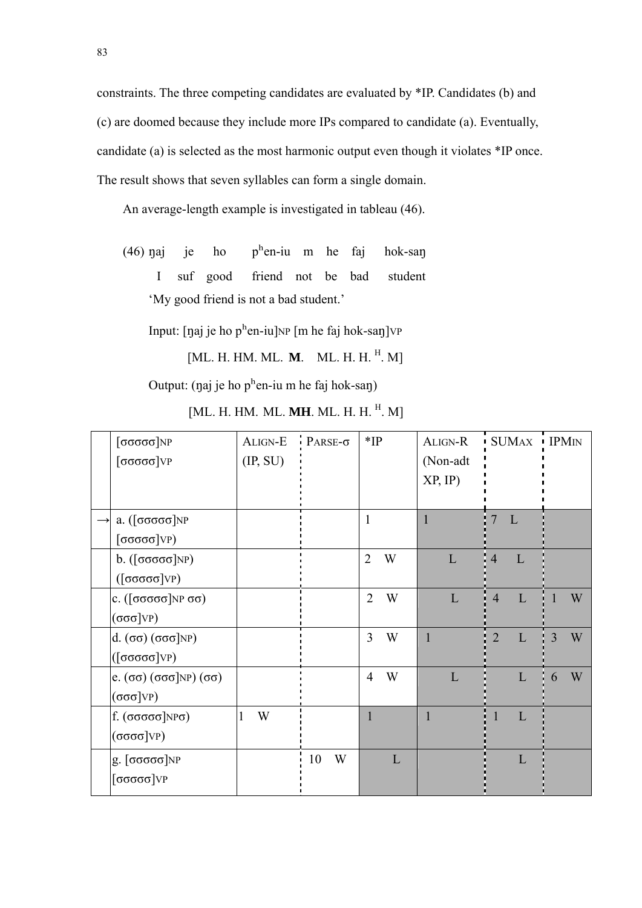constraints. The three competing candidates are evaluated by *IP. Candidates (b) and (c) are doomed because they include more IPs compared to candidate (a). Eventually, candidate (a) is selected as the most harmonic output even though it violates *IP once. The result shows that seven syllables can form a single domain.

An average-length example is investigated in tableau (46).

(46) ŋaj je ho pʰen-iu m he faj hok-saŋ

I suf good friend not be bad student

'My good friend is not a bad student.'

Input: [ŋaj je ho pʰen-iu]NP [m he faj hok-saŋ]VP

[ML. H. HM. ML. **M**. ML. H. H. ᴴ. M]

Output: (ŋaj je ho pʰen-iu m he faj hok-saŋ)

[ML. H. HM. ML. **MH**. ML. H. H. ᴴ. M]

| | [σσσσσ]NP [σσσσσ]VP | ALIGN-E (IP, SU) | PARSE-σ | *IP | ALIGN-R (Non-adt XP, IP) | SUMAX | IPMIN |
|---|---|---|---|---|---|---|---|
| → | a. ([σσσσσ]NP [σσσσσ]VP) | | | 1 | 1 | 7 L | |
| | b. ([σσσσσ]NP) ([σσσσσ]VP) | | | 2 W | L | 4 L | |
| | c. ([σσσσσ]NP σσ) (σσσ]VP) | | | 2 W | L | 4 L | 1 W |
| | d. (σσ) (σσσ]NP) ([σσσσσ]VP) | | | 3 W | 1 | 2 L | 3 W |
| | e. (σσ) (σσσ]NP) (σσ) (σσσ]VP) | | | 4 W | L | L | 6 W |
| | f. (σσσσσ]NPσ) (σσσσ]VP) | 1 W | | 1 | 1 | 1 L | |
| | g. [σσσσσ]NP [σσσσσ]VP | | 10 W | L | | L | |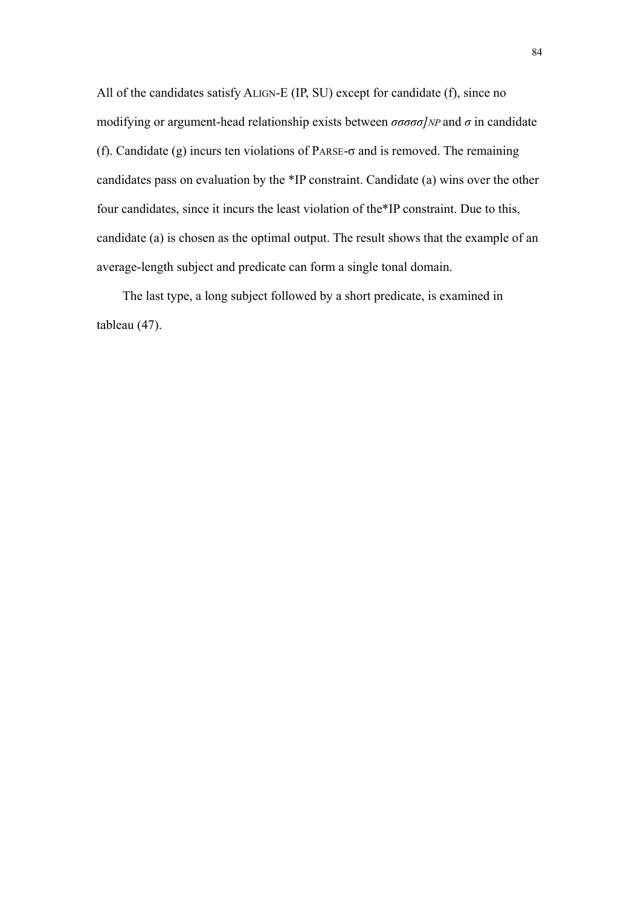All of the candidates satisfy ALIGN-E (IP, SU) except for candidate (f), since no modifying or argument-head relationship exists between *σσσσσ]NP* and *σ* in candidate (f). Candidate (g) incurs ten violations of PARSE-σ and is removed. The remaining candidates pass on evaluation by the *IP constraint. Candidate (a) wins over the other four candidates, since it incurs the least violation of the*IP constraint. Due to this, candidate (a) is chosen as the optimal output. The result shows that the example of an average-length subject and predicate can form a single tonal domain.

The last type, a long subject followed by a short predicate, is examined in tableau (47).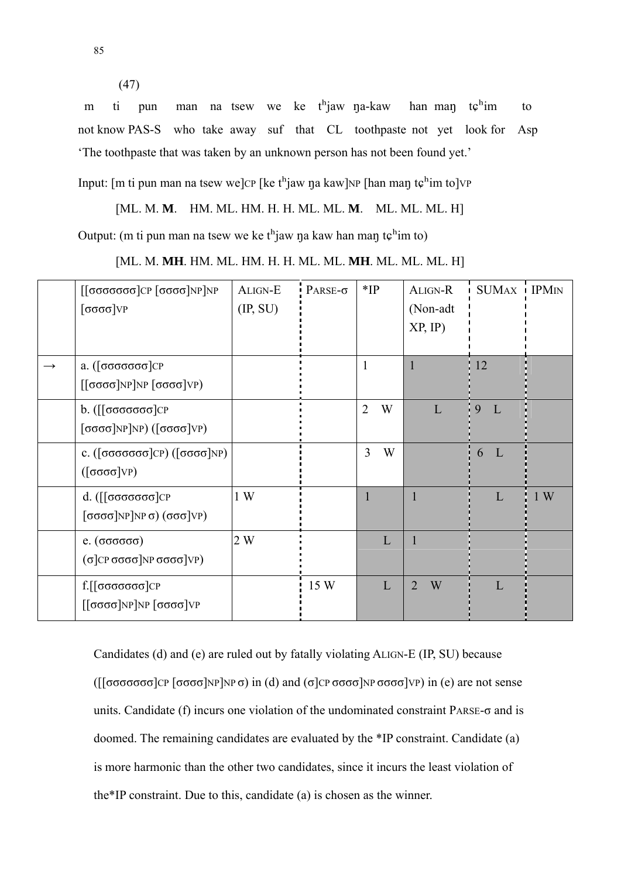(47)

m ti pun man na tsew we ke $t^h$jaw ŋa-kaw han maŋ $tɕ^h$im to

not know PAS-S who take away suf that CL toothpaste not yet look for Asp

'The toothpaste that was taken by an unknown person has not been found yet.'

Input: [m ti pun man na tsew we]CP [ke $t^h$jaw ŋa kaw]NP [han maŋ $tɕ^h$im to]VP

[ML. M. **M**. HM. ML. HM. H. H. ML. ML. **M**. ML. ML. ML. H]

Output: (m ti pun man na tsew we ke $t^h$jaw ŋa kaw han maŋ $tɕ^h$im to)

[ML. M. **MH**. HM. ML. HM. H. H. ML. ML. **MH**. ML. ML. ML. H]

| | [[σσσσσσσ]CP [σσσσ]NP]NP [σσσσ]VP | ALIGN-E (IP, SU) | PARSE-σ | *IP | ALIGN-R (Non-adt XP, IP) | SUMAX | IPMIN |
|---|---|---|---|---|---|---|---|
| → | a. ([σσσσσσσ]CP [[σσσσ]NP]NP [σσσσ]VP) | | | 1 | 1 | 12 | |
| | b. ([[σσσσσσσ]CP [σσσσ]NP]NP) ([σσσσ]VP) | | | 2 W | L | 9 L | |
| | c. ([σσσσσσσ]CP) ([σσσσ]NP) ([σσσσ]VP) | | | 3 W | | 6 L | |
| | d. ([[σσσσσσσ]CP [σσσσ]NP]NP σ) (σσσ]VP) | 1 W | | 1 | 1 | L | 1 W |
| | e. (σσσσσσ) (σ]CP σσσσ]NP σσσσ]VP) | 2 W | | L | 1 | | |
| | f.[[σσσσσσσ]CP [[σσσσ]NP]NP [σσσσ]VP | | 15 W | L | 2 W | L | |

Candidates (d) and (e) are ruled out by fatally violating ALIGN-E (IP, SU) because ([[σσσσσσσ]CP [σσσσ]NP]NP σ) in (d) and (σ]CP σσσσ]NP σσσσ]VP) in (e) are not sense units. Candidate (f) incurs one violation of the undominated constraint PARSE-σ and is doomed. The remaining candidates are evaluated by the *IP constraint. Candidate (a) is more harmonic than the other two candidates, since it incurs the least violation of the*IP constraint. Due to this, candidate (a) is chosen as the winner.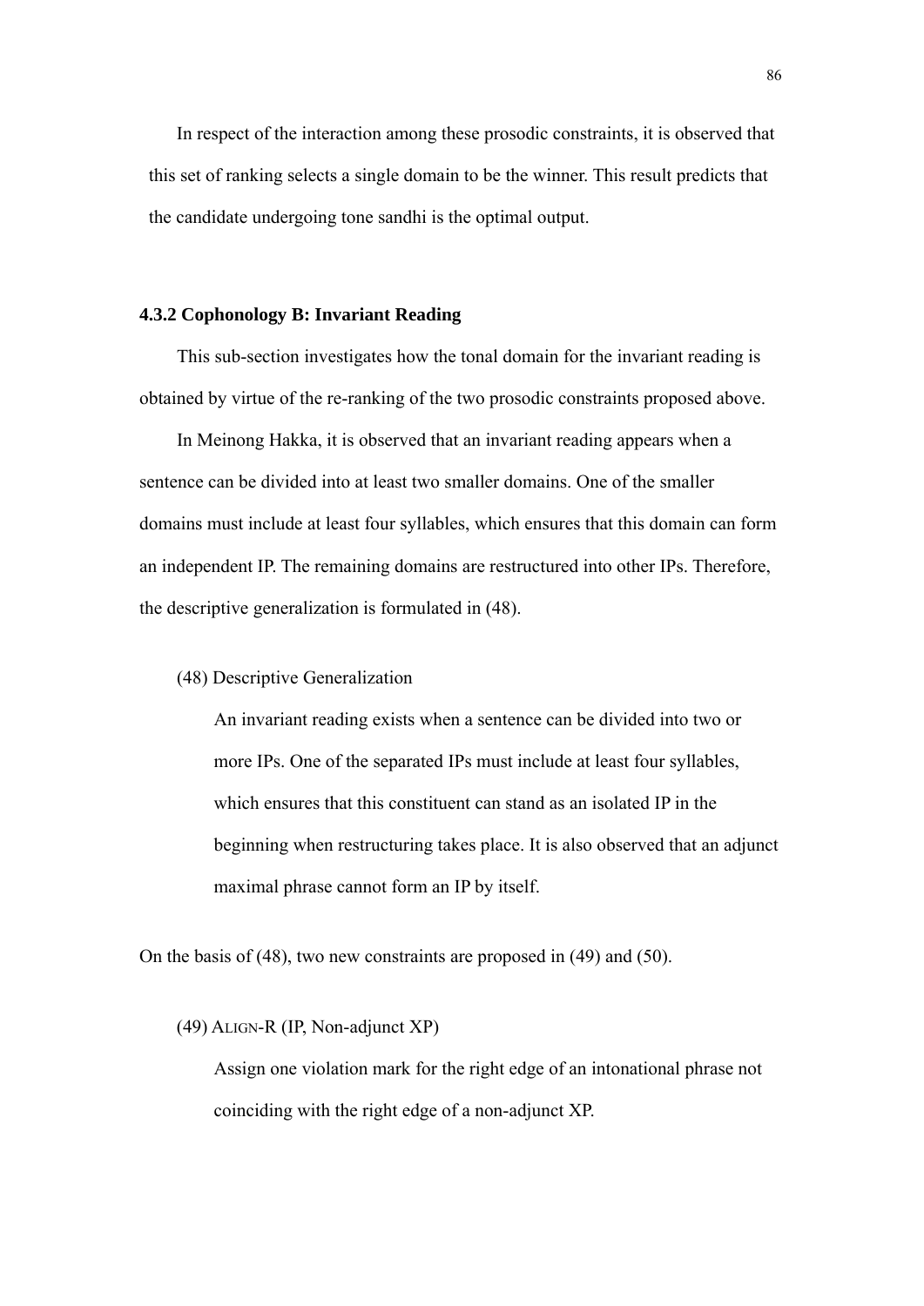In respect of the interaction among these prosodic constraints, it is observed that this set of ranking selects a single domain to be the winner. This result predicts that the candidate undergoing tone sandhi is the optimal output.

### 4.3.2 Cophonology B: Invariant Reading

This sub-section investigates how the tonal domain for the invariant reading is obtained by virtue of the re-ranking of the two prosodic constraints proposed above.

In Meinong Hakka, it is observed that an invariant reading appears when a sentence can be divided into at least two smaller domains. One of the smaller domains must include at least four syllables, which ensures that this domain can form an independent IP. The remaining domains are restructured into other IPs. Therefore, the descriptive generalization is formulated in (48).

(48) Descriptive Generalization

> An invariant reading exists when a sentence can be divided into two or more IPs. One of the separated IPs must include at least four syllables, which ensures that this constituent can stand as an isolated IP in the beginning when restructuring takes place. It is also observed that an adjunct maximal phrase cannot form an IP by itself.

On the basis of (48), two new constraints are proposed in (49) and (50).

(49) ALIGN-R (IP, Non-adjunct XP)

> Assign one violation mark for the right edge of an intonational phrase not coinciding with the right edge of a non-adjunct XP.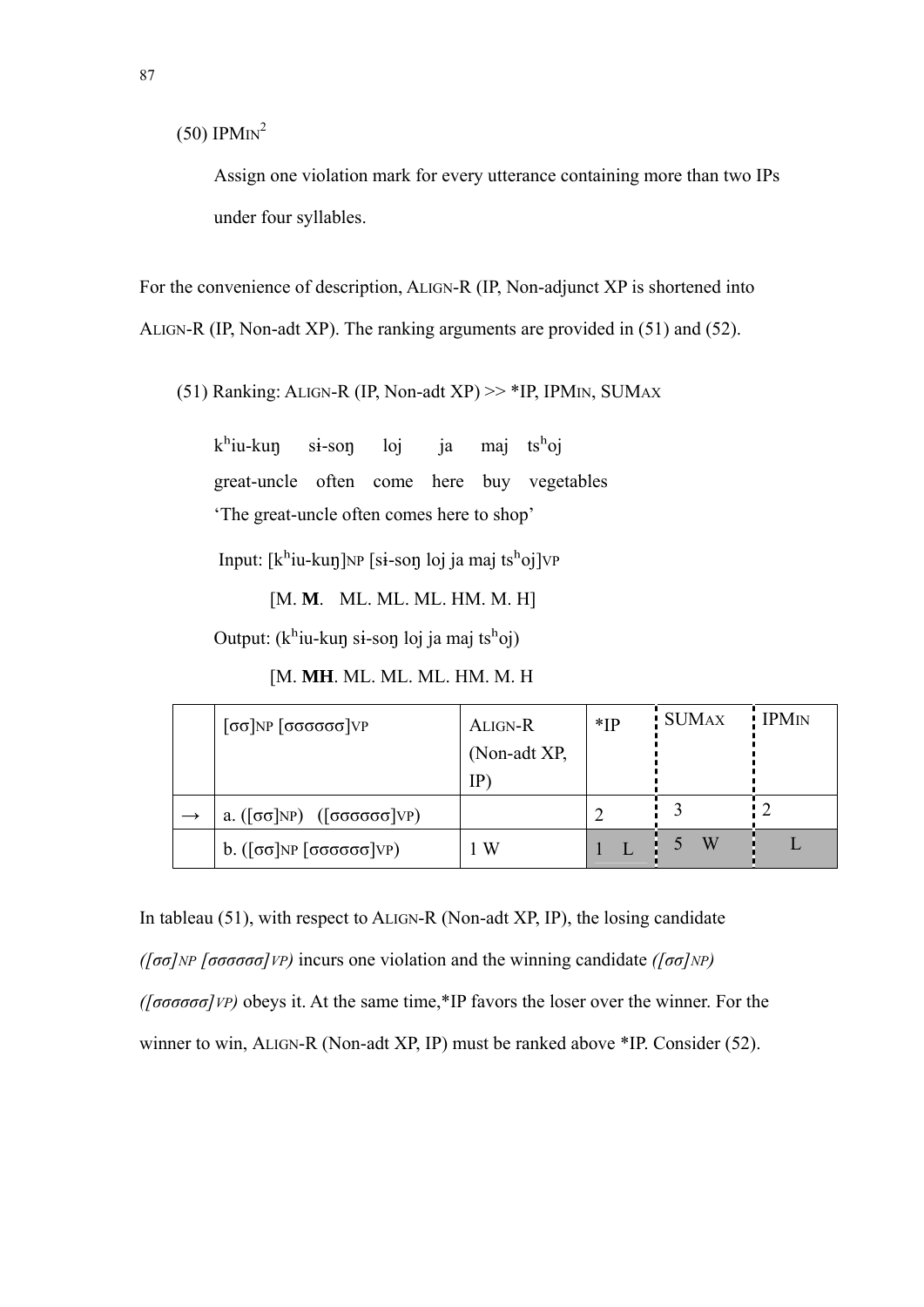(50) IPMIN[2]

Assign one violation mark for every utterance containing more than two IPs under four syllables.

For the convenience of description, ALIGN-R (IP, Non-adjunct XP is shortened into ALIGN-R (IP, Non-adt XP). The ranking arguments are provided in (51) and (52).

(51) Ranking: ALIGN-R (IP, Non-adt XP) >> *IP, IPMIN, SUMAX

kʰiu-kuŋ sɨ-soŋ loj ja maj tsʰoj

great-uncle often come here buy vegetables

'The great-uncle often comes here to shop'

Input: [kʰiu-kuŋ]NP [sɨ-soŋ loj ja maj tsʰoj]VP

[M. **M**. ML. ML. ML. HM. M. H]

Output: (kʰiu-kuŋ sɨ-soŋ loj ja maj tsʰoj)

[M. **MH**. ML. ML. ML. HM. M. H

| | [σσ]NP [σσσσσσ]VP | ALIGN-R (Non-adt XP, IP) | *IP | SUMAX | IPMIN |
|---|---|---|---|---|---|
| → | a. ([σσ]NP) ([σσσσσσ]VP) | | 2 | 3 | 2 |
| | b. ([σσ]NP [σσσσσσ]VP) | 1 W | 1 L | 5 W | L |

In tableau (51), with respect to ALIGN-R (Non-adt XP, IP), the losing candidate *([σσ]NP [σσσσσσ]VP)* incurs one violation and the winning candidate *([σσ]NP) ([σσσσσσ]VP)* obeys it. At the same time,*IP favors the loser over the winner. For the winner to win, ALIGN-R (Non-adt XP, IP) must be ranked above *IP. Consider (52).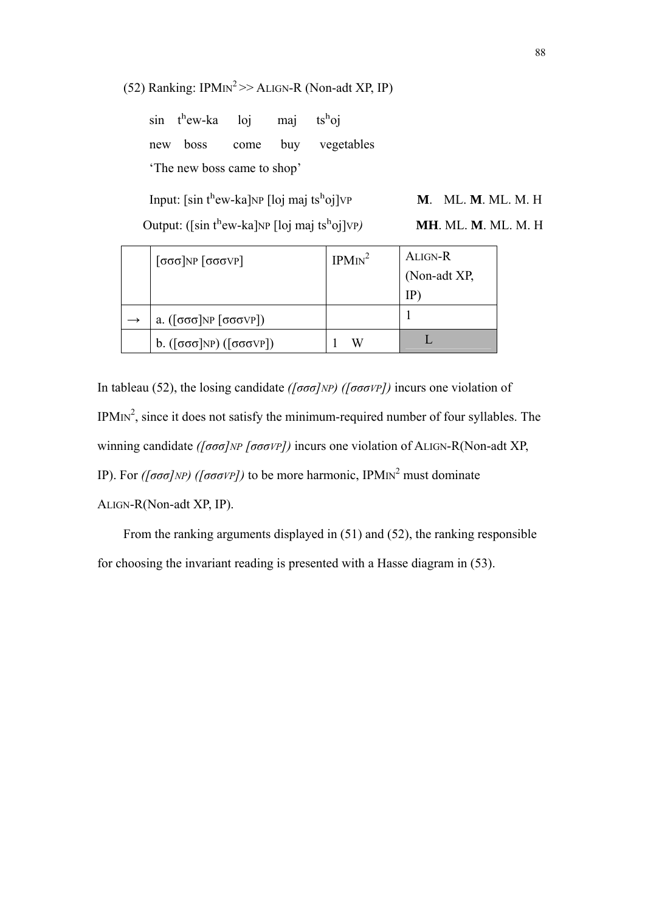(52) Ranking: IPMIN$^2$ >> ALIGN-R (Non-adt XP, IP)

sin t$^h$ew-ka loj maj ts$^h$oj

new boss come buy vegetables

'The new boss came to shop'

Input: [sin t$^h$ew-ka]NP [loj maj ts$^h$oj]VP **M**. ML. **M**. ML. M. H

Output: ([sin t$^h$ew-ka]NP [loj maj ts$^h$oj]VP) **MH**. ML. **M**. ML. M. H

| | [σσσ]NP [σσσVP] | IPMIN$^2$ | ALIGN-R (Non-adt XP, IP) |
|---|---|---|---|
| → | a. ([σσσ]NP [σσσVP]) | | 1 |
| | b. ([σσσ]NP) ([σσσVP]) | 1 W | L |

In tableau (52), the losing candidate *([σσσ]NP) ([σσσVP])* incurs one violation of IPMIN$^2$, since it does not satisfy the minimum-required number of four syllables. The winning candidate *([σσσ]NP [σσσVP])* incurs one violation of ALIGN-R(Non-adt XP, IP). For *([σσσ]NP) ([σσσVP])* to be more harmonic, IPMIN$^2$ must dominate ALIGN-R(Non-adt XP, IP).

From the ranking arguments displayed in (51) and (52), the ranking responsible for choosing the invariant reading is presented with a Hasse diagram in (53).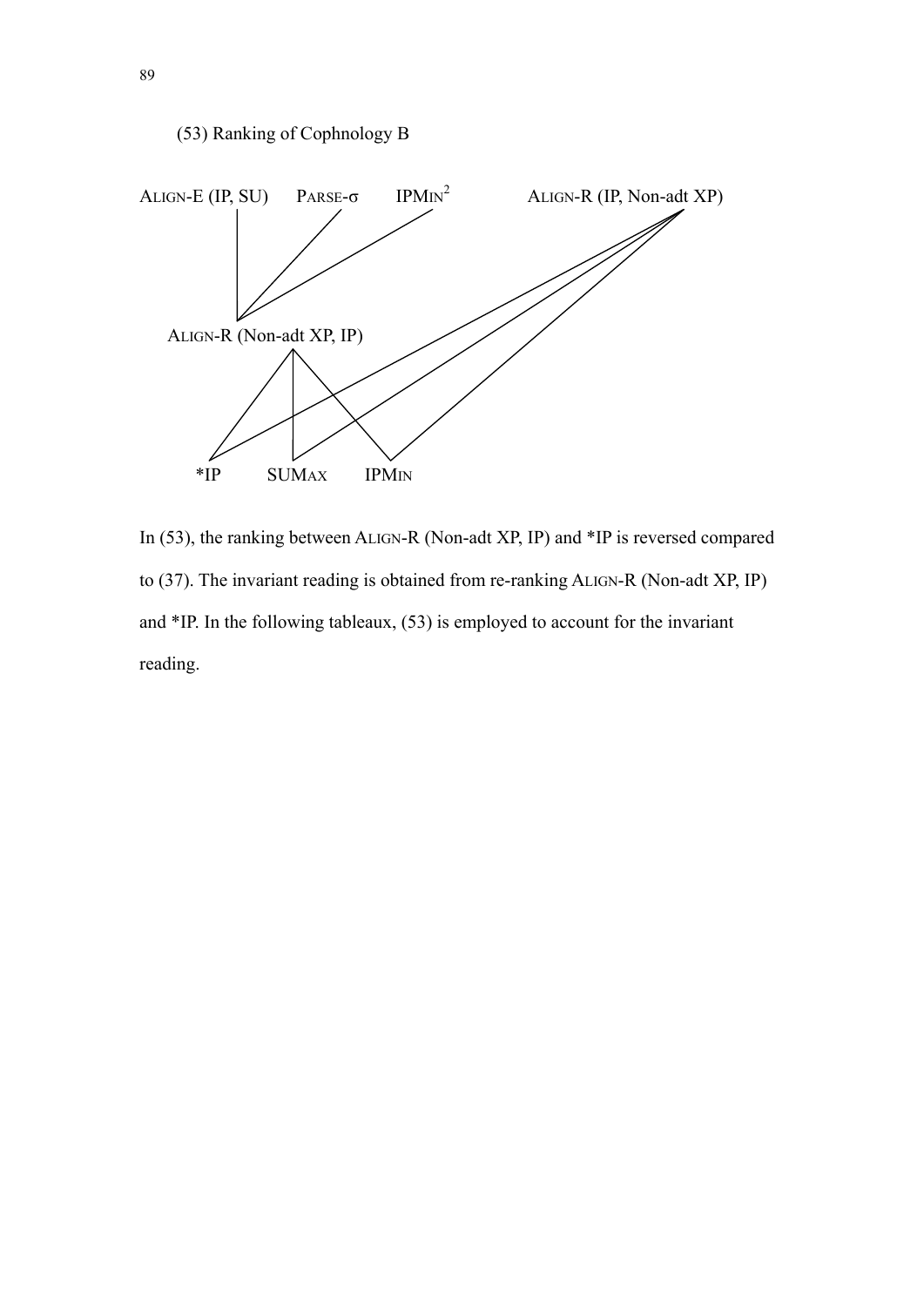(53) Ranking of Cophnology B

ALIGN-E (IP, SU)    PARSE-σ    IPMIN[2]    ALIGN-R (IP, Non-adt XP)

ALIGN-R (Non-adt XP, IP)

*IP    SUMAX    IPMIN

In (53), the ranking between ALIGN-R (Non-adt XP, IP) and *IP is reversed compared to (37). The invariant reading is obtained from re-ranking ALIGN-R (Non-adt XP, IP) and *IP. In the following tableaux, (53) is employed to account for the invariant reading.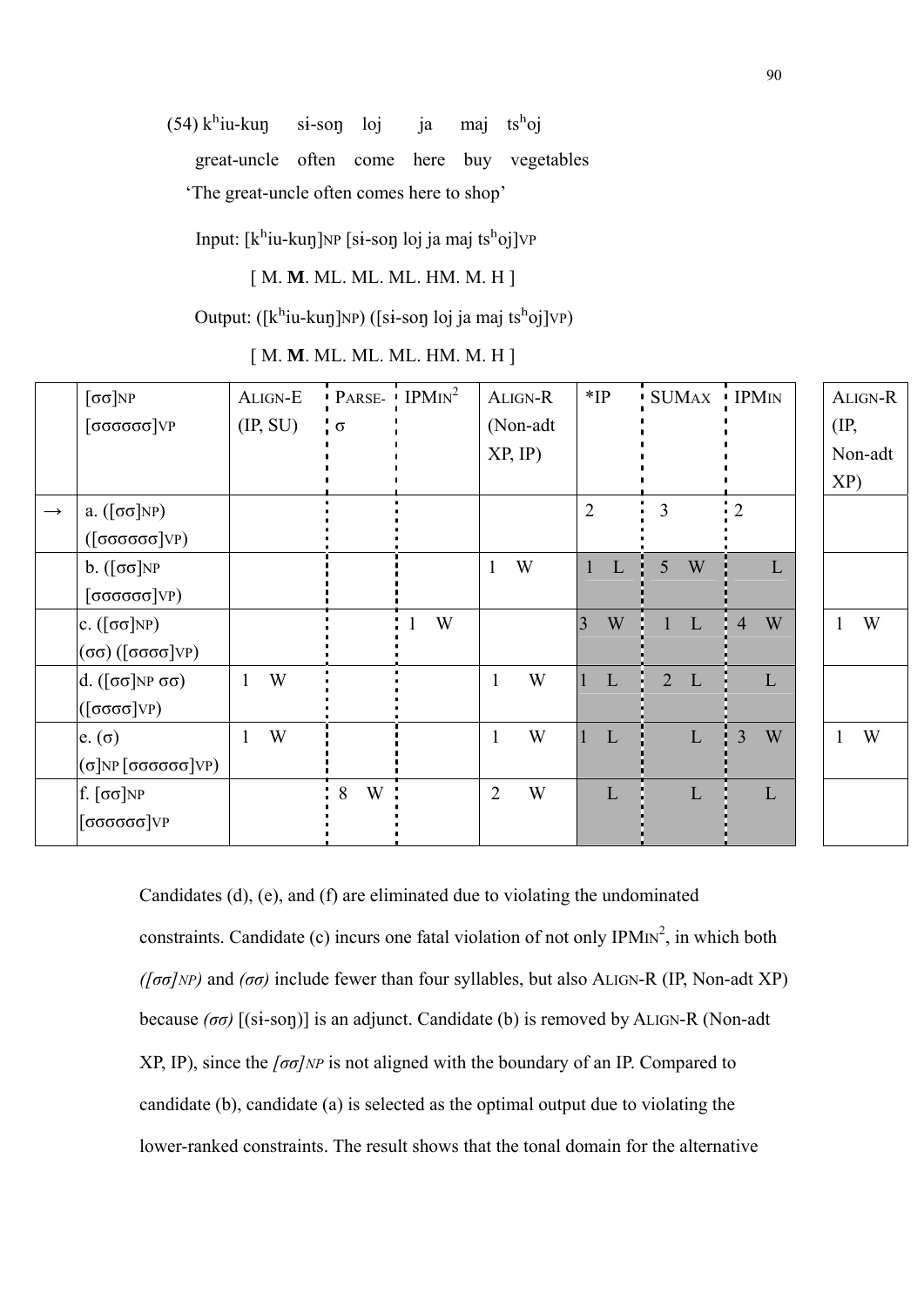(54) $k^hiu$-kuŋ    sɨ-soŋ   loj    ja    maj   $ts^hoj$

great-uncle   often   come   here   buy   vegetables

'The great-uncle often comes here to shop'

Input: [$k^hiu$-kuŋ]NP [sɨ-soŋ loj ja maj $ts^hoj$]VP

[ M. **M**. ML. ML. ML. HM. M. H ]

Output: ([$k^hiu$-kuŋ]NP) ([sɨ-soŋ loj ja maj $ts^hoj$]VP)

[ M. **M**. ML. ML. ML. HM. M. H ]

| | [σσ]NP [σσσσσσ]VP | ALIGN-E (IP, SU) | PARSE-σ | IPMIN$^2$ | ALIGN-R (Non-adt XP, IP) | *IP | SUMAX | IPMIN | ALIGN-R (IP, Non-adt XP) |
|---|---|---|---|---|---|---|---|---|---|
| → | a. ([σσ]NP) ([σσσσσσ]VP) | | | | | 2 | 3 | 2 | |
| | b. ([σσ]NP [σσσσσσ]VP) | | | | 1 W | 1 L | 5 W | L | |
| | c. ([σσ]NP) (σσ) ([σσσσ]VP) | | | 1 W | | 3 W | 1 L | 4 W | 1 W |
| | d. ([σσ]NP σσ) ([σσσσ]VP) | 1 W | | | 1 W | 1 L | 2 L | L | |
| | e. (σ) (σ]NP [σσσσσσ]VP) | 1 W | | | 1 W | 1 L | L | 3 W | 1 W |
| | f. [σσ]NP [σσσσσσ]VP | | 8 W | | 2 W | L | L | L | |

Candidates (d), (e), and (f) are eliminated due to violating the undominated constraints. Candidate (c) incurs one fatal violation of not only IPMIN$^2$, in which both *([σσ]NP)* and *(σσ)* include fewer than four syllables, but also ALIGN-R (IP, Non-adt XP) because *(σσ)* [(sɨ-soŋ)] is an adjunct. Candidate (b) is removed by ALIGN-R (Non-adt XP, IP), since the *[σσ]NP* is not aligned with the boundary of an IP. Compared to candidate (b), candidate (a) is selected as the optimal output due to violating the lower-ranked constraints. The result shows that the tonal domain for the alternative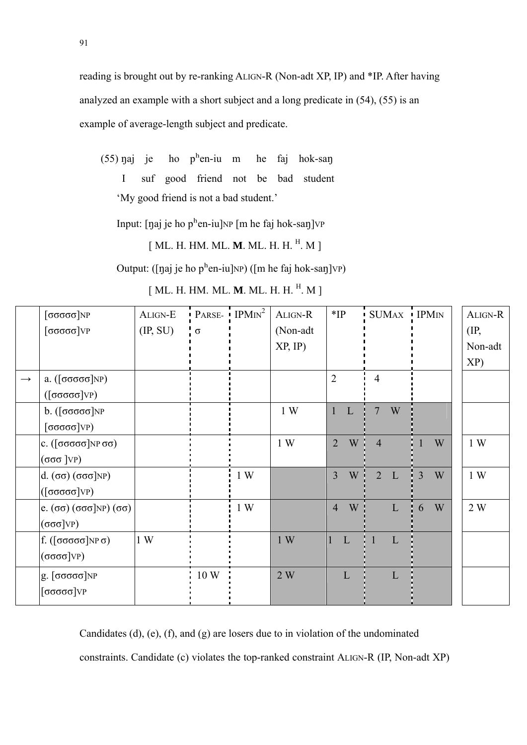reading is brought out by re-ranking ALIGN-R (Non-adt XP, IP) and *IP. After having analyzed an example with a short subject and a long predicate in (54), (55) is an example of average-length subject and predicate.

(55) ŋaj je ho $p^h$en-iu m he faj hok-saŋ

I suf good friend not be bad student

'My good friend is not a bad student.'

Input: [ŋaj je ho $p^h$en-iu]NP [m he faj hok-saŋ]VP

[ ML. H. HM. ML. **M**. ML. H. H. $^{H}$. M ]

Output: ([ŋaj je ho $p^h$en-iu]NP) ([m he faj hok-saŋ]VP)

[ ML. H. HM. ML. **M**. ML. H. H. $^{H}$. M ]

| | [σσσσσ]NP [σσσσσ]VP | ALIGN-E (IP, SU) | PARSE-σ | IPMIN[2] | ALIGN-R (Non-adt XP, IP) | *IP | SUMAX | IPMIN | ALIGN-R (IP, Non-adt XP) |
|---|---|---|---|---|---|---|---|---|---|
| → | a. ([σσσσσ]NP) ([σσσσσ]VP) | | | | | 2 | 4 | | |
| | b. ([σσσσσ]NP [σσσσσ]VP) | | | | 1 W | 1 L | 7 W | | |
| | c. ([σσσσσ]NP σσ) (σσσ ]VP) | | | | 1 W | 2 W | 4 | 1 W | 1 W |
| | d. (σσ) (σσσ]NP) ([σσσσσ]VP) | | | 1 W | | 3 W | 2 L | 3 W | 1 W |
| | e. (σσ) (σσσ]NP) (σσ) (σσσ]VP) | | | 1 W | | 4 W | L | 6 W | 2 W |
| | f. ([σσσσσ]NP σ) (σσσσ]VP) | 1 W | | | 1 W | 1 L | 1 L | | |
| | g. [σσσσσ]NP [σσσσσ]VP | | 10 W | | 2 W | L | L | | |

Candidates (d), (e), (f), and (g) are losers due to in violation of the undominated constraints. Candidate (c) violates the top-ranked constraint ALIGN-R (IP, Non-adt XP)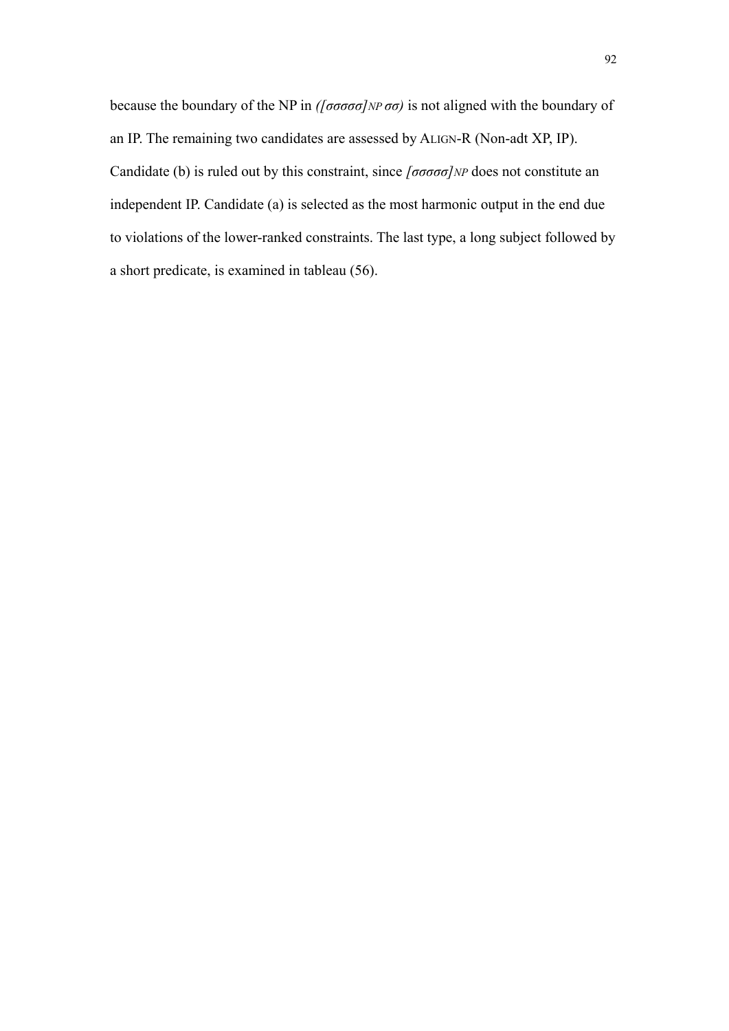because the boundary of the NP in *([σσσσσ]NP σσ)* is not aligned with the boundary of an IP. The remaining two candidates are assessed by ALIGN-R (Non-adt XP, IP). Candidate (b) is ruled out by this constraint, since *[σσσσσ]NP* does not constitute an independent IP. Candidate (a) is selected as the most harmonic output in the end due to violations of the lower-ranked constraints. The last type, a long subject followed by a short predicate, is examined in tableau (56).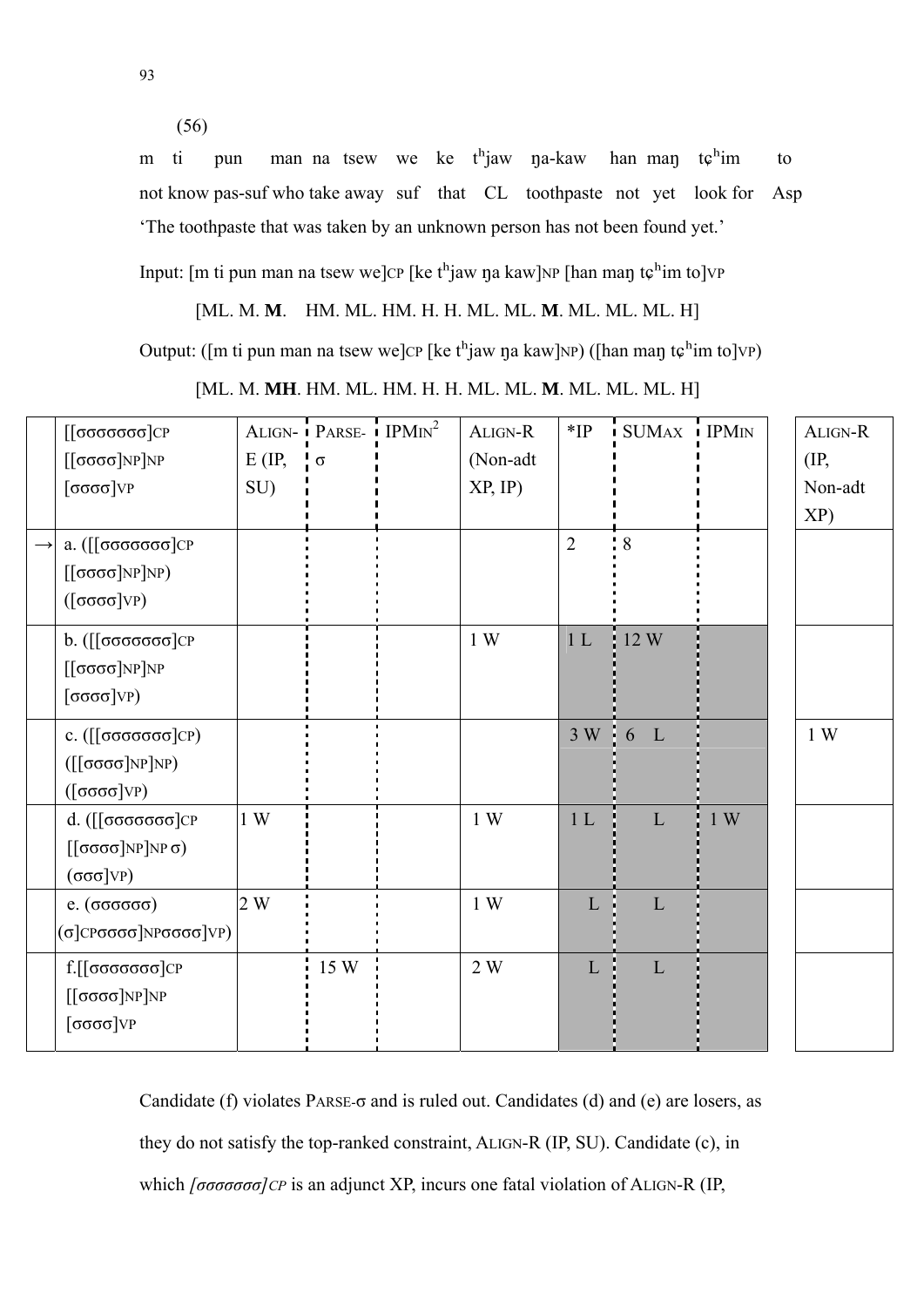(56)

m ti pun man na tsew we ke $t^{h}$jaw ŋa-kaw han maŋ $tɕ^{h}$im to

not know pas-suf who take away suf that CL toothpaste not yet look for Asp

'The toothpaste that was taken by an unknown person has not been found yet.'

Input: [m ti pun man na tsew we]CP [ke $t^{h}$jaw ŋa kaw]NP [han maŋ $tɕ^{h}$im to]VP

[ML. M. **M**. HM. ML. HM. H. H. ML. ML. **M**. ML. ML. ML. H]

Output: ([m ti pun man na tsew we]CP [ke $t^{h}$jaw ŋa kaw]NP) ([han maŋ $tɕ^{h}$im to]VP)

[ML. M. **MH**. HM. ML. HM. H. H. ML. ML. **M**. ML. ML. ML. H]

| | [[σσσσσσσ]CP [[σσσσ]NP]NP [σσσσ]VP | ALIGN-E (IP, SU) | PARSE-σ | IPMIN[2] | ALIGN-R (Non-adt XP, IP) | *IP | SUMAX | IPMIN | ALIGN-R (IP, Non-adt XP) |
|---|---|---|---|---|---|---|---|---|---|
| → | a. ([[σσσσσσσ]CP [[σσσσ]NP]NP) ([σσσσ]VP) | | | | | 2 | 8 | | |
| | b. ([[σσσσσσσ]CP [[σσσσ]NP]NP [σσσσ]VP) | | | | 1 W | 1 L | 12 W | | |
| | c. ([[σσσσσσσ]CP) ([[σσσσ]NP]NP) ([σσσσ]VP) | | | | | 3 W | 6 L | | 1 W |
| | d. ([[σσσσσσσ]CP [[σσσσ]NP]NP σ) (σσσ]VP) | 1 W | | | 1 W | 1 L | L | 1 W | |
| | e. (σσσσσσ) (σ]CPσσσσ]NPσσσσ]VP) | 2 W | | | 1 W | L | L | | |
| | f.[[σσσσσσσ]CP [[σσσσ]NP]NP [σσσσ]VP | | 15 W | | 2 W | L | L | | |

Candidate (f) violates PARSE-σ and is ruled out. Candidates (d) and (e) are losers, as they do not satisfy the top-ranked constraint, ALIGN-R (IP, SU). Candidate (c), in which *[σσσσσσσ]CP* is an adjunct XP, incurs one fatal violation of ALIGN-R (IP,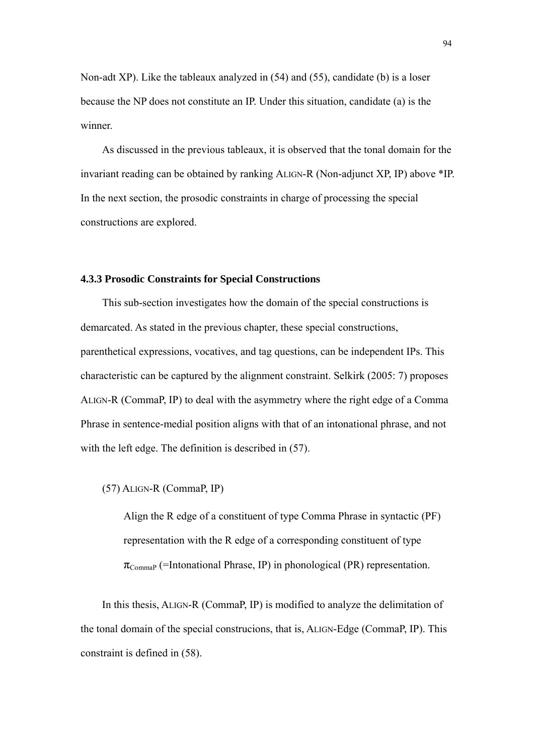Non-adt XP). Like the tableaux analyzed in (54) and (55), candidate (b) is a loser because the NP does not constitute an IP. Under this situation, candidate (a) is the winner.

As discussed in the previous tableaux, it is observed that the tonal domain for the invariant reading can be obtained by ranking ALIGN-R (Non-adjunct XP, IP) above *IP. In the next section, the prosodic constraints in charge of processing the special constructions are explored.

### 4.3.3 Prosodic Constraints for Special Constructions

This sub-section investigates how the domain of the special constructions is demarcated. As stated in the previous chapter, these special constructions, parenthetical expressions, vocatives, and tag questions, can be independent IPs. This characteristic can be captured by the alignment constraint. Selkirk (2005: 7) proposes ALIGN-R (CommaP, IP) to deal with the asymmetry where the right edge of a Comma Phrase in sentence-medial position aligns with that of an intonational phrase, and not with the left edge. The definition is described in (57).

(57) ALIGN-R (CommaP, IP)

Align the R edge of a constituent of type Comma Phrase in syntactic (PF) representation with the R edge of a corresponding constituent of type $\pi_{CommaP}$ (=Intonational Phrase, IP) in phonological (PR) representation.

In this thesis, ALIGN-R (CommaP, IP) is modified to analyze the delimitation of the tonal domain of the special construcions, that is, ALIGN-Edge (CommaP, IP). This constraint is defined in (58).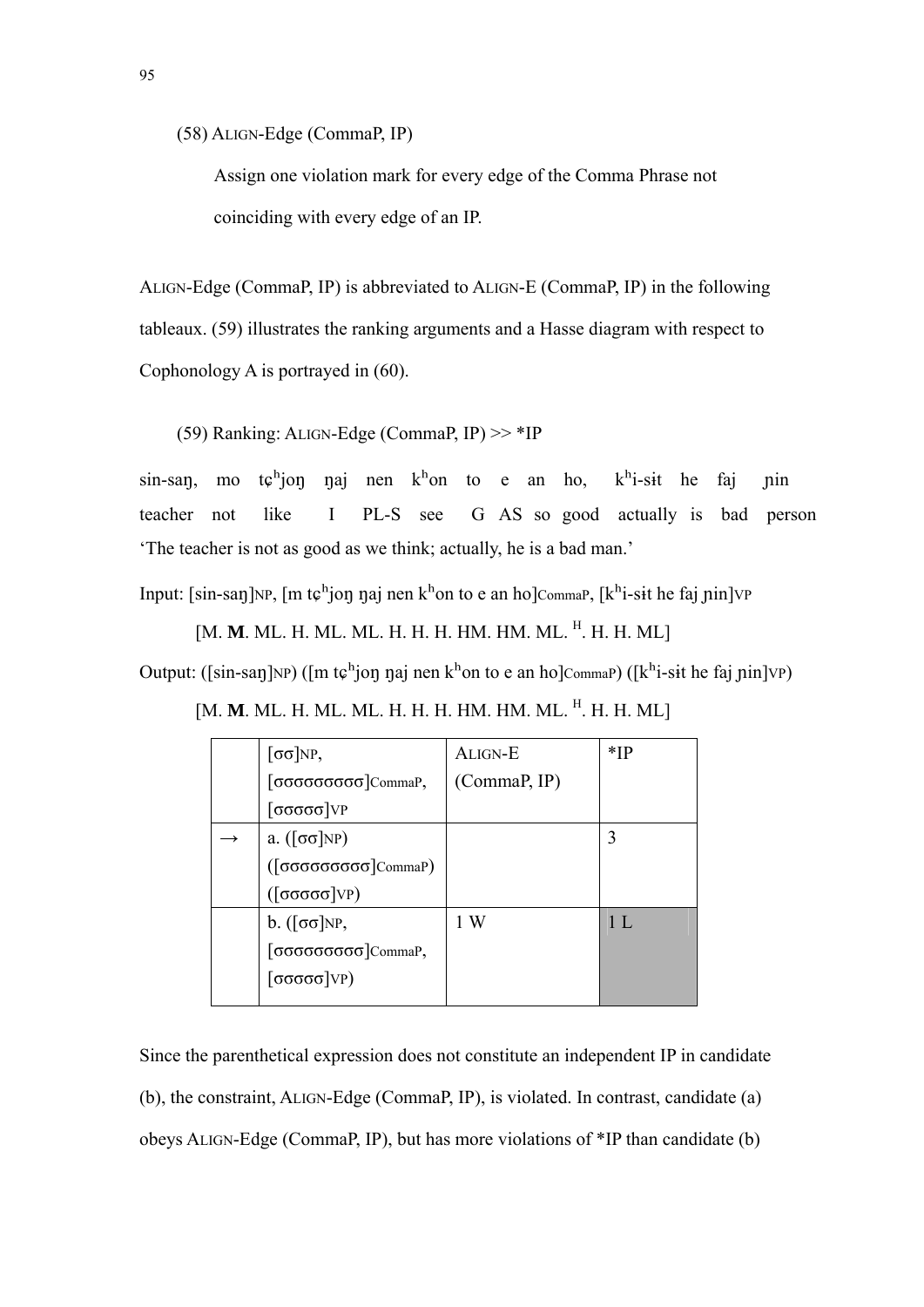(58) ALIGN-Edge (CommaP, IP)

Assign one violation mark for every edge of the Comma Phrase not coinciding with every edge of an IP.

ALIGN-Edge (CommaP, IP) is abbreviated to ALIGN-E (CommaP, IP) in the following tableaux. (59) illustrates the ranking arguments and a Hasse diagram with respect to Cophonology A is portrayed in (60).

(59) Ranking: ALIGN-Edge (CommaP, IP) >> *IP

sin-saŋ, mo tɕʰjoŋ ŋaj nen kʰon to e an ho, kʰi-sɨt he faj ɲin

teacher not like I PL-S see G AS so good actually is bad person

'The teacher is not as good as we think; actually, he is a bad man.'

Input: [sin-saŋ]NP, [m tɕʰjoŋ ŋaj nen kʰon to e an ho]CommaP, [kʰi-sɨt he faj ɲin]VP

[M. **M**. ML. H. ML. ML. H. H. H. HM. HM. ML. H. H. H. ML]

Output: ([sin-saŋ]NP) ([m tɕʰjoŋ ŋaj nen kʰon to e an ho]CommaP) ([kʰi-sɨt he faj ɲin]VP)

[M. **M**. ML. H. ML. ML. H. H. H. HM. HM. ML. H. H. H. ML]

| | [σσ]NP, [σσσσσσσσσ]CommaP, [σσσσσ]VP | ALIGN-E (CommaP, IP) | *IP |
|---|---|---|---|
| → | a. ([σσ]NP) ([σσσσσσσσσ]CommaP) ([σσσσσ]VP) | | 3 |
| | b. ([σσ]NP, [σσσσσσσσσ]CommaP, [σσσσσ]VP) | 1 W | 1 L |

Since the parenthetical expression does not constitute an independent IP in candidate (b), the constraint, ALIGN-Edge (CommaP, IP), is violated. In contrast, candidate (a) obeys ALIGN-Edge (CommaP, IP), but has more violations of *IP than candidate (b)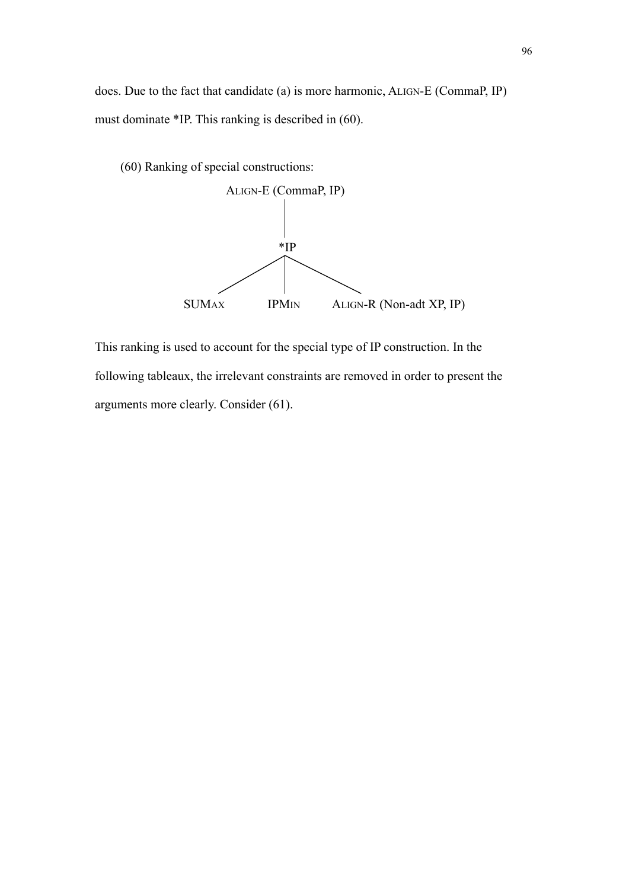does. Due to the fact that candidate (a) is more harmonic, ALIGN-E (CommaP, IP) must dominate *IP. This ranking is described in (60).

(60) Ranking of special constructions:

ALIGN-E (CommaP, IP)

*IP

SUMAX IPMIN ALIGN-R (Non-adt XP, IP)

This ranking is used to account for the special type of IP construction. In the following tableaux, the irrelevant constraints are removed in order to present the arguments more clearly. Consider (61).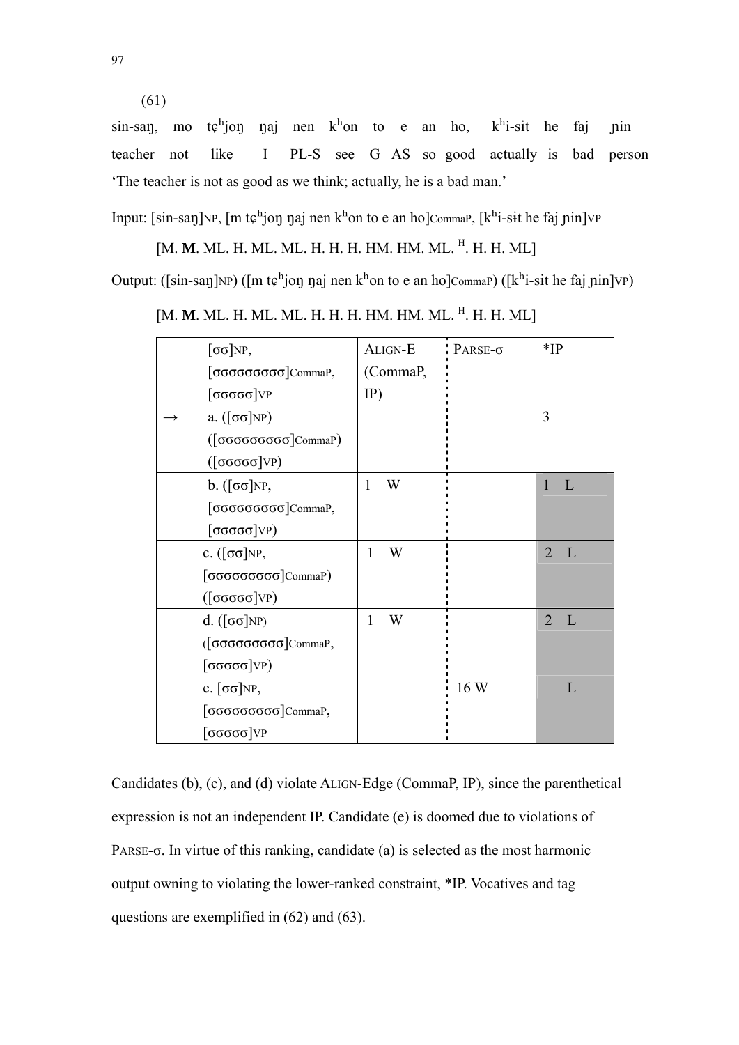(61)

sin-saŋ, mo tɕʰjoŋ ŋaj nen kʰon to e an ho, kʰi-sɨt he faj ɲin

teacher not like I PL-S see G AS so good actually is bad person

'The teacher is not as good as we think; actually, he is a bad man.'

Input: [sin-saŋ]NP, [m tɕʰjoŋ ŋaj nen kʰon to e an ho]CommaP, [kʰi-sɨt he faj ɲin]VP

[M. **M**. ML. H. ML. ML. H. H. H. HM. HM. ML. $^{H}$. H. H. ML]

Output: ([sin-saŋ]NP) ([m tɕʰjoŋ ŋaj nen kʰon to e an ho]CommaP) ([kʰi-sɨt he faj ɲin]VP)

[M. **M**. ML. H. ML. ML. H. H. H. HM. HM. ML. $^{H}$. H. H. ML]

| | [σσ]NP, [σσσσσσσσσ]CommaP, [σσσσσ]VP | ALIGN-E (CommaP, IP) | PARSE-σ | *IP |
|---|---|---|---|---|
| → | a. ([σσ]NP) ([σσσσσσσσσ]CommaP) ([σσσσσ]VP) | | | 3 |
| | b. ([σσ]NP, [σσσσσσσσσ]CommaP, [σσσσσ]VP) | 1 W | | 1 L |
| | c. ([σσ]NP, [σσσσσσσσσ]CommaP) ([σσσσσ]VP) | 1 W | | 2 L |
| | d. ([σσ]NP) ([σσσσσσσσσ]CommaP, [σσσσσ]VP) | 1 W | | 2 L |
| | e. [σσ]NP, [σσσσσσσσσ]CommaP, [σσσσσ]VP | | 16 W | L |

Candidates (b), (c), and (d) violate ALIGN-Edge (CommaP, IP), since the parenthetical expression is not an independent IP. Candidate (e) is doomed due to violations of PARSE-σ. In virtue of this ranking, candidate (a) is selected as the most harmonic output owning to violating the lower-ranked constraint, *IP. Vocatives and tag questions are exemplified in (62) and (63).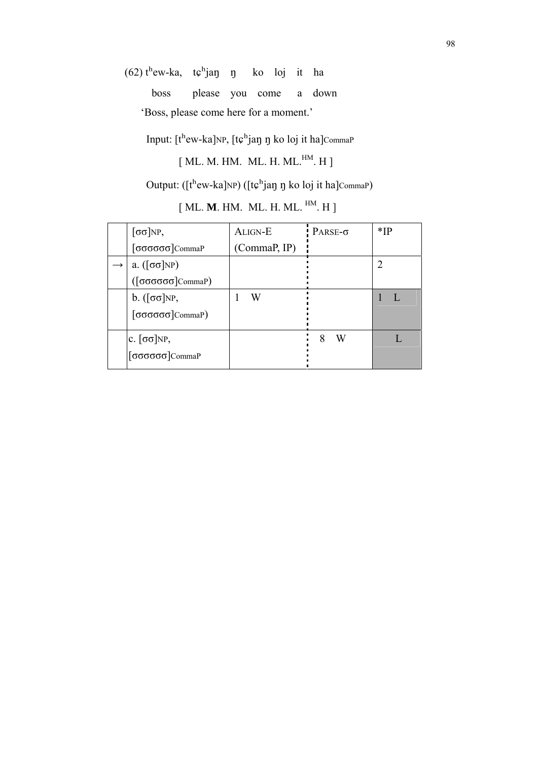(62) $t^h$ew-ka,  $tɕ^h$jaŋ  ŋ  ko  loj  it  ha

boss  please  you  come  a  down

'Boss, please come here for a moment.'

Input: [$t^h$ew-ka]NP, [$tɕ^h$jaŋ ŋ ko loj it ha]CommaP

[ ML. M. HM.  ML. H. ML.$^{HM}$. H ]

Output: ([$t^h$ew-ka]NP) ([$tɕ^h$jaŋ ŋ ko loj it ha]CommaP)

[ ML. **M**. HM.  ML. H. ML. $^{HM}$. H ]

| | [σσ]NP, [σσσσσσ]CommaP | ALIGN-E (CommaP, IP) | PARSE-σ | *IP |
|---|---|---|---|---|
| → | a. ([σσ]NP) ([σσσσσσ]CommaP) | | | 2 |
| | b. ([σσ]NP, [σσσσσσ]CommaP) | 1 W | | 1 L |
| | c. [σσ]NP, [σσσσσσ]CommaP | | 8 W | L |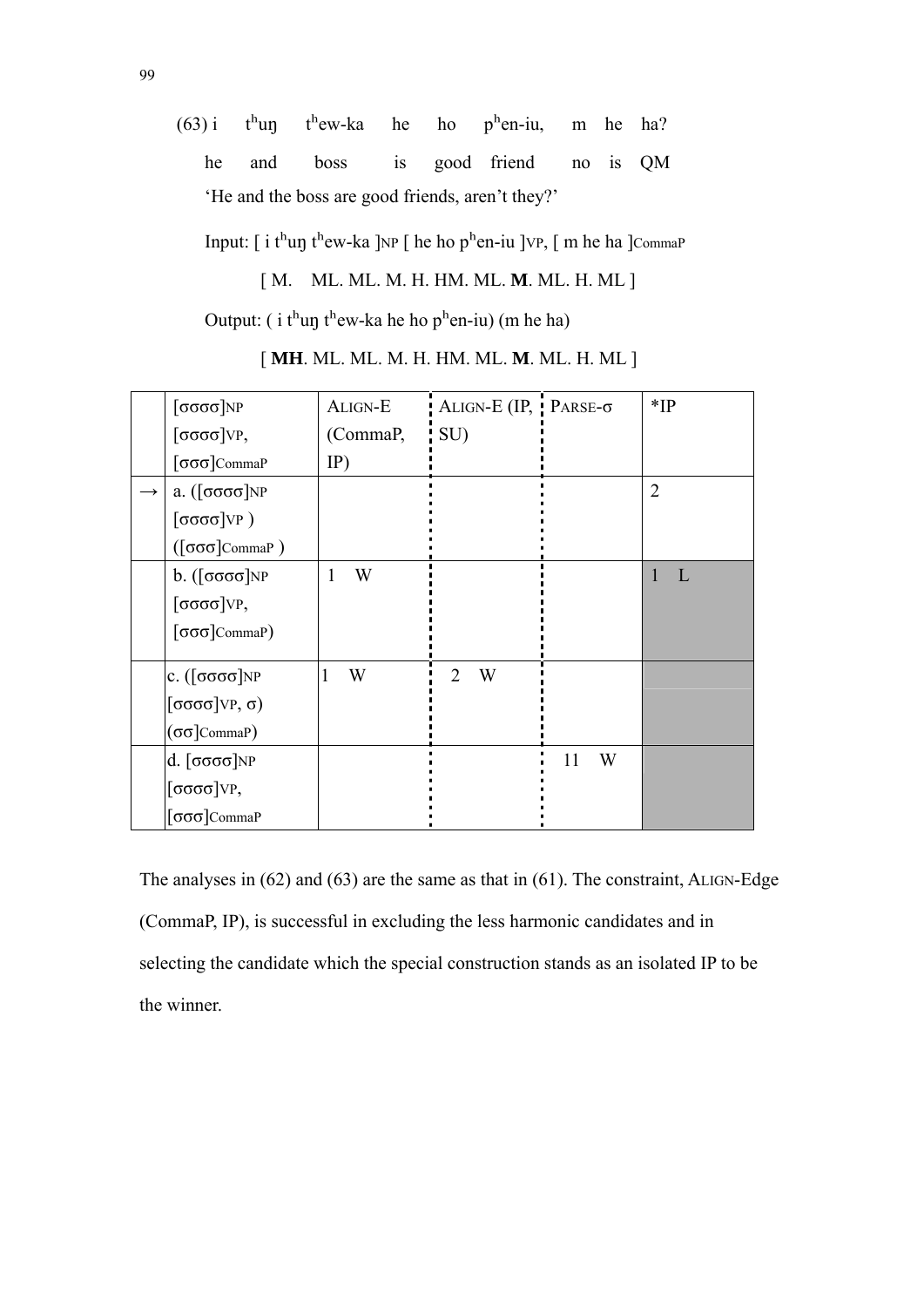(63) i　　$t^h$uŋ　　$t^h$ew-ka　　he　　ho　　$p^h$en-iu,　　m　he　ha?

he　　and　　boss　　is　　good　friend　　no　is　QM

'He and the boss are good friends, aren't they?'

Input: [ i $t^h$uŋ $t^h$ew-ka ]NP [ he ho $p^h$en-iu ]VP, [ m he ha ]CommaP

[ M.　ML. ML. M. H. HM. ML. **M**. ML. H. ML ]

Output: ( i $t^h$uŋ $t^h$ew-ka he ho $p^h$en-iu) (m he ha)

[ **MH**. ML. ML. M. H. HM. ML. **M**. ML. H. ML ]

| | [σσσσ]NP [σσσσ]VP, [σσσ]CommaP | ALIGN-E (CommaP, IP) | ALIGN-E (IP, SU) | PARSE-σ | *IP |
|---|---|---|---|---|---|
| → | a. ([σσσσ]NP [σσσσ]VP ) ([σσσ]CommaP ) | | | | 2 |
| | b. ([σσσσ]NP [σσσσ]VP, [σσσ]CommaP) | 1　W | | | 1　L |
| | c. ([σσσσ]NP [σσσσ]VP, σ) (σσ]CommaP) | 1　W | 2　W | | |
| | d. [σσσσ]NP [σσσσ]VP, [σσσ]CommaP | | | 11　W | |

The analyses in (62) and (63) are the same as that in (61). The constraint, ALIGN-Edge (CommaP, IP), is successful in excluding the less harmonic candidates and in selecting the candidate which the special construction stands as an isolated IP to be the winner.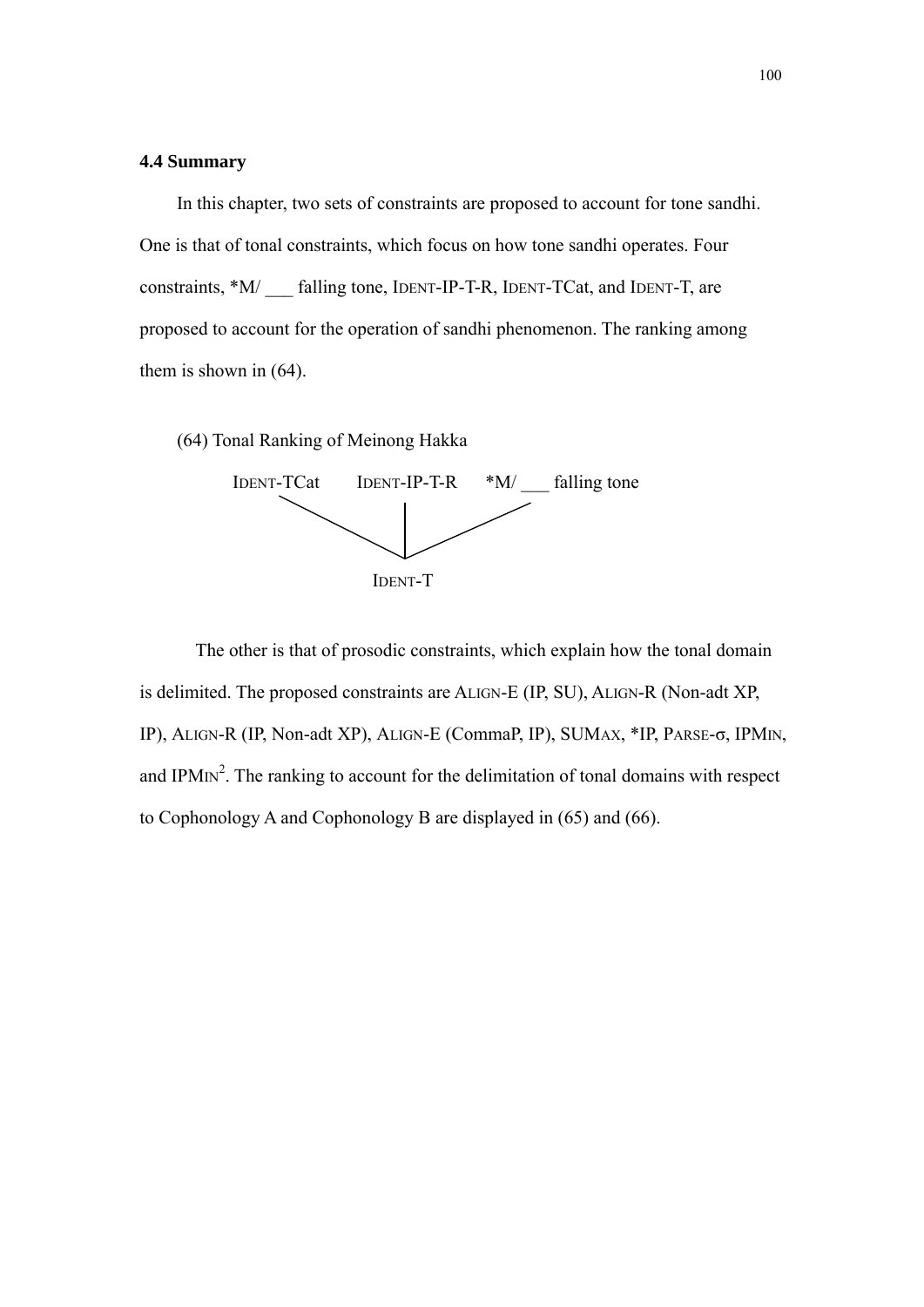### 4.4 Summary

In this chapter, two sets of constraints are proposed to account for tone sandhi. One is that of tonal constraints, which focus on how tone sandhi operates. Four constraints, *M/ ___ falling tone, IDENT-IP-T-R, IDENT-TCat, and IDENT-T, are proposed to account for the operation of sandhi phenomenon. The ranking among them is shown in (64).

(64) Tonal Ranking of Meinong Hakka

IDENT-TCat IDENT-IP-T-R *M/ ___ falling tone

IDENT-T

The other is that of prosodic constraints, which explain how the tonal domain is delimited. The proposed constraints are ALIGN-E (IP, SU), ALIGN-R (Non-adt XP, IP), ALIGN-R (IP, Non-adt XP), ALIGN-E (CommaP, IP), SUMAX, *IP, PARSE-σ, IPMIN, and $IPMIN^2$. The ranking to account for the delimitation of tonal domains with respect to Cophonology A and Cophonology B are displayed in (65) and (66).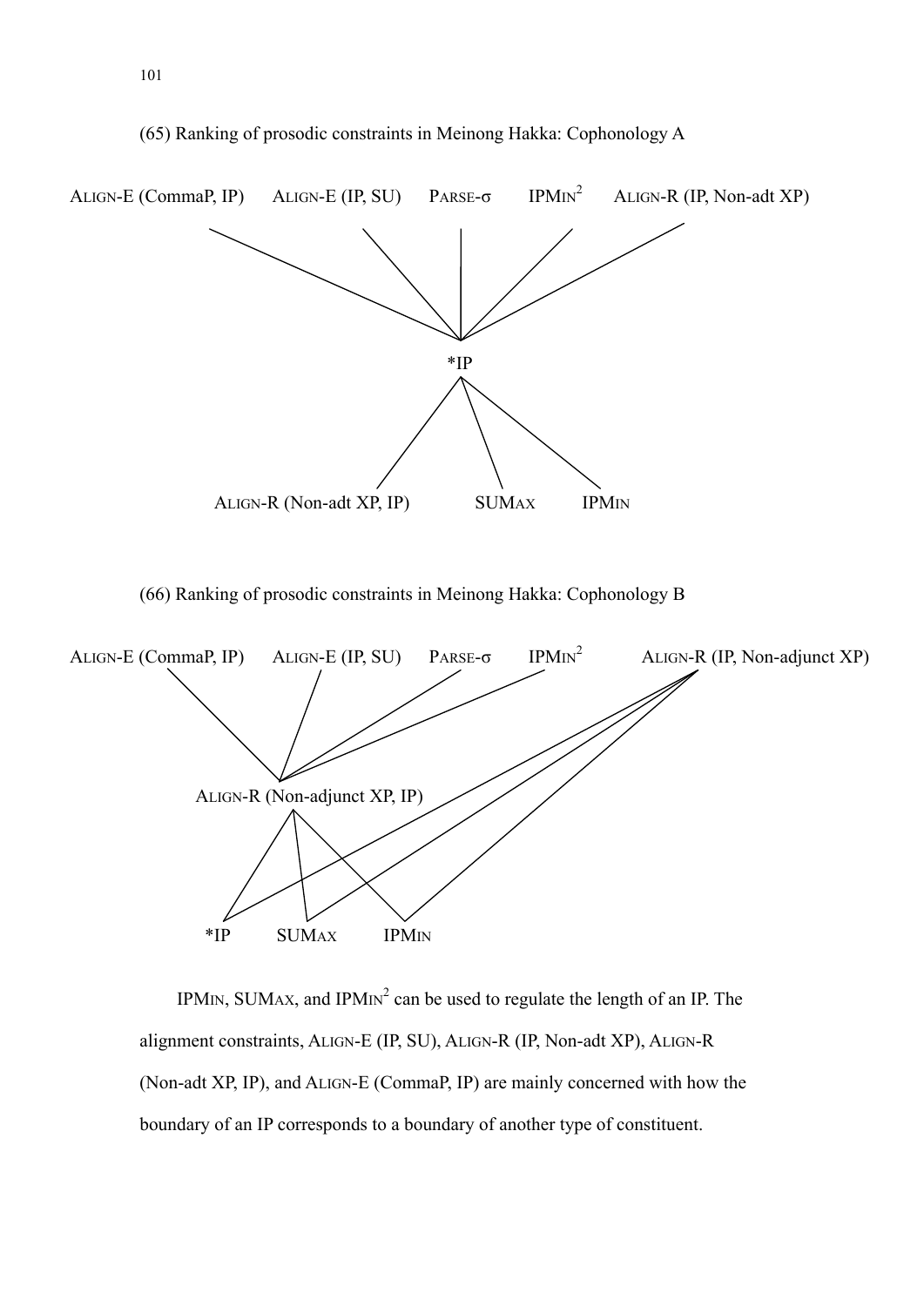(65) Ranking of prosodic constraints in Meinong Hakka: Cophonology A

ALIGN-E (CommaP, IP)   ALIGN-E (IP, SU)   PARSE-σ   IPMIN[2]   ALIGN-R (IP, Non-adt XP)

*IP

ALIGN-R (Non-adt XP, IP)   SUMAX   IPMIN

(66) Ranking of prosodic constraints in Meinong Hakka: Cophonology B

ALIGN-E (CommaP, IP)   ALIGN-E (IP, SU)   PARSE-σ   IPMIN[2]   ALIGN-R (IP, Non-adjunct XP)

ALIGN-R (Non-adjunct XP, IP)

*IP   SUMAX   IPMIN

IPMIN, SUMAX, and IPMIN[2] can be used to regulate the length of an IP. The alignment constraints, ALIGN-E (IP, SU), ALIGN-R (IP, Non-adt XP), ALIGN-R (Non-adt XP, IP), and ALIGN-E (CommaP, IP) are mainly concerned with how the boundary of an IP corresponds to a boundary of another type of constituent.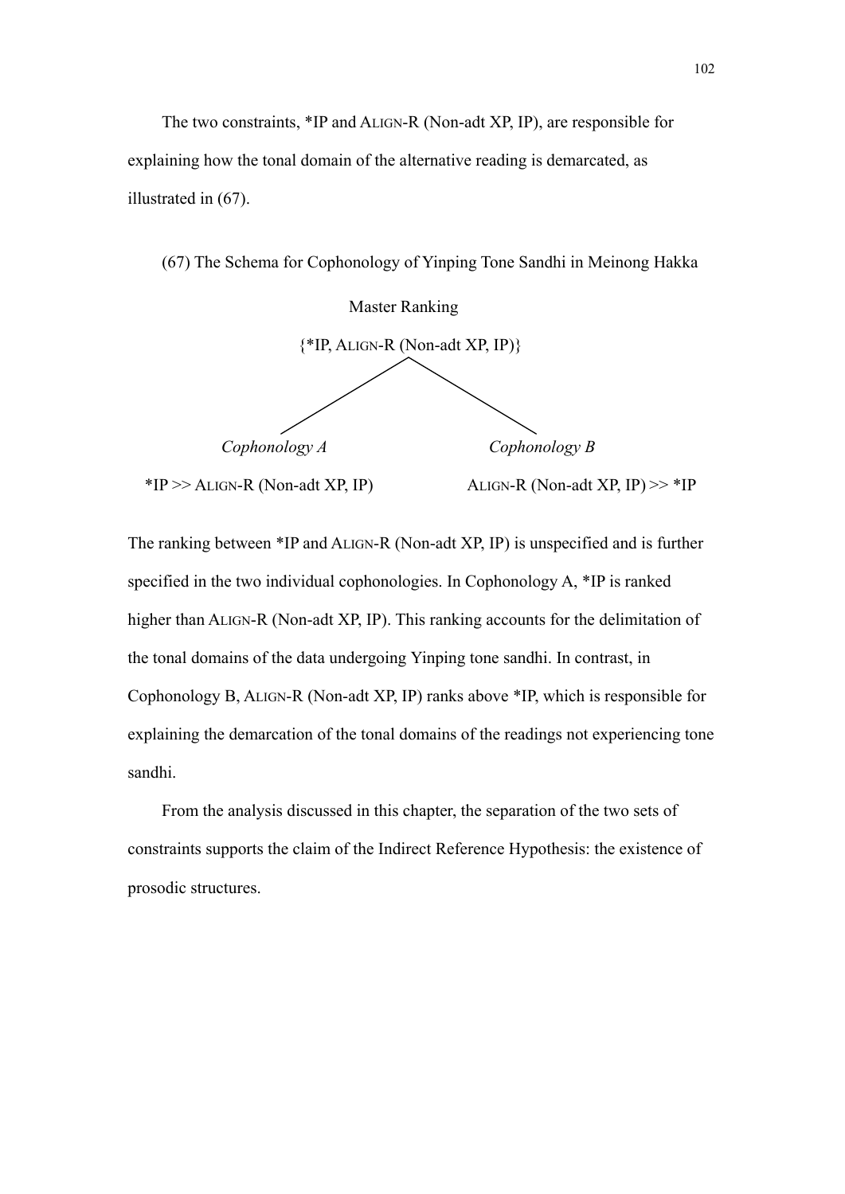The two constraints, *IP and ALIGN-R (Non-adt XP, IP), are responsible for explaining how the tonal domain of the alternative reading is demarcated, as illustrated in (67).

(67) The Schema for Cophonology of Yinping Tone Sandhi in Meinong Hakka

Master Ranking

{*IP, ALIGN-R (Non-adt XP, IP)}

*Cophonology A*

*IP >> ALIGN-R (Non-adt XP, IP)

*Cophonology B*

ALIGN-R (Non-adt XP, IP) >> *IP

The ranking between *IP and ALIGN-R (Non-adt XP, IP) is unspecified and is further specified in the two individual cophonologies. In Cophonology A, *IP is ranked higher than ALIGN-R (Non-adt XP, IP). This ranking accounts for the delimitation of the tonal domains of the data undergoing Yinping tone sandhi. In contrast, in Cophonology B, ALIGN-R (Non-adt XP, IP) ranks above *IP, which is responsible for explaining the demarcation of the tonal domains of the readings not experiencing tone sandhi.

From the analysis discussed in this chapter, the separation of the two sets of constraints supports the claim of the Indirect Reference Hypothesis: the existence of prosodic structures.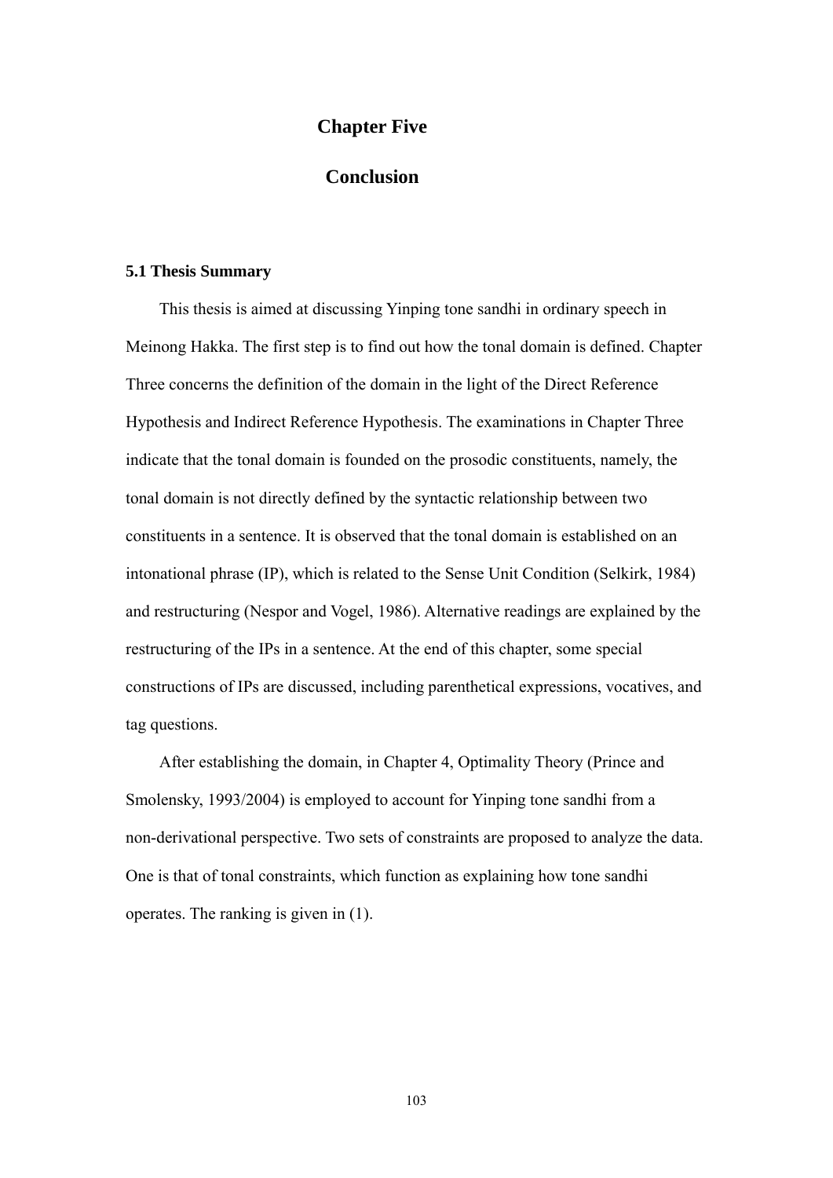# Chapter Five

# Conclusion

### 5.1 Thesis Summary

This thesis is aimed at discussing Yinping tone sandhi in ordinary speech in Meinong Hakka. The first step is to find out how the tonal domain is defined. Chapter Three concerns the definition of the domain in the light of the Direct Reference Hypothesis and Indirect Reference Hypothesis. The examinations in Chapter Three indicate that the tonal domain is founded on the prosodic constituents, namely, the tonal domain is not directly defined by the syntactic relationship between two constituents in a sentence. It is observed that the tonal domain is established on an intonational phrase (IP), which is related to the Sense Unit Condition (Selkirk, 1984) and restructuring (Nespor and Vogel, 1986). Alternative readings are explained by the restructuring of the IPs in a sentence. At the end of this chapter, some special constructions of IPs are discussed, including parenthetical expressions, vocatives, and tag questions.

After establishing the domain, in Chapter 4, Optimality Theory (Prince and Smolensky, 1993/2004) is employed to account for Yinping tone sandhi from a non-derivational perspective. Two sets of constraints are proposed to analyze the data. One is that of tonal constraints, which function as explaining how tone sandhi operates. The ranking is given in (1).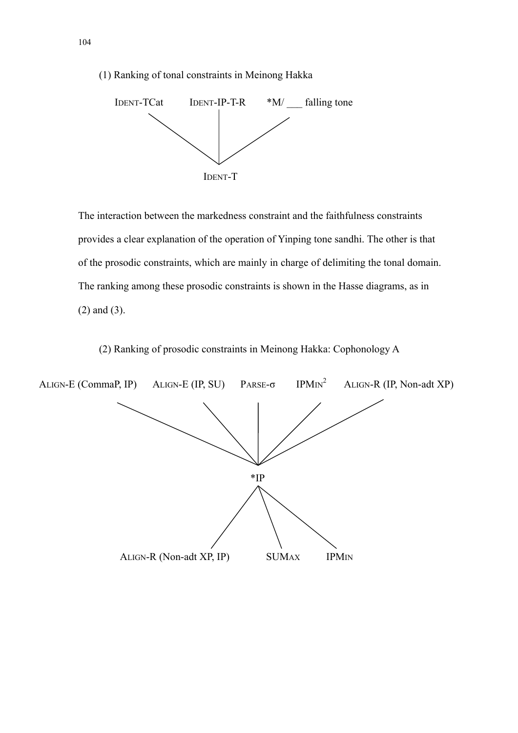(1) Ranking of tonal constraints in Meinong Hakka

IDENT-TCat    IDENT-IP-T-R    *M/ ___ falling tone

IDENT-T

The interaction between the markedness constraint and the faithfulness constraints provides a clear explanation of the operation of Yinping tone sandhi. The other is that of the prosodic constraints, which are mainly in charge of delimiting the tonal domain. The ranking among these prosodic constraints is shown in the Hasse diagrams, as in (2) and (3).

(2) Ranking of prosodic constraints in Meinong Hakka: Cophonology A

ALIGN-E (CommaP, IP)    ALIGN-E (IP, SU)    PARSE-σ    IPMIN[2]    ALIGN-R (IP, Non-adt XP)

*IP

ALIGN-R (Non-adt XP, IP)    SUMAX    IPMIN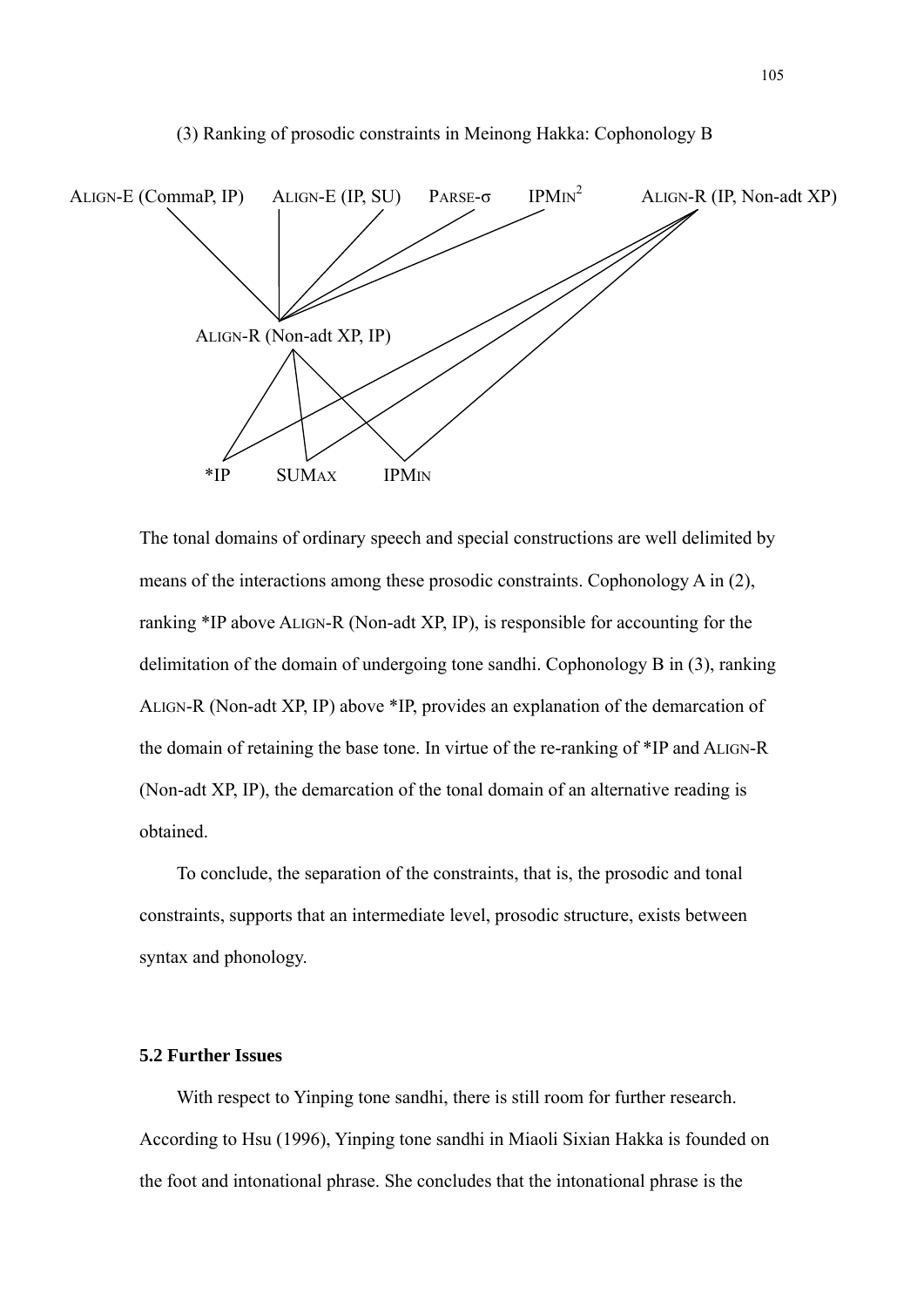(3) Ranking of prosodic constraints in Meinong Hakka: Cophonology B

ALIGN-E (CommaP, IP)    ALIGN-E (IP, SU)    PARSE-σ    IPMIN[2]    ALIGN-R (IP, Non-adt XP)

ALIGN-R (Non-adt XP, IP)

*IP    SUMAX    IPMIN

The tonal domains of ordinary speech and special constructions are well delimited by means of the interactions among these prosodic constraints. Cophonology A in (2), ranking *IP above ALIGN-R (Non-adt XP, IP), is responsible for accounting for the delimitation of the domain of undergoing tone sandhi. Cophonology B in (3), ranking ALIGN-R (Non-adt XP, IP) above *IP, provides an explanation of the demarcation of the domain of retaining the base tone. In virtue of the re-ranking of *IP and ALIGN-R (Non-adt XP, IP), the demarcation of the tonal domain of an alternative reading is obtained.

To conclude, the separation of the constraints, that is, the prosodic and tonal constraints, supports that an intermediate level, prosodic structure, exists between syntax and phonology.

### 5.2 Further Issues

With respect to Yinping tone sandhi, there is still room for further research. According to Hsu (1996), Yinping tone sandhi in Miaoli Sixian Hakka is founded on the foot and intonational phrase. She concludes that the intonational phrase is the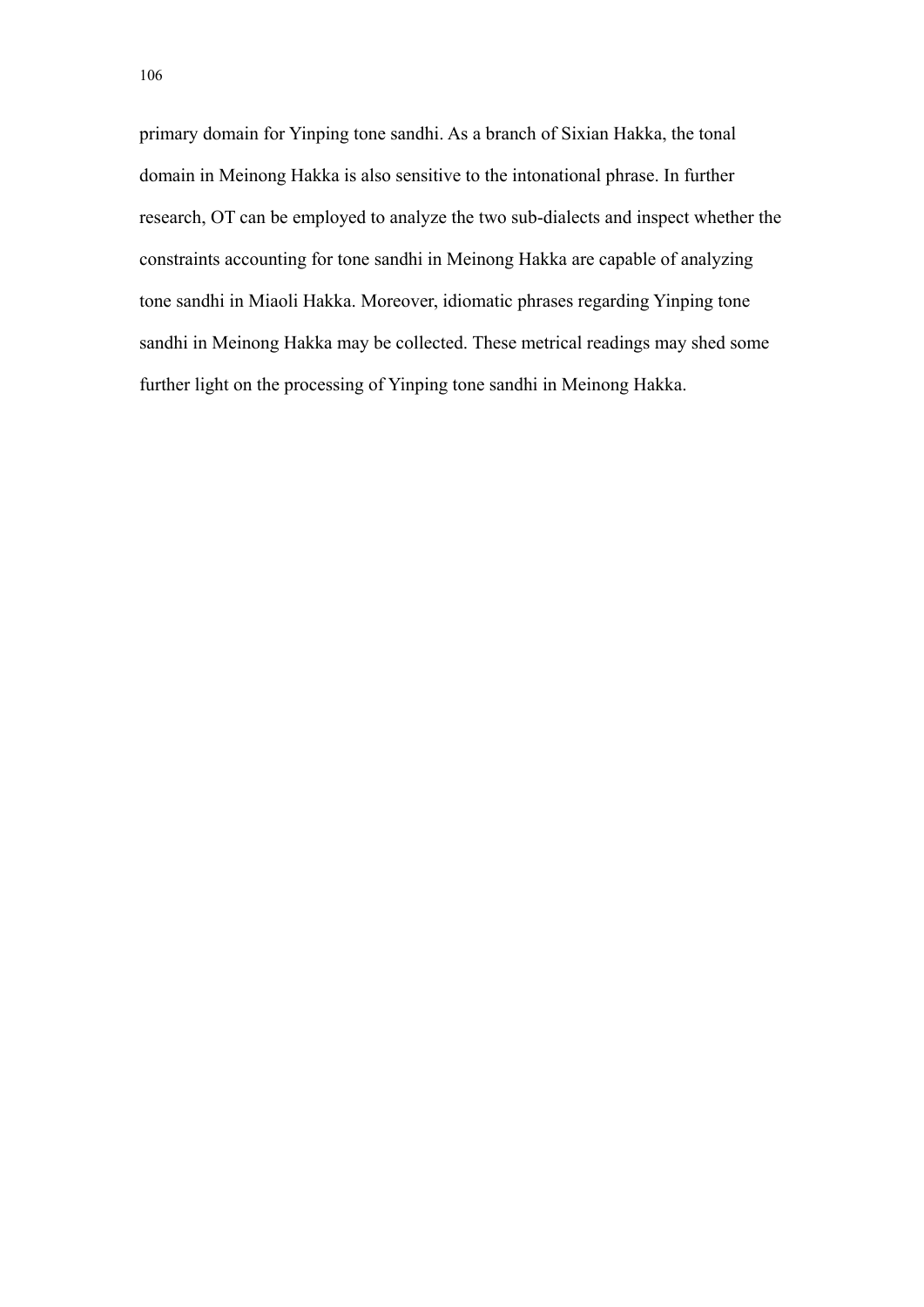primary domain for Yinping tone sandhi. As a branch of Sixian Hakka, the tonal domain in Meinong Hakka is also sensitive to the intonational phrase. In further research, OT can be employed to analyze the two sub-dialects and inspect whether the constraints accounting for tone sandhi in Meinong Hakka are capable of analyzing tone sandhi in Miaoli Hakka. Moreover, idiomatic phrases regarding Yinping tone sandhi in Meinong Hakka may be collected. These metrical readings may shed some further light on the processing of Yinping tone sandhi in Meinong Hakka.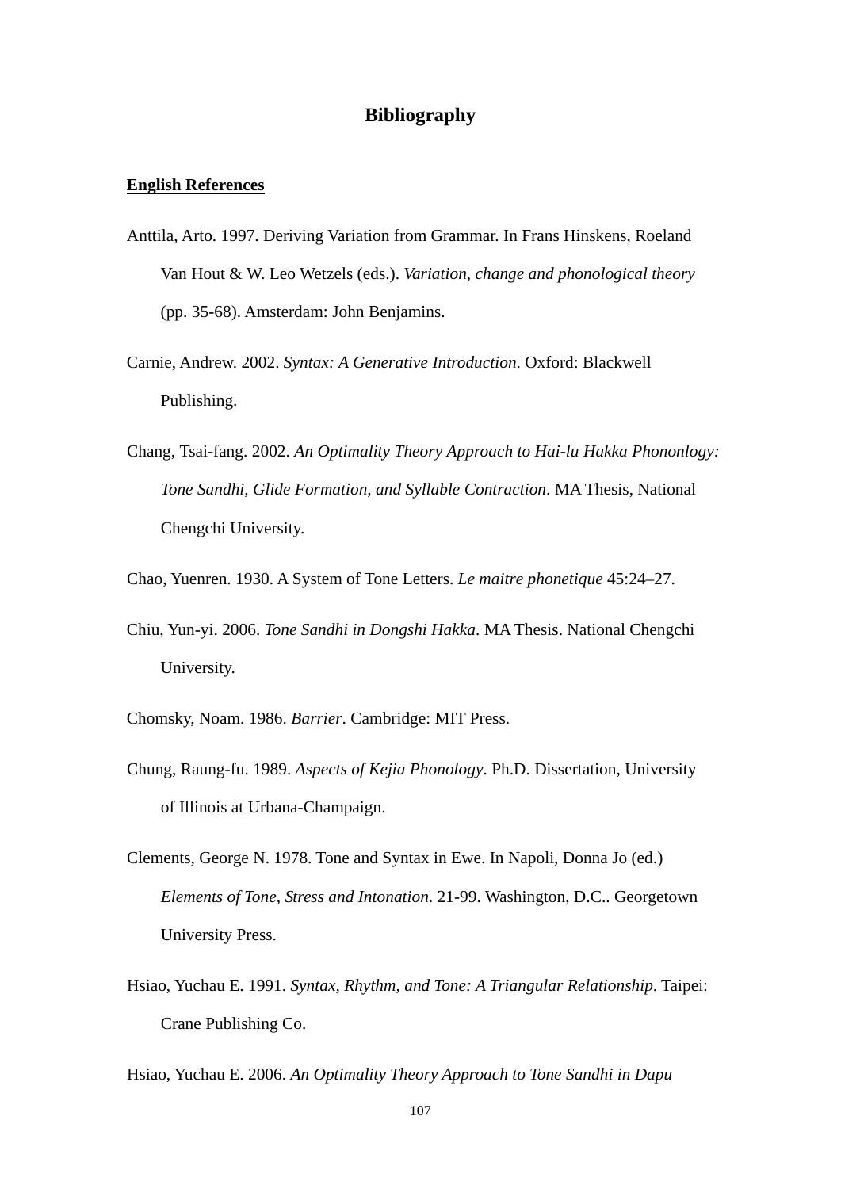# Bibliography

**English References**

Anttila, Arto. 1997. Deriving Variation from Grammar. In Frans Hinskens, Roeland Van Hout & W. Leo Wetzels (eds.). *Variation, change and phonological theory* (pp. 35-68). Amsterdam: John Benjamins.

Carnie, Andrew. 2002. *Syntax: A Generative Introduction*. Oxford: Blackwell Publishing.

Chang, Tsai-fang. 2002. *An Optimality Theory Approach to Hai-lu Hakka Phononlogy: Tone Sandhi, Glide Formation, and Syllable Contraction*. MA Thesis, National Chengchi University.

Chao, Yuenren. 1930. A System of Tone Letters. *Le maitre phonetique* 45:24–27.

Chiu, Yun-yi. 2006. *Tone Sandhi in Dongshi Hakka*. MA Thesis. National Chengchi University.

Chomsky, Noam. 1986. *Barrier*. Cambridge: MIT Press.

Chung, Raung-fu. 1989. *Aspects of Kejia Phonology*. Ph.D. Dissertation, University of Illinois at Urbana-Champaign.

Clements, George N. 1978. Tone and Syntax in Ewe. In Napoli, Donna Jo (ed.) *Elements of Tone, Stress and Intonation*. 21-99. Washington, D.C.. Georgetown University Press.

Hsiao, Yuchau E. 1991. *Syntax, Rhythm, and Tone: A Triangular Relationship*. Taipei: Crane Publishing Co.

Hsiao, Yuchau E. 2006. *An Optimality Theory Approach to Tone Sandhi in Dapu*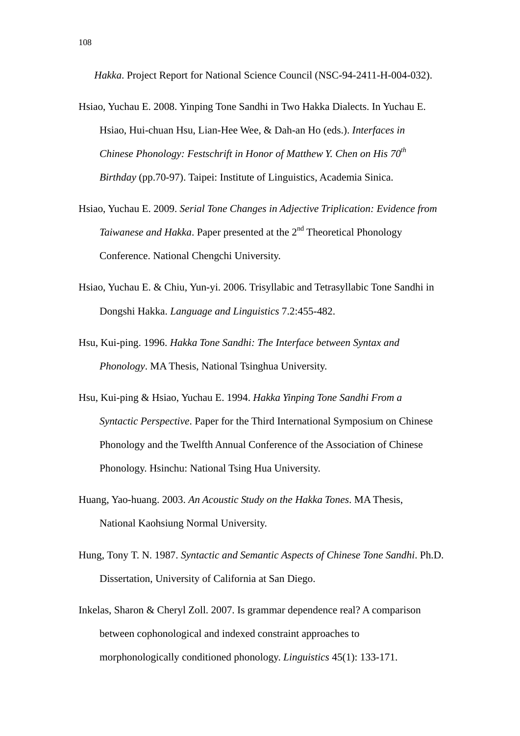*Hakka*. Project Report for National Science Council (NSC-94-2411-H-004-032).

Hsiao, Yuchau E. 2008. Yinping Tone Sandhi in Two Hakka Dialects. In Yuchau E. Hsiao, Hui-chuan Hsu, Lian-Hee Wee, & Dah-an Ho (eds.). *Interfaces in Chinese Phonology: Festschrift in Honor of Matthew Y. Chen on His 70th Birthday* (pp.70-97). Taipei: Institute of Linguistics, Academia Sinica.

Hsiao, Yuchau E. 2009. *Serial Tone Changes in Adjective Triplication: Evidence from Taiwanese and Hakka*. Paper presented at the 2nd Theoretical Phonology Conference. National Chengchi University.

Hsiao, Yuchau E. & Chiu, Yun-yi. 2006. Trisyllabic and Tetrasyllabic Tone Sandhi in Dongshi Hakka. *Language and Linguistics* 7.2:455-482.

Hsu, Kui-ping. 1996. *Hakka Tone Sandhi: The Interface between Syntax and Phonology*. MA Thesis, National Tsinghua University.

Hsu, Kui-ping & Hsiao, Yuchau E. 1994. *Hakka Yinping Tone Sandhi From a Syntactic Perspective*. Paper for the Third International Symposium on Chinese Phonology and the Twelfth Annual Conference of the Association of Chinese Phonology. Hsinchu: National Tsing Hua University.

Huang, Yao-huang. 2003. *An Acoustic Study on the Hakka Tones*. MA Thesis, National Kaohsiung Normal University.

Hung, Tony T. N. 1987. *Syntactic and Semantic Aspects of Chinese Tone Sandhi*. Ph.D. Dissertation, University of California at San Diego.

Inkelas, Sharon & Cheryl Zoll. 2007. Is grammar dependence real? A comparison between cophonological and indexed constraint approaches to morphonologically conditioned phonology. *Linguistics* 45(1): 133-171.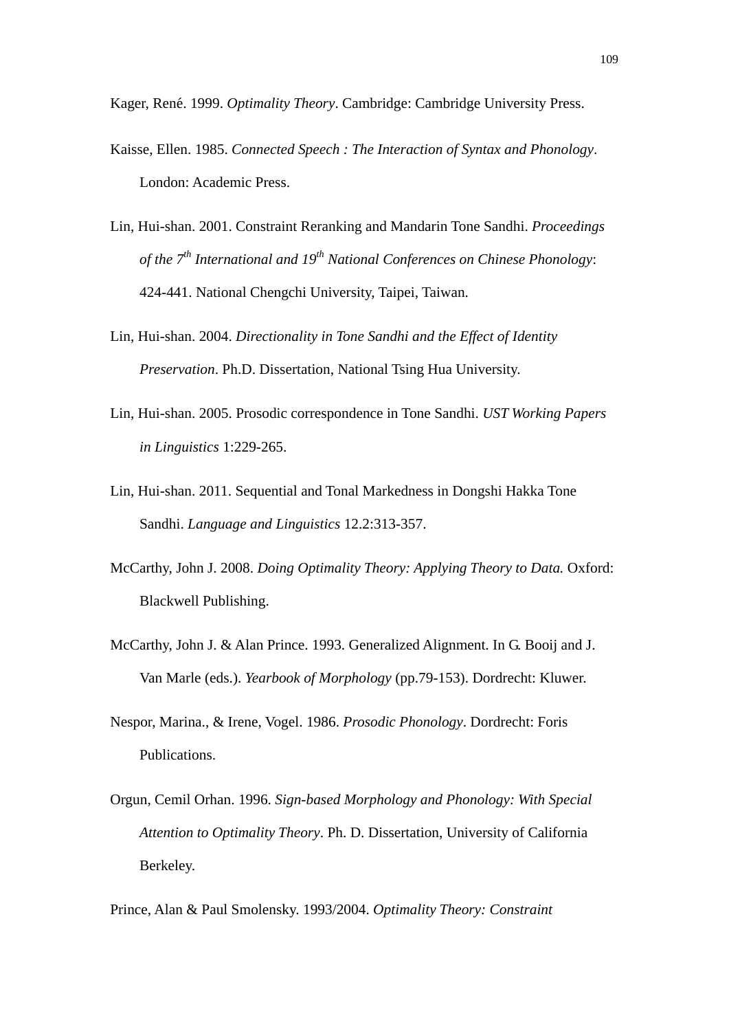Kager, René. 1999. *Optimality Theory*. Cambridge: Cambridge University Press.

Kaisse, Ellen. 1985. *Connected Speech : The Interaction of Syntax and Phonology*. London: Academic Press.

Lin, Hui-shan. 2001. Constraint Reranking and Mandarin Tone Sandhi. *Proceedings of the 7th International and 19th National Conferences on Chinese Phonology*: 424-441. National Chengchi University, Taipei, Taiwan.

Lin, Hui-shan. 2004. *Directionality in Tone Sandhi and the Effect of Identity Preservation*. Ph.D. Dissertation, National Tsing Hua University.

Lin, Hui-shan. 2005. Prosodic correspondence in Tone Sandhi. *UST Working Papers in Linguistics* 1:229-265.

Lin, Hui-shan. 2011. Sequential and Tonal Markedness in Dongshi Hakka Tone Sandhi. *Language and Linguistics* 12.2:313-357.

McCarthy, John J. 2008. *Doing Optimality Theory: Applying Theory to Data.* Oxford: Blackwell Publishing.

McCarthy, John J. & Alan Prince. 1993. Generalized Alignment. In G. Booij and J. Van Marle (eds.). *Yearbook of Morphology* (pp.79-153). Dordrecht: Kluwer.

Nespor, Marina., & Irene, Vogel. 1986. *Prosodic Phonology*. Dordrecht: Foris Publications.

Orgun, Cemil Orhan. 1996. *Sign-based Morphology and Phonology: With Special Attention to Optimality Theory*. Ph. D. Dissertation, University of California Berkeley.

Prince, Alan & Paul Smolensky. 1993/2004. *Optimality Theory: Constraint*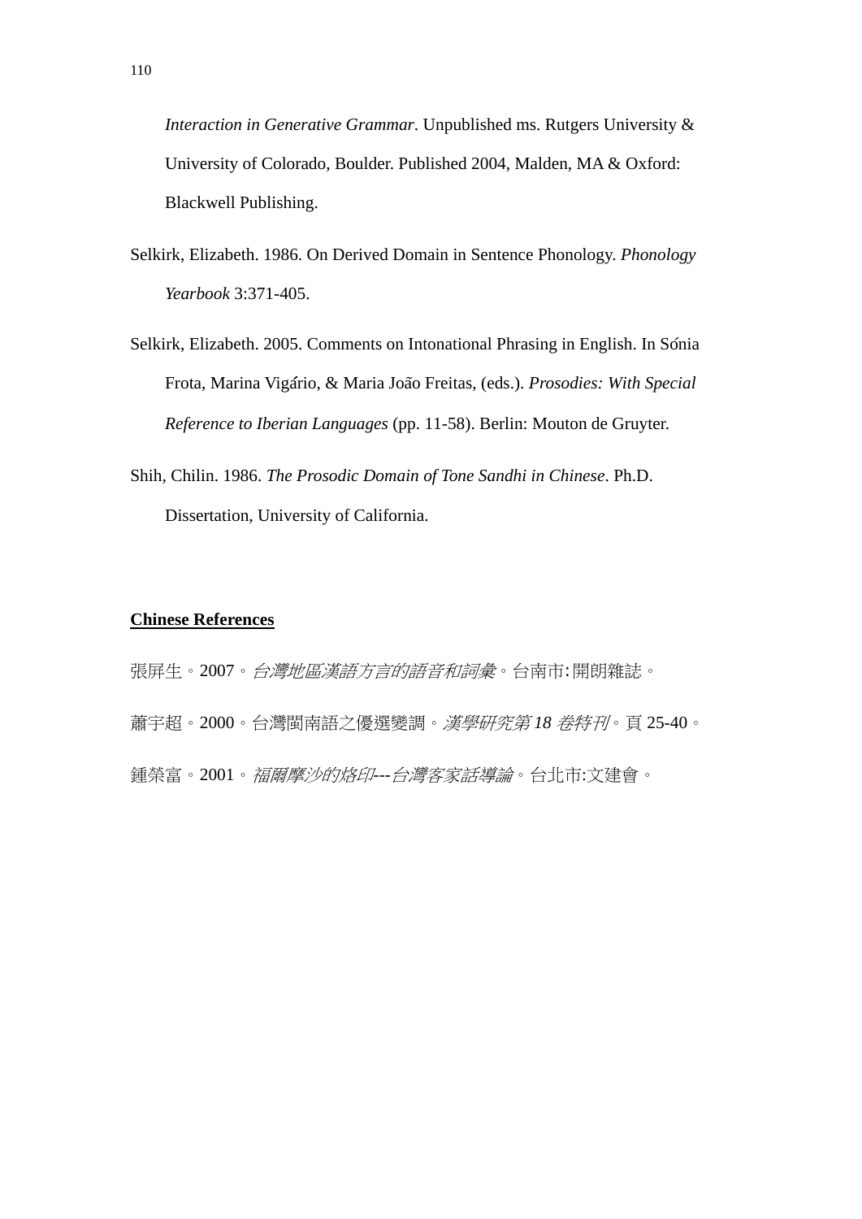*Interaction in Generative Grammar*. Unpublished ms. Rutgers University & University of Colorado, Boulder. Published 2004, Malden, MA & Oxford: Blackwell Publishing.

Selkirk, Elizabeth. 1986. On Derived Domain in Sentence Phonology. *Phonology Yearbook* 3:371-405.

Selkirk, Elizabeth. 2005. Comments on Intonational Phrasing in English. In Sónia Frota, Marina Vigário, & Maria João Freitas, (eds.). *Prosodies: With Special Reference to Iberian Languages* (pp. 11-58). Berlin: Mouton de Gruyter.

Shih, Chilin. 1986. *The Prosodic Domain of Tone Sandhi in Chinese*. Ph.D. Dissertation, University of California.

**Chinese References**

張屏生。2007。*台灣地區漢語方言的語音和詞彙*。台南市:開朗雜誌。

蕭宇超。2000。台灣閩南語之優選變調。*漢學研究第 18 卷特刊*。頁 25-40。

鍾榮富。2001。*福爾摩沙的烙印---台灣客家話導論*。台北市:文建會。